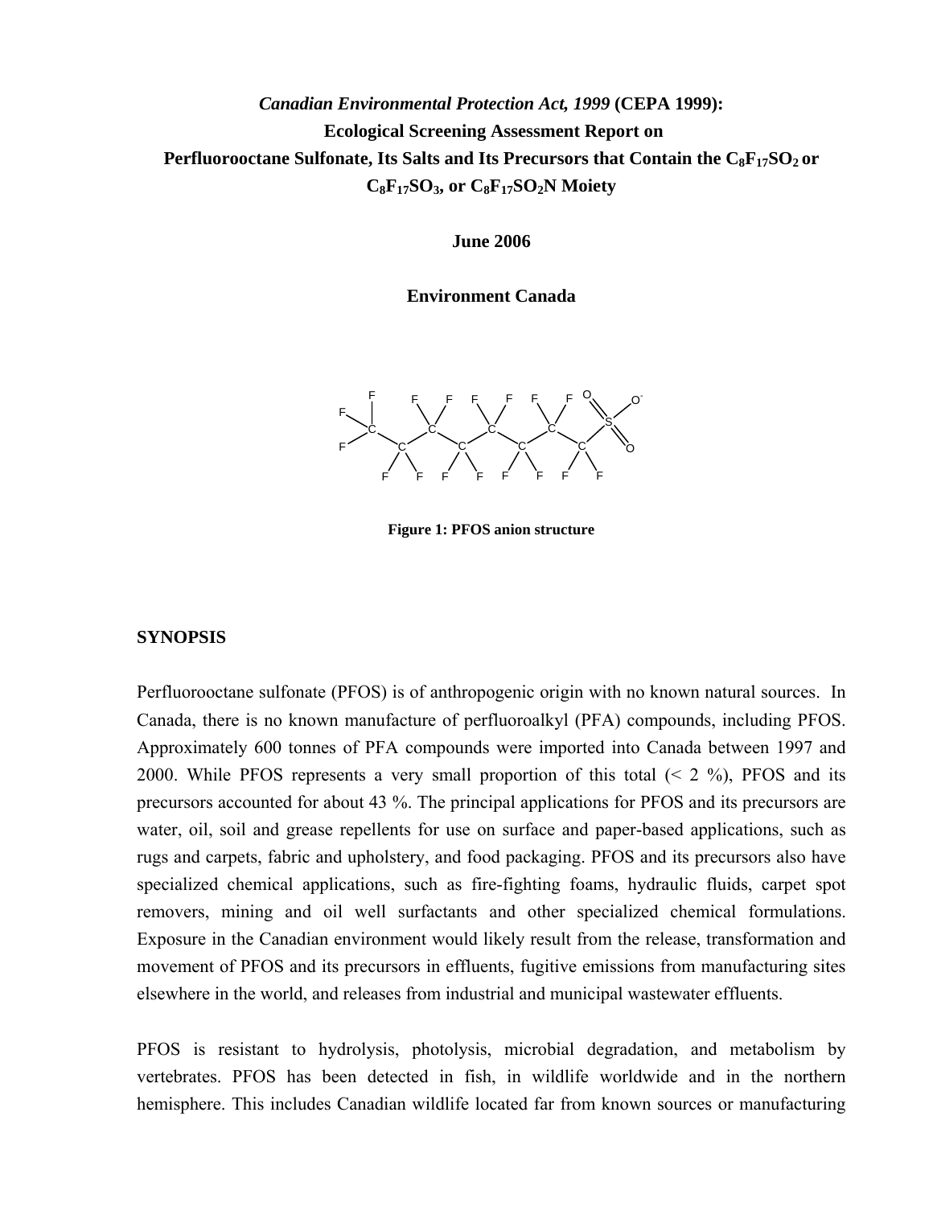*Canadian Environmental Protection Act, 1999* **(CEPA 1999):**
**Ecological Screening Assessment Report on**
**Perfluorooctane Sulfonate, Its Salts and Its Precursors that Contain the $C_8F_{17}SO_2$ or $C_8F_{17}SO_3$, or $C_8F_{17}SO_2N$ Moiety**

**June 2006**

**Environment Canada**

**Figure 1: PFOS anion structure**

## SYNOPSIS

Perfluorooctane sulfonate (PFOS) is of anthropogenic origin with no known natural sources. In Canada, there is no known manufacture of perfluoroalkyl (PFA) compounds, including PFOS. Approximately 600 tonnes of PFA compounds were imported into Canada between 1997 and 2000. While PFOS represents a very small proportion of this total (< 2 %), PFOS and its precursors accounted for about 43 %. The principal applications for PFOS and its precursors are water, oil, soil and grease repellents for use on surface and paper-based applications, such as rugs and carpets, fabric and upholstery, and food packaging. PFOS and its precursors also have specialized chemical applications, such as fire-fighting foams, hydraulic fluids, carpet spot removers, mining and oil well surfactants and other specialized chemical formulations. Exposure in the Canadian environment would likely result from the release, transformation and movement of PFOS and its precursors in effluents, fugitive emissions from manufacturing sites elsewhere in the world, and releases from industrial and municipal wastewater effluents.

PFOS is resistant to hydrolysis, photolysis, microbial degradation, and metabolism by vertebrates. PFOS has been detected in fish, in wildlife worldwide and in the northern hemisphere. This includes Canadian wildlife located far from known sources or manufacturing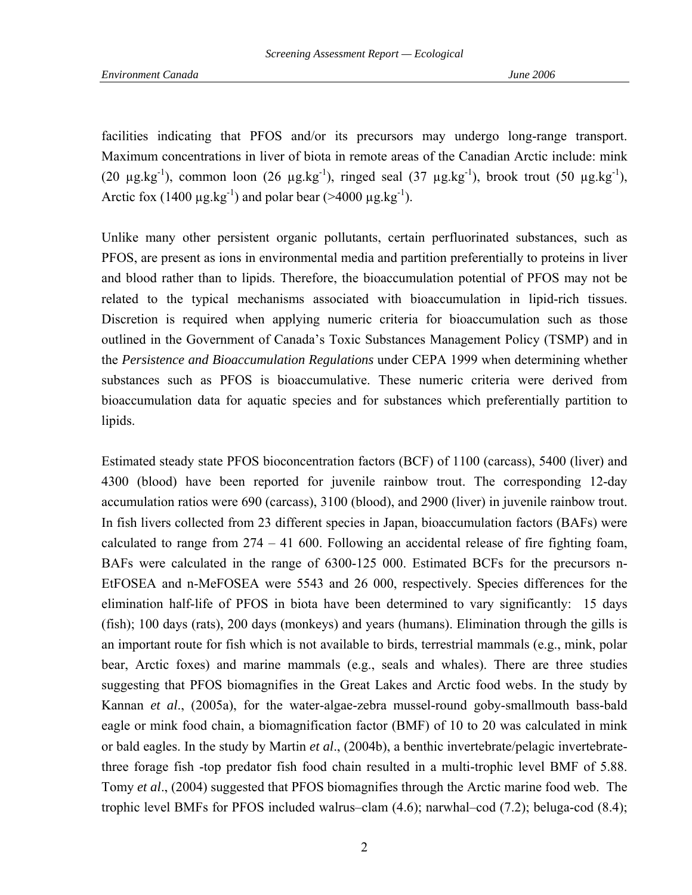facilities indicating that PFOS and/or its precursors may undergo long-range transport. Maximum concentrations in liver of biota in remote areas of the Canadian Arctic include: mink (20 $\mu g.kg^{-1}$), common loon (26 $\mu g.kg^{-1}$), ringed seal (37 $\mu g.kg^{-1}$), brook trout (50 $\mu g.kg^{-1}$), Arctic fox (1400 $\mu g.kg^{-1}$) and polar bear (>4000 $\mu g.kg^{-1}$).

Unlike many other persistent organic pollutants, certain perfluorinated substances, such as PFOS, are present as ions in environmental media and partition preferentially to proteins in liver and blood rather than to lipids. Therefore, the bioaccumulation potential of PFOS may not be related to the typical mechanisms associated with bioaccumulation in lipid-rich tissues. Discretion is required when applying numeric criteria for bioaccumulation such as those outlined in the Government of Canada's Toxic Substances Management Policy (TSMP) and in the *Persistence and Bioaccumulation Regulations* under CEPA 1999 when determining whether substances such as PFOS is bioaccumulative. These numeric criteria were derived from bioaccumulation data for aquatic species and for substances which preferentially partition to lipids.

Estimated steady state PFOS bioconcentration factors (BCF) of 1100 (carcass), 5400 (liver) and 4300 (blood) have been reported for juvenile rainbow trout. The corresponding 12-day accumulation ratios were 690 (carcass), 3100 (blood), and 2900 (liver) in juvenile rainbow trout. In fish livers collected from 23 different species in Japan, bioaccumulation factors (BAFs) were calculated to range from 274 – 41 600. Following an accidental release of fire fighting foam, BAFs were calculated in the range of 6300-125 000. Estimated BCFs for the precursors n-EtFOSEA and n-MeFOSEA were 5543 and 26 000, respectively. Species differences for the elimination half-life of PFOS in biota have been determined to vary significantly: 15 days (fish); 100 days (rats), 200 days (monkeys) and years (humans). Elimination through the gills is an important route for fish which is not available to birds, terrestrial mammals (e.g., mink, polar bear, Arctic foxes) and marine mammals (e.g., seals and whales). There are three studies suggesting that PFOS biomagnifies in the Great Lakes and Arctic food webs. In the study by Kannan *et al*., (2005a), for the water-algae-zebra mussel-round goby-smallmouth bass-bald eagle or mink food chain, a biomagnification factor (BMF) of 10 to 20 was calculated in mink or bald eagles. In the study by Martin *et al*., (2004b), a benthic invertebrate/pelagic invertebrate-three forage fish -top predator fish food chain resulted in a multi-trophic level BMF of 5.88. Tomy *et al*., (2004) suggested that PFOS biomagnifies through the Arctic marine food web. The trophic level BMFs for PFOS included walrus–clam (4.6); narwhal–cod (7.2); beluga-cod (8.4);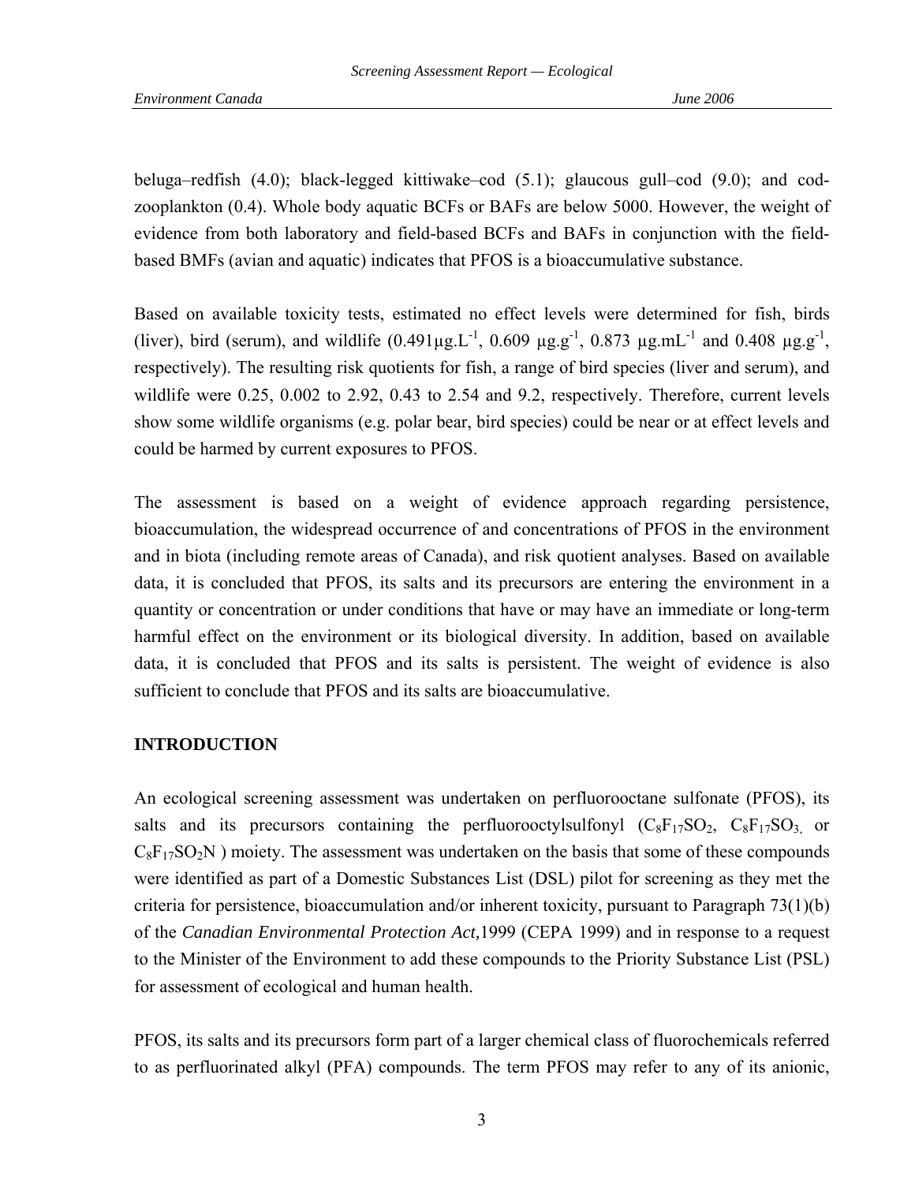beluga–redfish (4.0); black-legged kittiwake–cod (5.1); glaucous gull–cod (9.0); and cod-zooplankton (0.4). Whole body aquatic BCFs or BAFs are below 5000. However, the weight of evidence from both laboratory and field-based BCFs and BAFs in conjunction with the field-based BMFs (avian and aquatic) indicates that PFOS is a bioaccumulative substance.

Based on available toxicity tests, estimated no effect levels were determined for fish, birds (liver), bird (serum), and wildlife ($0.491 \mu g.L^{-1}$, $0.609 \mu g.g^{-1}$, $0.873 \mu g.mL^{-1}$ and $0.408 \mu g.g^{-1}$, respectively). The resulting risk quotients for fish, a range of bird species (liver and serum), and wildlife were 0.25, 0.002 to 2.92, 0.43 to 2.54 and 9.2, respectively. Therefore, current levels show some wildlife organisms (e.g. polar bear, bird species) could be near or at effect levels and could be harmed by current exposures to PFOS.

The assessment is based on a weight of evidence approach regarding persistence, bioaccumulation, the widespread occurrence of and concentrations of PFOS in the environment and in biota (including remote areas of Canada), and risk quotient analyses. Based on available data, it is concluded that PFOS, its salts and its precursors are entering the environment in a quantity or concentration or under conditions that have or may have an immediate or long-term harmful effect on the environment or its biological diversity. In addition, based on available data, it is concluded that PFOS and its salts is persistent. The weight of evidence is also sufficient to conclude that PFOS and its salts are bioaccumulative.

## INTRODUCTION

An ecological screening assessment was undertaken on perfluorooctane sulfonate (PFOS), its salts and its precursors containing the perfluorooctylsulfonyl ($C_8F_{17}SO_2$, $C_8F_{17}SO_3$, or $C_8F_{17}SO_2N$ ) moiety. The assessment was undertaken on the basis that some of these compounds were identified as part of a Domestic Substances List (DSL) pilot for screening as they met the criteria for persistence, bioaccumulation and/or inherent toxicity, pursuant to Paragraph 73(1)(b) of the *Canadian Environmental Protection Act,*1999 (CEPA 1999) and in response to a request to the Minister of the Environment to add these compounds to the Priority Substance List (PSL) for assessment of ecological and human health.

PFOS, its salts and its precursors form part of a larger chemical class of fluorochemicals referred to as perfluorinated alkyl (PFA) compounds. The term PFOS may refer to any of its anionic,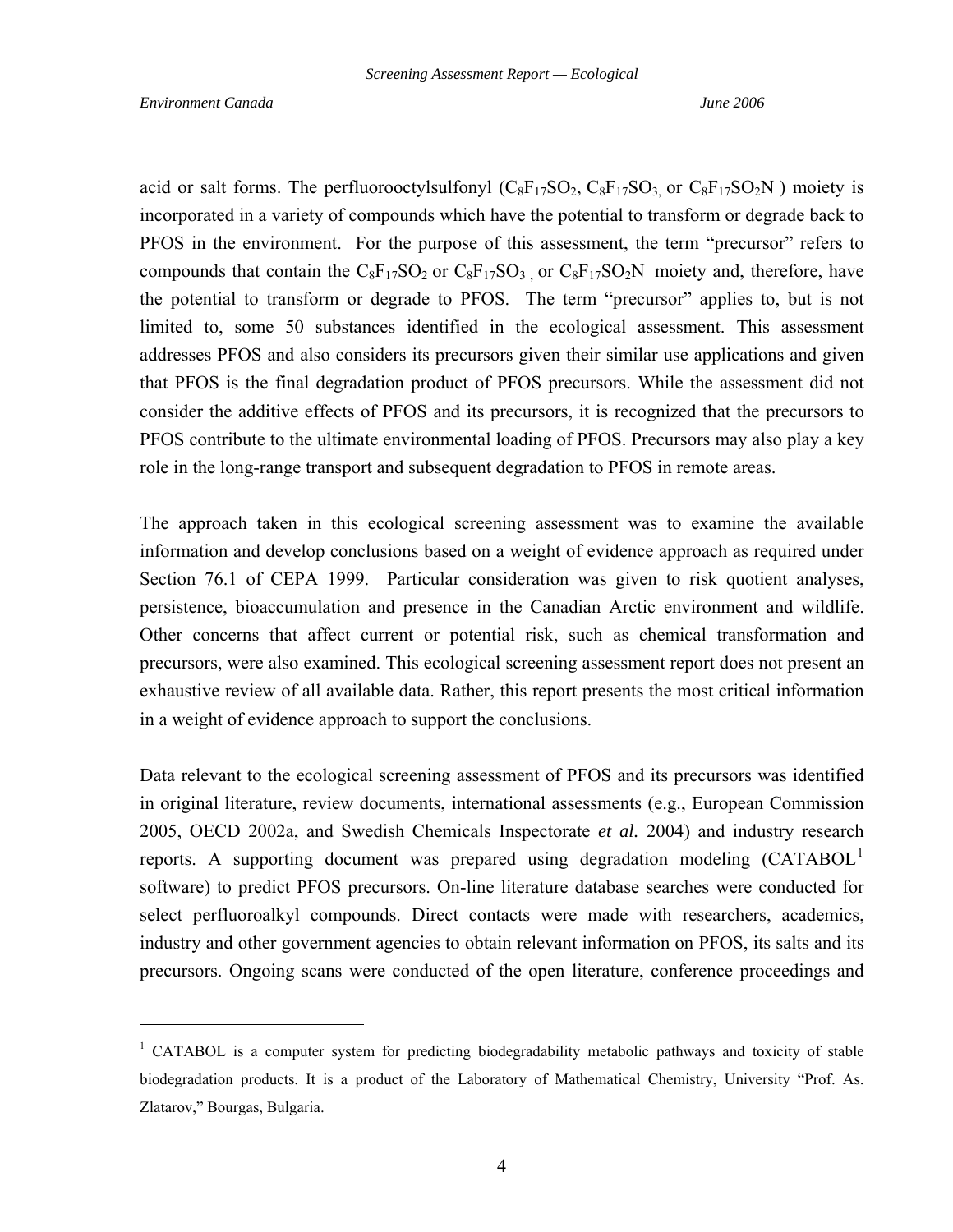acid or salt forms. The perfluorooctylsulfonyl ($C_8F_{17}SO_2$, $C_8F_{17}SO_3$, or $C_8F_{17}SO_2N$ ) moiety is incorporated in a variety of compounds which have the potential to transform or degrade back to PFOS in the environment. For the purpose of this assessment, the term "precursor" refers to compounds that contain the $C_8F_{17}SO_2$ or $C_8F_{17}SO_3$ , or $C_8F_{17}SO_2N$ moiety and, therefore, have the potential to transform or degrade to PFOS. The term "precursor" applies to, but is not limited to, some 50 substances identified in the ecological assessment. This assessment addresses PFOS and also considers its precursors given their similar use applications and given that PFOS is the final degradation product of PFOS precursors. While the assessment did not consider the additive effects of PFOS and its precursors, it is recognized that the precursors to PFOS contribute to the ultimate environmental loading of PFOS. Precursors may also play a key role in the long-range transport and subsequent degradation to PFOS in remote areas.

The approach taken in this ecological screening assessment was to examine the available information and develop conclusions based on a weight of evidence approach as required under Section 76.1 of CEPA 1999. Particular consideration was given to risk quotient analyses, persistence, bioaccumulation and presence in the Canadian Arctic environment and wildlife. Other concerns that affect current or potential risk, such as chemical transformation and precursors, were also examined. This ecological screening assessment report does not present an exhaustive review of all available data. Rather, this report presents the most critical information in a weight of evidence approach to support the conclusions.

Data relevant to the ecological screening assessment of PFOS and its precursors was identified in original literature, review documents, international assessments (e.g., European Commission 2005, OECD 2002a, and Swedish Chemicals Inspectorate *et al.* 2004) and industry research reports. A supporting document was prepared using degradation modeling (CATABOL[1] software) to predict PFOS precursors. On-line literature database searches were conducted for select perfluoroalkyl compounds. Direct contacts were made with researchers, academics, industry and other government agencies to obtain relevant information on PFOS, its salts and its precursors. Ongoing scans were conducted of the open literature, conference proceedings and

---

[1] CATABOL is a computer system for predicting biodegradability metabolic pathways and toxicity of stable biodegradation products. It is a product of the Laboratory of Mathematical Chemistry, University "Prof. As. Zlatarov," Bourgas, Bulgaria.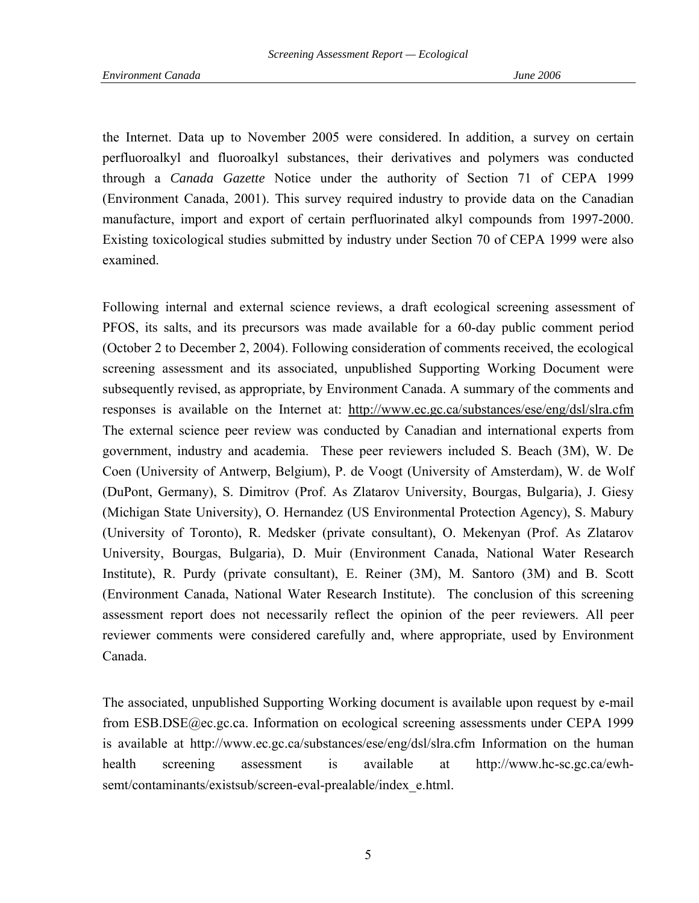the Internet. Data up to November 2005 were considered. In addition, a survey on certain perfluoroalkyl and fluoroalkyl substances, their derivatives and polymers was conducted through a *Canada Gazette* Notice under the authority of Section 71 of CEPA 1999 (Environment Canada, 2001). This survey required industry to provide data on the Canadian manufacture, import and export of certain perfluorinated alkyl compounds from 1997-2000. Existing toxicological studies submitted by industry under Section 70 of CEPA 1999 were also examined.

Following internal and external science reviews, a draft ecological screening assessment of PFOS, its salts, and its precursors was made available for a 60-day public comment period (October 2 to December 2, 2004). Following consideration of comments received, the ecological screening assessment and its associated, unpublished Supporting Working Document were subsequently revised, as appropriate, by Environment Canada. A summary of the comments and responses is available on the Internet at: http://www.ec.gc.ca/substances/ese/eng/dsl/slra.cfm The external science peer review was conducted by Canadian and international experts from government, industry and academia. These peer reviewers included S. Beach (3M), W. De Coen (University of Antwerp, Belgium), P. de Voogt (University of Amsterdam), W. de Wolf (DuPont, Germany), S. Dimitrov (Prof. As Zlatarov University, Bourgas, Bulgaria), J. Giesy (Michigan State University), O. Hernandez (US Environmental Protection Agency), S. Mabury (University of Toronto), R. Medsker (private consultant), O. Mekenyan (Prof. As Zlatarov University, Bourgas, Bulgaria), D. Muir (Environment Canada, National Water Research Institute), R. Purdy (private consultant), E. Reiner (3M), M. Santoro (3M) and B. Scott (Environment Canada, National Water Research Institute). The conclusion of this screening assessment report does not necessarily reflect the opinion of the peer reviewers. All peer reviewer comments were considered carefully and, where appropriate, used by Environment Canada.

The associated, unpublished Supporting Working document is available upon request by e-mail from ESB.DSE@ec.gc.ca. Information on ecological screening assessments under CEPA 1999 is available at http://www.ec.gc.ca/substances/ese/eng/dsl/slra.cfm Information on the human health screening assessment is available at http://www.hc-sc.gc.ca/ewh-semt/contaminants/existsub/screen-eval-prealable/index_e.html.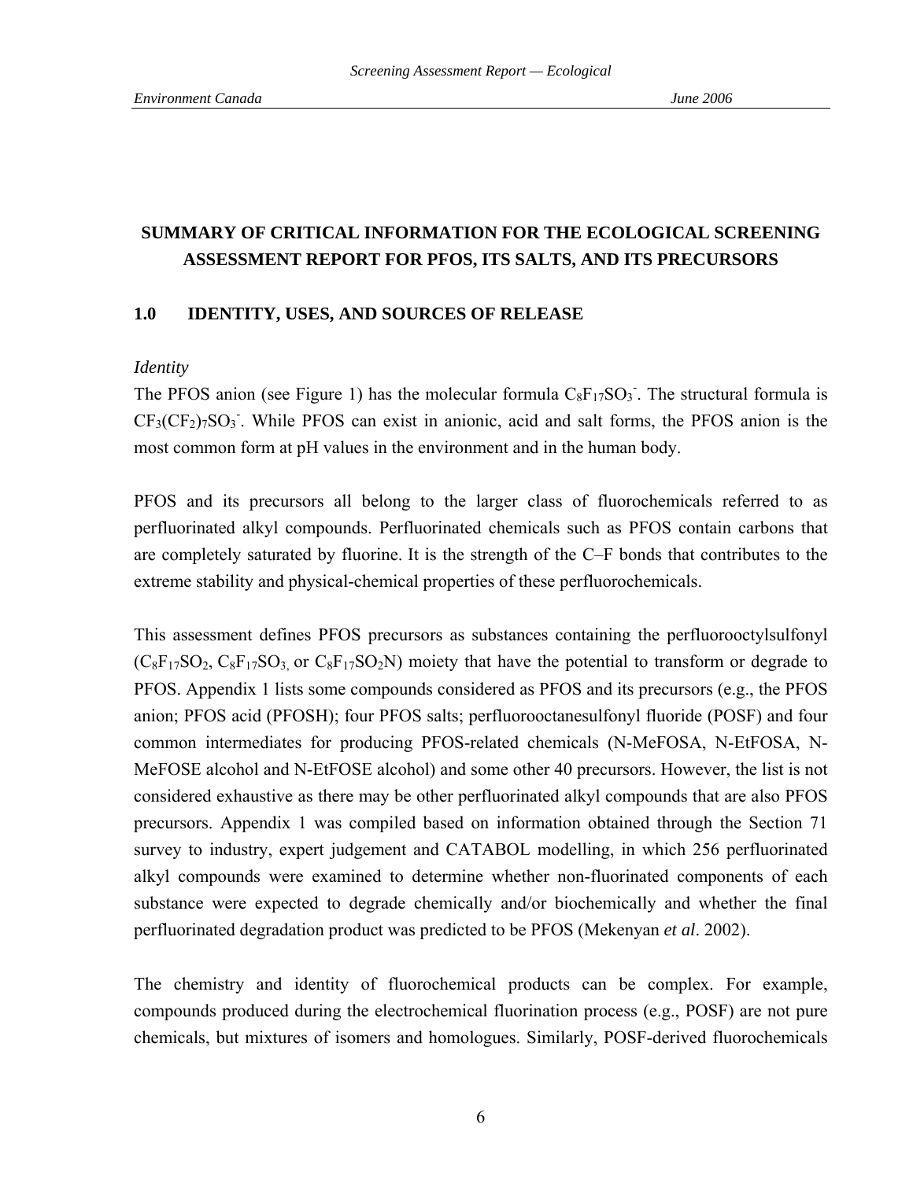# SUMMARY OF CRITICAL INFORMATION FOR THE ECOLOGICAL SCREENING ASSESSMENT REPORT FOR PFOS, ITS SALTS, AND ITS PRECURSORS

## 1.0 IDENTITY, USES, AND SOURCES OF RELEASE

*Identity*

The PFOS anion (see Figure 1) has the molecular formula $C_8F_{17}SO_3^-$. The structural formula is $CF_3(CF_2)_7SO_3^-$. While PFOS can exist in anionic, acid and salt forms, the PFOS anion is the most common form at pH values in the environment and in the human body.

PFOS and its precursors all belong to the larger class of fluorochemicals referred to as perfluorinated alkyl compounds. Perfluorinated chemicals such as PFOS contain carbons that are completely saturated by fluorine. It is the strength of the C–F bonds that contributes to the extreme stability and physical-chemical properties of these perfluorochemicals.

This assessment defines PFOS precursors as substances containing the perfluorooctylsulfonyl ($C_8F_{17}SO_2$, $C_8F_{17}SO_3$, or $C_8F_{17}SO_2N$) moiety that have the potential to transform or degrade to PFOS. Appendix 1 lists some compounds considered as PFOS and its precursors (e.g., the PFOS anion; PFOS acid (PFOSH); four PFOS salts; perfluorooctanesulfonyl fluoride (POSF) and four common intermediates for producing PFOS-related chemicals (N-MeFOSA, N-EtFOSA, N-MeFOSE alcohol and N-EtFOSE alcohol) and some other 40 precursors. However, the list is not considered exhaustive as there may be other perfluorinated alkyl compounds that are also PFOS precursors. Appendix 1 was compiled based on information obtained through the Section 71 survey to industry, expert judgement and CATABOL modelling, in which 256 perfluorinated alkyl compounds were examined to determine whether non-fluorinated components of each substance were expected to degrade chemically and/or biochemically and whether the final perfluorinated degradation product was predicted to be PFOS (Mekenyan *et al*. 2002).

The chemistry and identity of fluorochemical products can be complex. For example, compounds produced during the electrochemical fluorination process (e.g., POSF) are not pure chemicals, but mixtures of isomers and homologues. Similarly, POSF-derived fluorochemicals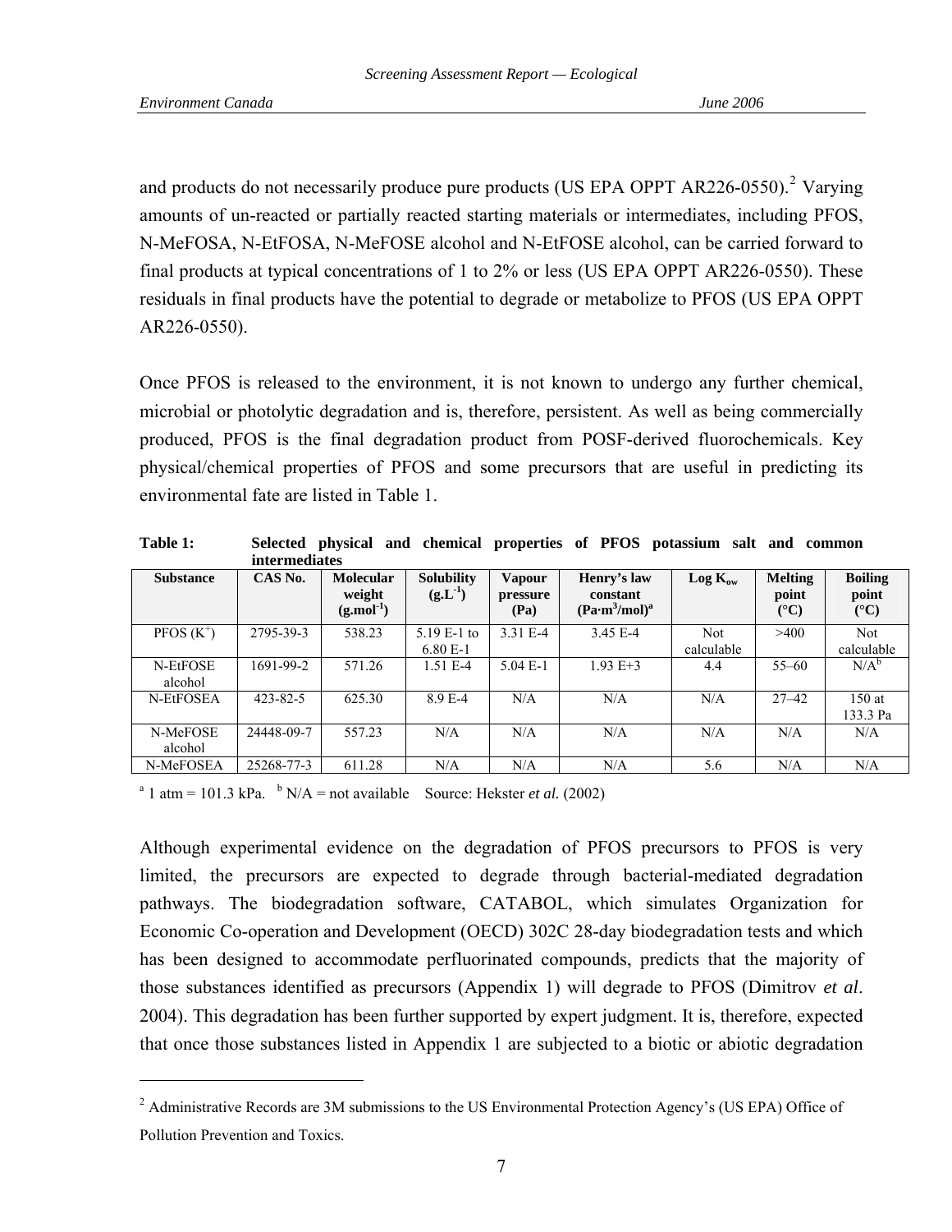and products do not necessarily produce pure products (US EPA OPPT AR226-0550).[2] Varying amounts of un-reacted or partially reacted starting materials or intermediates, including PFOS, N-MeFOSA, N-EtFOSA, N-MeFOSE alcohol and N-EtFOSE alcohol, can be carried forward to final products at typical concentrations of 1 to 2% or less (US EPA OPPT AR226-0550). These residuals in final products have the potential to degrade or metabolize to PFOS (US EPA OPPT AR226-0550).

Once PFOS is released to the environment, it is not known to undergo any further chemical, microbial or photolytic degradation and is, therefore, persistent. As well as being commercially produced, PFOS is the final degradation product from POSF-derived fluorochemicals. Key physical/chemical properties of PFOS and some precursors that are useful in predicting its environmental fate are listed in Table 1.

**Table 1: Selected physical and chemical properties of PFOS potassium salt and common intermediates**

| Substance | CAS No. | Molecular weight ($g.mol^{-1}$) | Solubility ($g.L^{-1}$) | Vapour pressure (Pa) | Henry's law constant ($Pa{\cdot}m^3/mol$)[a] | Log $K_{ow}$ | Melting point (°C) | Boiling point (°C) |
|---|---|---|---|---|---|---|---|---|
| PFOS ($K^+$) | 2795-39-3 | 538.23 | 5.19 E-1 to 6.80 E-1 | 3.31 E-4 | 3.45 E-4 | Not calculable | >400 | Not calculable |
| N-EtFOSE alcohol | 1691-99-2 | 571.26 | 1.51 E-4 | 5.04 E-1 | 1.93 E+3 | 4.4 | 55–60 | N/A[b] |
| N-EtFOSEA | 423-82-5 | 625.30 | 8.9 E-4 | N/A | N/A | N/A | 27–42 | 150 at 133.3 Pa |
| N-MeFOSE alcohol | 24448-09-7 | 557.23 | N/A | N/A | N/A | N/A | N/A | N/A |
| N-MeFOSEA | 25268-77-3 | 611.28 | N/A | N/A | N/A | 5.6 | N/A | N/A |

[a] 1 atm = 101.3 kPa. [b] N/A = not available Source: Hekster *et al.* (2002)

Although experimental evidence on the degradation of PFOS precursors to PFOS is very limited, the precursors are expected to degrade through bacterial-mediated degradation pathways. The biodegradation software, CATABOL, which simulates Organization for Economic Co-operation and Development (OECD) 302C 28-day biodegradation tests and which has been designed to accommodate perfluorinated compounds, predicts that the majority of those substances identified as precursors (Appendix 1) will degrade to PFOS (Dimitrov *et al*. 2004). This degradation has been further supported by expert judgment. It is, therefore, expected that once those substances listed in Appendix 1 are subjected to a biotic or abiotic degradation

[2] Administrative Records are 3M submissions to the US Environmental Protection Agency's (US EPA) Office of Pollution Prevention and Toxics.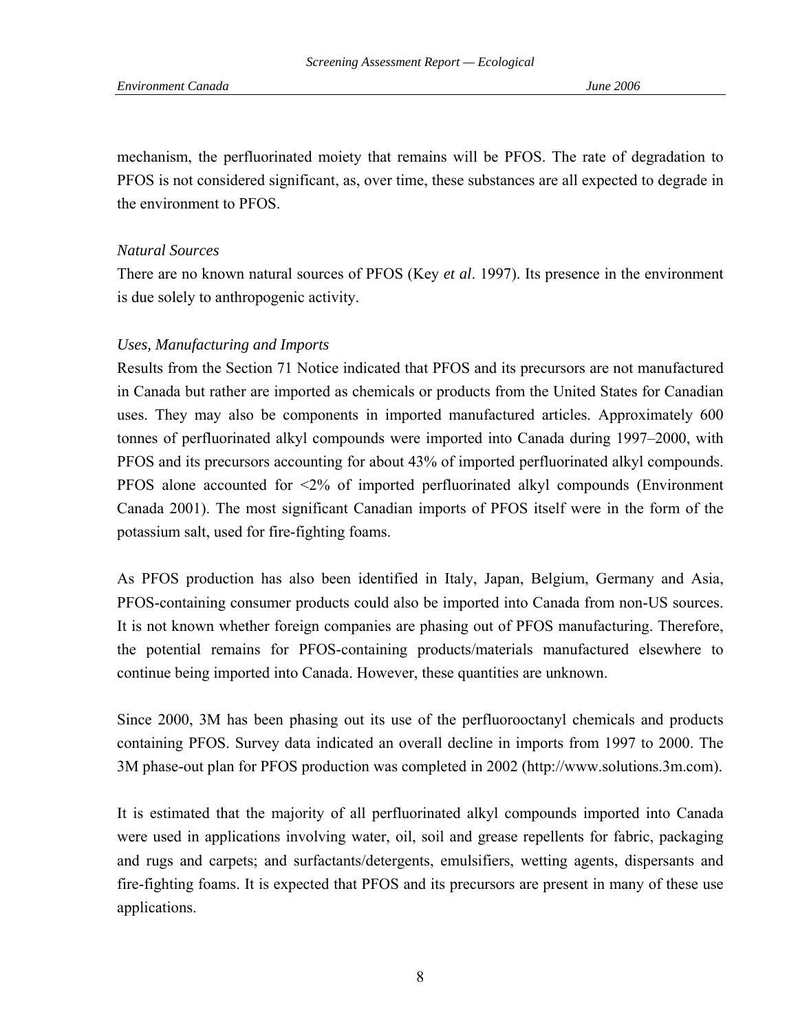mechanism, the perfluorinated moiety that remains will be PFOS. The rate of degradation to PFOS is not considered significant, as, over time, these substances are all expected to degrade in the environment to PFOS.

*Natural Sources*

There are no known natural sources of PFOS (Key *et al*. 1997). Its presence in the environment is due solely to anthropogenic activity.

*Uses, Manufacturing and Imports*

Results from the Section 71 Notice indicated that PFOS and its precursors are not manufactured in Canada but rather are imported as chemicals or products from the United States for Canadian uses. They may also be components in imported manufactured articles. Approximately 600 tonnes of perfluorinated alkyl compounds were imported into Canada during 1997–2000, with PFOS and its precursors accounting for about 43% of imported perfluorinated alkyl compounds. PFOS alone accounted for <2% of imported perfluorinated alkyl compounds (Environment Canada 2001). The most significant Canadian imports of PFOS itself were in the form of the potassium salt, used for fire-fighting foams.

As PFOS production has also been identified in Italy, Japan, Belgium, Germany and Asia, PFOS-containing consumer products could also be imported into Canada from non-US sources. It is not known whether foreign companies are phasing out of PFOS manufacturing. Therefore, the potential remains for PFOS-containing products/materials manufactured elsewhere to continue being imported into Canada. However, these quantities are unknown.

Since 2000, 3M has been phasing out its use of the perfluorooctanyl chemicals and products containing PFOS. Survey data indicated an overall decline in imports from 1997 to 2000. The 3M phase-out plan for PFOS production was completed in 2002 (http://www.solutions.3m.com).

It is estimated that the majority of all perfluorinated alkyl compounds imported into Canada were used in applications involving water, oil, soil and grease repellents for fabric, packaging and rugs and carpets; and surfactants/detergents, emulsifiers, wetting agents, dispersants and fire-fighting foams. It is expected that PFOS and its precursors are present in many of these use applications.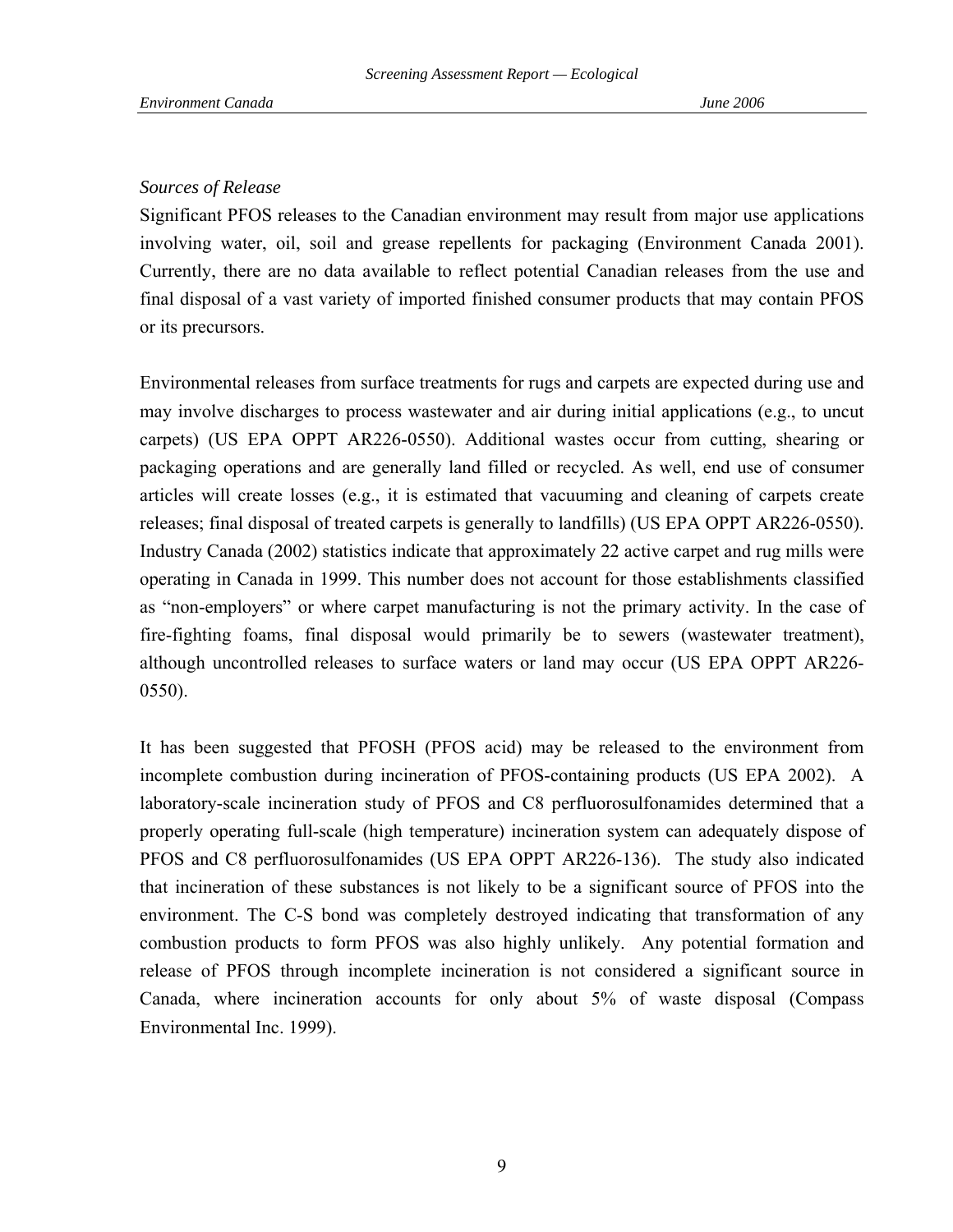*Sources of Release*

Significant PFOS releases to the Canadian environment may result from major use applications involving water, oil, soil and grease repellents for packaging (Environment Canada 2001). Currently, there are no data available to reflect potential Canadian releases from the use and final disposal of a vast variety of imported finished consumer products that may contain PFOS or its precursors.

Environmental releases from surface treatments for rugs and carpets are expected during use and may involve discharges to process wastewater and air during initial applications (e.g., to uncut carpets) (US EPA OPPT AR226-0550). Additional wastes occur from cutting, shearing or packaging operations and are generally land filled or recycled. As well, end use of consumer articles will create losses (e.g., it is estimated that vacuuming and cleaning of carpets create releases; final disposal of treated carpets is generally to landfills) (US EPA OPPT AR226-0550). Industry Canada (2002) statistics indicate that approximately 22 active carpet and rug mills were operating in Canada in 1999. This number does not account for those establishments classified as "non-employers" or where carpet manufacturing is not the primary activity. In the case of fire-fighting foams, final disposal would primarily be to sewers (wastewater treatment), although uncontrolled releases to surface waters or land may occur (US EPA OPPT AR226-0550).

It has been suggested that PFOSH (PFOS acid) may be released to the environment from incomplete combustion during incineration of PFOS-containing products (US EPA 2002). A laboratory-scale incineration study of PFOS and C8 perfluorosulfonamides determined that a properly operating full-scale (high temperature) incineration system can adequately dispose of PFOS and C8 perfluorosulfonamides (US EPA OPPT AR226-136). The study also indicated that incineration of these substances is not likely to be a significant source of PFOS into the environment. The C-S bond was completely destroyed indicating that transformation of any combustion products to form PFOS was also highly unlikely. Any potential formation and release of PFOS through incomplete incineration is not considered a significant source in Canada, where incineration accounts for only about 5% of waste disposal (Compass Environmental Inc. 1999).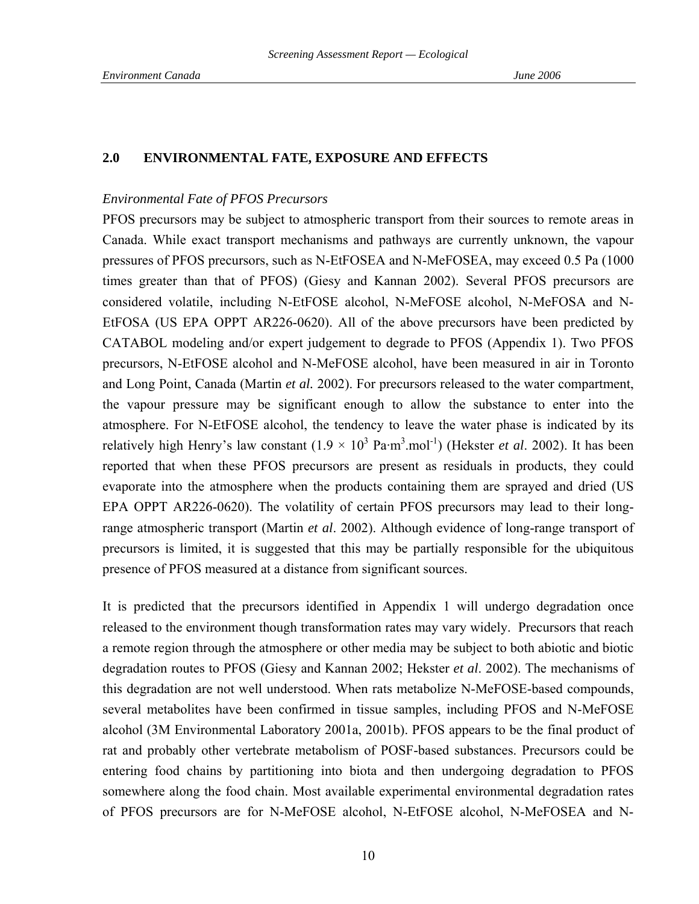## 2.0 ENVIRONMENTAL FATE, EXPOSURE AND EFFECTS

*Environmental Fate of PFOS Precursors*

PFOS precursors may be subject to atmospheric transport from their sources to remote areas in Canada. While exact transport mechanisms and pathways are currently unknown, the vapour pressures of PFOS precursors, such as N-EtFOSEA and N-MeFOSEA, may exceed 0.5 Pa (1000 times greater than that of PFOS) (Giesy and Kannan 2002). Several PFOS precursors are considered volatile, including N-EtFOSE alcohol, N-MeFOSE alcohol, N-MeFOSA and N-EtFOSA (US EPA OPPT AR226-0620). All of the above precursors have been predicted by CATABOL modeling and/or expert judgement to degrade to PFOS (Appendix 1). Two PFOS precursors, N-EtFOSE alcohol and N-MeFOSE alcohol, have been measured in air in Toronto and Long Point, Canada (Martin *et al.* 2002). For precursors released to the water compartment, the vapour pressure may be significant enough to allow the substance to enter into the atmosphere. For N-EtFOSE alcohol, the tendency to leave the water phase is indicated by its relatively high Henry's law constant ($1.9 \times 10^3$ $Pa{\cdot}m^3.mol^{-1}$) (Hekster *et al*. 2002). It has been reported that when these PFOS precursors are present as residuals in products, they could evaporate into the atmosphere when the products containing them are sprayed and dried (US EPA OPPT AR226-0620). The volatility of certain PFOS precursors may lead to their long-range atmospheric transport (Martin *et al*. 2002). Although evidence of long-range transport of precursors is limited, it is suggested that this may be partially responsible for the ubiquitous presence of PFOS measured at a distance from significant sources.

It is predicted that the precursors identified in Appendix 1 will undergo degradation once released to the environment though transformation rates may vary widely. Precursors that reach a remote region through the atmosphere or other media may be subject to both abiotic and biotic degradation routes to PFOS (Giesy and Kannan 2002; Hekster *et al*. 2002). The mechanisms of this degradation are not well understood. When rats metabolize N-MeFOSE-based compounds, several metabolites have been confirmed in tissue samples, including PFOS and N-MeFOSE alcohol (3M Environmental Laboratory 2001a, 2001b). PFOS appears to be the final product of rat and probably other vertebrate metabolism of POSF-based substances. Precursors could be entering food chains by partitioning into biota and then undergoing degradation to PFOS somewhere along the food chain. Most available experimental environmental degradation rates of PFOS precursors are for N-MeFOSE alcohol, N-EtFOSE alcohol, N-MeFOSEA and N-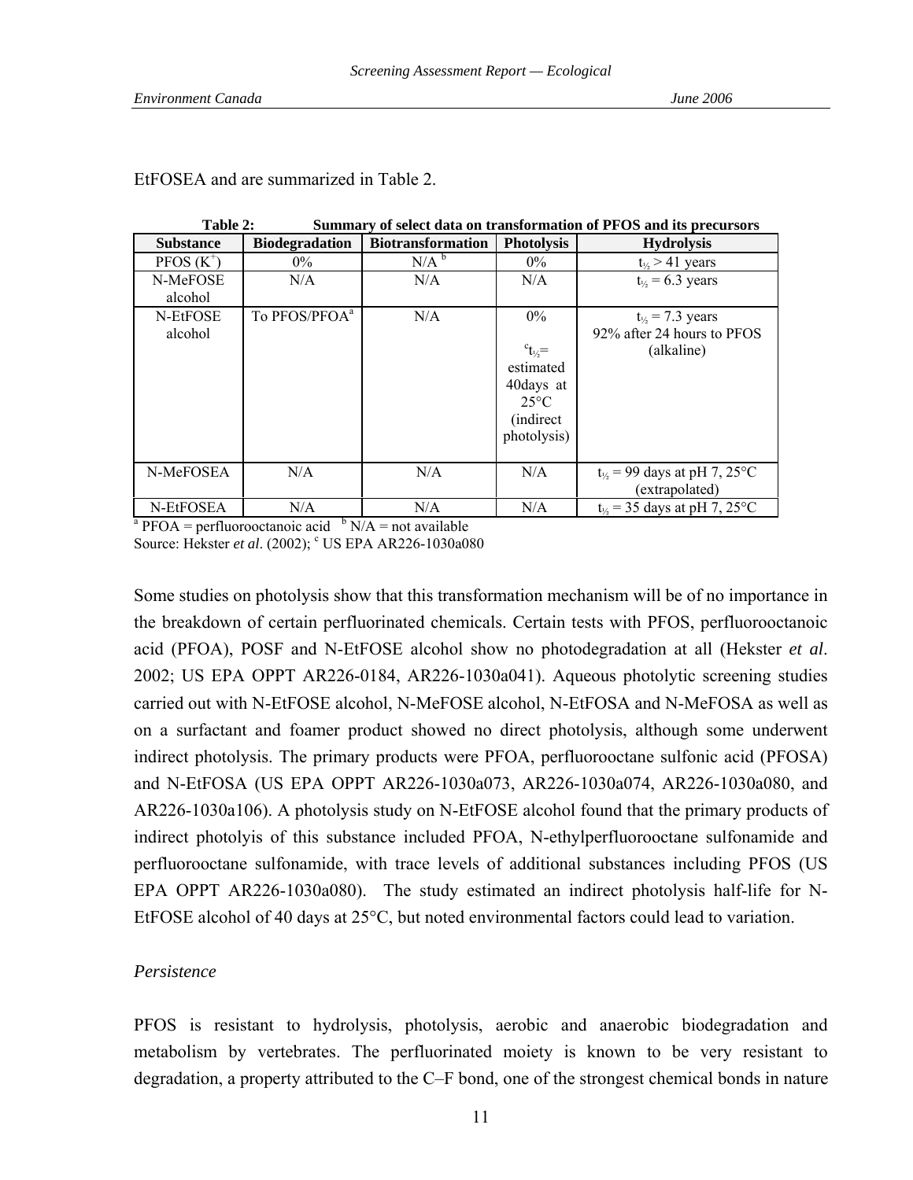EtFOSEA and are summarized in Table 2.

**Table 2: Summary of select data on transformation of PFOS and its precursors**

| Substance | Biodegradation | Biotransformation | Photolysis | Hydrolysis |
|---|---|---|---|---|
| PFOS ($K^+$) | 0% | N/A [b] | 0% | $t_{½}$ > 41 years |
| N-MeFOSE alcohol | N/A | N/A | N/A | $t_{½}$ = 6.3 years |
| N-EtFOSE alcohol | To PFOS/PFOA[a] | N/A | 0%<br><br>[c]$t_{½}$= estimated 40days at 25°C (indirect photolysis) | $t_{½}$ = 7.3 years<br>92% after 24 hours to PFOS (alkaline) |
| N-MeFOSEA | N/A | N/A | N/A | $t_{½}$ = 99 days at pH 7, 25°C (extrapolated) |
| N-EtFOSEA | N/A | N/A | N/A | $t_{½}$ = 35 days at pH 7, 25°C |

[a] PFOA = perfluorooctanoic acid [b] N/A = not available

Source: Hekster *et al*. (2002); [c] US EPA AR226-1030a080

Some studies on photolysis show that this transformation mechanism will be of no importance in the breakdown of certain perfluorinated chemicals. Certain tests with PFOS, perfluorooctanoic acid (PFOA), POSF and N-EtFOSE alcohol show no photodegradation at all (Hekster *et al*. 2002; US EPA OPPT AR226-0184, AR226-1030a041). Aqueous photolytic screening studies carried out with N-EtFOSE alcohol, N-MeFOSE alcohol, N-EtFOSA and N-MeFOSA as well as on a surfactant and foamer product showed no direct photolysis, although some underwent indirect photolysis. The primary products were PFOA, perfluorooctane sulfonic acid (PFOSA) and N-EtFOSA (US EPA OPPT AR226-1030a073, AR226-1030a074, AR226-1030a080, and AR226-1030a106). A photolysis study on N-EtFOSE alcohol found that the primary products of indirect photolyis of this substance included PFOA, N-ethylperfluorooctane sulfonamide and perfluorooctane sulfonamide, with trace levels of additional substances including PFOS (US EPA OPPT AR226-1030a080). The study estimated an indirect photolysis half-life for N-EtFOSE alcohol of 40 days at 25°C, but noted environmental factors could lead to variation.

*Persistence*

PFOS is resistant to hydrolysis, photolysis, aerobic and anaerobic biodegradation and metabolism by vertebrates. The perfluorinated moiety is known to be very resistant to degradation, a property attributed to the C–F bond, one of the strongest chemical bonds in nature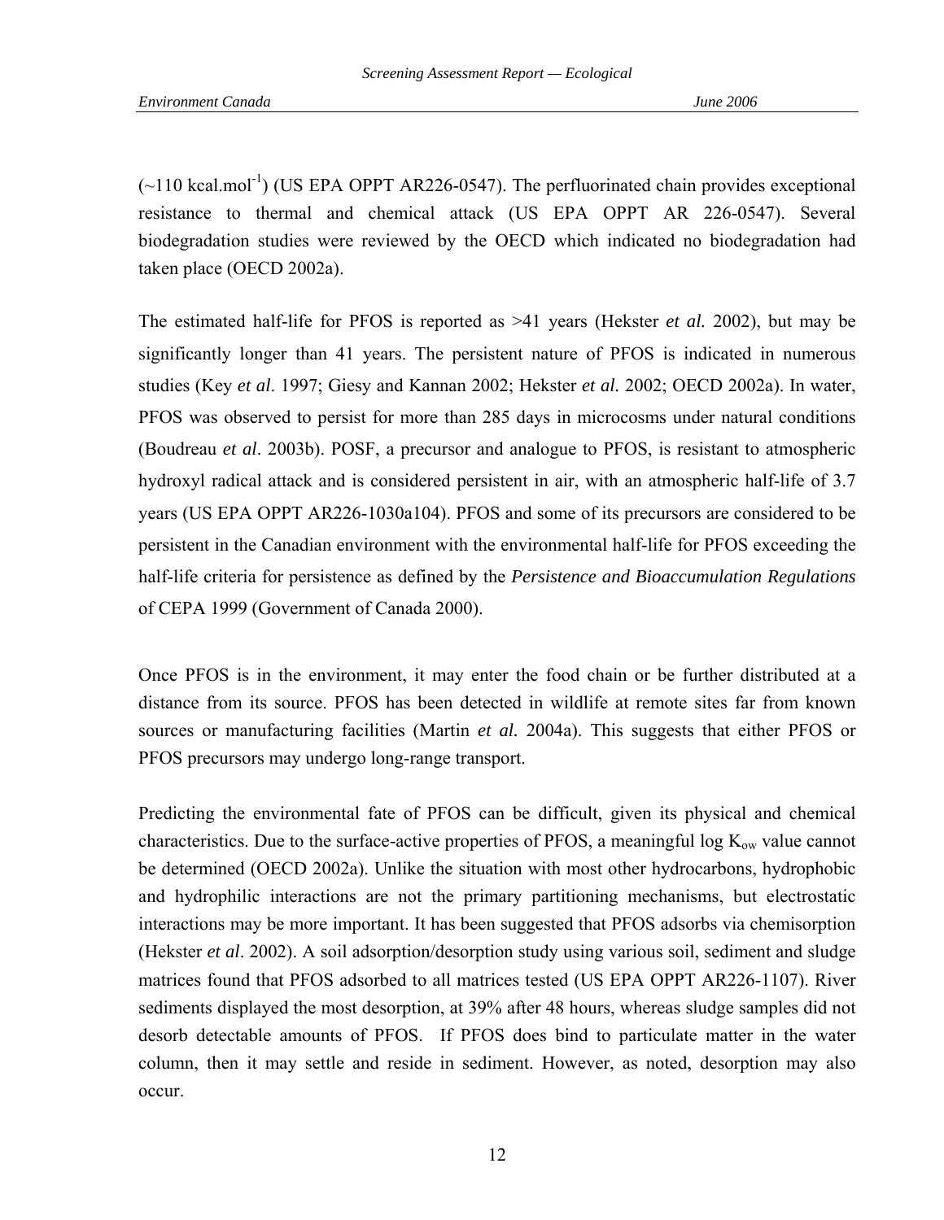(~110 $kcal.mol^{-1}$) (US EPA OPPT AR226-0547). The perfluorinated chain provides exceptional resistance to thermal and chemical attack (US EPA OPPT AR 226-0547). Several biodegradation studies were reviewed by the OECD which indicated no biodegradation had taken place (OECD 2002a).

The estimated half-life for PFOS is reported as >41 years (Hekster *et al.* 2002), but may be significantly longer than 41 years. The persistent nature of PFOS is indicated in numerous studies (Key *et al*. 1997; Giesy and Kannan 2002; Hekster *et al.* 2002; OECD 2002a). In water, PFOS was observed to persist for more than 285 days in microcosms under natural conditions (Boudreau *et al*. 2003b). POSF, a precursor and analogue to PFOS, is resistant to atmospheric hydroxyl radical attack and is considered persistent in air, with an atmospheric half-life of 3.7 years (US EPA OPPT AR226-1030a104). PFOS and some of its precursors are considered to be persistent in the Canadian environment with the environmental half-life for PFOS exceeding the half-life criteria for persistence as defined by the *Persistence and Bioaccumulation Regulations* of CEPA 1999 (Government of Canada 2000).

Once PFOS is in the environment, it may enter the food chain or be further distributed at a distance from its source. PFOS has been detected in wildlife at remote sites far from known sources or manufacturing facilities (Martin *et al.* 2004a). This suggests that either PFOS or PFOS precursors may undergo long-range transport.

Predicting the environmental fate of PFOS can be difficult, given its physical and chemical characteristics. Due to the surface-active properties of PFOS, a meaningful log $K_{ow}$ value cannot be determined (OECD 2002a). Unlike the situation with most other hydrocarbons, hydrophobic and hydrophilic interactions are not the primary partitioning mechanisms, but electrostatic interactions may be more important. It has been suggested that PFOS adsorbs via chemisorption (Hekster *et al*. 2002). A soil adsorption/desorption study using various soil, sediment and sludge matrices found that PFOS adsorbed to all matrices tested (US EPA OPPT AR226-1107). River sediments displayed the most desorption, at 39% after 48 hours, whereas sludge samples did not desorb detectable amounts of PFOS. If PFOS does bind to particulate matter in the water column, then it may settle and reside in sediment. However, as noted, desorption may also occur.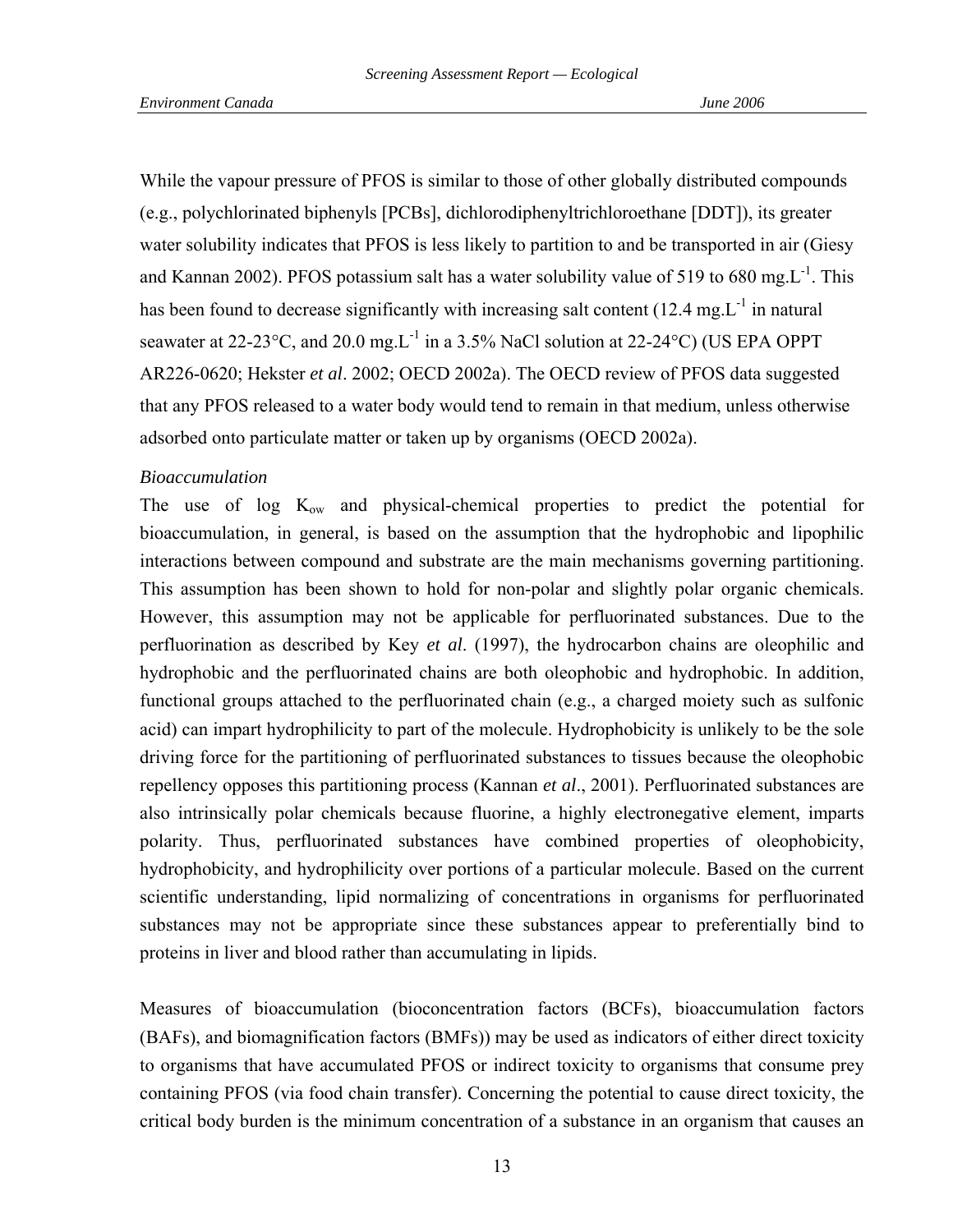While the vapour pressure of PFOS is similar to those of other globally distributed compounds (e.g., polychlorinated biphenyls [PCBs], dichlorodiphenyltrichloroethane [DDT]), its greater water solubility indicates that PFOS is less likely to partition to and be transported in air (Giesy and Kannan 2002). PFOS potassium salt has a water solubility value of 519 to 680 $mg.L^{-1}$. This has been found to decrease significantly with increasing salt content (12.4 $mg.L^{-1}$ in natural seawater at 22-23°C, and 20.0 $mg.L^{-1}$ in a 3.5% NaCl solution at 22-24°C) (US EPA OPPT AR226-0620; Hekster *et al*. 2002; OECD 2002a). The OECD review of PFOS data suggested that any PFOS released to a water body would tend to remain in that medium, unless otherwise adsorbed onto particulate matter or taken up by organisms (OECD 2002a).

*Bioaccumulation*

The use of log $K_{ow}$ and physical-chemical properties to predict the potential for bioaccumulation, in general, is based on the assumption that the hydrophobic and lipophilic interactions between compound and substrate are the main mechanisms governing partitioning. This assumption has been shown to hold for non-polar and slightly polar organic chemicals. However, this assumption may not be applicable for perfluorinated substances. Due to the perfluorination as described by Key *et al*. (1997), the hydrocarbon chains are oleophilic and hydrophobic and the perfluorinated chains are both oleophobic and hydrophobic. In addition, functional groups attached to the perfluorinated chain (e.g., a charged moiety such as sulfonic acid) can impart hydrophilicity to part of the molecule. Hydrophobicity is unlikely to be the sole driving force for the partitioning of perfluorinated substances to tissues because the oleophobic repellency opposes this partitioning process (Kannan *et al*., 2001). Perfluorinated substances are also intrinsically polar chemicals because fluorine, a highly electronegative element, imparts polarity. Thus, perfluorinated substances have combined properties of oleophobicity, hydrophobicity, and hydrophilicity over portions of a particular molecule. Based on the current scientific understanding, lipid normalizing of concentrations in organisms for perfluorinated substances may not be appropriate since these substances appear to preferentially bind to proteins in liver and blood rather than accumulating in lipids.

Measures of bioaccumulation (bioconcentration factors (BCFs), bioaccumulation factors (BAFs), and biomagnification factors (BMFs)) may be used as indicators of either direct toxicity to organisms that have accumulated PFOS or indirect toxicity to organisms that consume prey containing PFOS (via food chain transfer). Concerning the potential to cause direct toxicity, the critical body burden is the minimum concentration of a substance in an organism that causes an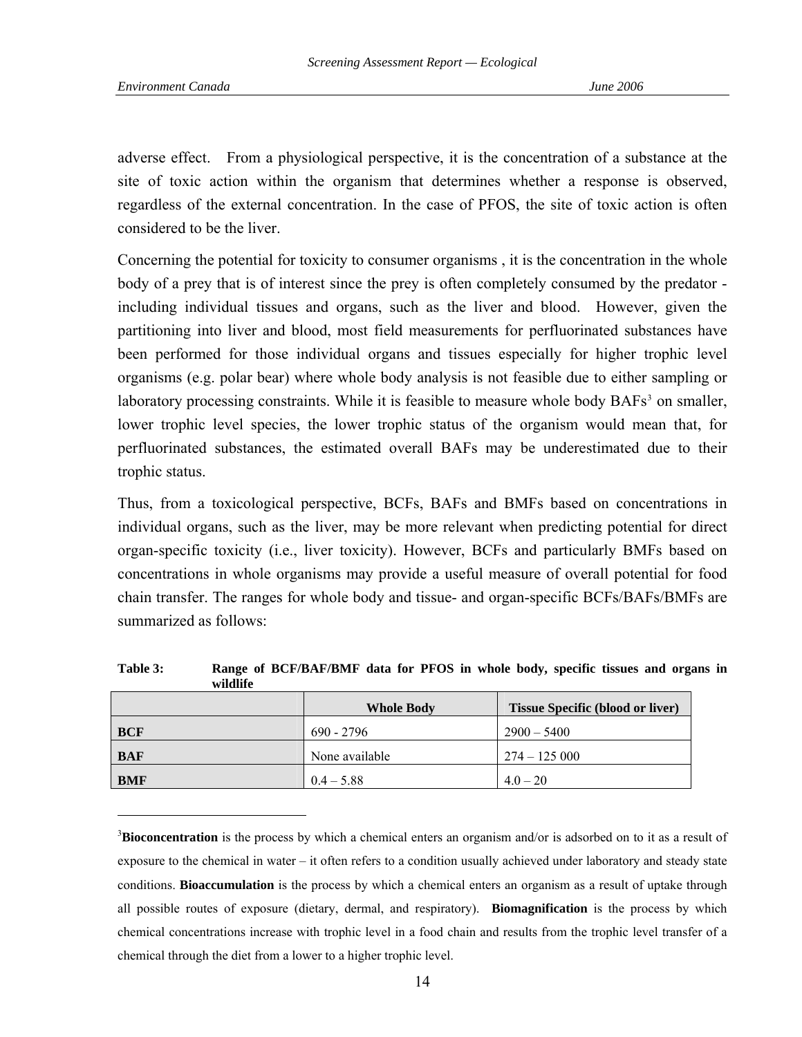adverse effect. From a physiological perspective, it is the concentration of a substance at the site of toxic action within the organism that determines whether a response is observed, regardless of the external concentration. In the case of PFOS, the site of toxic action is often considered to be the liver.

Concerning the potential for toxicity to consumer organisms , it is the concentration in the whole body of a prey that is of interest since the prey is often completely consumed by the predator - including individual tissues and organs, such as the liver and blood. However, given the partitioning into liver and blood, most field measurements for perfluorinated substances have been performed for those individual organs and tissues especially for higher trophic level organisms (e.g. polar bear) where whole body analysis is not feasible due to either sampling or laboratory processing constraints. While it is feasible to measure whole body BAFs[3] on smaller, lower trophic level species, the lower trophic status of the organism would mean that, for perfluorinated substances, the estimated overall BAFs may be underestimated due to their trophic status.

Thus, from a toxicological perspective, BCFs, BAFs and BMFs based on concentrations in individual organs, such as the liver, may be more relevant when predicting potential for direct organ-specific toxicity (i.e., liver toxicity). However, BCFs and particularly BMFs based on concentrations in whole organisms may provide a useful measure of overall potential for food chain transfer. The ranges for whole body and tissue- and organ-specific BCFs/BAFs/BMFs are summarized as follows:

**Table 3: Range of BCF/BAF/BMF data for PFOS in whole body, specific tissues and organs in wildlife**

| | Whole Body | Tissue Specific (blood or liver) |
|---|---|---|
| **BCF** | 690 - 2796 | 2900 – 5400 |
| **BAF** | None available | 274 – 125 000 |
| **BMF** | 0.4 – 5.88 | 4.0 – 20 |

---

[3] **Bioconcentration** is the process by which a chemical enters an organism and/or is adsorbed on to it as a result of exposure to the chemical in water – it often refers to a condition usually achieved under laboratory and steady state conditions. **Bioaccumulation** is the process by which a chemical enters an organism as a result of uptake through all possible routes of exposure (dietary, dermal, and respiratory). **Biomagnification** is the process by which chemical concentrations increase with trophic level in a food chain and results from the trophic level transfer of a chemical through the diet from a lower to a higher trophic level.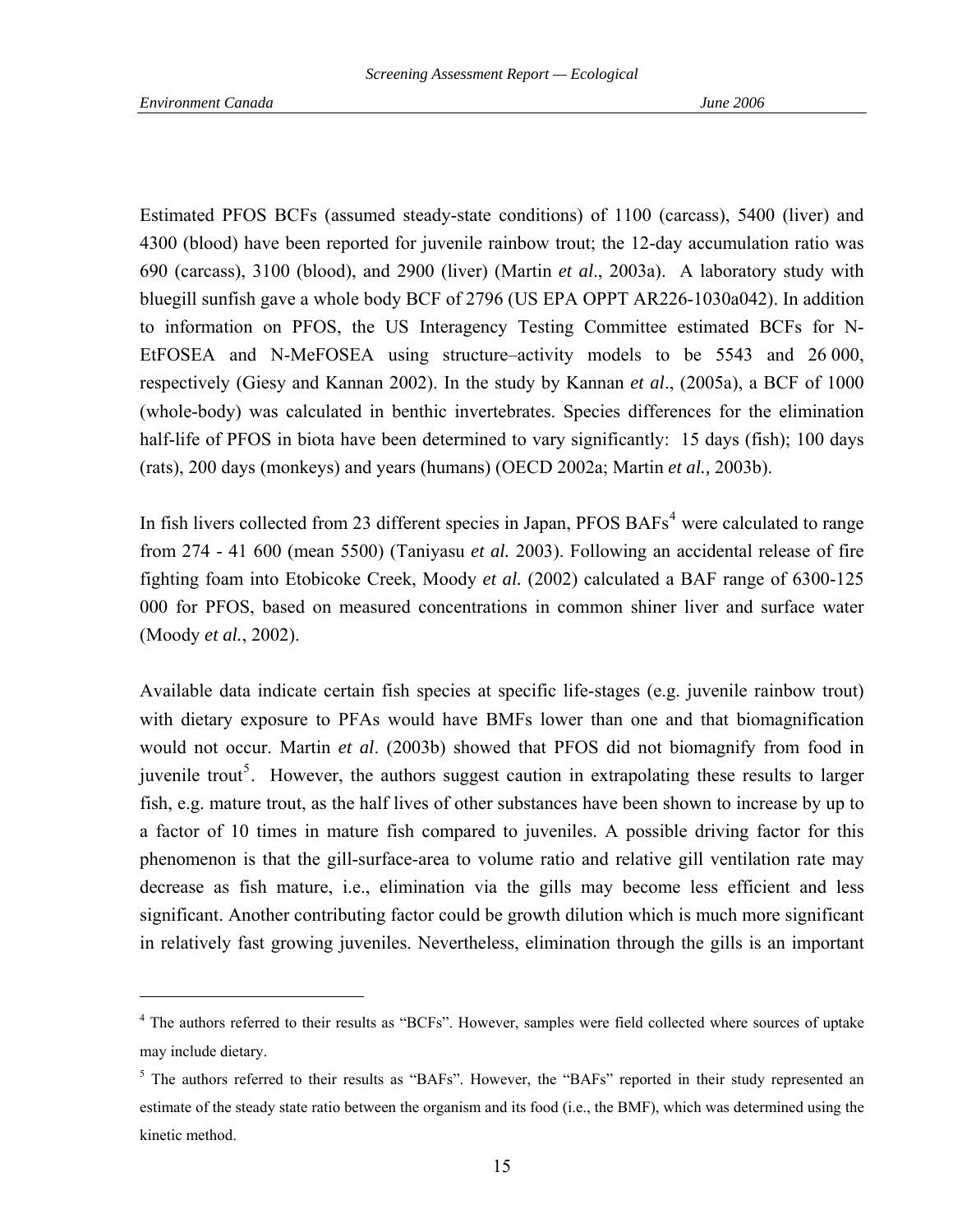Estimated PFOS BCFs (assumed steady-state conditions) of 1100 (carcass), 5400 (liver) and 4300 (blood) have been reported for juvenile rainbow trout; the 12-day accumulation ratio was 690 (carcass), 3100 (blood), and 2900 (liver) (Martin *et al*., 2003a). A laboratory study with bluegill sunfish gave a whole body BCF of 2796 (US EPA OPPT AR226-1030a042). In addition to information on PFOS, the US Interagency Testing Committee estimated BCFs for N-EtFOSEA and N-MeFOSEA using structure–activity models to be 5543 and 26 000, respectively (Giesy and Kannan 2002). In the study by Kannan *et al*., (2005a), a BCF of 1000 (whole-body) was calculated in benthic invertebrates. Species differences for the elimination half-life of PFOS in biota have been determined to vary significantly: 15 days (fish); 100 days (rats), 200 days (monkeys) and years (humans) (OECD 2002a; Martin *et al.,* 2003b).

In fish livers collected from 23 different species in Japan, PFOS BAFs[4] were calculated to range from 274 - 41 600 (mean 5500) (Taniyasu *et al.* 2003). Following an accidental release of fire fighting foam into Etobicoke Creek, Moody *et al.* (2002) calculated a BAF range of 6300-125 000 for PFOS, based on measured concentrations in common shiner liver and surface water (Moody *et al.*, 2002).

Available data indicate certain fish species at specific life-stages (e.g. juvenile rainbow trout) with dietary exposure to PFAs would have BMFs lower than one and that biomagnification would not occur. Martin *et al*. (2003b) showed that PFOS did not biomagnify from food in juvenile trout[5]. However, the authors suggest caution in extrapolating these results to larger fish, e.g. mature trout, as the half lives of other substances have been shown to increase by up to a factor of 10 times in mature fish compared to juveniles. A possible driving factor for this phenomenon is that the gill-surface-area to volume ratio and relative gill ventilation rate may decrease as fish mature, i.e., elimination via the gills may become less efficient and less significant. Another contributing factor could be growth dilution which is much more significant in relatively fast growing juveniles. Nevertheless, elimination through the gills is an important

---

[4] The authors referred to their results as "BCFs". However, samples were field collected where sources of uptake may include dietary.

[5] The authors referred to their results as "BAFs". However, the "BAFs" reported in their study represented an estimate of the steady state ratio between the organism and its food (i.e., the BMF), which was determined using the kinetic method.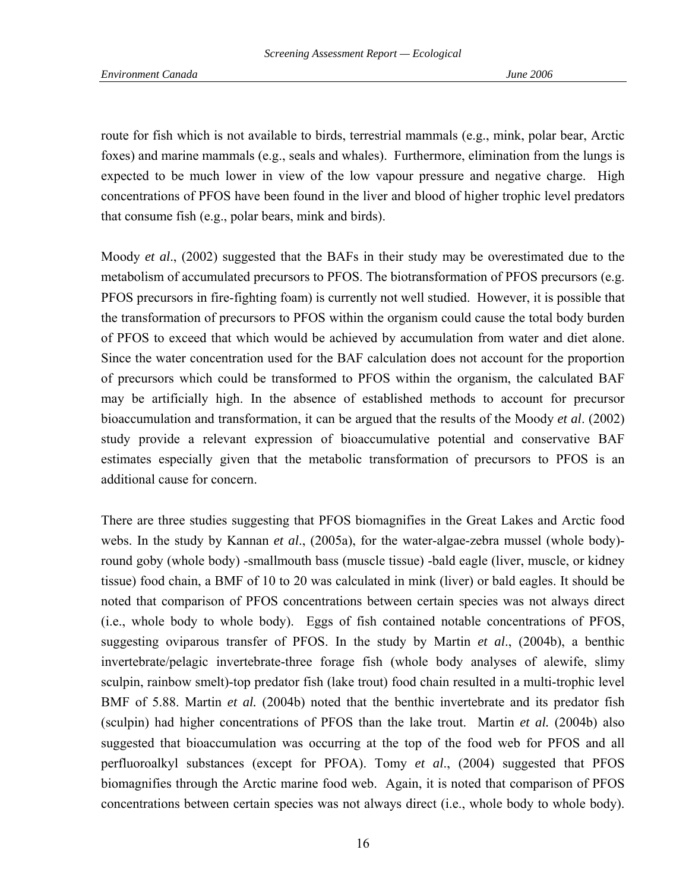route for fish which is not available to birds, terrestrial mammals (e.g., mink, polar bear, Arctic foxes) and marine mammals (e.g., seals and whales). Furthermore, elimination from the lungs is expected to be much lower in view of the low vapour pressure and negative charge. High concentrations of PFOS have been found in the liver and blood of higher trophic level predators that consume fish (e.g., polar bears, mink and birds).

Moody *et al*., (2002) suggested that the BAFs in their study may be overestimated due to the metabolism of accumulated precursors to PFOS. The biotransformation of PFOS precursors (e.g. PFOS precursors in fire-fighting foam) is currently not well studied. However, it is possible that the transformation of precursors to PFOS within the organism could cause the total body burden of PFOS to exceed that which would be achieved by accumulation from water and diet alone. Since the water concentration used for the BAF calculation does not account for the proportion of precursors which could be transformed to PFOS within the organism, the calculated BAF may be artificially high. In the absence of established methods to account for precursor bioaccumulation and transformation, it can be argued that the results of the Moody *et al*. (2002) study provide a relevant expression of bioaccumulative potential and conservative BAF estimates especially given that the metabolic transformation of precursors to PFOS is an additional cause for concern.

There are three studies suggesting that PFOS biomagnifies in the Great Lakes and Arctic food webs. In the study by Kannan *et al*., (2005a), for the water-algae-zebra mussel (whole body)-round goby (whole body) -smallmouth bass (muscle tissue) -bald eagle (liver, muscle, or kidney tissue) food chain, a BMF of 10 to 20 was calculated in mink (liver) or bald eagles. It should be noted that comparison of PFOS concentrations between certain species was not always direct (i.e., whole body to whole body). Eggs of fish contained notable concentrations of PFOS, suggesting oviparous transfer of PFOS. In the study by Martin *et al*., (2004b), a benthic invertebrate/pelagic invertebrate-three forage fish (whole body analyses of alewife, slimy sculpin, rainbow smelt)-top predator fish (lake trout) food chain resulted in a multi-trophic level BMF of 5.88. Martin *et al.* (2004b) noted that the benthic invertebrate and its predator fish (sculpin) had higher concentrations of PFOS than the lake trout. Martin *et al.* (2004b) also suggested that bioaccumulation was occurring at the top of the food web for PFOS and all perfluoroalkyl substances (except for PFOA). Tomy *et al*., (2004) suggested that PFOS biomagnifies through the Arctic marine food web. Again, it is noted that comparison of PFOS concentrations between certain species was not always direct (i.e., whole body to whole body).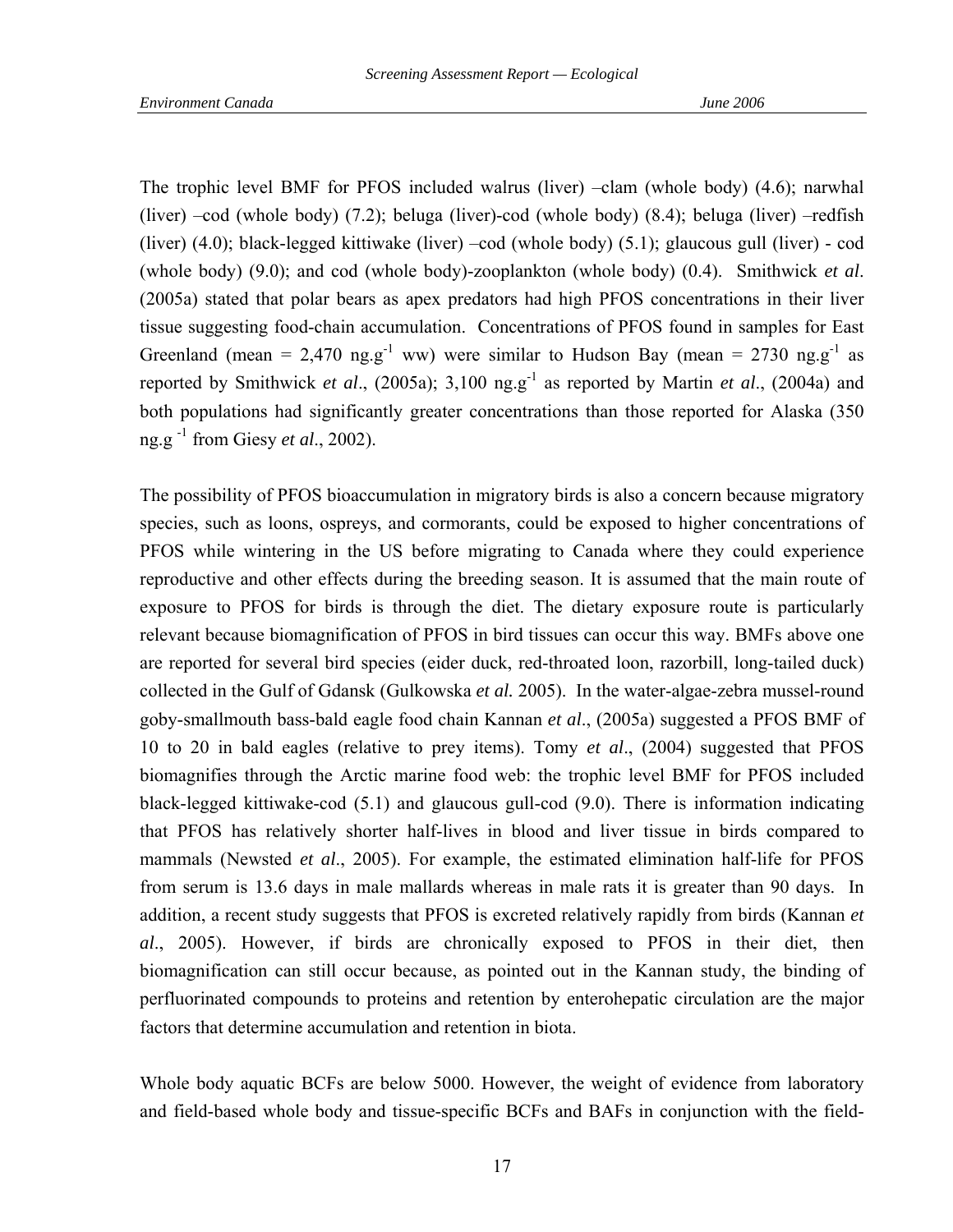The trophic level BMF for PFOS included walrus (liver) –clam (whole body) (4.6); narwhal (liver) –cod (whole body) (7.2); beluga (liver)-cod (whole body) (8.4); beluga (liver) –redfish (liver) (4.0); black-legged kittiwake (liver) –cod (whole body) (5.1); glaucous gull (liver) - cod (whole body) (9.0); and cod (whole body)-zooplankton (whole body) (0.4). Smithwick *et al*. (2005a) stated that polar bears as apex predators had high PFOS concentrations in their liver tissue suggesting food-chain accumulation. Concentrations of PFOS found in samples for East Greenland (mean = 2,470 $ng.g^{-1}$ ww) were similar to Hudson Bay (mean = 2730 $ng.g^{-1}$ as reported by Smithwick *et al*., (2005a); 3,100 $ng.g^{-1}$ as reported by Martin *et al*., (2004a) and both populations had significantly greater concentrations than those reported for Alaska (350 $ng.g^{-1}$ from Giesy *et al*., 2002).

The possibility of PFOS bioaccumulation in migratory birds is also a concern because migratory species, such as loons, ospreys, and cormorants, could be exposed to higher concentrations of PFOS while wintering in the US before migrating to Canada where they could experience reproductive and other effects during the breeding season. It is assumed that the main route of exposure to PFOS for birds is through the diet. The dietary exposure route is particularly relevant because biomagnification of PFOS in bird tissues can occur this way. BMFs above one are reported for several bird species (eider duck, red-throated loon, razorbill, long-tailed duck) collected in the Gulf of Gdansk (Gulkowska *et al.* 2005). In the water-algae-zebra mussel-round goby-smallmouth bass-bald eagle food chain Kannan *et al*., (2005a) suggested a PFOS BMF of 10 to 20 in bald eagles (relative to prey items). Tomy *et al*., (2004) suggested that PFOS biomagnifies through the Arctic marine food web: the trophic level BMF for PFOS included black-legged kittiwake-cod (5.1) and glaucous gull-cod (9.0). There is information indicating that PFOS has relatively shorter half-lives in blood and liver tissue in birds compared to mammals (Newsted *et al*., 2005). For example, the estimated elimination half-life for PFOS from serum is 13.6 days in male mallards whereas in male rats it is greater than 90 days. In addition, a recent study suggests that PFOS is excreted relatively rapidly from birds (Kannan *et al*., 2005). However, if birds are chronically exposed to PFOS in their diet, then biomagnification can still occur because, as pointed out in the Kannan study, the binding of perfluorinated compounds to proteins and retention by enterohepatic circulation are the major factors that determine accumulation and retention in biota.

Whole body aquatic BCFs are below 5000. However, the weight of evidence from laboratory and field-based whole body and tissue-specific BCFs and BAFs in conjunction with the field-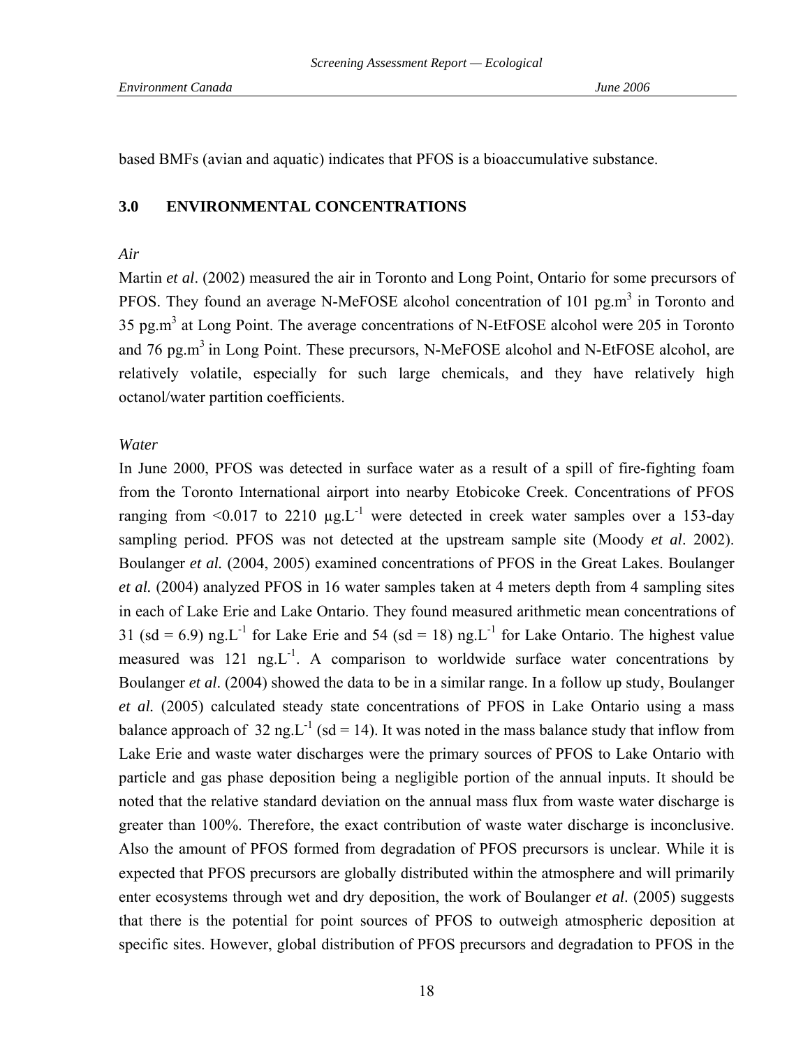based BMFs (avian and aquatic) indicates that PFOS is a bioaccumulative substance.

## 3.0 ENVIRONMENTAL CONCENTRATIONS

*Air*

Martin *et al*. (2002) measured the air in Toronto and Long Point, Ontario for some precursors of PFOS. They found an average N-MeFOSE alcohol concentration of 101 $pg.m^3$ in Toronto and 35 $pg.m^3$ at Long Point. The average concentrations of N-EtFOSE alcohol were 205 in Toronto and 76 $pg.m^3$ in Long Point. These precursors, N-MeFOSE alcohol and N-EtFOSE alcohol, are relatively volatile, especially for such large chemicals, and they have relatively high octanol/water partition coefficients.

*Water*

In June 2000, PFOS was detected in surface water as a result of a spill of fire-fighting foam from the Toronto International airport into nearby Etobicoke Creek. Concentrations of PFOS ranging from <0.017 to 2210 $\mu g.L^{-1}$ were detected in creek water samples over a 153-day sampling period. PFOS was not detected at the upstream sample site (Moody *et al*. 2002). Boulanger *et al.* (2004, 2005) examined concentrations of PFOS in the Great Lakes. Boulanger *et al.* (2004) analyzed PFOS in 16 water samples taken at 4 meters depth from 4 sampling sites in each of Lake Erie and Lake Ontario. They found measured arithmetic mean concentrations of 31 (sd = 6.9) $ng.L^{-1}$ for Lake Erie and 54 (sd = 18) $ng.L^{-1}$ for Lake Ontario. The highest value measured was 121 $ng.L^{-1}$. A comparison to worldwide surface water concentrations by Boulanger *et al*. (2004) showed the data to be in a similar range. In a follow up study, Boulanger *et al.* (2005) calculated steady state concentrations of PFOS in Lake Ontario using a mass balance approach of 32 $ng.L^{-1}$ (sd = 14). It was noted in the mass balance study that inflow from Lake Erie and waste water discharges were the primary sources of PFOS to Lake Ontario with particle and gas phase deposition being a negligible portion of the annual inputs. It should be noted that the relative standard deviation on the annual mass flux from waste water discharge is greater than 100%. Therefore, the exact contribution of waste water discharge is inconclusive. Also the amount of PFOS formed from degradation of PFOS precursors is unclear. While it is expected that PFOS precursors are globally distributed within the atmosphere and will primarily enter ecosystems through wet and dry deposition, the work of Boulanger *et al*. (2005) suggests that there is the potential for point sources of PFOS to outweigh atmospheric deposition at specific sites. However, global distribution of PFOS precursors and degradation to PFOS in the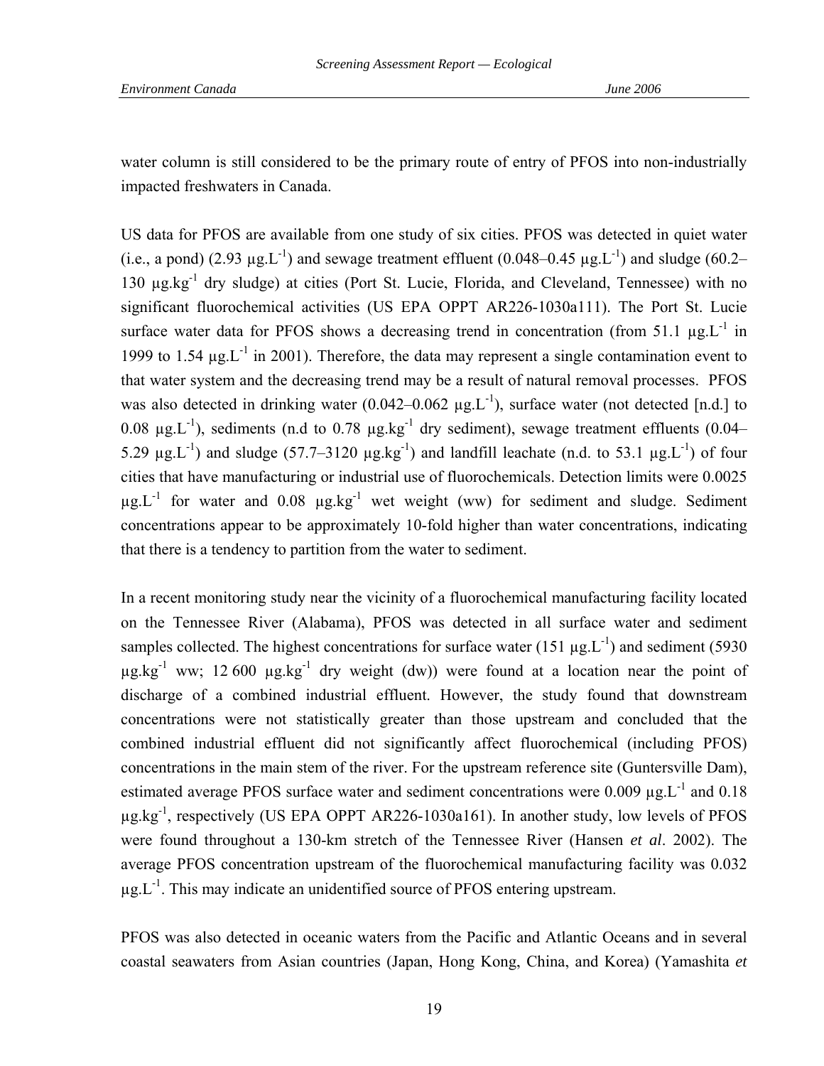water column is still considered to be the primary route of entry of PFOS into non-industrially impacted freshwaters in Canada.

US data for PFOS are available from one study of six cities. PFOS was detected in quiet water (i.e., a pond) (2.93 $\mu g.L^{-1}$) and sewage treatment effluent (0.048–0.45 $\mu g.L^{-1}$) and sludge (60.2–130 $\mu g.kg^{-1}$ dry sludge) at cities (Port St. Lucie, Florida, and Cleveland, Tennessee) with no significant fluorochemical activities (US EPA OPPT AR226-1030a111). The Port St. Lucie surface water data for PFOS shows a decreasing trend in concentration (from 51.1 $\mu g.L^{-1}$ in 1999 to 1.54 $\mu g.L^{-1}$ in 2001). Therefore, the data may represent a single contamination event to that water system and the decreasing trend may be a result of natural removal processes. PFOS was also detected in drinking water (0.042–0.062 $\mu g.L^{-1}$), surface water (not detected [n.d.] to 0.08 $\mu g.L^{-1}$), sediments (n.d to 0.78 $\mu g.kg^{-1}$ dry sediment), sewage treatment effluents (0.04–5.29 $\mu g.L^{-1}$) and sludge (57.7–3120 $\mu g.kg^{-1}$) and landfill leachate (n.d. to 53.1 $\mu g.L^{-1}$) of four cities that have manufacturing or industrial use of fluorochemicals. Detection limits were 0.0025 $\mu g.L^{-1}$ for water and 0.08 $\mu g.kg^{-1}$ wet weight (ww) for sediment and sludge. Sediment concentrations appear to be approximately 10-fold higher than water concentrations, indicating that there is a tendency to partition from the water to sediment.

In a recent monitoring study near the vicinity of a fluorochemical manufacturing facility located on the Tennessee River (Alabama), PFOS was detected in all surface water and sediment samples collected. The highest concentrations for surface water (151 $\mu g.L^{-1}$) and sediment (5930 $\mu g.kg^{-1}$ ww; 12 600 $\mu g.kg^{-1}$ dry weight (dw)) were found at a location near the point of discharge of a combined industrial effluent. However, the study found that downstream concentrations were not statistically greater than those upstream and concluded that the combined industrial effluent did not significantly affect fluorochemical (including PFOS) concentrations in the main stem of the river. For the upstream reference site (Guntersville Dam), estimated average PFOS surface water and sediment concentrations were 0.009 $\mu g.L^{-1}$ and 0.18 $\mu g.kg^{-1}$, respectively (US EPA OPPT AR226-1030a161). In another study, low levels of PFOS were found throughout a 130-km stretch of the Tennessee River (Hansen *et al*. 2002). The average PFOS concentration upstream of the fluorochemical manufacturing facility was 0.032 $\mu g.L^{-1}$. This may indicate an unidentified source of PFOS entering upstream.

PFOS was also detected in oceanic waters from the Pacific and Atlantic Oceans and in several coastal seawaters from Asian countries (Japan, Hong Kong, China, and Korea) (Yamashita *et*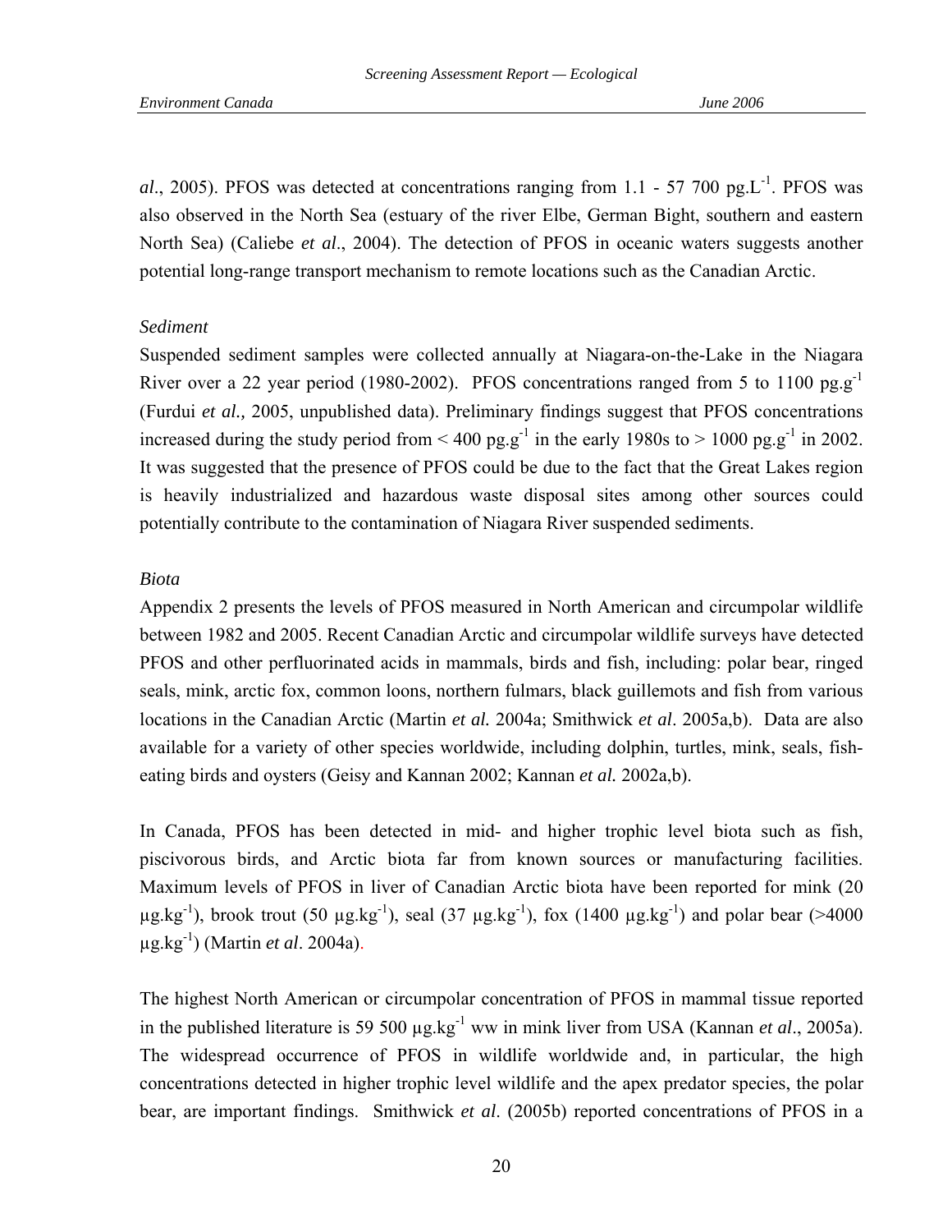*al*., 2005). PFOS was detected at concentrations ranging from 1.1 - 57 700 pg.L$^{-1}$. PFOS was also observed in the North Sea (estuary of the river Elbe, German Bight, southern and eastern North Sea) (Caliebe *et al*., 2004). The detection of PFOS in oceanic waters suggests another potential long-range transport mechanism to remote locations such as the Canadian Arctic.

*Sediment*

Suspended sediment samples were collected annually at Niagara-on-the-Lake in the Niagara River over a 22 year period (1980-2002). PFOS concentrations ranged from 5 to 1100 pg.g$^{-1}$ (Furdui *et al.,* 2005, unpublished data). Preliminary findings suggest that PFOS concentrations increased during the study period from < 400 pg.g$^{-1}$ in the early 1980s to > 1000 pg.g$^{-1}$ in 2002. It was suggested that the presence of PFOS could be due to the fact that the Great Lakes region is heavily industrialized and hazardous waste disposal sites among other sources could potentially contribute to the contamination of Niagara River suspended sediments.

*Biota*

Appendix 2 presents the levels of PFOS measured in North American and circumpolar wildlife between 1982 and 2005. Recent Canadian Arctic and circumpolar wildlife surveys have detected PFOS and other perfluorinated acids in mammals, birds and fish, including: polar bear, ringed seals, mink, arctic fox, common loons, northern fulmars, black guillemots and fish from various locations in the Canadian Arctic (Martin *et al.* 2004a; Smithwick *et al*. 2005a,b). Data are also available for a variety of other species worldwide, including dolphin, turtles, mink, seals, fish-eating birds and oysters (Geisy and Kannan 2002; Kannan *et al.* 2002a,b).

In Canada, PFOS has been detected in mid- and higher trophic level biota such as fish, piscivorous birds, and Arctic biota far from known sources or manufacturing facilities. Maximum levels of PFOS in liver of Canadian Arctic biota have been reported for mink (20 µg.kg$^{-1}$), brook trout (50 µg.kg$^{-1}$), seal (37 µg.kg$^{-1}$), fox (1400 µg.kg$^{-1}$) and polar bear (>4000 µg.kg$^{-1}$) (Martin *et al*. 2004a).

The highest North American or circumpolar concentration of PFOS in mammal tissue reported in the published literature is 59 500 µg.kg$^{-1}$ ww in mink liver from USA (Kannan *et al*., 2005a). The widespread occurrence of PFOS in wildlife worldwide and, in particular, the high concentrations detected in higher trophic level wildlife and the apex predator species, the polar bear, are important findings. Smithwick *et al.* (2005b) reported concentrations of PFOS in a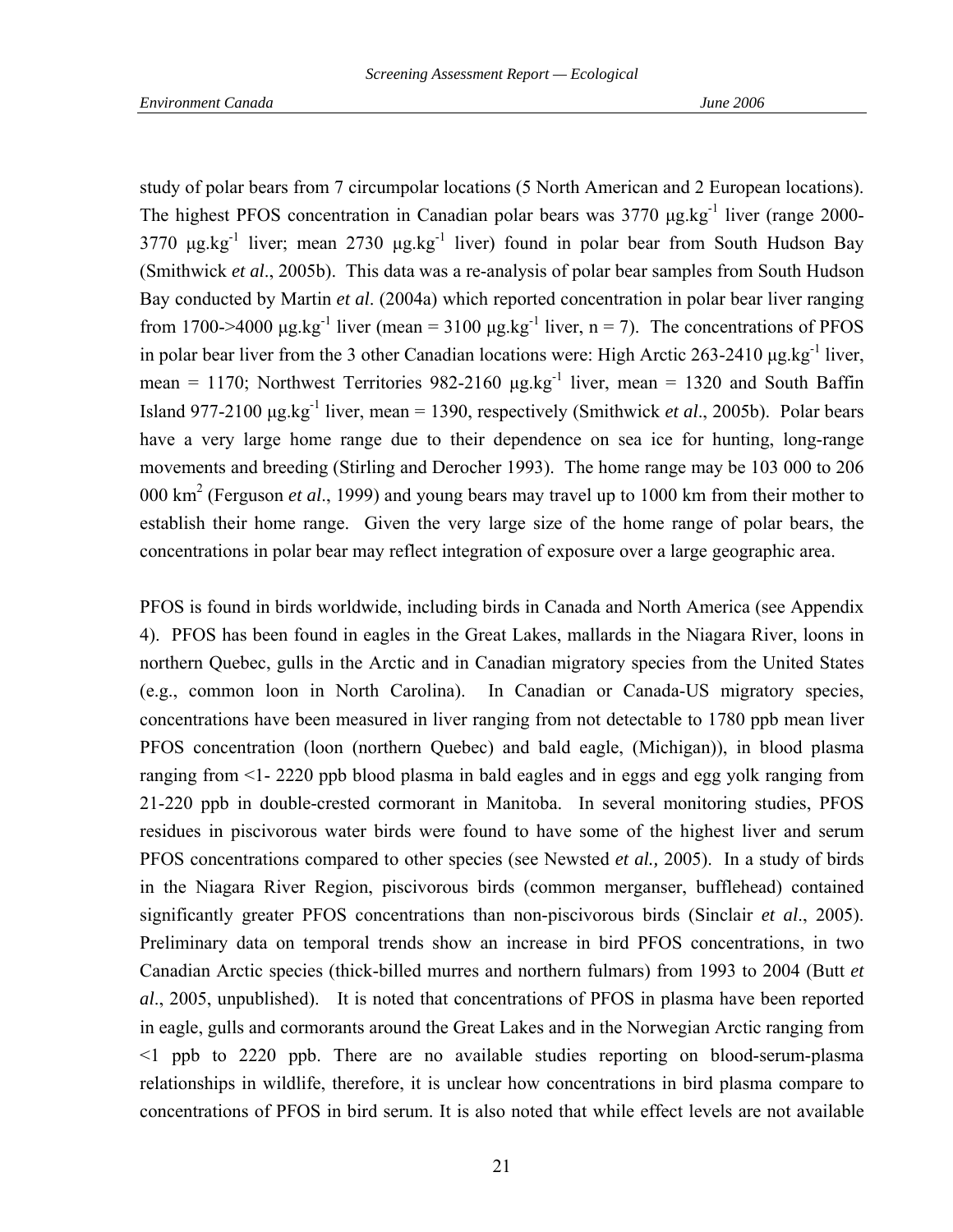study of polar bears from 7 circumpolar locations (5 North American and 2 European locations). The highest PFOS concentration in Canadian polar bears was 3770 $\mu g.kg^{-1}$ liver (range 2000-3770 $\mu g.kg^{-1}$ liver; mean 2730 $\mu g.kg^{-1}$ liver) found in polar bear from South Hudson Bay (Smithwick *et al*., 2005b). This data was a re-analysis of polar bear samples from South Hudson Bay conducted by Martin *et al*. (2004a) which reported concentration in polar bear liver ranging from 1700->4000 $\mu g.kg^{-1}$ liver (mean = 3100 $\mu g.kg^{-1}$ liver, n = 7). The concentrations of PFOS in polar bear liver from the 3 other Canadian locations were: High Arctic 263-2410 $\mu g.kg^{-1}$ liver, mean = 1170; Northwest Territories 982-2160 $\mu g.kg^{-1}$ liver, mean = 1320 and South Baffin Island 977-2100 $\mu g.kg^{-1}$ liver, mean = 1390, respectively (Smithwick *et al*., 2005b). Polar bears have a very large home range due to their dependence on sea ice for hunting, long-range movements and breeding (Stirling and Derocher 1993). The home range may be 103 000 to 206 000 $km^2$ (Ferguson *et al*., 1999) and young bears may travel up to 1000 km from their mother to establish their home range. Given the very large size of the home range of polar bears, the concentrations in polar bear may reflect integration of exposure over a large geographic area.

PFOS is found in birds worldwide, including birds in Canada and North America (see Appendix 4). PFOS has been found in eagles in the Great Lakes, mallards in the Niagara River, loons in northern Quebec, gulls in the Arctic and in Canadian migratory species from the United States (e.g., common loon in North Carolina). In Canadian or Canada-US migratory species, concentrations have been measured in liver ranging from not detectable to 1780 ppb mean liver PFOS concentration (loon (northern Quebec) and bald eagle, (Michigan)), in blood plasma ranging from <1- 2220 ppb blood plasma in bald eagles and in eggs and egg yolk ranging from 21-220 ppb in double-crested cormorant in Manitoba. In several monitoring studies, PFOS residues in piscivorous water birds were found to have some of the highest liver and serum PFOS concentrations compared to other species (see Newsted *et al.,* 2005). In a study of birds in the Niagara River Region, piscivorous birds (common merganser, bufflehead) contained significantly greater PFOS concentrations than non-piscivorous birds (Sinclair *et al*., 2005). Preliminary data on temporal trends show an increase in bird PFOS concentrations, in two Canadian Arctic species (thick-billed murres and northern fulmars) from 1993 to 2004 (Butt *et al*., 2005, unpublished). It is noted that concentrations of PFOS in plasma have been reported in eagle, gulls and cormorants around the Great Lakes and in the Norwegian Arctic ranging from <1 ppb to 2220 ppb. There are no available studies reporting on blood-serum-plasma relationships in wildlife, therefore, it is unclear how concentrations in bird plasma compare to concentrations of PFOS in bird serum. It is also noted that while effect levels are not available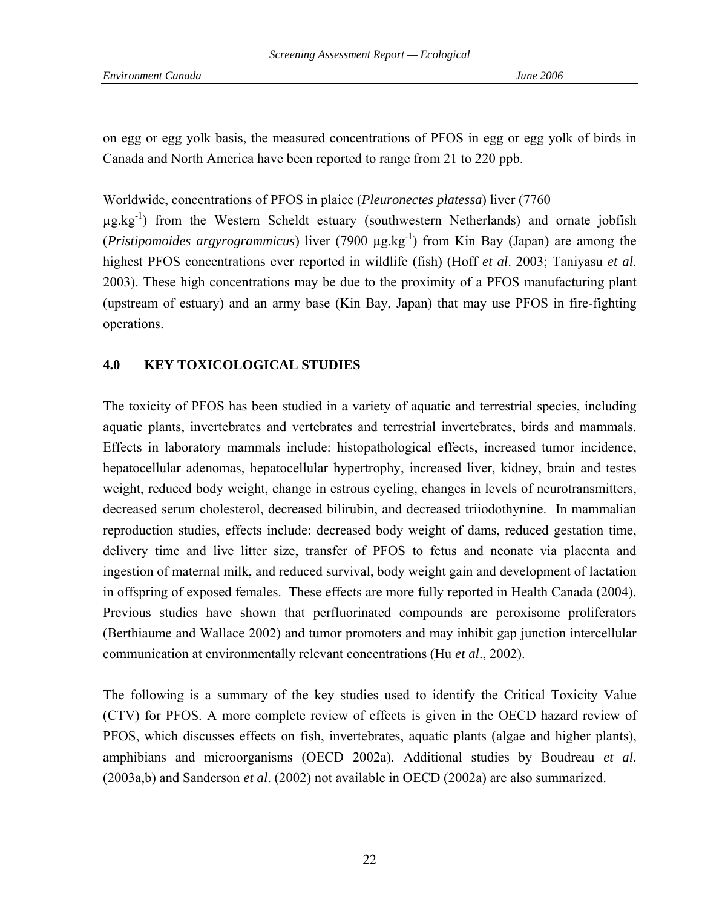on egg or egg yolk basis, the measured concentrations of PFOS in egg or egg yolk of birds in Canada and North America have been reported to range from 21 to 220 ppb.

Worldwide, concentrations of PFOS in plaice (*Pleuronectes platessa*) liver (7760 $\mu g.kg^{-1}$) from the Western Scheldt estuary (southwestern Netherlands) and ornate jobfish (*Pristipomoides argyrogrammicus*) liver (7900 $\mu g.kg^{-1}$) from Kin Bay (Japan) are among the highest PFOS concentrations ever reported in wildlife (fish) (Hoff *et al*. 2003; Taniyasu *et al*. 2003). These high concentrations may be due to the proximity of a PFOS manufacturing plant (upstream of estuary) and an army base (Kin Bay, Japan) that may use PFOS in fire-fighting operations.

## 4.0 KEY TOXICOLOGICAL STUDIES

The toxicity of PFOS has been studied in a variety of aquatic and terrestrial species, including aquatic plants, invertebrates and vertebrates and terrestrial invertebrates, birds and mammals. Effects in laboratory mammals include: histopathological effects, increased tumor incidence, hepatocellular adenomas, hepatocellular hypertrophy, increased liver, kidney, brain and testes weight, reduced body weight, change in estrous cycling, changes in levels of neurotransmitters, decreased serum cholesterol, decreased bilirubin, and decreased triiodothynine. In mammalian reproduction studies, effects include: decreased body weight of dams, reduced gestation time, delivery time and live litter size, transfer of PFOS to fetus and neonate via placenta and ingestion of maternal milk, and reduced survival, body weight gain and development of lactation in offspring of exposed females. These effects are more fully reported in Health Canada (2004). Previous studies have shown that perfluorinated compounds are peroxisome proliferators (Berthiaume and Wallace 2002) and tumor promoters and may inhibit gap junction intercellular communication at environmentally relevant concentrations (Hu *et al*., 2002).

The following is a summary of the key studies used to identify the Critical Toxicity Value (CTV) for PFOS. A more complete review of effects is given in the OECD hazard review of PFOS, which discusses effects on fish, invertebrates, aquatic plants (algae and higher plants), amphibians and microorganisms (OECD 2002a). Additional studies by Boudreau *et al*. (2003a,b) and Sanderson *et al*. (2002) not available in OECD (2002a) are also summarized.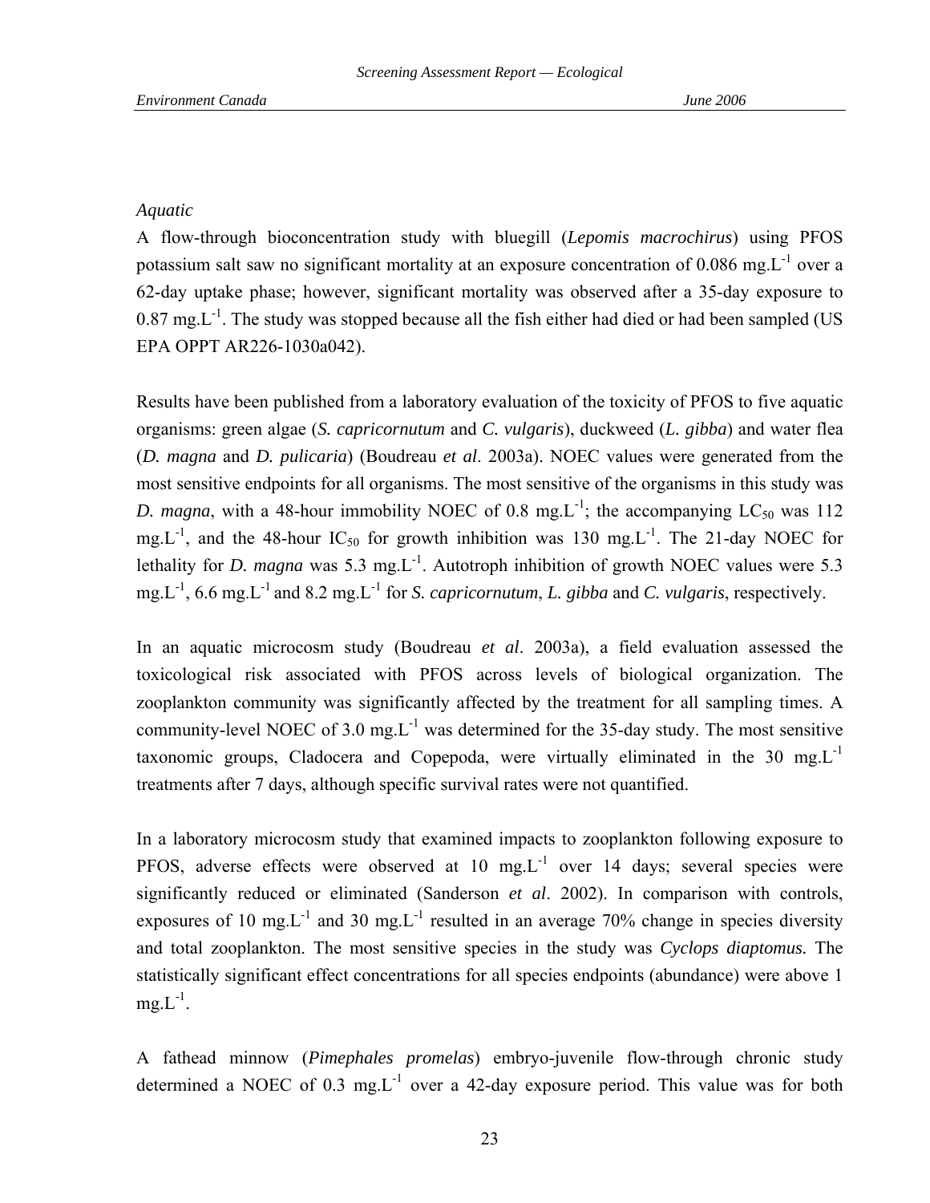*Aquatic*

A flow-through bioconcentration study with bluegill (*Lepomis macrochirus*) using PFOS potassium salt saw no significant mortality at an exposure concentration of 0.086 $mg.L^{-1}$ over a 62-day uptake phase; however, significant mortality was observed after a 35-day exposure to 0.87 $mg.L^{-1}$. The study was stopped because all the fish either had died or had been sampled (US EPA OPPT AR226-1030a042).

Results have been published from a laboratory evaluation of the toxicity of PFOS to five aquatic organisms: green algae (*S. capricornutum* and *C. vulgaris*), duckweed (*L. gibba*) and water flea (*D. magna* and *D. pulicaria*) (Boudreau *et al*. 2003a). NOEC values were generated from the most sensitive endpoints for all organisms. The most sensitive of the organisms in this study was *D. magna*, with a 48-hour immobility NOEC of 0.8 $mg.L^{-1}$; the accompanying $LC_{50}$ was 112 $mg.L^{-1}$, and the 48-hour $IC_{50}$ for growth inhibition was 130 $mg.L^{-1}$. The 21-day NOEC for lethality for *D. magna* was 5.3 $mg.L^{-1}$. Autotroph inhibition of growth NOEC values were 5.3 $mg.L^{-1}$, 6.6 $mg.L^{-1}$ and 8.2 $mg.L^{-1}$ for *S. capricornutum*, *L. gibba* and *C. vulgaris*, respectively.

In an aquatic microcosm study (Boudreau *et al*. 2003a), a field evaluation assessed the toxicological risk associated with PFOS across levels of biological organization. The zooplankton community was significantly affected by the treatment for all sampling times. A community-level NOEC of 3.0 $mg.L^{-1}$ was determined for the 35-day study. The most sensitive taxonomic groups, Cladocera and Copepoda, were virtually eliminated in the 30 $mg.L^{-1}$ treatments after 7 days, although specific survival rates were not quantified.

In a laboratory microcosm study that examined impacts to zooplankton following exposure to PFOS, adverse effects were observed at 10 $mg.L^{-1}$ over 14 days; several species were significantly reduced or eliminated (Sanderson *et al*. 2002). In comparison with controls, exposures of 10 $mg.L^{-1}$ and 30 $mg.L^{-1}$ resulted in an average 70% change in species diversity and total zooplankton. The most sensitive species in the study was *Cyclops diaptomus.* The statistically significant effect concentrations for all species endpoints (abundance) were above 1 $mg.L^{-1}$.

A fathead minnow (*Pimephales promelas*) embryo-juvenile flow-through chronic study determined a NOEC of 0.3 $mg.L^{-1}$ over a 42-day exposure period. This value was for both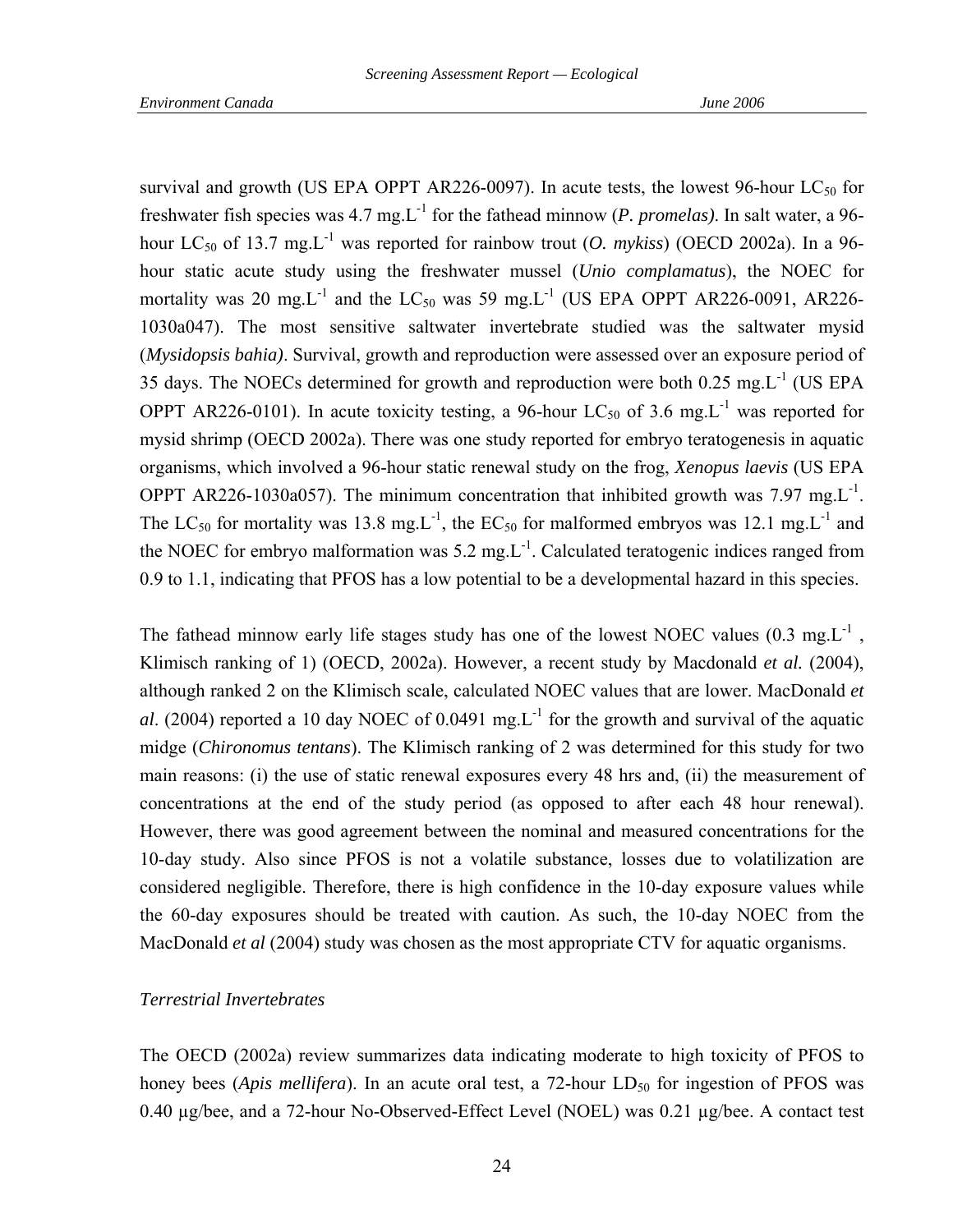survival and growth (US EPA OPPT AR226-0097). In acute tests, the lowest 96-hour $LC_{50}$ for freshwater fish species was 4.7 $mg.L^{-1}$ for the fathead minnow (*P. promelas)*. In salt water, a 96-hour $LC_{50}$ of 13.7 $mg.L^{-1}$ was reported for rainbow trout (*O. mykiss*) (OECD 2002a). In a 96-hour static acute study using the freshwater mussel (*Unio complamatus*), the NOEC for mortality was 20 $mg.L^{-1}$ and the $LC_{50}$ was 59 $mg.L^{-1}$ (US EPA OPPT AR226-0091, AR226-1030a047). The most sensitive saltwater invertebrate studied was the saltwater mysid (*Mysidopsis bahia)*. Survival, growth and reproduction were assessed over an exposure period of 35 days. The NOECs determined for growth and reproduction were both 0.25 $mg.L^{-1}$ (US EPA OPPT AR226-0101). In acute toxicity testing, a 96-hour $LC_{50}$ of 3.6 $mg.L^{-1}$ was reported for mysid shrimp (OECD 2002a). There was one study reported for embryo teratogenesis in aquatic organisms, which involved a 96-hour static renewal study on the frog, *Xenopus laevis* (US EPA OPPT AR226-1030a057). The minimum concentration that inhibited growth was 7.97 $mg.L^{-1}$. The $LC_{50}$ for mortality was 13.8 $mg.L^{-1}$, the $EC_{50}$ for malformed embryos was 12.1 $mg.L^{-1}$ and the NOEC for embryo malformation was 5.2 $mg.L^{-1}$. Calculated teratogenic indices ranged from 0.9 to 1.1, indicating that PFOS has a low potential to be a developmental hazard in this species.

The fathead minnow early life stages study has one of the lowest NOEC values (0.3 $mg.L^{-1}$ , Klimisch ranking of 1) (OECD, 2002a). However, a recent study by Macdonald *et al.* (2004), although ranked 2 on the Klimisch scale, calculated NOEC values that are lower. MacDonald *et al*. (2004) reported a 10 day NOEC of 0.0491 $mg.L^{-1}$ for the growth and survival of the aquatic midge (*Chironomus tentans*). The Klimisch ranking of 2 was determined for this study for two main reasons: (i) the use of static renewal exposures every 48 hrs and, (ii) the measurement of concentrations at the end of the study period (as opposed to after each 48 hour renewal). However, there was good agreement between the nominal and measured concentrations for the 10-day study. Also since PFOS is not a volatile substance, losses due to volatilization are considered negligible. Therefore, there is high confidence in the 10-day exposure values while the 60-day exposures should be treated with caution. As such, the 10-day NOEC from the MacDonald *et al* (2004) study was chosen as the most appropriate CTV for aquatic organisms.

*Terrestrial Invertebrates*

The OECD (2002a) review summarizes data indicating moderate to high toxicity of PFOS to honey bees (*Apis mellifera*). In an acute oral test, a 72-hour $LD_{50}$ for ingestion of PFOS was 0.40 µg/bee, and a 72-hour No-Observed-Effect Level (NOEL) was 0.21 µg/bee. A contact test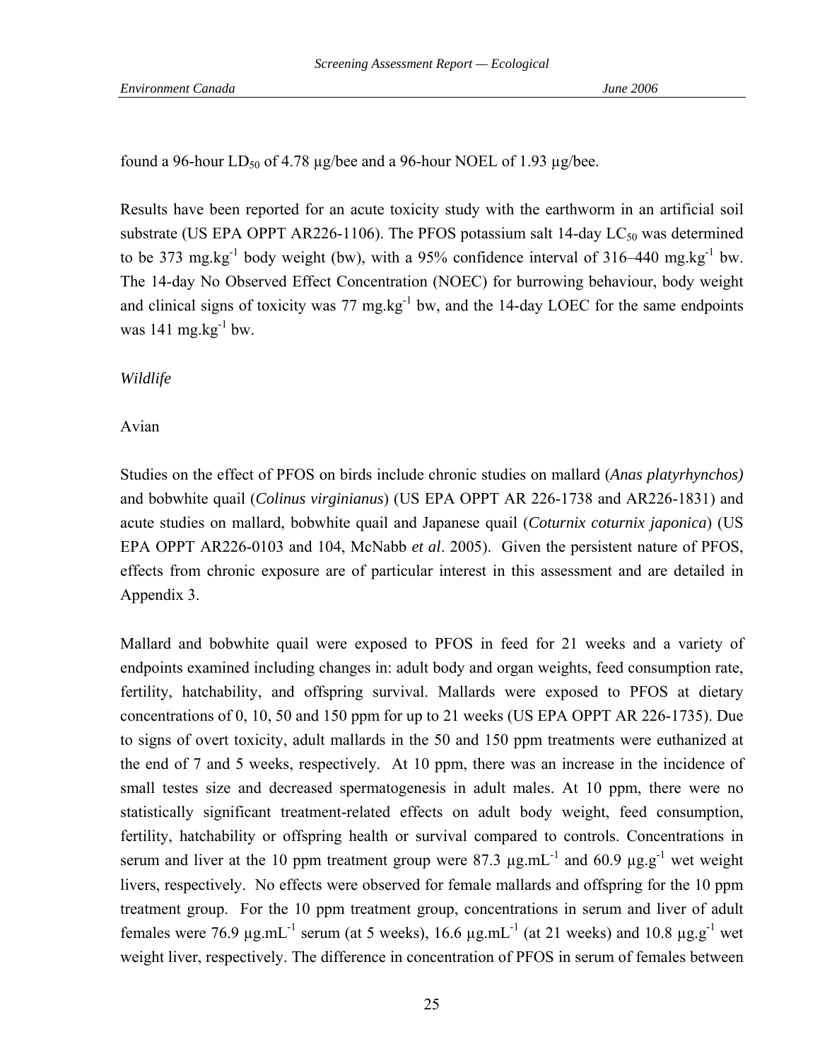found a 96-hour $LD_{50}$ of 4.78 µg/bee and a 96-hour NOEL of 1.93 µg/bee.

Results have been reported for an acute toxicity study with the earthworm in an artificial soil substrate (US EPA OPPT AR226-1106). The PFOS potassium salt 14-day $LC_{50}$ was determined to be 373 $mg.kg^{-1}$ body weight (bw), with a 95% confidence interval of 316–440 $mg.kg^{-1}$ bw. The 14-day No Observed Effect Concentration (NOEC) for burrowing behaviour, body weight and clinical signs of toxicity was 77 $mg.kg^{-1}$ bw, and the 14-day LOEC for the same endpoints was 141 $mg.kg^{-1}$ bw.

*Wildlife*

Avian

Studies on the effect of PFOS on birds include chronic studies on mallard (*Anas platyrhynchos)* and bobwhite quail (*Colinus virginianus*) (US EPA OPPT AR 226-1738 and AR226-1831) and acute studies on mallard, bobwhite quail and Japanese quail (*Coturnix coturnix japonica*) (US EPA OPPT AR226-0103 and 104, McNabb *et al*. 2005). Given the persistent nature of PFOS, effects from chronic exposure are of particular interest in this assessment and are detailed in Appendix 3.

Mallard and bobwhite quail were exposed to PFOS in feed for 21 weeks and a variety of endpoints examined including changes in: adult body and organ weights, feed consumption rate, fertility, hatchability, and offspring survival. Mallards were exposed to PFOS at dietary concentrations of 0, 10, 50 and 150 ppm for up to 21 weeks (US EPA OPPT AR 226-1735). Due to signs of overt toxicity, adult mallards in the 50 and 150 ppm treatments were euthanized at the end of 7 and 5 weeks, respectively. At 10 ppm, there was an increase in the incidence of small testes size and decreased spermatogenesis in adult males. At 10 ppm, there were no statistically significant treatment-related effects on adult body weight, feed consumption, fertility, hatchability or offspring health or survival compared to controls. Concentrations in serum and liver at the 10 ppm treatment group were 87.3 $\mu g.mL^{-1}$ and 60.9 $\mu g.g^{-1}$ wet weight livers, respectively. No effects were observed for female mallards and offspring for the 10 ppm treatment group. For the 10 ppm treatment group, concentrations in serum and liver of adult females were 76.9 $\mu g.mL^{-1}$ serum (at 5 weeks), 16.6 $\mu g.mL^{-1}$ (at 21 weeks) and 10.8 $\mu g.g^{-1}$ wet weight liver, respectively. The difference in concentration of PFOS in serum of females between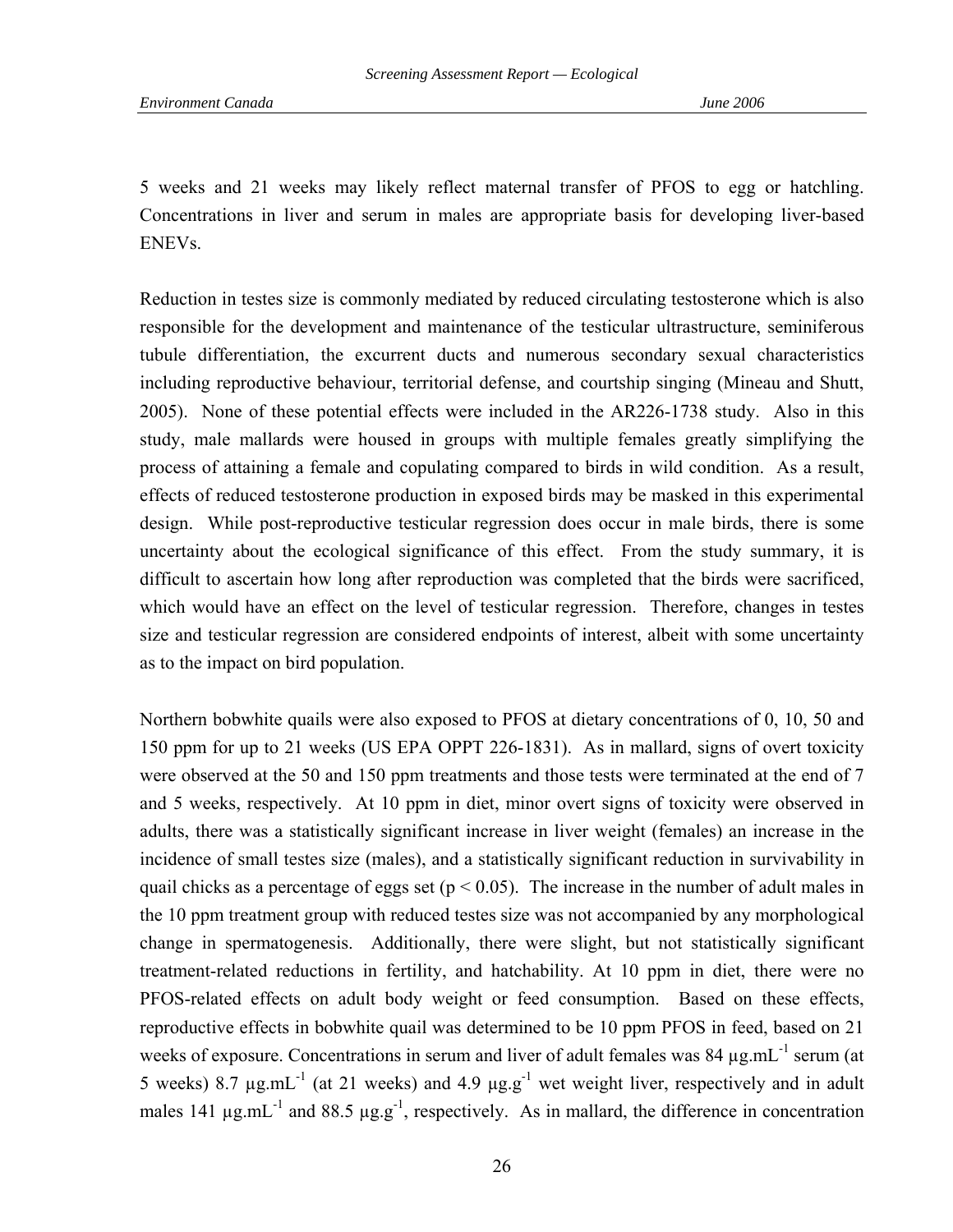5 weeks and 21 weeks may likely reflect maternal transfer of PFOS to egg or hatchling. Concentrations in liver and serum in males are appropriate basis for developing liver-based ENEVs.

Reduction in testes size is commonly mediated by reduced circulating testosterone which is also responsible for the development and maintenance of the testicular ultrastructure, seminiferous tubule differentiation, the excurrent ducts and numerous secondary sexual characteristics including reproductive behaviour, territorial defense, and courtship singing (Mineau and Shutt, 2005). None of these potential effects were included in the AR226-1738 study. Also in this study, male mallards were housed in groups with multiple females greatly simplifying the process of attaining a female and copulating compared to birds in wild condition. As a result, effects of reduced testosterone production in exposed birds may be masked in this experimental design. While post-reproductive testicular regression does occur in male birds, there is some uncertainty about the ecological significance of this effect. From the study summary, it is difficult to ascertain how long after reproduction was completed that the birds were sacrificed, which would have an effect on the level of testicular regression. Therefore, changes in testes size and testicular regression are considered endpoints of interest, albeit with some uncertainty as to the impact on bird population.

Northern bobwhite quails were also exposed to PFOS at dietary concentrations of 0, 10, 50 and 150 ppm for up to 21 weeks (US EPA OPPT 226-1831). As in mallard, signs of overt toxicity were observed at the 50 and 150 ppm treatments and those tests were terminated at the end of 7 and 5 weeks, respectively. At 10 ppm in diet, minor overt signs of toxicity were observed in adults, there was a statistically significant increase in liver weight (females) an increase in the incidence of small testes size (males), and a statistically significant reduction in survivability in quail chicks as a percentage of eggs set ($p < 0.05$). The increase in the number of adult males in the 10 ppm treatment group with reduced testes size was not accompanied by any morphological change in spermatogenesis. Additionally, there were slight, but not statistically significant treatment-related reductions in fertility, and hatchability. At 10 ppm in diet, there were no PFOS-related effects on adult body weight or feed consumption. Based on these effects, reproductive effects in bobwhite quail was determined to be 10 ppm PFOS in feed, based on 21 weeks of exposure. Concentrations in serum and liver of adult females was 84 $\mu g.mL^{-1}$ serum (at 5 weeks) 8.7 $\mu g.mL^{-1}$ (at 21 weeks) and 4.9 $\mu g.g^{-1}$ wet weight liver, respectively and in adult males 141 $\mu g.mL^{-1}$ and 88.5 $\mu g.g^{-1}$, respectively. As in mallard, the difference in concentration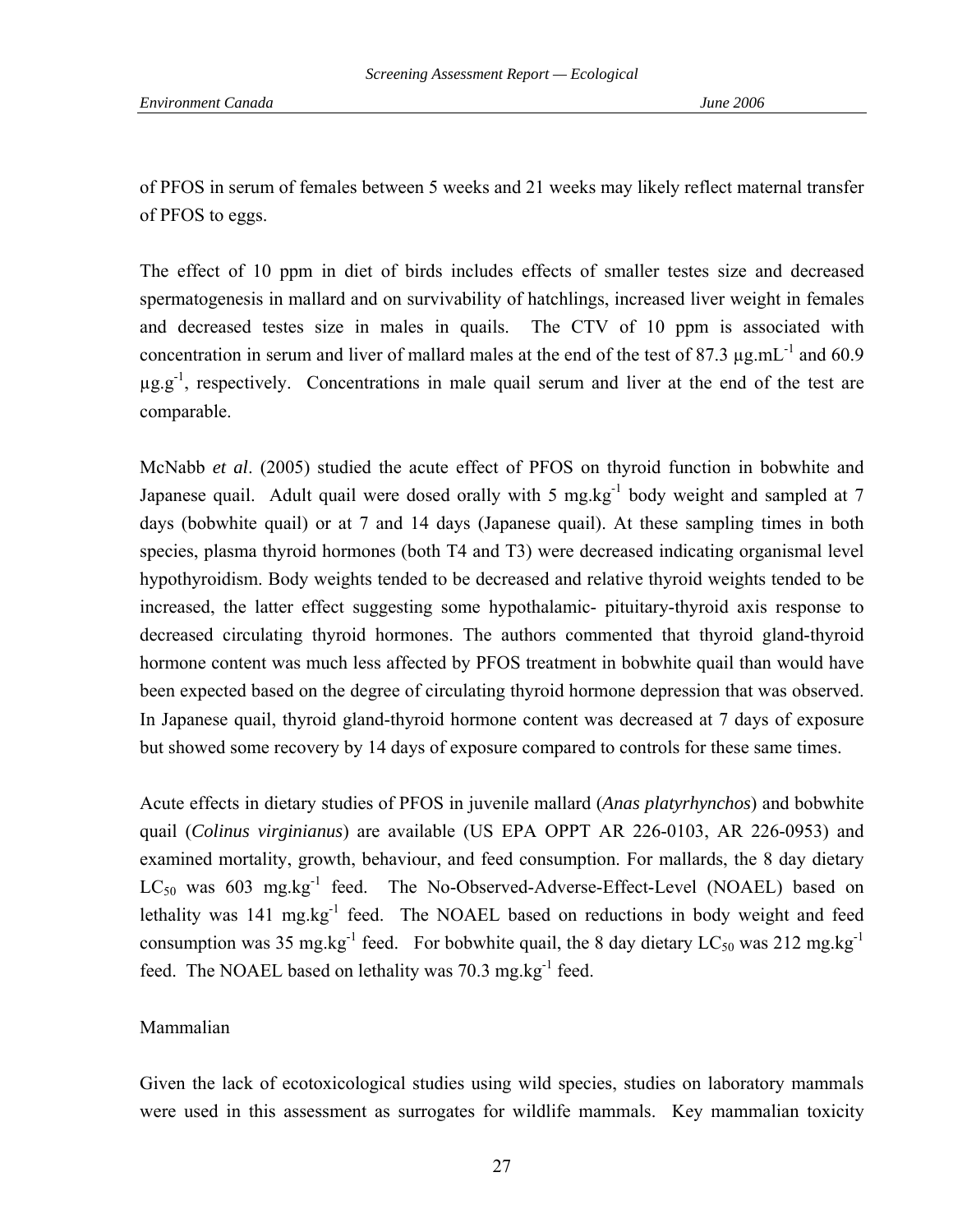of PFOS in serum of females between 5 weeks and 21 weeks may likely reflect maternal transfer of PFOS to eggs.

The effect of 10 ppm in diet of birds includes effects of smaller testes size and decreased spermatogenesis in mallard and on survivability of hatchlings, increased liver weight in females and decreased testes size in males in quails. The CTV of 10 ppm is associated with concentration in serum and liver of mallard males at the end of the test of 87.3 $\mu g.mL^{-1}$ and 60.9 $\mu g.g^{-1}$, respectively. Concentrations in male quail serum and liver at the end of the test are comparable.

McNabb *et al*. (2005) studied the acute effect of PFOS on thyroid function in bobwhite and Japanese quail. Adult quail were dosed orally with 5 $mg.kg^{-1}$ body weight and sampled at 7 days (bobwhite quail) or at 7 and 14 days (Japanese quail). At these sampling times in both species, plasma thyroid hormones (both T4 and T3) were decreased indicating organismal level hypothyroidism. Body weights tended to be decreased and relative thyroid weights tended to be increased, the latter effect suggesting some hypothalamic- pituitary-thyroid axis response to decreased circulating thyroid hormones. The authors commented that thyroid gland-thyroid hormone content was much less affected by PFOS treatment in bobwhite quail than would have been expected based on the degree of circulating thyroid hormone depression that was observed. In Japanese quail, thyroid gland-thyroid hormone content was decreased at 7 days of exposure but showed some recovery by 14 days of exposure compared to controls for these same times.

Acute effects in dietary studies of PFOS in juvenile mallard (*Anas platyrhynchos*) and bobwhite quail (*Colinus virginianus*) are available (US EPA OPPT AR 226-0103, AR 226-0953) and examined mortality, growth, behaviour, and feed consumption. For mallards, the 8 day dietary $LC_{50}$ was 603 $mg.kg^{-1}$ feed. The No-Observed-Adverse-Effect-Level (NOAEL) based on lethality was 141 $mg.kg^{-1}$ feed. The NOAEL based on reductions in body weight and feed consumption was 35 $mg.kg^{-1}$ feed. For bobwhite quail, the 8 day dietary $LC_{50}$ was 212 $mg.kg^{-1}$ feed. The NOAEL based on lethality was 70.3 $mg.kg^{-1}$ feed.

Mammalian

Given the lack of ecotoxicological studies using wild species, studies on laboratory mammals were used in this assessment as surrogates for wildlife mammals. Key mammalian toxicity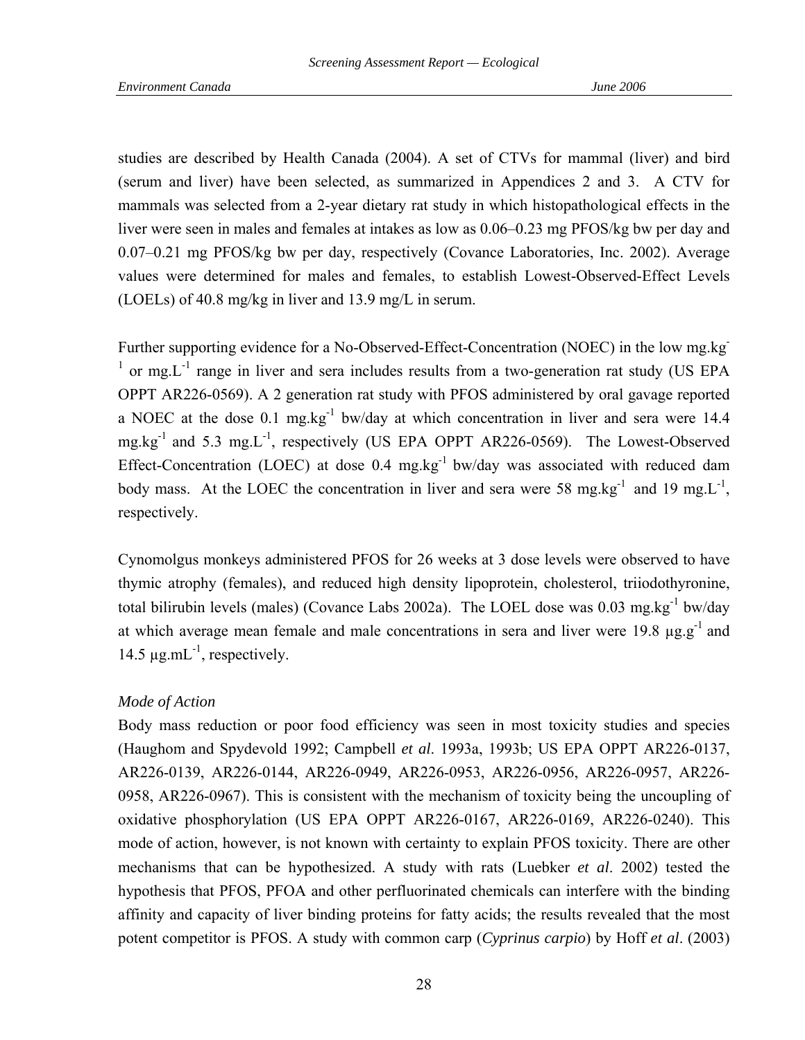studies are described by Health Canada (2004). A set of CTVs for mammal (liver) and bird (serum and liver) have been selected, as summarized in Appendices 2 and 3. A CTV for mammals was selected from a 2-year dietary rat study in which histopathological effects in the liver were seen in males and females at intakes as low as 0.06–0.23 mg PFOS/kg bw per day and 0.07–0.21 mg PFOS/kg bw per day, respectively (Covance Laboratories, Inc. 2002). Average values were determined for males and females, to establish Lowest-Observed-Effect Levels (LOELs) of 40.8 mg/kg in liver and 13.9 mg/L in serum.

Further supporting evidence for a No-Observed-Effect-Concentration (NOEC) in the low $mg.kg^{-1}$ or $mg.L^{-1}$ range in liver and sera includes results from a two-generation rat study (US EPA OPPT AR226-0569). A 2 generation rat study with PFOS administered by oral gavage reported a NOEC at the dose 0.1 $mg.kg^{-1}$ bw/day at which concentration in liver and sera were 14.4 $mg.kg^{-1}$ and 5.3 $mg.L^{-1}$, respectively (US EPA OPPT AR226-0569). The Lowest-Observed Effect-Concentration (LOEC) at dose 0.4 $mg.kg^{-1}$ bw/day was associated with reduced dam body mass. At the LOEC the concentration in liver and sera were 58 $mg.kg^{-1}$ and 19 $mg.L^{-1}$, respectively.

Cynomolgus monkeys administered PFOS for 26 weeks at 3 dose levels were observed to have thymic atrophy (females), and reduced high density lipoprotein, cholesterol, triiodothyronine, total bilirubin levels (males) (Covance Labs 2002a). The LOEL dose was 0.03 $mg.kg^{-1}$ bw/day at which average mean female and male concentrations in sera and liver were 19.8 $\mu g.g^{-1}$ and 14.5 $\mu g.mL^{-1}$, respectively.

*Mode of Action*

Body mass reduction or poor food efficiency was seen in most toxicity studies and species (Haughom and Spydevold 1992; Campbell *et al*. 1993a, 1993b; US EPA OPPT AR226-0137, AR226-0139, AR226-0144, AR226-0949, AR226-0953, AR226-0956, AR226-0957, AR226-0958, AR226-0967). This is consistent with the mechanism of toxicity being the uncoupling of oxidative phosphorylation (US EPA OPPT AR226-0167, AR226-0169, AR226-0240). This mode of action, however, is not known with certainty to explain PFOS toxicity. There are other mechanisms that can be hypothesized. A study with rats (Luebker *et al*. 2002) tested the hypothesis that PFOS, PFOA and other perfluorinated chemicals can interfere with the binding affinity and capacity of liver binding proteins for fatty acids; the results revealed that the most potent competitor is PFOS. A study with common carp (*Cyprinus carpio*) by Hoff *et al*. (2003)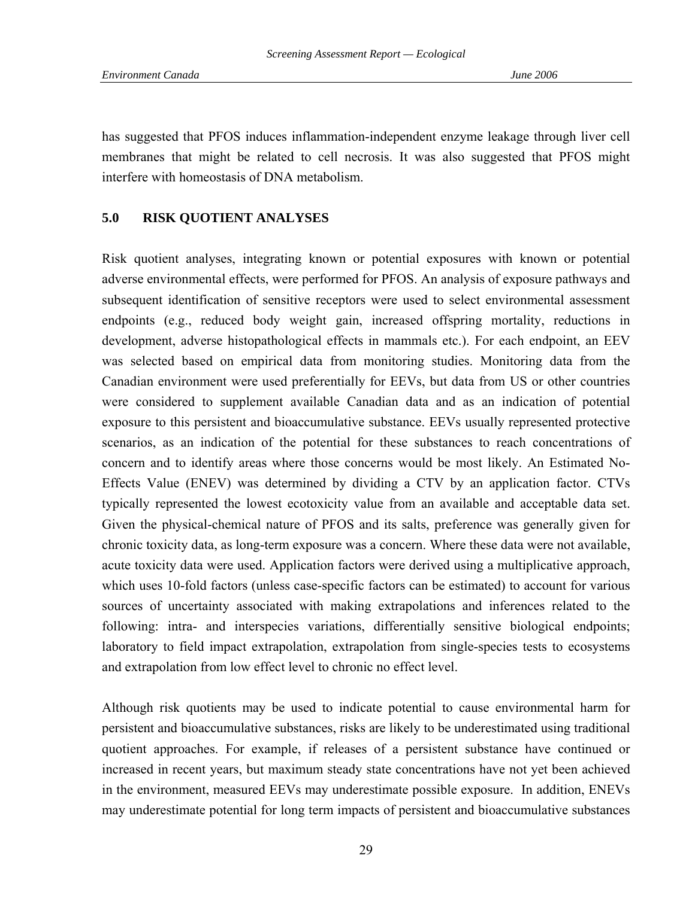has suggested that PFOS induces inflammation-independent enzyme leakage through liver cell membranes that might be related to cell necrosis. It was also suggested that PFOS might interfere with homeostasis of DNA metabolism.

## 5.0 RISK QUOTIENT ANALYSES

Risk quotient analyses, integrating known or potential exposures with known or potential adverse environmental effects, were performed for PFOS. An analysis of exposure pathways and subsequent identification of sensitive receptors were used to select environmental assessment endpoints (e.g., reduced body weight gain, increased offspring mortality, reductions in development, adverse histopathological effects in mammals etc.). For each endpoint, an EEV was selected based on empirical data from monitoring studies. Monitoring data from the Canadian environment were used preferentially for EEVs, but data from US or other countries were considered to supplement available Canadian data and as an indication of potential exposure to this persistent and bioaccumulative substance. EEVs usually represented protective scenarios, as an indication of the potential for these substances to reach concentrations of concern and to identify areas where those concerns would be most likely. An Estimated No-Effects Value (ENEV) was determined by dividing a CTV by an application factor. CTVs typically represented the lowest ecotoxicity value from an available and acceptable data set. Given the physical-chemical nature of PFOS and its salts, preference was generally given for chronic toxicity data, as long-term exposure was a concern. Where these data were not available, acute toxicity data were used. Application factors were derived using a multiplicative approach, which uses 10-fold factors (unless case-specific factors can be estimated) to account for various sources of uncertainty associated with making extrapolations and inferences related to the following: intra- and interspecies variations, differentially sensitive biological endpoints; laboratory to field impact extrapolation, extrapolation from single-species tests to ecosystems and extrapolation from low effect level to chronic no effect level.

Although risk quotients may be used to indicate potential to cause environmental harm for persistent and bioaccumulative substances, risks are likely to be underestimated using traditional quotient approaches. For example, if releases of a persistent substance have continued or increased in recent years, but maximum steady state concentrations have not yet been achieved in the environment, measured EEVs may underestimate possible exposure. In addition, ENEVs may underestimate potential for long term impacts of persistent and bioaccumulative substances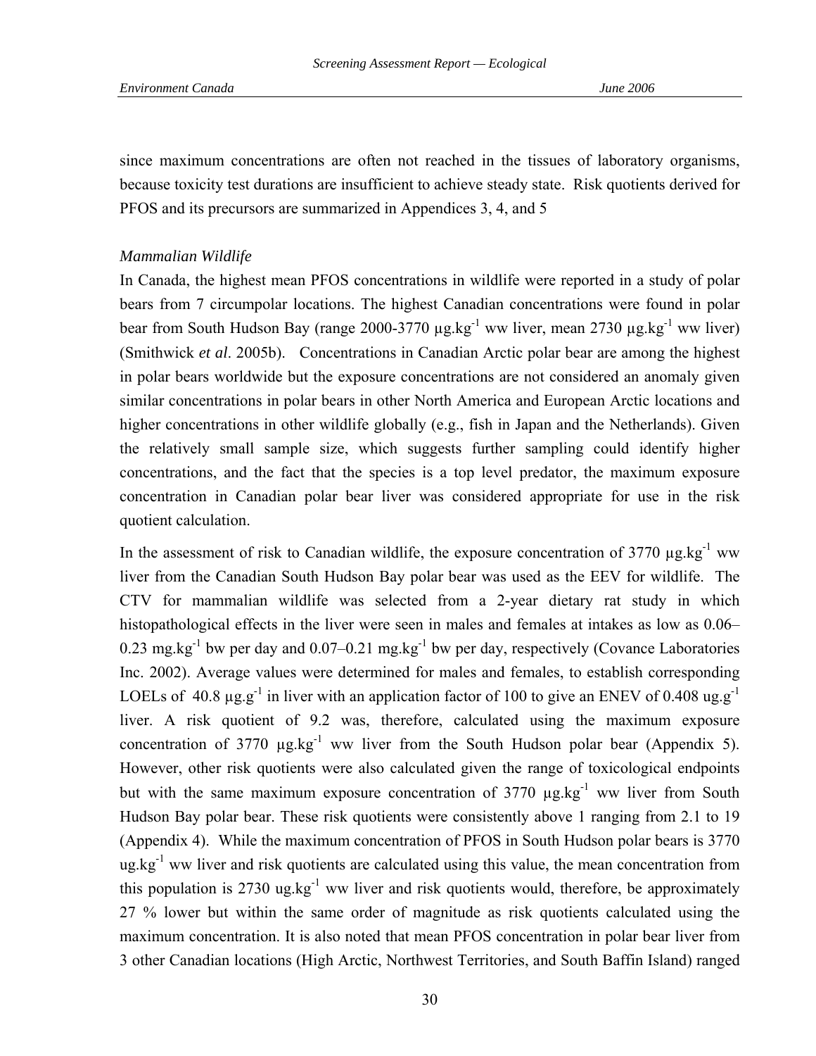since maximum concentrations are often not reached in the tissues of laboratory organisms, because toxicity test durations are insufficient to achieve steady state. Risk quotients derived for PFOS and its precursors are summarized in Appendices 3, 4, and 5

*Mammalian Wildlife*

In Canada, the highest mean PFOS concentrations in wildlife were reported in a study of polar bears from 7 circumpolar locations. The highest Canadian concentrations were found in polar bear from South Hudson Bay (range 2000-3770 $\mu g.kg^{-1}$ ww liver, mean 2730 $\mu g.kg^{-1}$ ww liver) (Smithwick *et al*. 2005b). Concentrations in Canadian Arctic polar bear are among the highest in polar bears worldwide but the exposure concentrations are not considered an anomaly given similar concentrations in polar bears in other North America and European Arctic locations and higher concentrations in other wildlife globally (e.g., fish in Japan and the Netherlands). Given the relatively small sample size, which suggests further sampling could identify higher concentrations, and the fact that the species is a top level predator, the maximum exposure concentration in Canadian polar bear liver was considered appropriate for use in the risk quotient calculation.

In the assessment of risk to Canadian wildlife, the exposure concentration of 3770 $\mu g.kg^{-1}$ ww liver from the Canadian South Hudson Bay polar bear was used as the EEV for wildlife. The CTV for mammalian wildlife was selected from a 2-year dietary rat study in which histopathological effects in the liver were seen in males and females at intakes as low as 0.06–0.23 $mg.kg^{-1}$ bw per day and 0.07–0.21 $mg.kg^{-1}$ bw per day, respectively (Covance Laboratories Inc. 2002). Average values were determined for males and females, to establish corresponding LOELs of 40.8 $\mu g.g^{-1}$ in liver with an application factor of 100 to give an ENEV of 0.408 $ug.g^{-1}$ liver. A risk quotient of 9.2 was, therefore, calculated using the maximum exposure concentration of 3770 $\mu g.kg^{-1}$ ww liver from the South Hudson polar bear (Appendix 5). However, other risk quotients were also calculated given the range of toxicological endpoints but with the same maximum exposure concentration of 3770 $\mu g.kg^{-1}$ ww liver from South Hudson Bay polar bear. These risk quotients were consistently above 1 ranging from 2.1 to 19 (Appendix 4). While the maximum concentration of PFOS in South Hudson polar bears is 3770 $ug.kg^{-1}$ ww liver and risk quotients are calculated using this value, the mean concentration from this population is 2730 $ug.kg^{-1}$ ww liver and risk quotients would, therefore, be approximately 27 % lower but within the same order of magnitude as risk quotients calculated using the maximum concentration. It is also noted that mean PFOS concentration in polar bear liver from 3 other Canadian locations (High Arctic, Northwest Territories, and South Baffin Island) ranged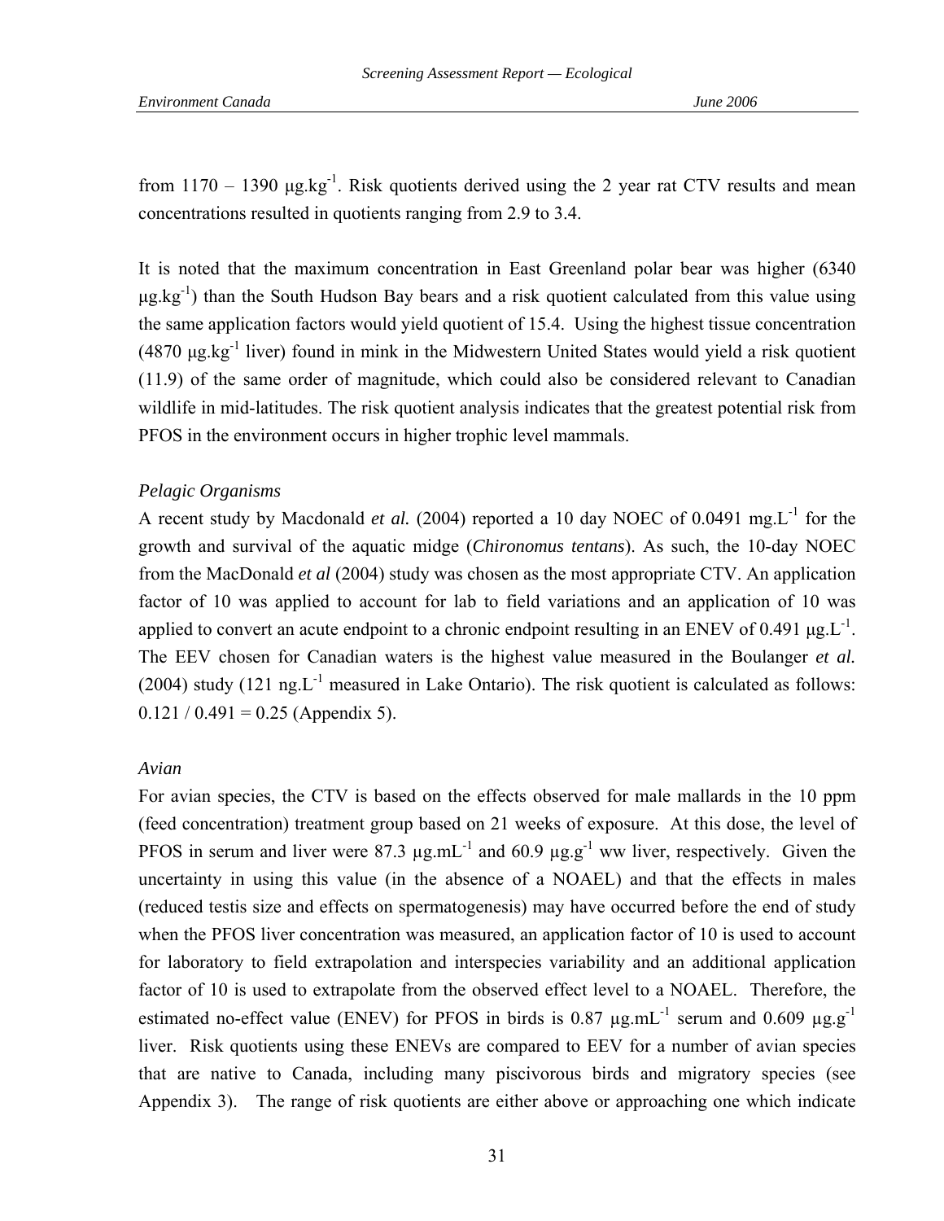from 1170 – 1390 $\mu g.kg^{-1}$. Risk quotients derived using the 2 year rat CTV results and mean concentrations resulted in quotients ranging from 2.9 to 3.4.

It is noted that the maximum concentration in East Greenland polar bear was higher (6340 $\mu g.kg^{-1}$) than the South Hudson Bay bears and a risk quotient calculated from this value using the same application factors would yield quotient of 15.4. Using the highest tissue concentration (4870 $\mu g.kg^{-1}$ liver) found in mink in the Midwestern United States would yield a risk quotient (11.9) of the same order of magnitude, which could also be considered relevant to Canadian wildlife in mid-latitudes. The risk quotient analysis indicates that the greatest potential risk from PFOS in the environment occurs in higher trophic level mammals.

*Pelagic Organisms*

A recent study by Macdonald *et al.* (2004) reported a 10 day NOEC of 0.0491 $mg.L^{-1}$ for the growth and survival of the aquatic midge (*Chironomus tentans*). As such, the 10-day NOEC from the MacDonald *et al* (2004) study was chosen as the most appropriate CTV. An application factor of 10 was applied to account for lab to field variations and an application of 10 was applied to convert an acute endpoint to a chronic endpoint resulting in an ENEV of 0.491 $\mu g.L^{-1}$. The EEV chosen for Canadian waters is the highest value measured in the Boulanger *et al.* (2004) study (121 $ng.L^{-1}$ measured in Lake Ontario). The risk quotient is calculated as follows: 0.121 / 0.491 = 0.25 (Appendix 5).

*Avian*

For avian species, the CTV is based on the effects observed for male mallards in the 10 ppm (feed concentration) treatment group based on 21 weeks of exposure. At this dose, the level of PFOS in serum and liver were 87.3 $\mu g.mL^{-1}$ and 60.9 $\mu g.g^{-1}$ ww liver, respectively. Given the uncertainty in using this value (in the absence of a NOAEL) and that the effects in males (reduced testis size and effects on spermatogenesis) may have occurred before the end of study when the PFOS liver concentration was measured, an application factor of 10 is used to account for laboratory to field extrapolation and interspecies variability and an additional application factor of 10 is used to extrapolate from the observed effect level to a NOAEL. Therefore, the estimated no-effect value (ENEV) for PFOS in birds is 0.87 $\mu g.mL^{-1}$ serum and 0.609 $\mu g.g^{-1}$ liver. Risk quotients using these ENEVs are compared to EEV for a number of avian species that are native to Canada, including many piscivorous birds and migratory species (see Appendix 3). The range of risk quotients are either above or approaching one which indicate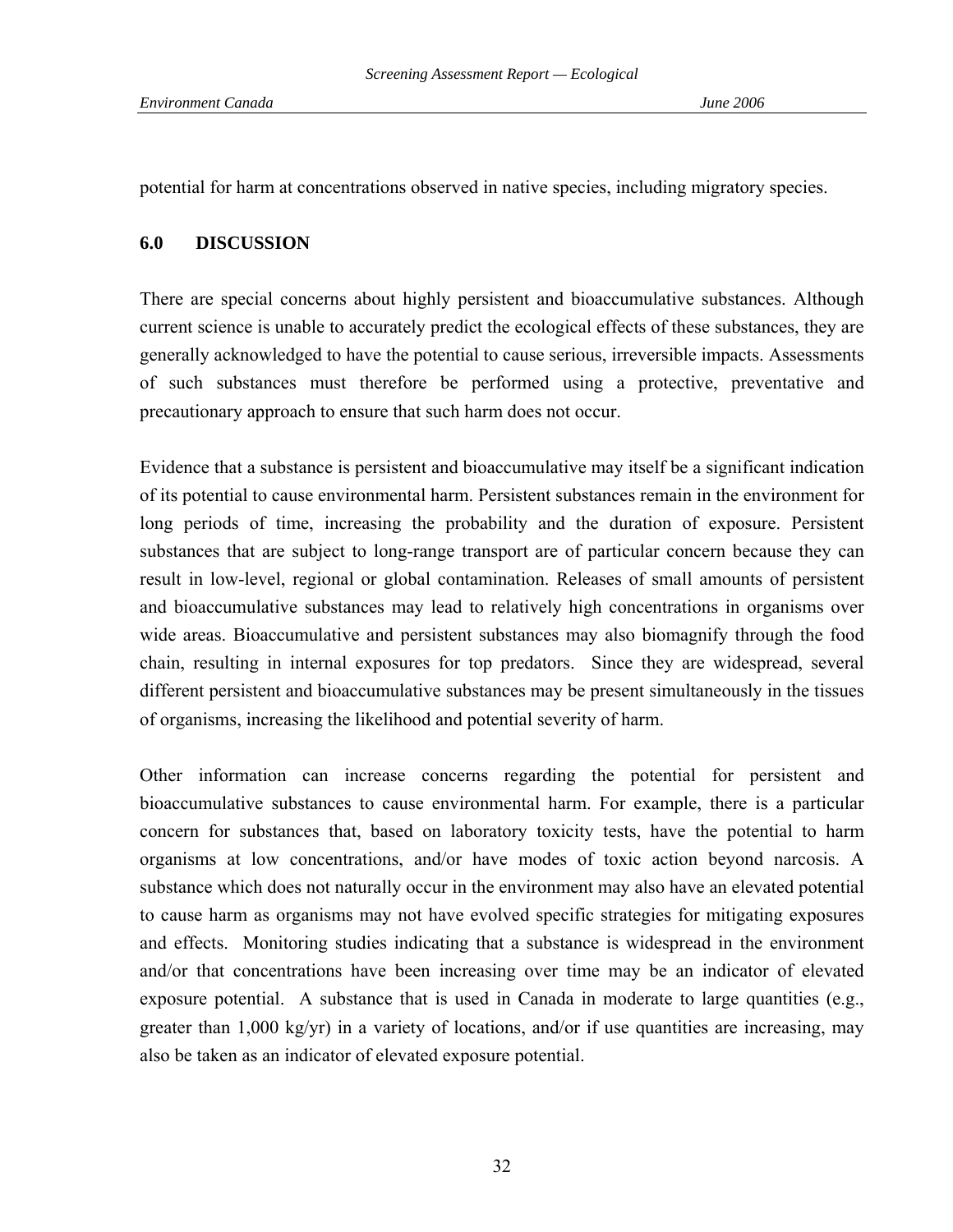potential for harm at concentrations observed in native species, including migratory species.

## 6.0 DISCUSSION

There are special concerns about highly persistent and bioaccumulative substances. Although current science is unable to accurately predict the ecological effects of these substances, they are generally acknowledged to have the potential to cause serious, irreversible impacts. Assessments of such substances must therefore be performed using a protective, preventative and precautionary approach to ensure that such harm does not occur.

Evidence that a substance is persistent and bioaccumulative may itself be a significant indication of its potential to cause environmental harm. Persistent substances remain in the environment for long periods of time, increasing the probability and the duration of exposure. Persistent substances that are subject to long-range transport are of particular concern because they can result in low-level, regional or global contamination. Releases of small amounts of persistent and bioaccumulative substances may lead to relatively high concentrations in organisms over wide areas. Bioaccumulative and persistent substances may also biomagnify through the food chain, resulting in internal exposures for top predators. Since they are widespread, several different persistent and bioaccumulative substances may be present simultaneously in the tissues of organisms, increasing the likelihood and potential severity of harm.

Other information can increase concerns regarding the potential for persistent and bioaccumulative substances to cause environmental harm. For example, there is a particular concern for substances that, based on laboratory toxicity tests, have the potential to harm organisms at low concentrations, and/or have modes of toxic action beyond narcosis. A substance which does not naturally occur in the environment may also have an elevated potential to cause harm as organisms may not have evolved specific strategies for mitigating exposures and effects. Monitoring studies indicating that a substance is widespread in the environment and/or that concentrations have been increasing over time may be an indicator of elevated exposure potential. A substance that is used in Canada in moderate to large quantities (e.g., greater than 1,000 kg/yr) in a variety of locations, and/or if use quantities are increasing, may also be taken as an indicator of elevated exposure potential.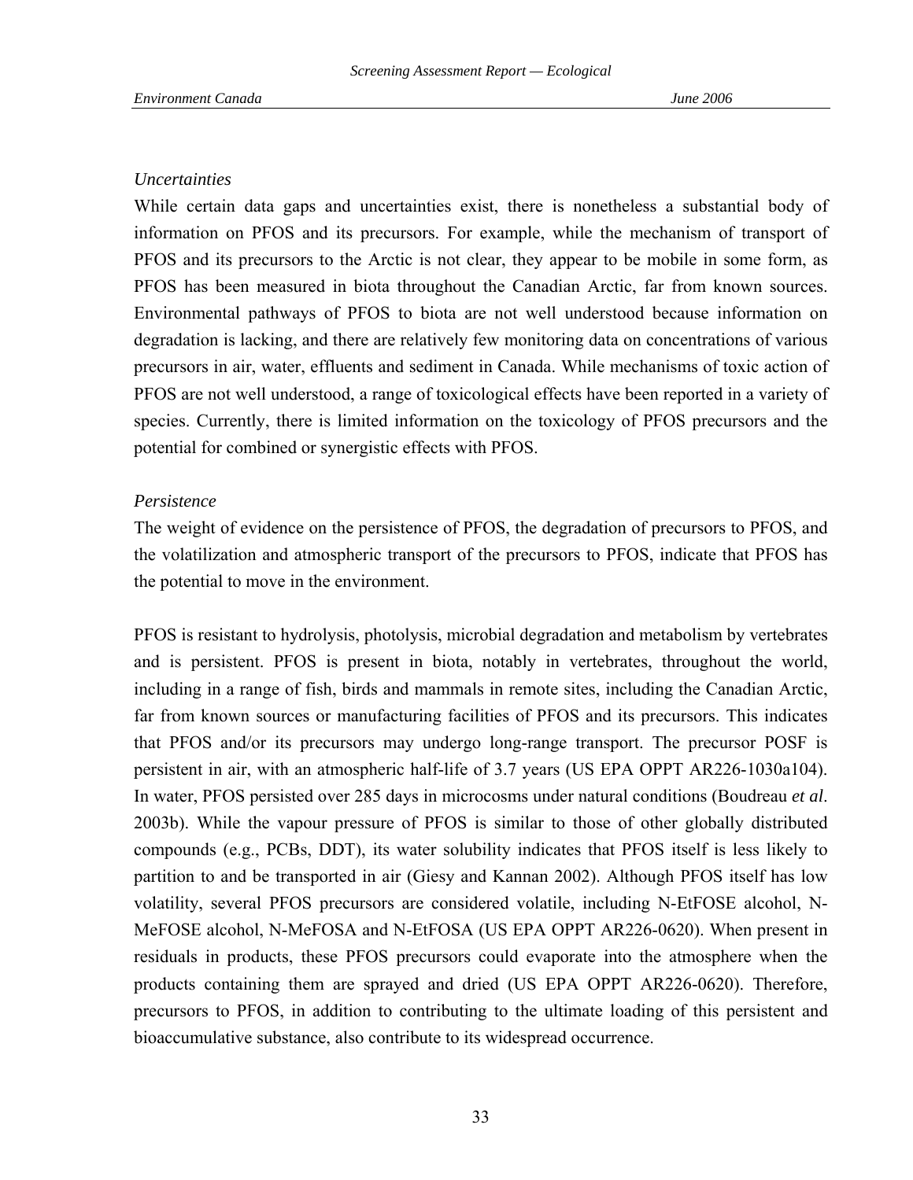*Uncertainties*

While certain data gaps and uncertainties exist, there is nonetheless a substantial body of information on PFOS and its precursors. For example, while the mechanism of transport of PFOS and its precursors to the Arctic is not clear, they appear to be mobile in some form, as PFOS has been measured in biota throughout the Canadian Arctic, far from known sources. Environmental pathways of PFOS to biota are not well understood because information on degradation is lacking, and there are relatively few monitoring data on concentrations of various precursors in air, water, effluents and sediment in Canada. While mechanisms of toxic action of PFOS are not well understood, a range of toxicological effects have been reported in a variety of species. Currently, there is limited information on the toxicology of PFOS precursors and the potential for combined or synergistic effects with PFOS.

*Persistence*

The weight of evidence on the persistence of PFOS, the degradation of precursors to PFOS, and the volatilization and atmospheric transport of the precursors to PFOS, indicate that PFOS has the potential to move in the environment.

PFOS is resistant to hydrolysis, photolysis, microbial degradation and metabolism by vertebrates and is persistent. PFOS is present in biota, notably in vertebrates, throughout the world, including in a range of fish, birds and mammals in remote sites, including the Canadian Arctic, far from known sources or manufacturing facilities of PFOS and its precursors. This indicates that PFOS and/or its precursors may undergo long-range transport. The precursor POSF is persistent in air, with an atmospheric half-life of 3.7 years (US EPA OPPT AR226-1030a104). In water, PFOS persisted over 285 days in microcosms under natural conditions (Boudreau *et al*. 2003b). While the vapour pressure of PFOS is similar to those of other globally distributed compounds (e.g., PCBs, DDT), its water solubility indicates that PFOS itself is less likely to partition to and be transported in air (Giesy and Kannan 2002). Although PFOS itself has low volatility, several PFOS precursors are considered volatile, including N-EtFOSE alcohol, N-MeFOSE alcohol, N-MeFOSA and N-EtFOSA (US EPA OPPT AR226-0620). When present in residuals in products, these PFOS precursors could evaporate into the atmosphere when the products containing them are sprayed and dried (US EPA OPPT AR226-0620). Therefore, precursors to PFOS, in addition to contributing to the ultimate loading of this persistent and bioaccumulative substance, also contribute to its widespread occurrence.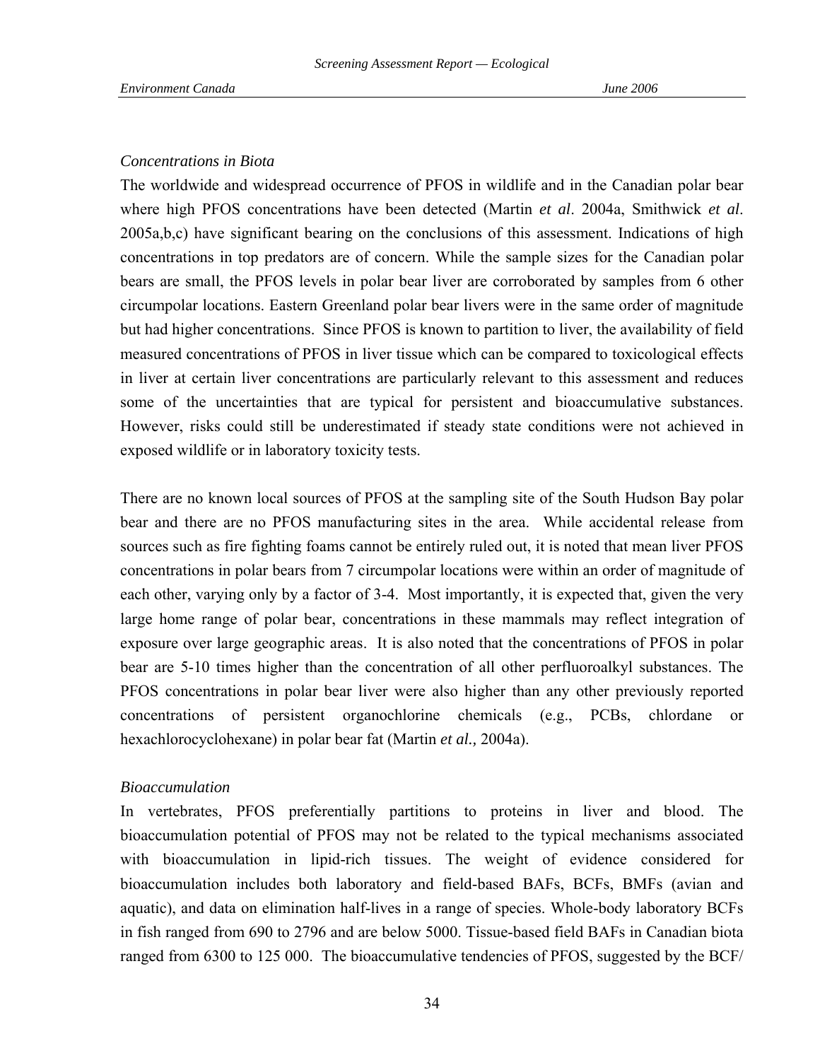*Concentrations in Biota*

The worldwide and widespread occurrence of PFOS in wildlife and in the Canadian polar bear where high PFOS concentrations have been detected (Martin *et al*. 2004a, Smithwick *et al*. 2005a,b,c) have significant bearing on the conclusions of this assessment. Indications of high concentrations in top predators are of concern. While the sample sizes for the Canadian polar bears are small, the PFOS levels in polar bear liver are corroborated by samples from 6 other circumpolar locations. Eastern Greenland polar bear livers were in the same order of magnitude but had higher concentrations. Since PFOS is known to partition to liver, the availability of field measured concentrations of PFOS in liver tissue which can be compared to toxicological effects in liver at certain liver concentrations are particularly relevant to this assessment and reduces some of the uncertainties that are typical for persistent and bioaccumulative substances. However, risks could still be underestimated if steady state conditions were not achieved in exposed wildlife or in laboratory toxicity tests.

There are no known local sources of PFOS at the sampling site of the South Hudson Bay polar bear and there are no PFOS manufacturing sites in the area. While accidental release from sources such as fire fighting foams cannot be entirely ruled out, it is noted that mean liver PFOS concentrations in polar bears from 7 circumpolar locations were within an order of magnitude of each other, varying only by a factor of 3-4. Most importantly, it is expected that, given the very large home range of polar bear, concentrations in these mammals may reflect integration of exposure over large geographic areas. It is also noted that the concentrations of PFOS in polar bear are 5-10 times higher than the concentration of all other perfluoroalkyl substances. The PFOS concentrations in polar bear liver were also higher than any other previously reported concentrations of persistent organochlorine chemicals (e.g., PCBs, chlordane or hexachlorocyclohexane) in polar bear fat (Martin *et al.,* 2004a).

*Bioaccumulation*

In vertebrates, PFOS preferentially partitions to proteins in liver and blood. The bioaccumulation potential of PFOS may not be related to the typical mechanisms associated with bioaccumulation in lipid-rich tissues. The weight of evidence considered for bioaccumulation includes both laboratory and field-based BAFs, BCFs, BMFs (avian and aquatic), and data on elimination half-lives in a range of species. Whole-body laboratory BCFs in fish ranged from 690 to 2796 and are below 5000. Tissue-based field BAFs in Canadian biota ranged from 6300 to 125 000. The bioaccumulative tendencies of PFOS, suggested by the BCF/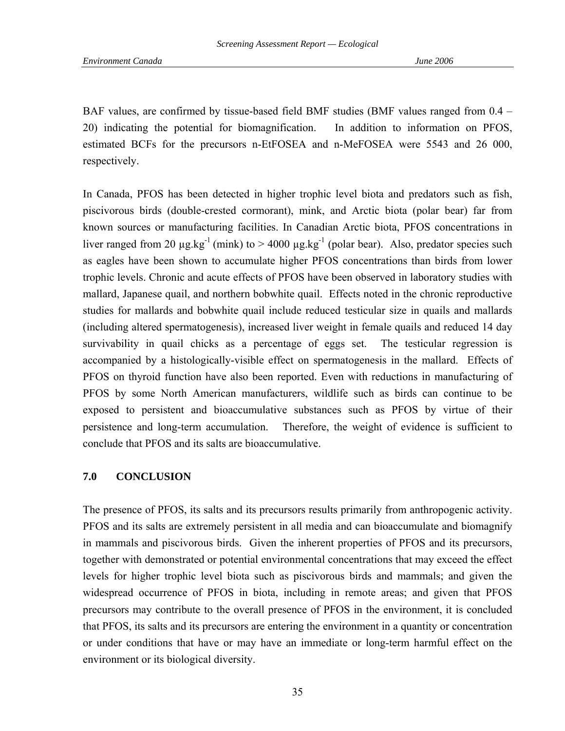BAF values, are confirmed by tissue-based field BMF studies (BMF values ranged from 0.4 – 20) indicating the potential for biomagnification. In addition to information on PFOS, estimated BCFs for the precursors n-EtFOSEA and n-MeFOSEA were 5543 and 26 000, respectively.

In Canada, PFOS has been detected in higher trophic level biota and predators such as fish, piscivorous birds (double-crested cormorant), mink, and Arctic biota (polar bear) far from known sources or manufacturing facilities. In Canadian Arctic biota, PFOS concentrations in liver ranged from 20 $\mu g.kg^{-1}$ (mink) to > 4000 $\mu g.kg^{-1}$ (polar bear). Also, predator species such as eagles have been shown to accumulate higher PFOS concentrations than birds from lower trophic levels. Chronic and acute effects of PFOS have been observed in laboratory studies with mallard, Japanese quail, and northern bobwhite quail. Effects noted in the chronic reproductive studies for mallards and bobwhite quail include reduced testicular size in quails and mallards (including altered spermatogenesis), increased liver weight in female quails and reduced 14 day survivability in quail chicks as a percentage of eggs set. The testicular regression is accompanied by a histologically-visible effect on spermatogenesis in the mallard. Effects of PFOS on thyroid function have also been reported. Even with reductions in manufacturing of PFOS by some North American manufacturers, wildlife such as birds can continue to be exposed to persistent and bioaccumulative substances such as PFOS by virtue of their persistence and long-term accumulation. Therefore, the weight of evidence is sufficient to conclude that PFOS and its salts are bioaccumulative.

## 7.0 CONCLUSION

The presence of PFOS, its salts and its precursors results primarily from anthropogenic activity. PFOS and its salts are extremely persistent in all media and can bioaccumulate and biomagnify in mammals and piscivorous birds. Given the inherent properties of PFOS and its precursors, together with demonstrated or potential environmental concentrations that may exceed the effect levels for higher trophic level biota such as piscivorous birds and mammals; and given the widespread occurrence of PFOS in biota, including in remote areas; and given that PFOS precursors may contribute to the overall presence of PFOS in the environment, it is concluded that PFOS, its salts and its precursors are entering the environment in a quantity or concentration or under conditions that have or may have an immediate or long-term harmful effect on the environment or its biological diversity.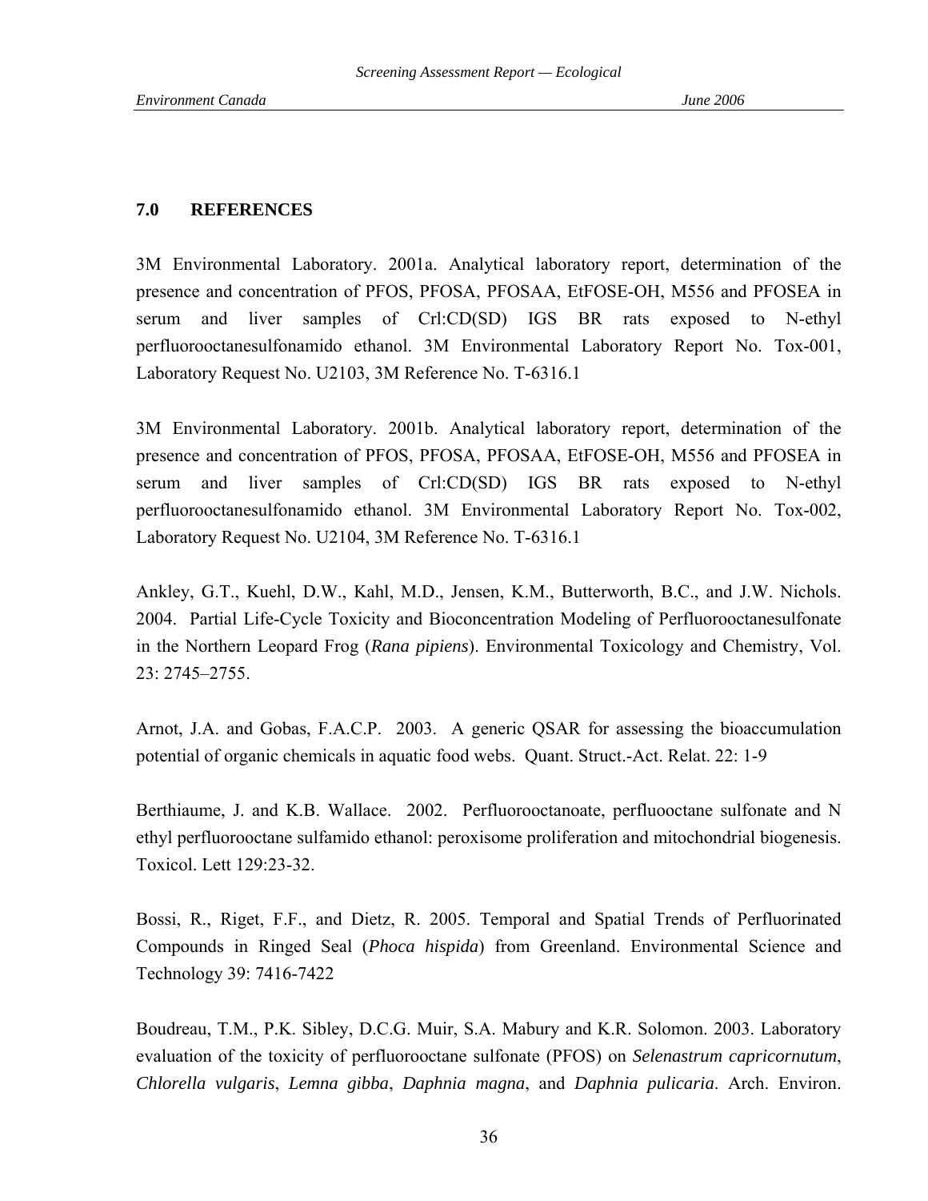## 7.0 REFERENCES

3M Environmental Laboratory. 2001a. Analytical laboratory report, determination of the presence and concentration of PFOS, PFOSA, PFOSAA, EtFOSE-OH, M556 and PFOSEA in serum and liver samples of Crl:CD(SD) IGS BR rats exposed to N-ethyl perfluorooctanesulfonamido ethanol. 3M Environmental Laboratory Report No. Tox-001, Laboratory Request No. U2103, 3M Reference No. T-6316.1

3M Environmental Laboratory. 2001b. Analytical laboratory report, determination of the presence and concentration of PFOS, PFOSA, PFOSAA, EtFOSE-OH, M556 and PFOSEA in serum and liver samples of Crl:CD(SD) IGS BR rats exposed to N-ethyl perfluorooctanesulfonamido ethanol. 3M Environmental Laboratory Report No. Tox-002, Laboratory Request No. U2104, 3M Reference No. T-6316.1

Ankley, G.T., Kuehl, D.W., Kahl, M.D., Jensen, K.M., Butterworth, B.C., and J.W. Nichols. 2004. Partial Life-Cycle Toxicity and Bioconcentration Modeling of Perfluorooctanesulfonate in the Northern Leopard Frog (*Rana pipiens*). Environmental Toxicology and Chemistry, Vol. 23: 2745–2755.

Arnot, J.A. and Gobas, F.A.C.P. 2003. A generic QSAR for assessing the bioaccumulation potential of organic chemicals in aquatic food webs. Quant. Struct.-Act. Relat. 22: 1-9

Berthiaume, J. and K.B. Wallace. 2002. Perfluorooctanoate, perfluooctane sulfonate and N ethyl perfluorooctane sulfamido ethanol: peroxisome proliferation and mitochondrial biogenesis. Toxicol. Lett 129:23-32.

Bossi, R., Riget, F.F., and Dietz, R. 2005. Temporal and Spatial Trends of Perfluorinated Compounds in Ringed Seal (*Phoca hispida*) from Greenland. Environmental Science and Technology 39: 7416-7422

Boudreau, T.M., P.K. Sibley, D.C.G. Muir, S.A. Mabury and K.R. Solomon. 2003. Laboratory evaluation of the toxicity of perfluorooctane sulfonate (PFOS) on *Selenastrum capricornutum*, *Chlorella vulgaris*, *Lemna gibba*, *Daphnia magna*, and *Daphnia pulicaria*. Arch. Environ.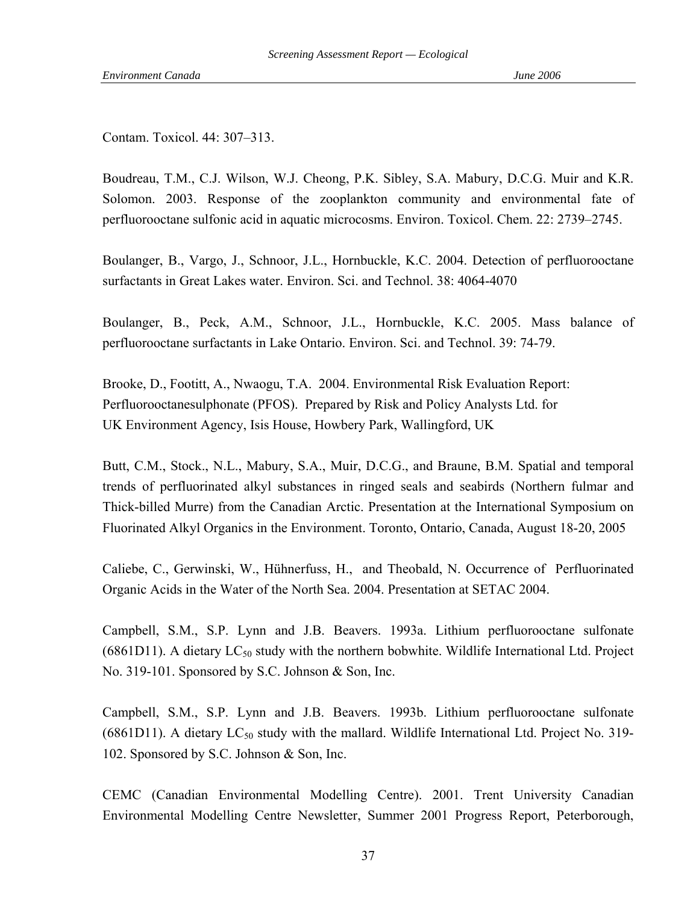Contam. Toxicol. 44: 307–313.

Boudreau, T.M., C.J. Wilson, W.J. Cheong, P.K. Sibley, S.A. Mabury, D.C.G. Muir and K.R. Solomon. 2003. Response of the zooplankton community and environmental fate of perfluorooctane sulfonic acid in aquatic microcosms. Environ. Toxicol. Chem. 22: 2739–2745.

Boulanger, B., Vargo, J., Schnoor, J.L., Hornbuckle, K.C. 2004. Detection of perfluorooctane surfactants in Great Lakes water. Environ. Sci. and Technol. 38: 4064-4070

Boulanger, B., Peck, A.M., Schnoor, J.L., Hornbuckle, K.C. 2005. Mass balance of perfluorooctane surfactants in Lake Ontario. Environ. Sci. and Technol. 39: 74-79.

Brooke, D., Footitt, A., Nwaogu, T.A. 2004. Environmental Risk Evaluation Report: Perfluorooctanesulphonate (PFOS). Prepared by Risk and Policy Analysts Ltd. for UK Environment Agency, Isis House, Howbery Park, Wallingford, UK

Butt, C.M., Stock., N.L., Mabury, S.A., Muir, D.C.G., and Braune, B.M. Spatial and temporal trends of perfluorinated alkyl substances in ringed seals and seabirds (Northern fulmar and Thick-billed Murre) from the Canadian Arctic. Presentation at the International Symposium on Fluorinated Alkyl Organics in the Environment. Toronto, Ontario, Canada, August 18-20, 2005

Caliebe, C., Gerwinski, W., Hühnerfuss, H., and Theobald, N. Occurrence of Perfluorinated Organic Acids in the Water of the North Sea. 2004. Presentation at SETAC 2004.

Campbell, S.M., S.P. Lynn and J.B. Beavers. 1993a. Lithium perfluorooctane sulfonate (6861D11). A dietary $LC_{50}$ study with the northern bobwhite. Wildlife International Ltd. Project No. 319-101. Sponsored by S.C. Johnson & Son, Inc.

Campbell, S.M., S.P. Lynn and J.B. Beavers. 1993b. Lithium perfluorooctane sulfonate (6861D11). A dietary $LC_{50}$ study with the mallard. Wildlife International Ltd. Project No. 319-102. Sponsored by S.C. Johnson & Son, Inc.

CEMC (Canadian Environmental Modelling Centre). 2001. Trent University Canadian Environmental Modelling Centre Newsletter, Summer 2001 Progress Report, Peterborough,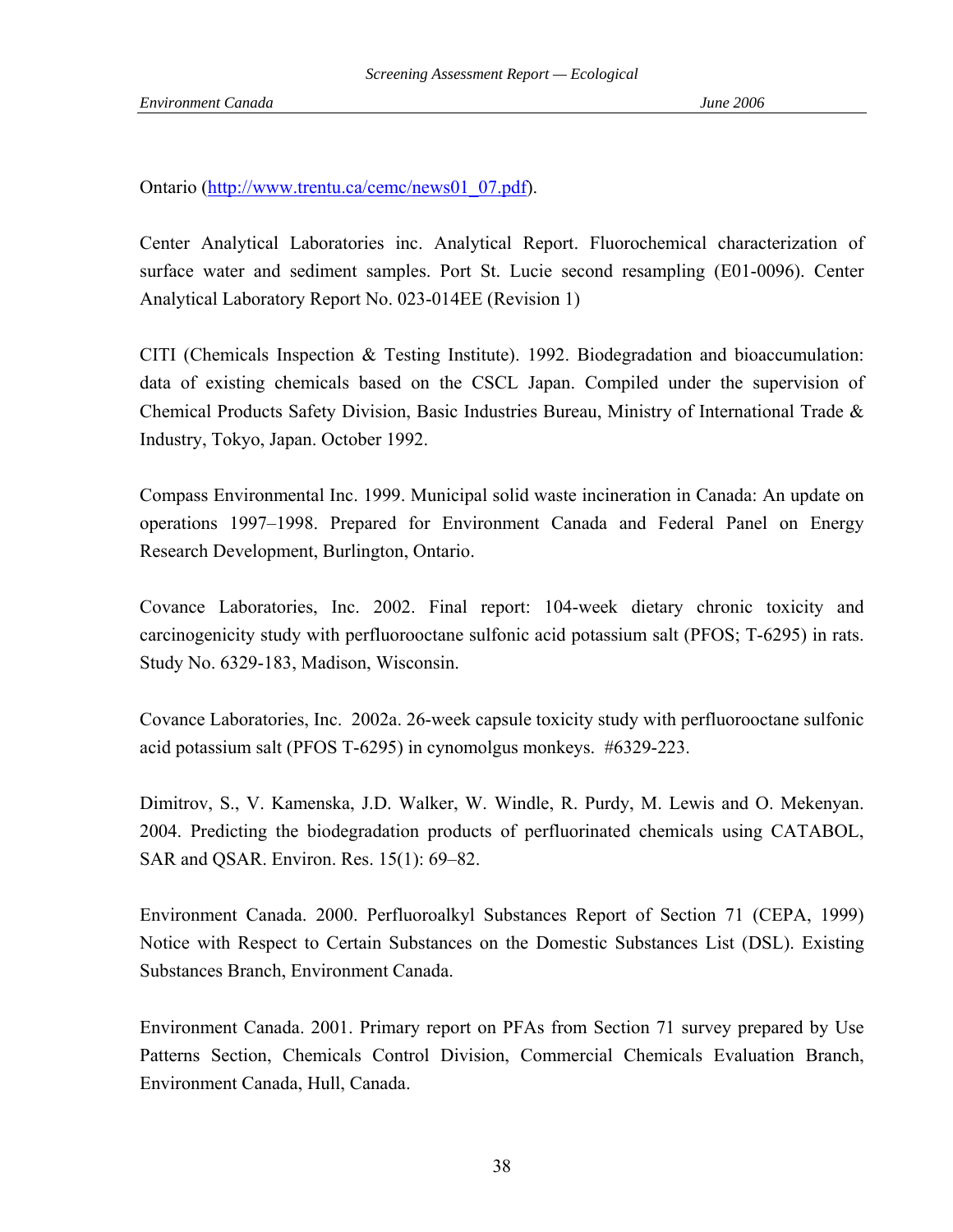Ontario (http://www.trentu.ca/cemc/news01_07.pdf).

Center Analytical Laboratories inc. Analytical Report. Fluorochemical characterization of surface water and sediment samples. Port St. Lucie second resampling (E01-0096). Center Analytical Laboratory Report No. 023-014EE (Revision 1)

CITI (Chemicals Inspection & Testing Institute). 1992. Biodegradation and bioaccumulation: data of existing chemicals based on the CSCL Japan. Compiled under the supervision of Chemical Products Safety Division, Basic Industries Bureau, Ministry of International Trade & Industry, Tokyo, Japan. October 1992.

Compass Environmental Inc. 1999. Municipal solid waste incineration in Canada: An update on operations 1997–1998. Prepared for Environment Canada and Federal Panel on Energy Research Development, Burlington, Ontario.

Covance Laboratories, Inc. 2002. Final report: 104-week dietary chronic toxicity and carcinogenicity study with perfluorooctane sulfonic acid potassium salt (PFOS; T-6295) in rats. Study No. 6329-183, Madison, Wisconsin.

Covance Laboratories, Inc. 2002a. 26-week capsule toxicity study with perfluorooctane sulfonic acid potassium salt (PFOS T-6295) in cynomolgus monkeys. #6329-223.

Dimitrov, S., V. Kamenska, J.D. Walker, W. Windle, R. Purdy, M. Lewis and O. Mekenyan. 2004. Predicting the biodegradation products of perfluorinated chemicals using CATABOL, SAR and QSAR. Environ. Res. 15(1): 69–82.

Environment Canada. 2000. Perfluoroalkyl Substances Report of Section 71 (CEPA, 1999) Notice with Respect to Certain Substances on the Domestic Substances List (DSL). Existing Substances Branch, Environment Canada.

Environment Canada. 2001. Primary report on PFAs from Section 71 survey prepared by Use Patterns Section, Chemicals Control Division, Commercial Chemicals Evaluation Branch, Environment Canada, Hull, Canada.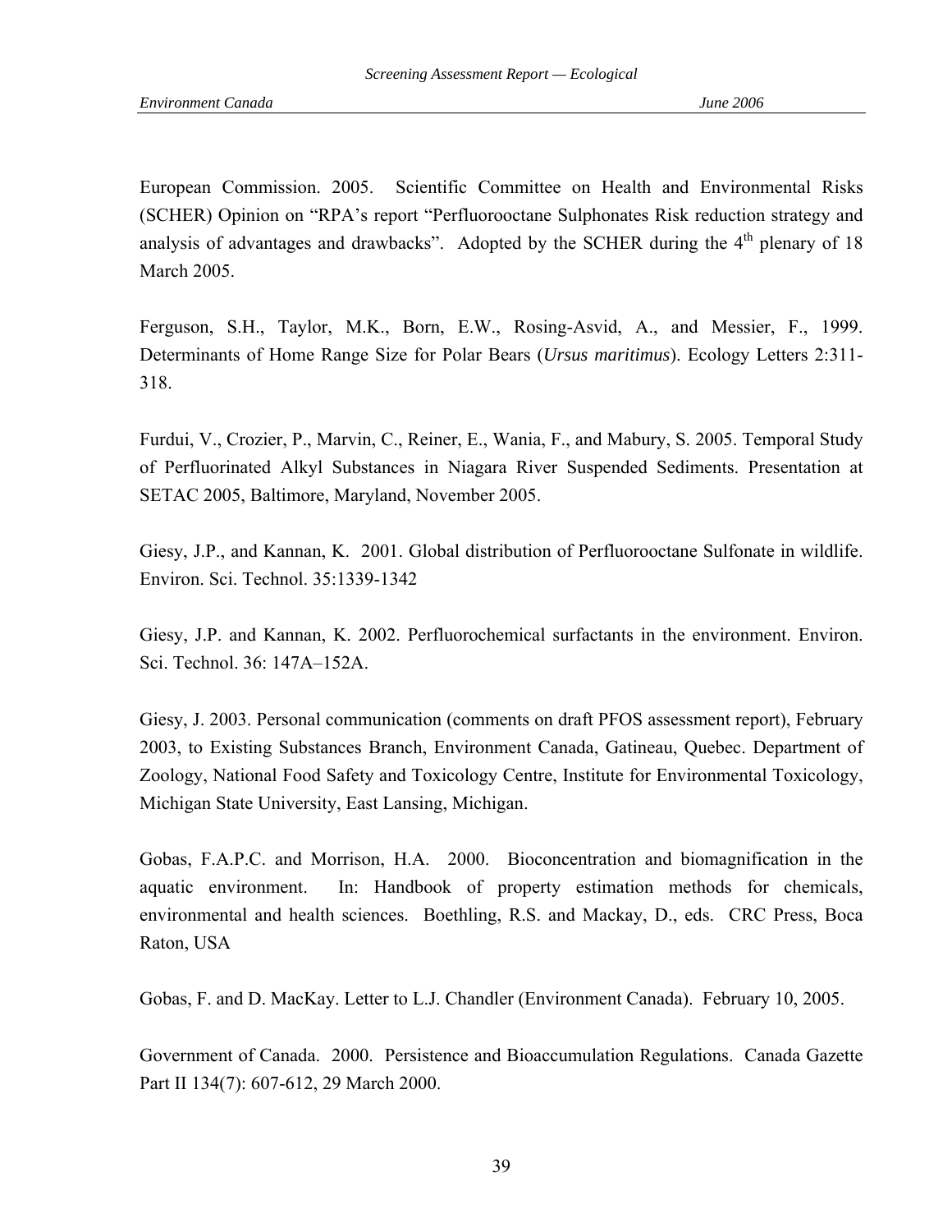European Commission. 2005. Scientific Committee on Health and Environmental Risks (SCHER) Opinion on "RPA's report "Perfluorooctane Sulphonates Risk reduction strategy and analysis of advantages and drawbacks". Adopted by the SCHER during the 4th plenary of 18 March 2005.

Ferguson, S.H., Taylor, M.K., Born, E.W., Rosing-Asvid, A., and Messier, F., 1999. Determinants of Home Range Size for Polar Bears (*Ursus maritimus*). Ecology Letters 2:311-318.

Furdui, V., Crozier, P., Marvin, C., Reiner, E., Wania, F., and Mabury, S. 2005. Temporal Study of Perfluorinated Alkyl Substances in Niagara River Suspended Sediments. Presentation at SETAC 2005, Baltimore, Maryland, November 2005.

Giesy, J.P., and Kannan, K. 2001. Global distribution of Perfluorooctane Sulfonate in wildlife. Environ. Sci. Technol. 35:1339-1342

Giesy, J.P. and Kannan, K. 2002. Perfluorochemical surfactants in the environment. Environ. Sci. Technol. 36: 147A–152A.

Giesy, J. 2003. Personal communication (comments on draft PFOS assessment report), February 2003, to Existing Substances Branch, Environment Canada, Gatineau, Quebec. Department of Zoology, National Food Safety and Toxicology Centre, Institute for Environmental Toxicology, Michigan State University, East Lansing, Michigan.

Gobas, F.A.P.C. and Morrison, H.A. 2000. Bioconcentration and biomagnification in the aquatic environment. In: Handbook of property estimation methods for chemicals, environmental and health sciences. Boethling, R.S. and Mackay, D., eds. CRC Press, Boca Raton, USA

Gobas, F. and D. MacKay. Letter to L.J. Chandler (Environment Canada). February 10, 2005.

Government of Canada. 2000. Persistence and Bioaccumulation Regulations. Canada Gazette Part II 134(7): 607-612, 29 March 2000.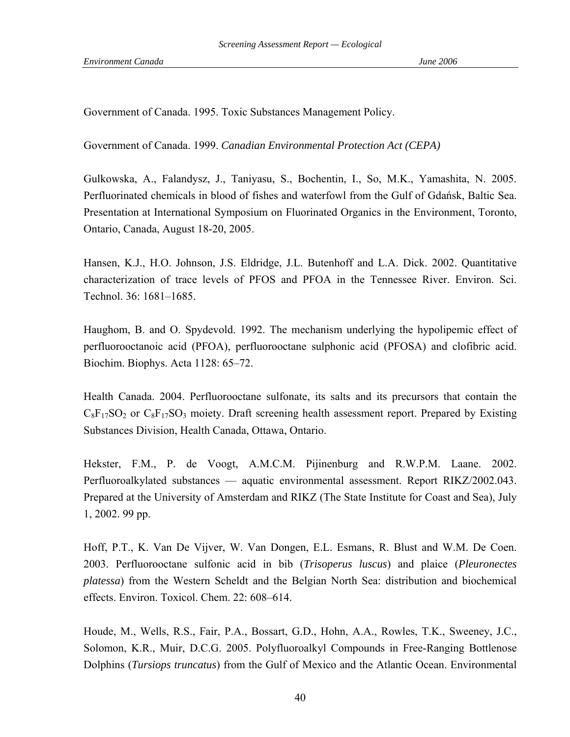Government of Canada. 1995. Toxic Substances Management Policy.

Government of Canada. 1999. *Canadian Environmental Protection Act (CEPA)*

Gulkowska, A., Falandysz, J., Taniyasu, S., Bochentin, I., So, M.K., Yamashita, N. 2005. Perfluorinated chemicals in blood of fishes and waterfowl from the Gulf of Gdańsk, Baltic Sea. Presentation at International Symposium on Fluorinated Organics in the Environment, Toronto, Ontario, Canada, August 18-20, 2005.

Hansen, K.J., H.O. Johnson, J.S. Eldridge, J.L. Butenhoff and L.A. Dick. 2002. Quantitative characterization of trace levels of PFOS and PFOA in the Tennessee River. Environ. Sci. Technol. 36: 1681–1685.

Haughom, B. and O. Spydevold. 1992. The mechanism underlying the hypolipemic effect of perfluorooctanoic acid (PFOA), perfluorooctane sulphonic acid (PFOSA) and clofibric acid. Biochim. Biophys. Acta 1128: 65–72.

Health Canada. 2004. Perfluorooctane sulfonate, its salts and its precursors that contain the $C_8F_{17}SO_2$ or $C_8F_{17}SO_3$ moiety. Draft screening health assessment report. Prepared by Existing Substances Division, Health Canada, Ottawa, Ontario.

Hekster, F.M., P. de Voogt, A.M.C.M. Pijinenburg and R.W.P.M. Laane. 2002. Perfluoroalkylated substances — aquatic environmental assessment. Report RIKZ/2002.043. Prepared at the University of Amsterdam and RIKZ (The State Institute for Coast and Sea), July 1, 2002. 99 pp.

Hoff, P.T., K. Van De Vijver, W. Van Dongen, E.L. Esmans, R. Blust and W.M. De Coen. 2003. Perfluorooctane sulfonic acid in bib (*Trisoperus luscus*) and plaice (*Pleuronectes platessa*) from the Western Scheldt and the Belgian North Sea: distribution and biochemical effects. Environ. Toxicol. Chem. 22: 608–614.

Houde, M., Wells, R.S., Fair, P.A., Bossart, G.D., Hohn, A.A., Rowles, T.K., Sweeney, J.C., Solomon, K.R., Muir, D.C.G. 2005. Polyfluoroalkyl Compounds in Free-Ranging Bottlenose Dolphins (*Tursiops truncatus*) from the Gulf of Mexico and the Atlantic Ocean. Environmental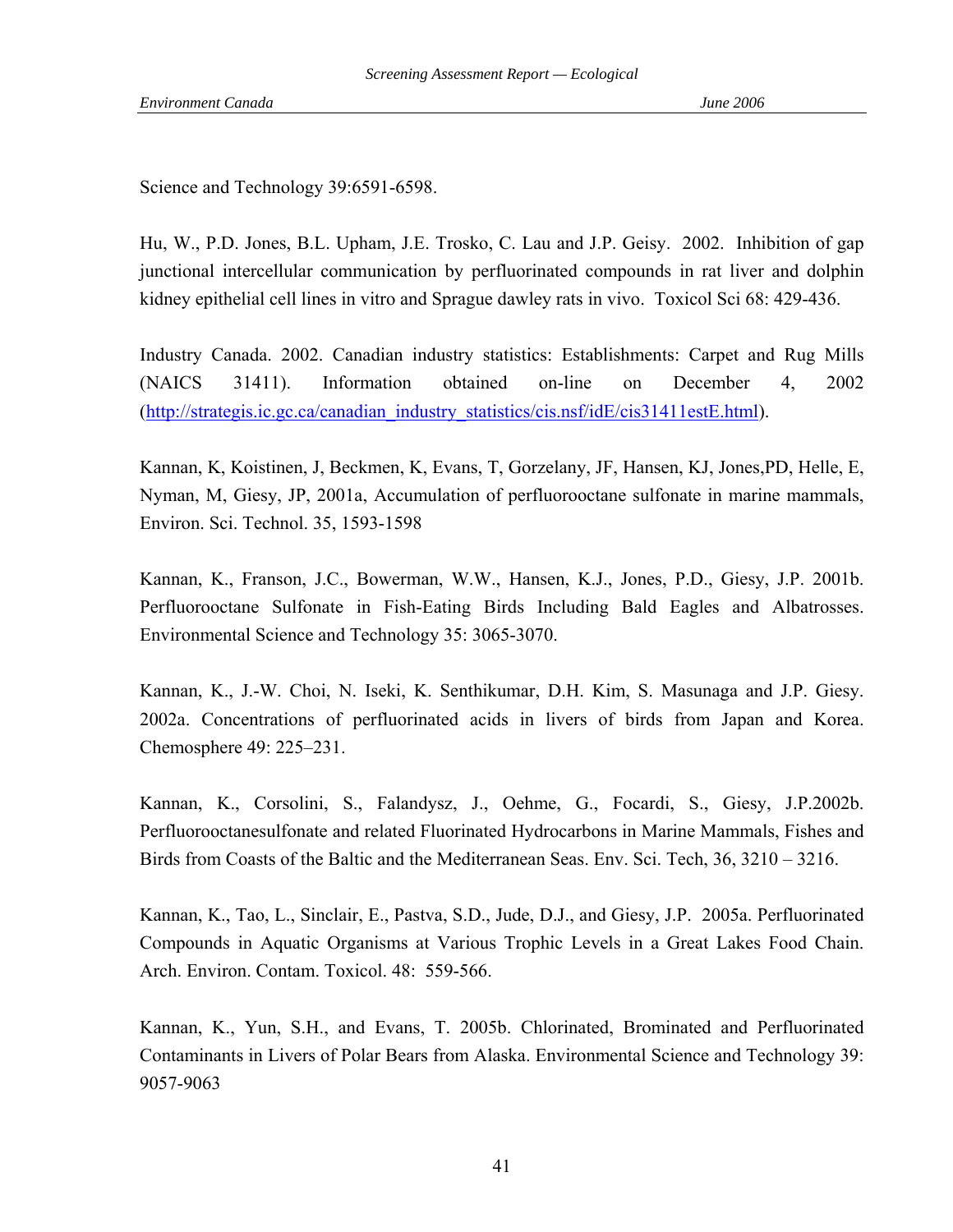Science and Technology 39:6591-6598.

Hu, W., P.D. Jones, B.L. Upham, J.E. Trosko, C. Lau and J.P. Geisy. 2002. Inhibition of gap junctional intercellular communication by perfluorinated compounds in rat liver and dolphin kidney epithelial cell lines in vitro and Sprague dawley rats in vivo. Toxicol Sci 68: 429-436.

Industry Canada. 2002. Canadian industry statistics: Establishments: Carpet and Rug Mills (NAICS 31411). Information obtained on-line on December 4, 2002 (http://strategis.ic.gc.ca/canadian_industry_statistics/cis.nsf/idE/cis31411estE.html).

Kannan, K, Koistinen, J, Beckmen, K, Evans, T, Gorzelany, JF, Hansen, KJ, Jones,PD, Helle, E, Nyman, M, Giesy, JP, 2001a, Accumulation of perfluorooctane sulfonate in marine mammals, Environ. Sci. Technol. 35, 1593-1598

Kannan, K., Franson, J.C., Bowerman, W.W., Hansen, K.J., Jones, P.D., Giesy, J.P. 2001b. Perfluorooctane Sulfonate in Fish-Eating Birds Including Bald Eagles and Albatrosses. Environmental Science and Technology 35: 3065-3070.

Kannan, K., J.-W. Choi, N. Iseki, K. Senthikumar, D.H. Kim, S. Masunaga and J.P. Giesy. 2002a. Concentrations of perfluorinated acids in livers of birds from Japan and Korea. Chemosphere 49: 225–231.

Kannan, K., Corsolini, S., Falandysz, J., Oehme, G., Focardi, S., Giesy, J.P.2002b. Perfluorooctanesulfonate and related Fluorinated Hydrocarbons in Marine Mammals, Fishes and Birds from Coasts of the Baltic and the Mediterranean Seas. Env. Sci. Tech, 36, 3210 – 3216.

Kannan, K., Tao, L., Sinclair, E., Pastva, S.D., Jude, D.J., and Giesy, J.P. 2005a. Perfluorinated Compounds in Aquatic Organisms at Various Trophic Levels in a Great Lakes Food Chain. Arch. Environ. Contam. Toxicol. 48: 559-566.

Kannan, K., Yun, S.H., and Evans, T. 2005b. Chlorinated, Brominated and Perfluorinated Contaminants in Livers of Polar Bears from Alaska. Environmental Science and Technology 39: 9057-9063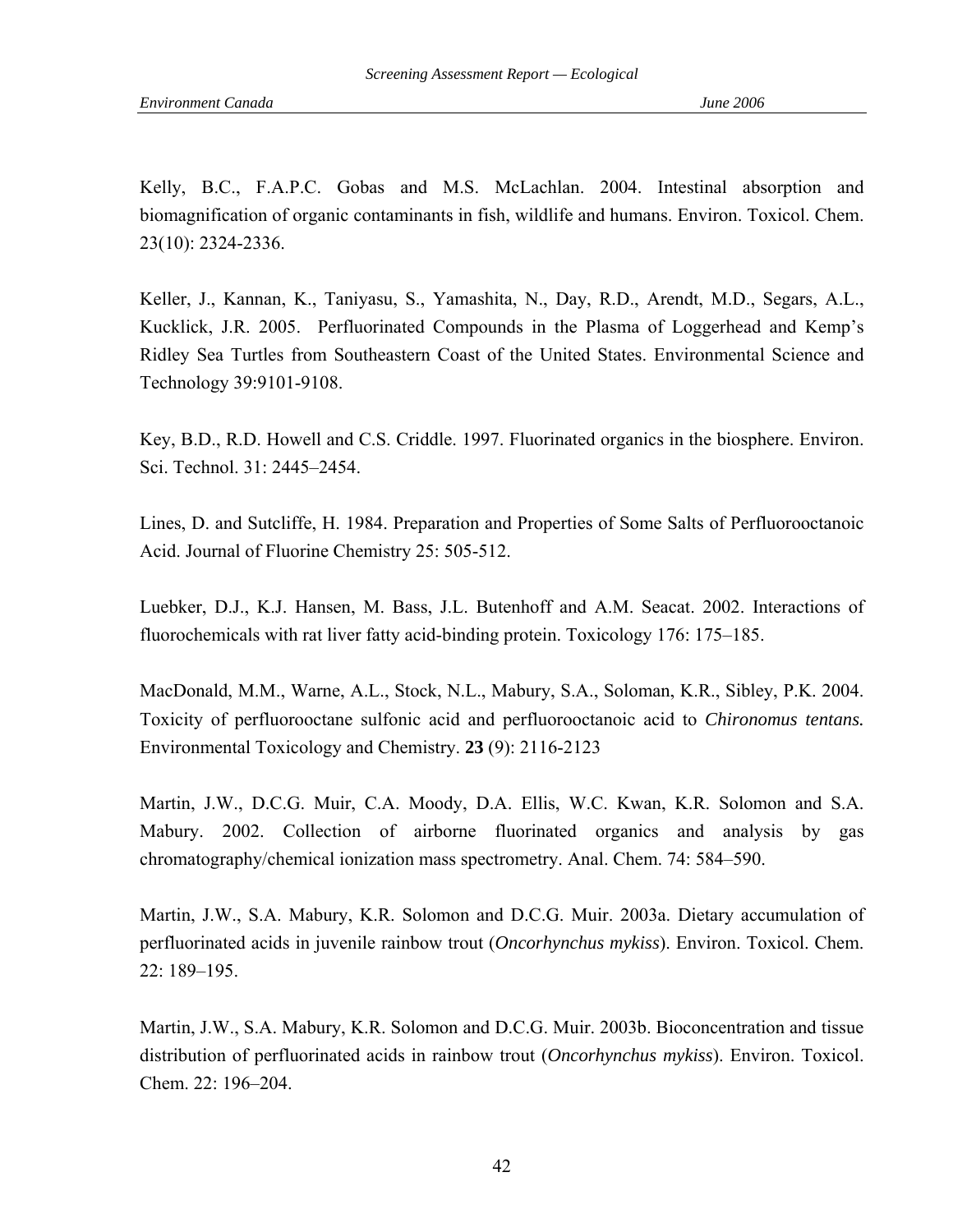Kelly, B.C., F.A.P.C. Gobas and M.S. McLachlan. 2004. Intestinal absorption and biomagnification of organic contaminants in fish, wildlife and humans. Environ. Toxicol. Chem. 23(10): 2324-2336.

Keller, J., Kannan, K., Taniyasu, S., Yamashita, N., Day, R.D., Arendt, M.D., Segars, A.L., Kucklick, J.R. 2005. Perfluorinated Compounds in the Plasma of Loggerhead and Kemp's Ridley Sea Turtles from Southeastern Coast of the United States. Environmental Science and Technology 39:9101-9108.

Key, B.D., R.D. Howell and C.S. Criddle. 1997. Fluorinated organics in the biosphere. Environ. Sci. Technol. 31: 2445–2454.

Lines, D. and Sutcliffe, H. 1984. Preparation and Properties of Some Salts of Perfluorooctanoic Acid. Journal of Fluorine Chemistry 25: 505-512.

Luebker, D.J., K.J. Hansen, M. Bass, J.L. Butenhoff and A.M. Seacat. 2002. Interactions of fluorochemicals with rat liver fatty acid-binding protein. Toxicology 176: 175–185.

MacDonald, M.M., Warne, A.L., Stock, N.L., Mabury, S.A., Soloman, K.R., Sibley, P.K. 2004. Toxicity of perfluorooctane sulfonic acid and perfluorooctanoic acid to *Chironomus tentans.* Environmental Toxicology and Chemistry. **23** (9): 2116-2123

Martin, J.W., D.C.G. Muir, C.A. Moody, D.A. Ellis, W.C. Kwan, K.R. Solomon and S.A. Mabury. 2002. Collection of airborne fluorinated organics and analysis by gas chromatography/chemical ionization mass spectrometry. Anal. Chem. 74: 584–590.

Martin, J.W., S.A. Mabury, K.R. Solomon and D.C.G. Muir. 2003a. Dietary accumulation of perfluorinated acids in juvenile rainbow trout (*Oncorhynchus mykiss*). Environ. Toxicol. Chem. 22: 189–195.

Martin, J.W., S.A. Mabury, K.R. Solomon and D.C.G. Muir. 2003b. Bioconcentration and tissue distribution of perfluorinated acids in rainbow trout (*Oncorhynchus mykiss*). Environ. Toxicol. Chem. 22: 196–204.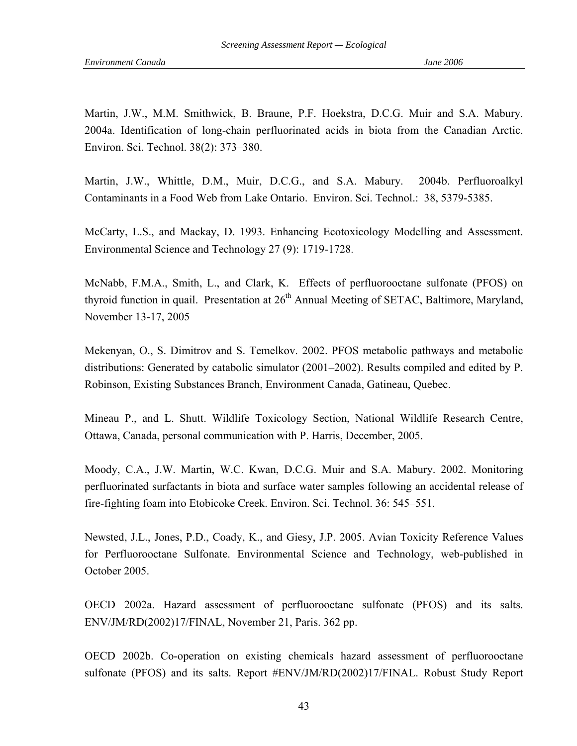Martin, J.W., M.M. Smithwick, B. Braune, P.F. Hoekstra, D.C.G. Muir and S.A. Mabury. 2004a. Identification of long-chain perfluorinated acids in biota from the Canadian Arctic. Environ. Sci. Technol. 38(2): 373–380.

Martin, J.W., Whittle, D.M., Muir, D.C.G., and S.A. Mabury. 2004b. Perfluoroalkyl Contaminants in a Food Web from Lake Ontario. Environ. Sci. Technol.: 38, 5379-5385.

McCarty, L.S., and Mackay, D. 1993. Enhancing Ecotoxicology Modelling and Assessment. Environmental Science and Technology 27 (9): 1719-1728.

McNabb, F.M.A., Smith, L., and Clark, K. Effects of perfluorooctane sulfonate (PFOS) on thyroid function in quail. Presentation at 26th Annual Meeting of SETAC, Baltimore, Maryland, November 13-17, 2005

Mekenyan, O., S. Dimitrov and S. Temelkov. 2002. PFOS metabolic pathways and metabolic distributions: Generated by catabolic simulator (2001–2002). Results compiled and edited by P. Robinson, Existing Substances Branch, Environment Canada, Gatineau, Quebec.

Mineau P., and L. Shutt. Wildlife Toxicology Section, National Wildlife Research Centre, Ottawa, Canada, personal communication with P. Harris, December, 2005.

Moody, C.A., J.W. Martin, W.C. Kwan, D.C.G. Muir and S.A. Mabury. 2002. Monitoring perfluorinated surfactants in biota and surface water samples following an accidental release of fire-fighting foam into Etobicoke Creek. Environ. Sci. Technol. 36: 545–551.

Newsted, J.L., Jones, P.D., Coady, K., and Giesy, J.P. 2005. Avian Toxicity Reference Values for Perfluorooctane Sulfonate. Environmental Science and Technology, web-published in October 2005.

OECD 2002a. Hazard assessment of perfluorooctane sulfonate (PFOS) and its salts. ENV/JM/RD(2002)17/FINAL, November 21, Paris. 362 pp.

OECD 2002b. Co-operation on existing chemicals hazard assessment of perfluorooctane sulfonate (PFOS) and its salts. Report #ENV/JM/RD(2002)17/FINAL. Robust Study Report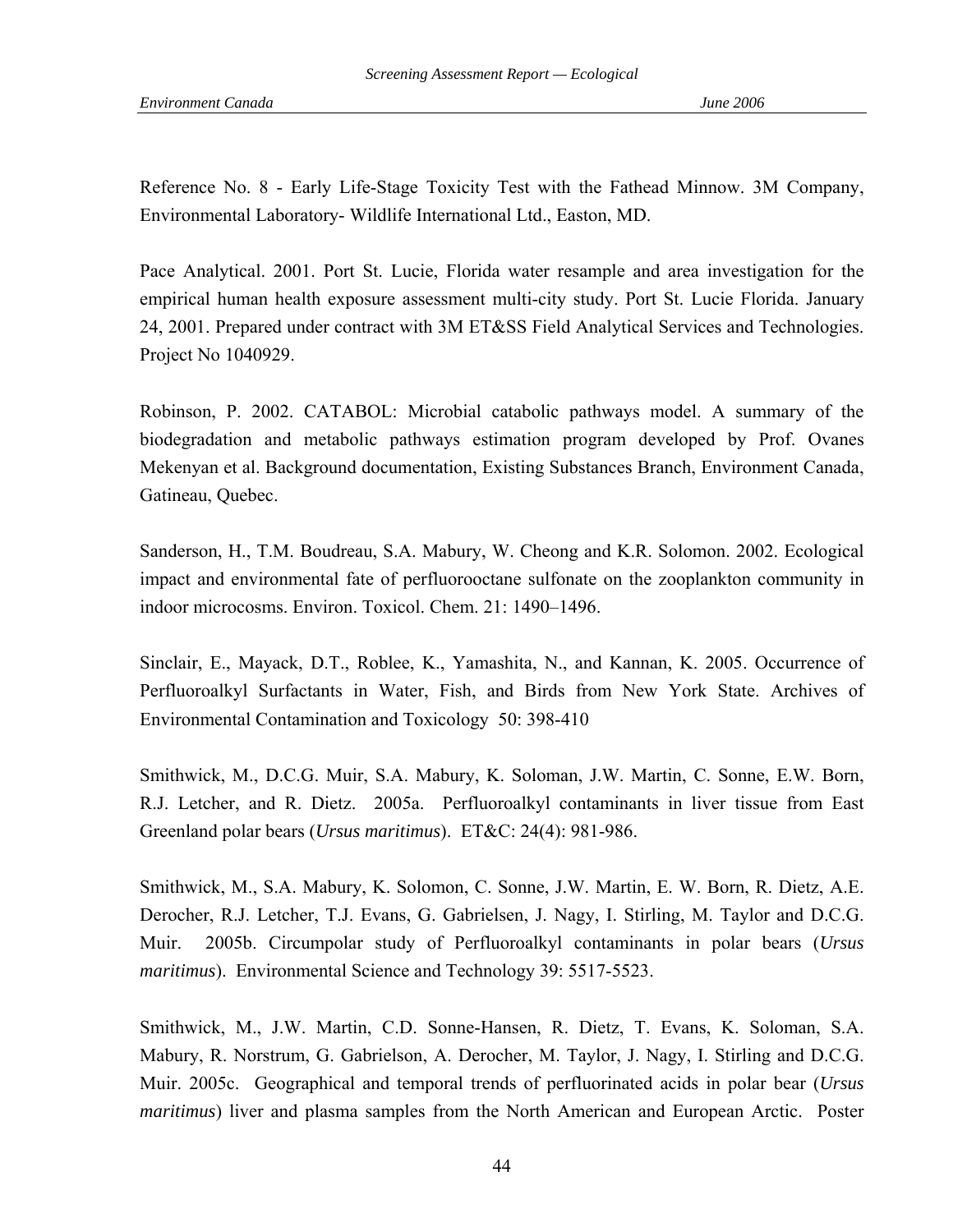Reference No. 8 - Early Life-Stage Toxicity Test with the Fathead Minnow. 3M Company, Environmental Laboratory- Wildlife International Ltd., Easton, MD.

Pace Analytical. 2001. Port St. Lucie, Florida water resample and area investigation for the empirical human health exposure assessment multi-city study. Port St. Lucie Florida. January 24, 2001. Prepared under contract with 3M ET&SS Field Analytical Services and Technologies. Project No 1040929.

Robinson, P. 2002. CATABOL: Microbial catabolic pathways model. A summary of the biodegradation and metabolic pathways estimation program developed by Prof. Ovanes Mekenyan et al. Background documentation, Existing Substances Branch, Environment Canada, Gatineau, Quebec.

Sanderson, H., T.M. Boudreau, S.A. Mabury, W. Cheong and K.R. Solomon. 2002. Ecological impact and environmental fate of perfluorooctane sulfonate on the zooplankton community in indoor microcosms. Environ. Toxicol. Chem. 21: 1490–1496.

Sinclair, E., Mayack, D.T., Roblee, K., Yamashita, N., and Kannan, K. 2005. Occurrence of Perfluoroalkyl Surfactants in Water, Fish, and Birds from New York State. Archives of Environmental Contamination and Toxicology 50: 398-410

Smithwick, M., D.C.G. Muir, S.A. Mabury, K. Soloman, J.W. Martin, C. Sonne, E.W. Born, R.J. Letcher, and R. Dietz. 2005a. Perfluoroalkyl contaminants in liver tissue from East Greenland polar bears (*Ursus maritimus*). ET&C: 24(4): 981-986.

Smithwick, M., S.A. Mabury, K. Solomon, C. Sonne, J.W. Martin, E. W. Born, R. Dietz, A.E. Derocher, R.J. Letcher, T.J. Evans, G. Gabrielsen, J. Nagy, I. Stirling, M. Taylor and D.C.G. Muir. 2005b. Circumpolar study of Perfluoroalkyl contaminants in polar bears (*Ursus maritimus*). Environmental Science and Technology 39: 5517-5523.

Smithwick, M., J.W. Martin, C.D. Sonne-Hansen, R. Dietz, T. Evans, K. Soloman, S.A. Mabury, R. Norstrum, G. Gabrielson, A. Derocher, M. Taylor, J. Nagy, I. Stirling and D.C.G. Muir. 2005c. Geographical and temporal trends of perfluorinated acids in polar bear (*Ursus maritimus*) liver and plasma samples from the North American and European Arctic. Poster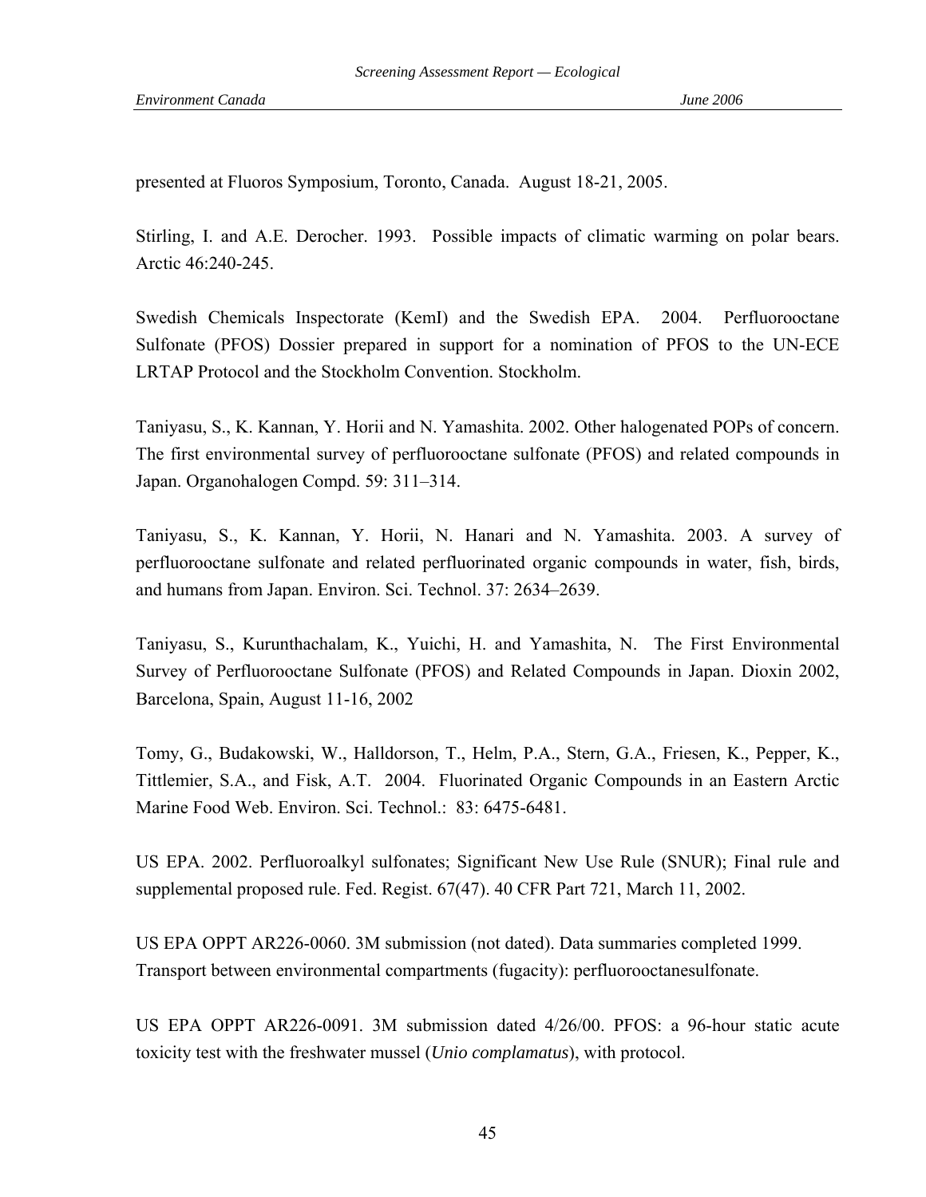presented at Fluoros Symposium, Toronto, Canada. August 18-21, 2005.

Stirling, I. and A.E. Derocher. 1993. Possible impacts of climatic warming on polar bears. Arctic 46:240-245.

Swedish Chemicals Inspectorate (KemI) and the Swedish EPA. 2004. Perfluorooctane Sulfonate (PFOS) Dossier prepared in support for a nomination of PFOS to the UN-ECE LRTAP Protocol and the Stockholm Convention. Stockholm.

Taniyasu, S., K. Kannan, Y. Horii and N. Yamashita. 2002. Other halogenated POPs of concern. The first environmental survey of perfluorooctane sulfonate (PFOS) and related compounds in Japan. Organohalogen Compd. 59: 311–314.

Taniyasu, S., K. Kannan, Y. Horii, N. Hanari and N. Yamashita. 2003. A survey of perfluorooctane sulfonate and related perfluorinated organic compounds in water, fish, birds, and humans from Japan. Environ. Sci. Technol. 37: 2634–2639.

Taniyasu, S., Kurunthachalam, K., Yuichi, H. and Yamashita, N. The First Environmental Survey of Perfluorooctane Sulfonate (PFOS) and Related Compounds in Japan. Dioxin 2002, Barcelona, Spain, August 11-16, 2002

Tomy, G., Budakowski, W., Halldorson, T., Helm, P.A., Stern, G.A., Friesen, K., Pepper, K., Tittlemier, S.A., and Fisk, A.T. 2004. Fluorinated Organic Compounds in an Eastern Arctic Marine Food Web. Environ. Sci. Technol.: 83: 6475-6481.

US EPA. 2002. Perfluoroalkyl sulfonates; Significant New Use Rule (SNUR); Final rule and supplemental proposed rule. Fed. Regist. 67(47). 40 CFR Part 721, March 11, 2002.

US EPA OPPT AR226-0060. 3M submission (not dated). Data summaries completed 1999. Transport between environmental compartments (fugacity): perfluorooctanesulfonate.

US EPA OPPT AR226-0091. 3M submission dated 4/26/00. PFOS: a 96-hour static acute toxicity test with the freshwater mussel (*Unio complamatus*), with protocol.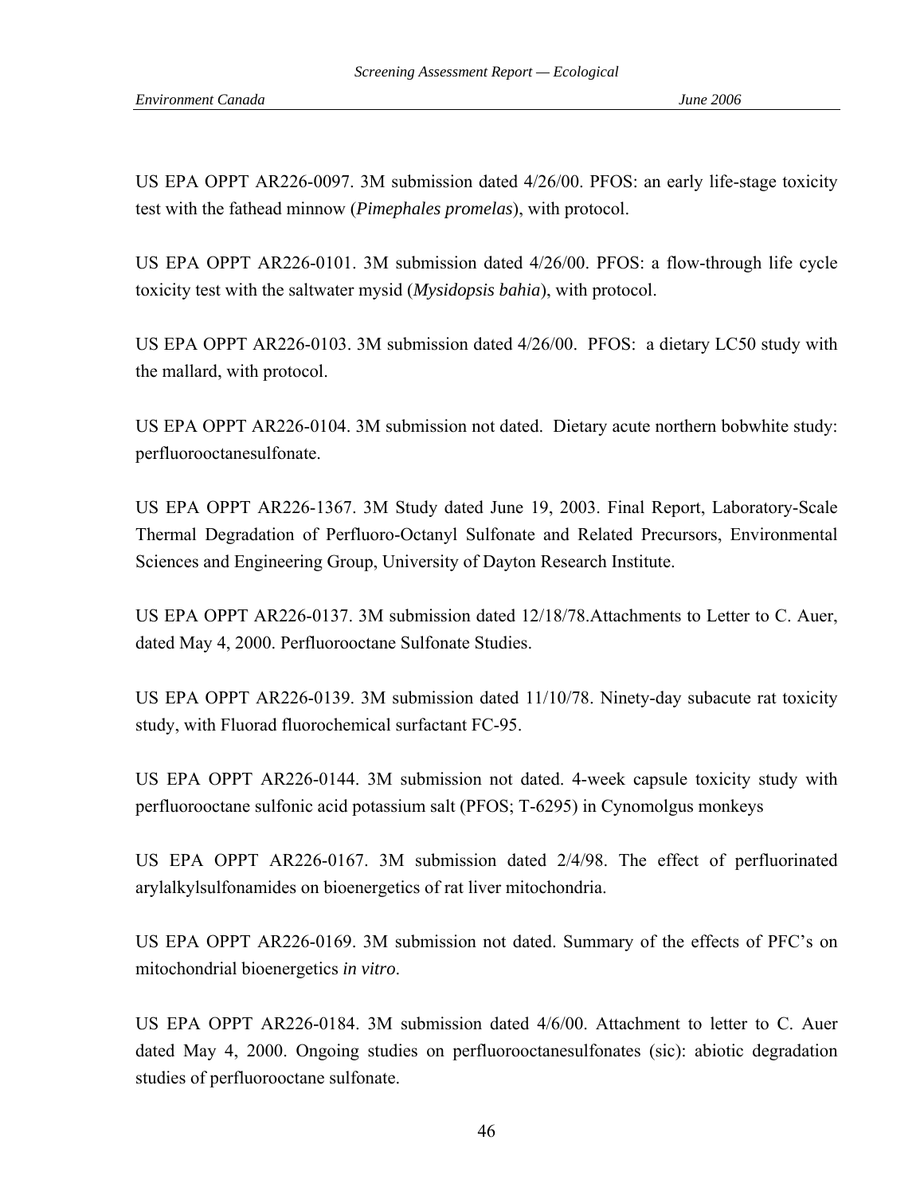US EPA OPPT AR226-0097. 3M submission dated 4/26/00. PFOS: an early life-stage toxicity test with the fathead minnow (*Pimephales promelas*), with protocol.

US EPA OPPT AR226-0101. 3M submission dated 4/26/00. PFOS: a flow-through life cycle toxicity test with the saltwater mysid (*Mysidopsis bahia*), with protocol.

US EPA OPPT AR226-0103. 3M submission dated 4/26/00. PFOS: a dietary LC50 study with the mallard, with protocol.

US EPA OPPT AR226-0104. 3M submission not dated. Dietary acute northern bobwhite study: perfluorooctanesulfonate.

US EPA OPPT AR226-1367. 3M Study dated June 19, 2003. Final Report, Laboratory-Scale Thermal Degradation of Perfluoro-Octanyl Sulfonate and Related Precursors, Environmental Sciences and Engineering Group, University of Dayton Research Institute.

US EPA OPPT AR226-0137. 3M submission dated 12/18/78.Attachments to Letter to C. Auer, dated May 4, 2000. Perfluorooctane Sulfonate Studies.

US EPA OPPT AR226-0139. 3M submission dated 11/10/78. Ninety-day subacute rat toxicity study, with Fluorad fluorochemical surfactant FC-95.

US EPA OPPT AR226-0144. 3M submission not dated. 4-week capsule toxicity study with perfluorooctane sulfonic acid potassium salt (PFOS; T-6295) in Cynomolgus monkeys

US EPA OPPT AR226-0167. 3M submission dated 2/4/98. The effect of perfluorinated arylalkylsulfonamides on bioenergetics of rat liver mitochondria.

US EPA OPPT AR226-0169. 3M submission not dated. Summary of the effects of PFC's on mitochondrial bioenergetics *in vitro*.

US EPA OPPT AR226-0184. 3M submission dated 4/6/00. Attachment to letter to C. Auer dated May 4, 2000. Ongoing studies on perfluorooctanesulfonates (sic): abiotic degradation studies of perfluorooctane sulfonate.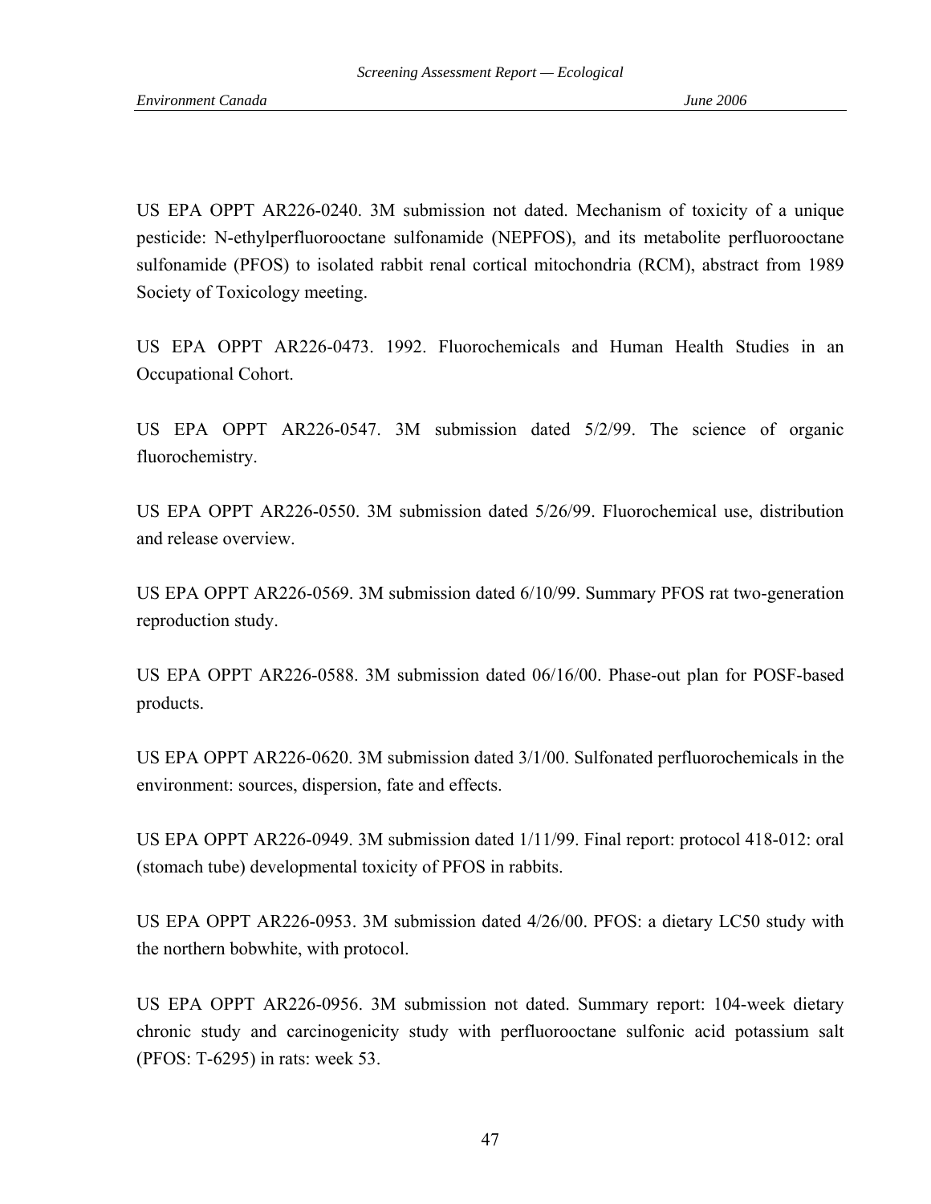US EPA OPPT AR226-0240. 3M submission not dated. Mechanism of toxicity of a unique pesticide: N-ethylperfluorooctane sulfonamide (NEPFOS), and its metabolite perfluorooctane sulfonamide (PFOS) to isolated rabbit renal cortical mitochondria (RCM), abstract from 1989 Society of Toxicology meeting.

US EPA OPPT AR226-0473. 1992. Fluorochemicals and Human Health Studies in an Occupational Cohort.

US EPA OPPT AR226-0547. 3M submission dated 5/2/99. The science of organic fluorochemistry.

US EPA OPPT AR226-0550. 3M submission dated 5/26/99. Fluorochemical use, distribution and release overview.

US EPA OPPT AR226-0569. 3M submission dated 6/10/99. Summary PFOS rat two-generation reproduction study.

US EPA OPPT AR226-0588. 3M submission dated 06/16/00. Phase-out plan for POSF-based products.

US EPA OPPT AR226-0620. 3M submission dated 3/1/00. Sulfonated perfluorochemicals in the environment: sources, dispersion, fate and effects.

US EPA OPPT AR226-0949. 3M submission dated 1/11/99. Final report: protocol 418-012: oral (stomach tube) developmental toxicity of PFOS in rabbits.

US EPA OPPT AR226-0953. 3M submission dated 4/26/00. PFOS: a dietary LC50 study with the northern bobwhite, with protocol.

US EPA OPPT AR226-0956. 3M submission not dated. Summary report: 104-week dietary chronic study and carcinogenicity study with perfluorooctane sulfonic acid potassium salt (PFOS: T-6295) in rats: week 53.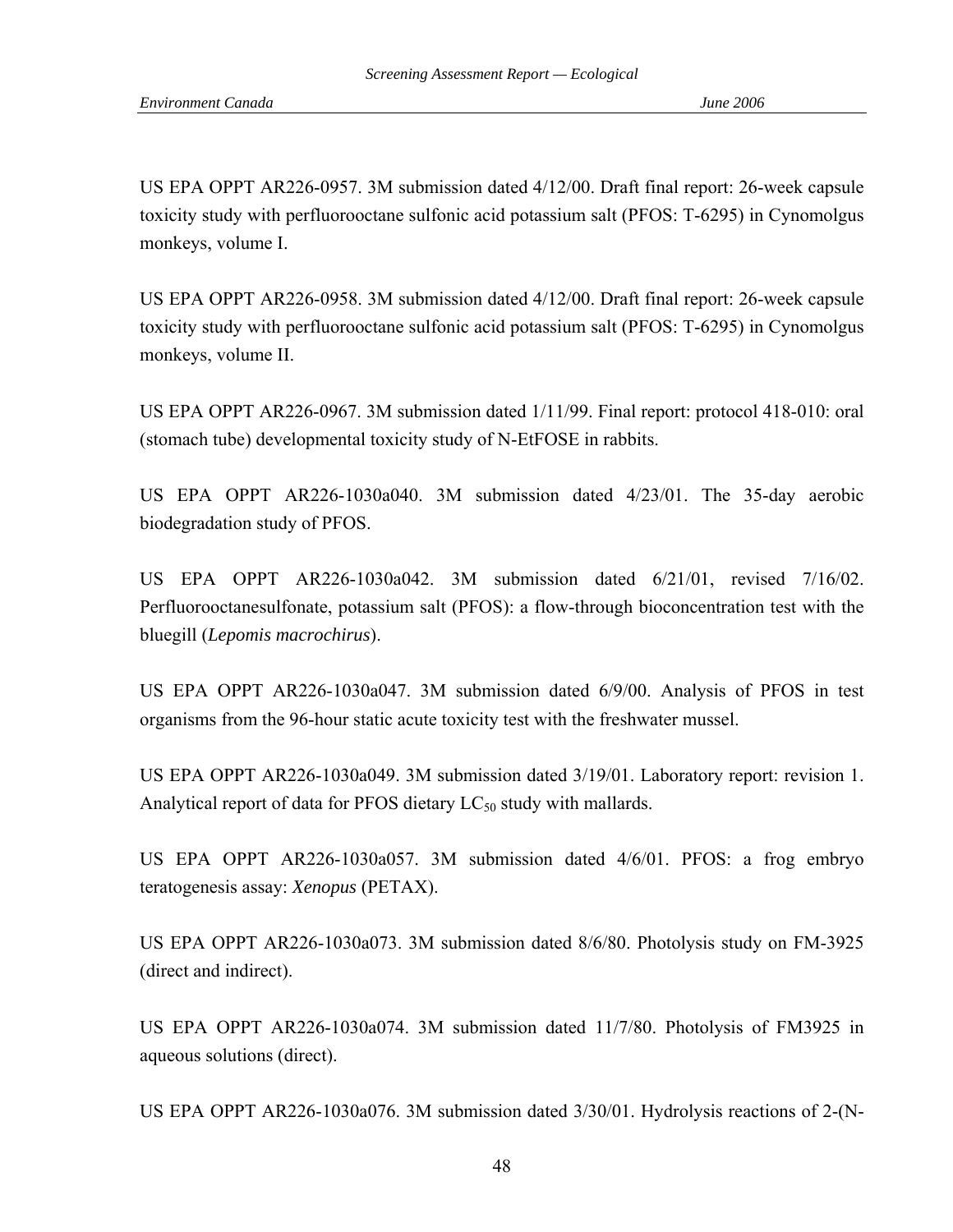US EPA OPPT AR226-0957. 3M submission dated 4/12/00. Draft final report: 26-week capsule toxicity study with perfluorooctane sulfonic acid potassium salt (PFOS: T-6295) in Cynomolgus monkeys, volume I.

US EPA OPPT AR226-0958. 3M submission dated 4/12/00. Draft final report: 26-week capsule toxicity study with perfluorooctane sulfonic acid potassium salt (PFOS: T-6295) in Cynomolgus monkeys, volume II.

US EPA OPPT AR226-0967. 3M submission dated 1/11/99. Final report: protocol 418-010: oral (stomach tube) developmental toxicity study of N-EtFOSE in rabbits.

US EPA OPPT AR226-1030a040. 3M submission dated 4/23/01. The 35-day aerobic biodegradation study of PFOS.

US EPA OPPT AR226-1030a042. 3M submission dated 6/21/01, revised 7/16/02. Perfluorooctanesulfonate, potassium salt (PFOS): a flow-through bioconcentration test with the bluegill (*Lepomis macrochirus*).

US EPA OPPT AR226-1030a047. 3M submission dated 6/9/00. Analysis of PFOS in test organisms from the 96-hour static acute toxicity test with the freshwater mussel.

US EPA OPPT AR226-1030a049. 3M submission dated 3/19/01. Laboratory report: revision 1. Analytical report of data for PFOS dietary $LC_{50}$ study with mallards.

US EPA OPPT AR226-1030a057. 3M submission dated 4/6/01. PFOS: a frog embryo teratogenesis assay: *Xenopus* (PETAX).

US EPA OPPT AR226-1030a073. 3M submission dated 8/6/80. Photolysis study on FM-3925 (direct and indirect).

US EPA OPPT AR226-1030a074. 3M submission dated 11/7/80. Photolysis of FM3925 in aqueous solutions (direct).

US EPA OPPT AR226-1030a076. 3M submission dated 3/30/01. Hydrolysis reactions of 2-(N-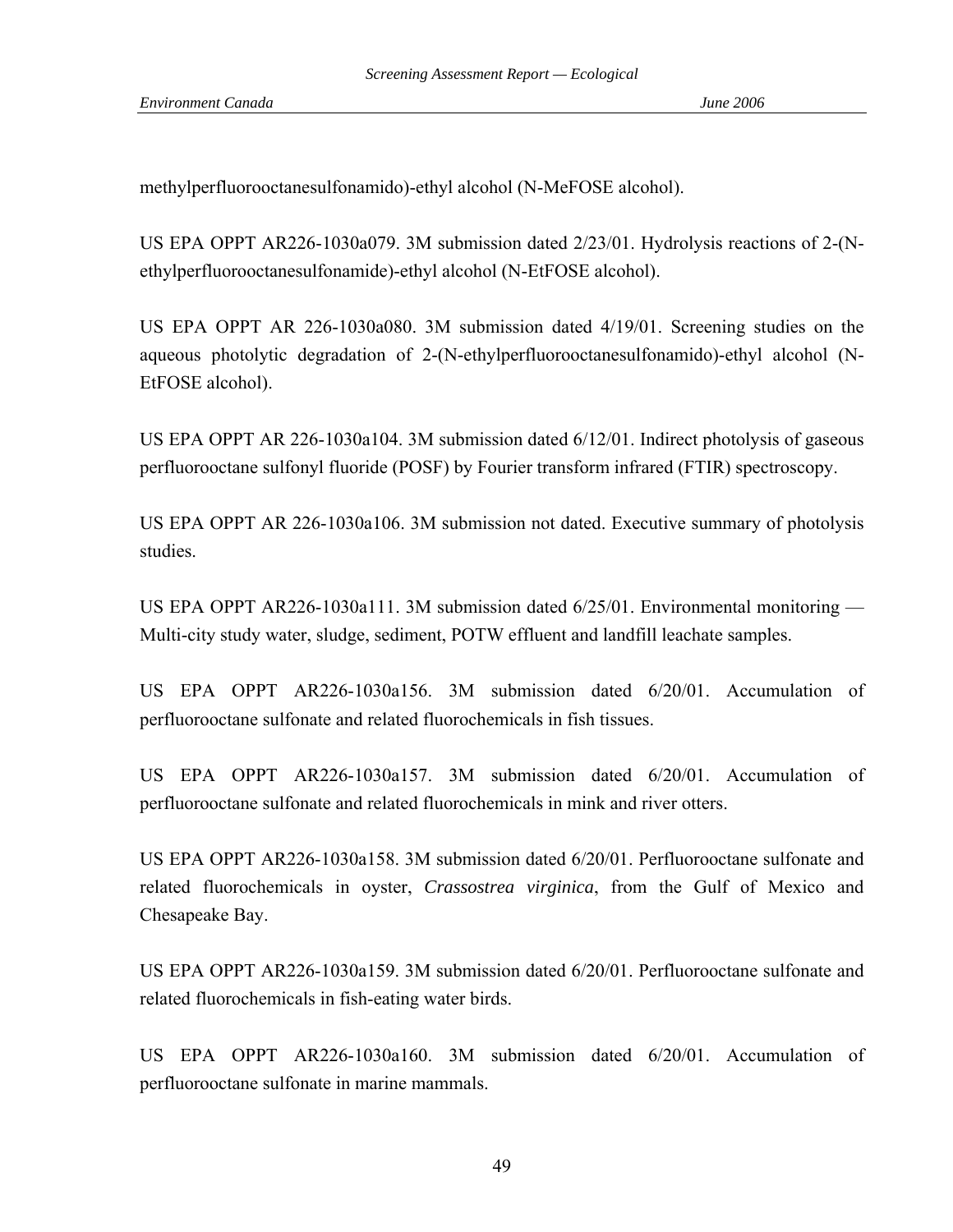methylperfluorooctanesulfonamido)-ethyl alcohol (N-MeFOSE alcohol).

US EPA OPPT AR226-1030a079. 3M submission dated 2/23/01. Hydrolysis reactions of 2-(N-ethylperfluorooctanesulfonamide)-ethyl alcohol (N-EtFOSE alcohol).

US EPA OPPT AR 226-1030a080. 3M submission dated 4/19/01. Screening studies on the aqueous photolytic degradation of 2-(N-ethylperfluorooctanesulfonamido)-ethyl alcohol (N-EtFOSE alcohol).

US EPA OPPT AR 226-1030a104. 3M submission dated 6/12/01. Indirect photolysis of gaseous perfluorooctane sulfonyl fluoride (POSF) by Fourier transform infrared (FTIR) spectroscopy.

US EPA OPPT AR 226-1030a106. 3M submission not dated. Executive summary of photolysis studies.

US EPA OPPT AR226-1030a111. 3M submission dated 6/25/01. Environmental monitoring — Multi-city study water, sludge, sediment, POTW effluent and landfill leachate samples.

US EPA OPPT AR226-1030a156. 3M submission dated 6/20/01. Accumulation of perfluorooctane sulfonate and related fluorochemicals in fish tissues.

US EPA OPPT AR226-1030a157. 3M submission dated 6/20/01. Accumulation of perfluorooctane sulfonate and related fluorochemicals in mink and river otters.

US EPA OPPT AR226-1030a158. 3M submission dated 6/20/01. Perfluorooctane sulfonate and related fluorochemicals in oyster, *Crassostrea virginica*, from the Gulf of Mexico and Chesapeake Bay.

US EPA OPPT AR226-1030a159. 3M submission dated 6/20/01. Perfluorooctane sulfonate and related fluorochemicals in fish-eating water birds.

US EPA OPPT AR226-1030a160. 3M submission dated 6/20/01. Accumulation of perfluorooctane sulfonate in marine mammals.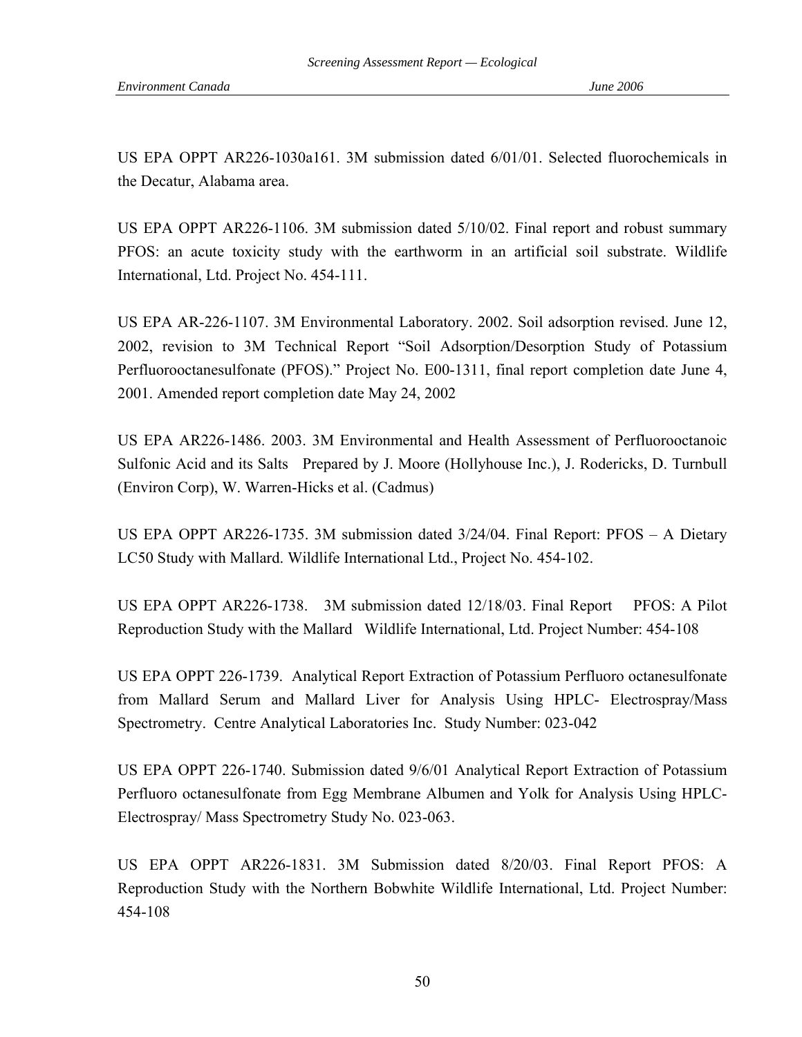US EPA OPPT AR226-1030a161. 3M submission dated 6/01/01. Selected fluorochemicals in the Decatur, Alabama area.

US EPA OPPT AR226-1106. 3M submission dated 5/10/02. Final report and robust summary PFOS: an acute toxicity study with the earthworm in an artificial soil substrate. Wildlife International, Ltd. Project No. 454-111.

US EPA AR-226-1107. 3M Environmental Laboratory. 2002. Soil adsorption revised. June 12, 2002, revision to 3M Technical Report "Soil Adsorption/Desorption Study of Potassium Perfluorooctanesulfonate (PFOS)." Project No. E00-1311, final report completion date June 4, 2001. Amended report completion date May 24, 2002

US EPA AR226-1486. 2003. 3M Environmental and Health Assessment of Perfluorooctanoic Sulfonic Acid and its Salts Prepared by J. Moore (Hollyhouse Inc.), J. Rodericks, D. Turnbull (Environ Corp), W. Warren-Hicks et al. (Cadmus)

US EPA OPPT AR226-1735. 3M submission dated 3/24/04. Final Report: PFOS – A Dietary LC50 Study with Mallard. Wildlife International Ltd., Project No. 454-102.

US EPA OPPT AR226-1738. 3M submission dated 12/18/03. Final Report PFOS: A Pilot Reproduction Study with the Mallard Wildlife International, Ltd. Project Number: 454-108

US EPA OPPT 226-1739. Analytical Report Extraction of Potassium Perfluoro octanesulfonate from Mallard Serum and Mallard Liver for Analysis Using HPLC- Electrospray/Mass Spectrometry. Centre Analytical Laboratories Inc. Study Number: 023-042

US EPA OPPT 226-1740. Submission dated 9/6/01 Analytical Report Extraction of Potassium Perfluoro octanesulfonate from Egg Membrane Albumen and Yolk for Analysis Using HPLC-Electrospray/ Mass Spectrometry Study No. 023-063.

US EPA OPPT AR226-1831. 3M Submission dated 8/20/03. Final Report PFOS: A Reproduction Study with the Northern Bobwhite Wildlife International, Ltd. Project Number: 454-108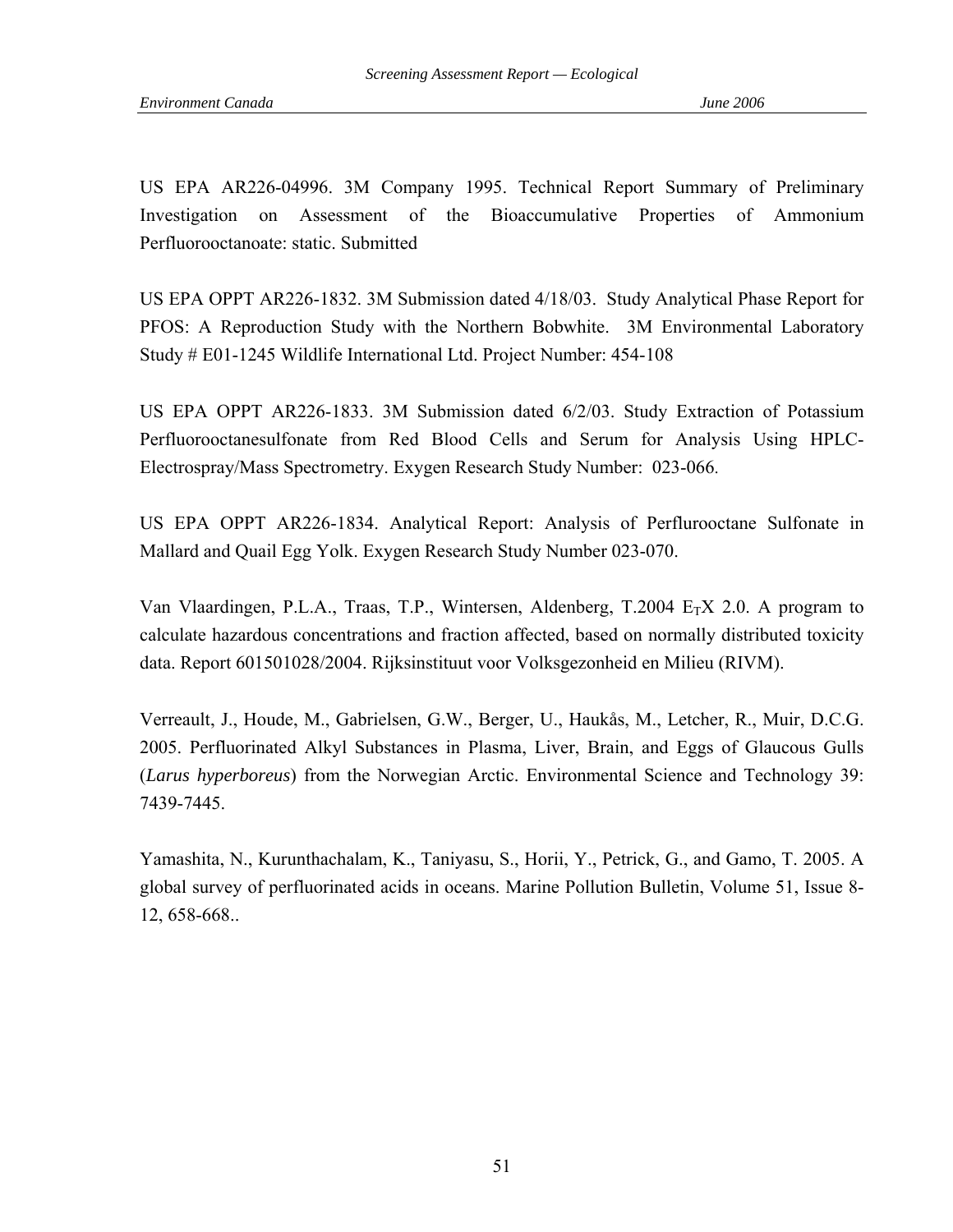US EPA AR226-04996. 3M Company 1995. Technical Report Summary of Preliminary Investigation on Assessment of the Bioaccumulative Properties of Ammonium Perfluorooctanoate: static. Submitted

US EPA OPPT AR226-1832. 3M Submission dated 4/18/03. Study Analytical Phase Report for PFOS: A Reproduction Study with the Northern Bobwhite. 3M Environmental Laboratory Study # E01-1245 Wildlife International Ltd. Project Number: 454-108

US EPA OPPT AR226-1833. 3M Submission dated 6/2/03. Study Extraction of Potassium Perfluorooctanesulfonate from Red Blood Cells and Serum for Analysis Using HPLC-Electrospray/Mass Spectrometry. Exygen Research Study Number: 023-066.

US EPA OPPT AR226-1834. Analytical Report: Analysis of Perflurooctane Sulfonate in Mallard and Quail Egg Yolk. Exygen Research Study Number 023-070.

Van Vlaardingen, P.L.A., Traas, T.P., Wintersen, Aldenberg, T.2004 $E_TX$ 2.0. A program to calculate hazardous concentrations and fraction affected, based on normally distributed toxicity data. Report 601501028/2004. Rijksinstituut voor Volksgezonheid en Milieu (RIVM).

Verreault, J., Houde, M., Gabrielsen, G.W., Berger, U., Haukås, M., Letcher, R., Muir, D.C.G. 2005. Perfluorinated Alkyl Substances in Plasma, Liver, Brain, and Eggs of Glaucous Gulls (*Larus hyperboreus*) from the Norwegian Arctic. Environmental Science and Technology 39: 7439-7445.

Yamashita, N., Kurunthachalam, K., Taniyasu, S., Horii, Y., Petrick, G., and Gamo, T. 2005. A global survey of perfluorinated acids in oceans. Marine Pollution Bulletin, Volume 51, Issue 8-12, 658-668..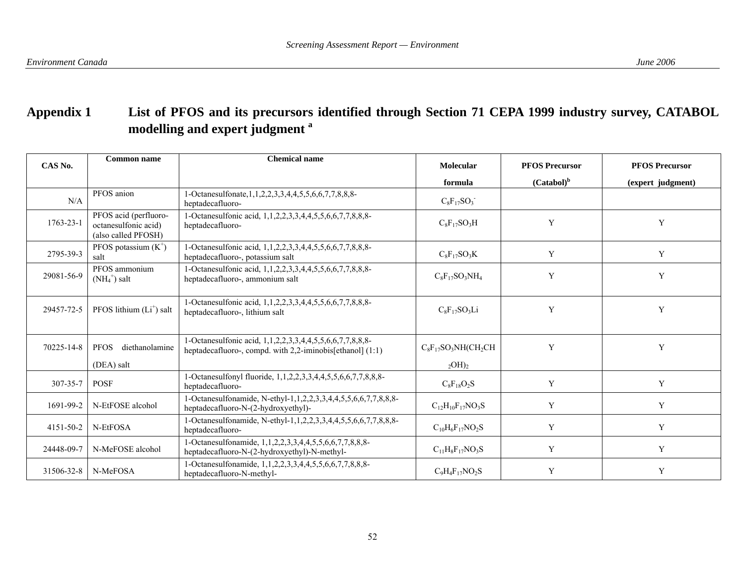## Appendix 1 List of PFOS and its precursors identified through Section 71 CEPA 1999 industry survey, CATABOL modelling and expert judgment [a]

| CAS No. | Common name | Chemical name | Molecular formula | PFOS Precursor (Catabol)[b] | PFOS Precursor (expert judgment) |
|---|---|---|---|---|---|
| N/A | PFOS anion | 1-Octanesulfonate,1,1,2,2,3,3,4,4,5,5,6,6,7,7,8,8,8-heptadecafluoro- | $C_8F_{17}SO_3^-$ | | |
| 1763-23-1 | PFOS acid (perfluoro-octanesulfonic acid) (also called PFOSH) | 1-Octanesulfonic acid, 1,1,2,2,3,3,4,4,5,5,6,6,7,7,8,8,8-heptadecafluoro- | $C_8F_{17}SO_3H$ | Y | Y |
| 2795-39-3 | PFOS potassium ($K^+$) salt | 1-Octanesulfonic acid, 1,1,2,2,3,3,4,4,5,5,6,6,7,7,8,8,8-heptadecafluoro-, potassium salt | $C_8F_{17}SO_3K$ | Y | Y |
| 29081-56-9 | PFOS ammonium ($NH_4^+$) salt | 1-Octanesulfonic acid, 1,1,2,2,3,3,4,4,5,5,6,6,7,7,8,8,8-heptadecafluoro-, ammonium salt | $C_8F_{17}SO_3NH_4$ | Y | Y |
| 29457-72-5 | PFOS lithium ($Li^+$) salt | 1-Octanesulfonic acid, 1,1,2,2,3,3,4,4,5,5,6,6,7,7,8,8,8-heptadecafluoro-, lithium salt | $C_8F_{17}SO_3Li$ | Y | Y |
| 70225-14-8 | PFOS diethanolamine (DEA) salt | 1-Octanesulfonic acid, 1,1,2,2,3,3,4,4,5,5,6,6,7,7,8,8,8-heptadecafluoro-, compd. with 2,2-iminobis[ethanol] (1:1) | $C_8F_{17}SO_3NH(CH_2CH_2OH)_2$ | Y | Y |
| 307-35-7 | POSF | 1-Octanesulfonyl fluoride, 1,1,2,2,3,3,4,4,5,5,6,6,7,7,8,8,8-heptadecafluoro- | $C_8F_{18}O_2S$ | Y | Y |
| 1691-99-2 | N-EtFOSE alcohol | 1-Octanesulfonamide, N-ethyl-1,1,2,2,3,3,4,4,5,5,6,6,7,7,8,8,8-heptadecafluoro-N-(2-hydroxyethyl)- | $C_{12}H_{10}F_{17}NO_3S$ | Y | Y |
| 4151-50-2 | N-EtFOSA | 1-Octanesulfonamide, N-ethyl-1,1,2,2,3,3,4,4,5,5,6,6,7,7,8,8,8-heptadecafluoro- | $C_{10}H_6F_{17}NO_2S$ | Y | Y |
| 24448-09-7 | N-MeFOSE alcohol | 1-Octanesulfonamide, 1,1,2,2,3,3,4,4,5,5,6,6,7,7,8,8,8-heptadecafluoro-N-(2-hydroxyethyl)-N-methyl- | $C_{11}H_8F_{17}NO_3S$ | Y | Y |
| 31506-32-8 | N-MeFOSA | 1-Octanesulfonamide, 1,1,2,2,3,3,4,4,5,5,6,6,7,7,8,8,8-heptadecafluoro-N-methyl- | $C_9H_4F_{17}NO_2S$ | Y | Y |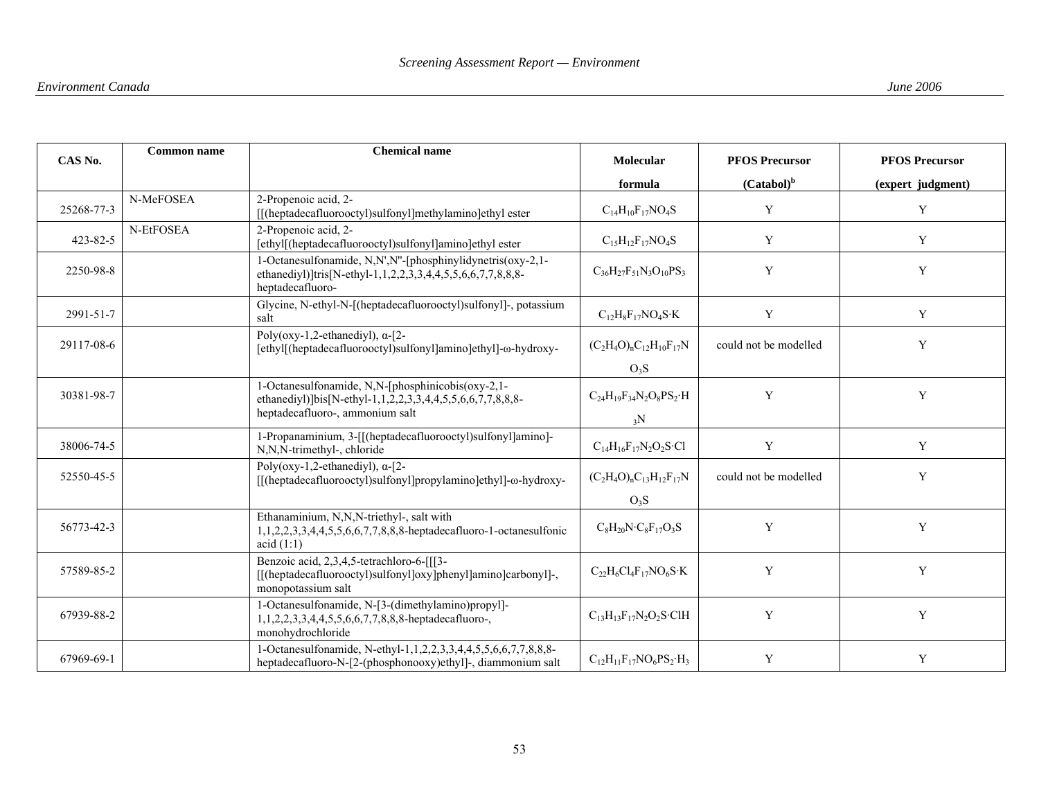| CAS No. | Common name | Chemical name | Molecular formula | PFOS Precursor (Catabol)[b] | PFOS Precursor (expert judgment) |
|---|---|---|---|---|---|
| 25268-77-3 | N-MeFOSEA | 2-Propenoic acid, 2-[[(heptadecafluorooctyl)sulfonyl]methylamino]ethyl ester | $C_{14}H_{10}F_{17}NO_4S$ | Y | Y |
| 423-82-5 | N-EtFOSEA | 2-Propenoic acid, 2-[ethyl[(heptadecafluorooctyl)sulfonyl]amino]ethyl ester | $C_{15}H_{12}F_{17}NO_4S$ | Y | Y |
| 2250-98-8 | | 1-Octanesulfonamide, N,N',N''-[phosphinylidynetris(oxy-2,1-ethanediyl)]tris[N-ethyl-1,1,2,2,3,3,4,4,5,5,6,6,7,7,8,8,8-heptadecafluoro- | $C_{36}H_{27}F_{51}N_3O_{10}PS_3$ | Y | Y |
| 2991-51-7 | | Glycine, N-ethyl-N-[(heptadecafluorooctyl)sulfonyl]-, potassium salt | $C_{12}H_8F_{17}NO_4S{\cdot}K$ | Y | Y |
| 29117-08-6 | | Poly(oxy-1,2-ethanediyl), α-[2-[ethyl[(heptadecafluorooctyl)sulfonyl]amino]ethyl]-ω-hydroxy- | $(C_2H_4O)_nC_{12}H_{10}F_{17}NO_3S$ | could not be modelled | Y |
| 30381-98-7 | | 1-Octanesulfonamide, N,N-[phosphinicobis(oxy-2,1-ethanediyl)]bis[N-ethyl-1,1,2,2,3,3,4,4,5,5,6,6,7,7,8,8,8-heptadecafluoro-, ammonium salt | $C_{24}H_{19}F_{34}N_2O_8PS_2{\cdot}H_3N$ | Y | Y |
| 38006-74-5 | | 1-Propanaminium, 3-[[(heptadecafluorooctyl)sulfonyl]amino]-N,N,N-trimethyl-, chloride | $C_{14}H_{16}F_{17}N_2O_2S{\cdot}Cl$ | Y | Y |
| 52550-45-5 | | Poly(oxy-1,2-ethanediyl), α-[2-[[(heptadecafluorooctyl)sulfonyl]propylamino]ethyl]-ω-hydroxy- | $(C_2H_4O)_nC_{13}H_{12}F_{17}NO_3S$ | could not be modelled | Y |
| 56773-42-3 | | Ethanaminium, N,N,N-triethyl-, salt with 1,1,2,2,3,3,4,4,5,5,6,6,7,7,8,8,8-heptadecafluoro-1-octanesulfonic acid (1:1) | $C_8H_{20}N{\cdot}C_8F_{17}O_3S$ | Y | Y |
| 57589-85-2 | | Benzoic acid, 2,3,4,5-tetrachloro-6-[[[3-[[(heptadecafluorooctyl)sulfonyl]oxy]phenyl]amino]carbonyl]-, monopotassium salt | $C_{22}H_6Cl_4F_{17}NO_6S{\cdot}K$ | Y | Y |
| 67939-88-2 | | 1-Octanesulfonamide, N-[3-(dimethylamino)propyl]-1,1,2,2,3,3,4,4,5,5,6,6,7,7,8,8,8-heptadecafluoro-, monohydrochloride | $C_{13}H_{13}F_{17}N_2O_2S{\cdot}ClH$ | Y | Y |
| 67969-69-1 | | 1-Octanesulfonamide, N-ethyl-1,1,2,2,3,3,4,4,5,5,6,6,7,7,8,8,8-heptadecafluoro-N-[2-(phosphonooxy)ethyl]-, diammonium salt | $C_{12}H_{11}F_{17}NO_6PS_2{\cdot}H_3$ | Y | Y |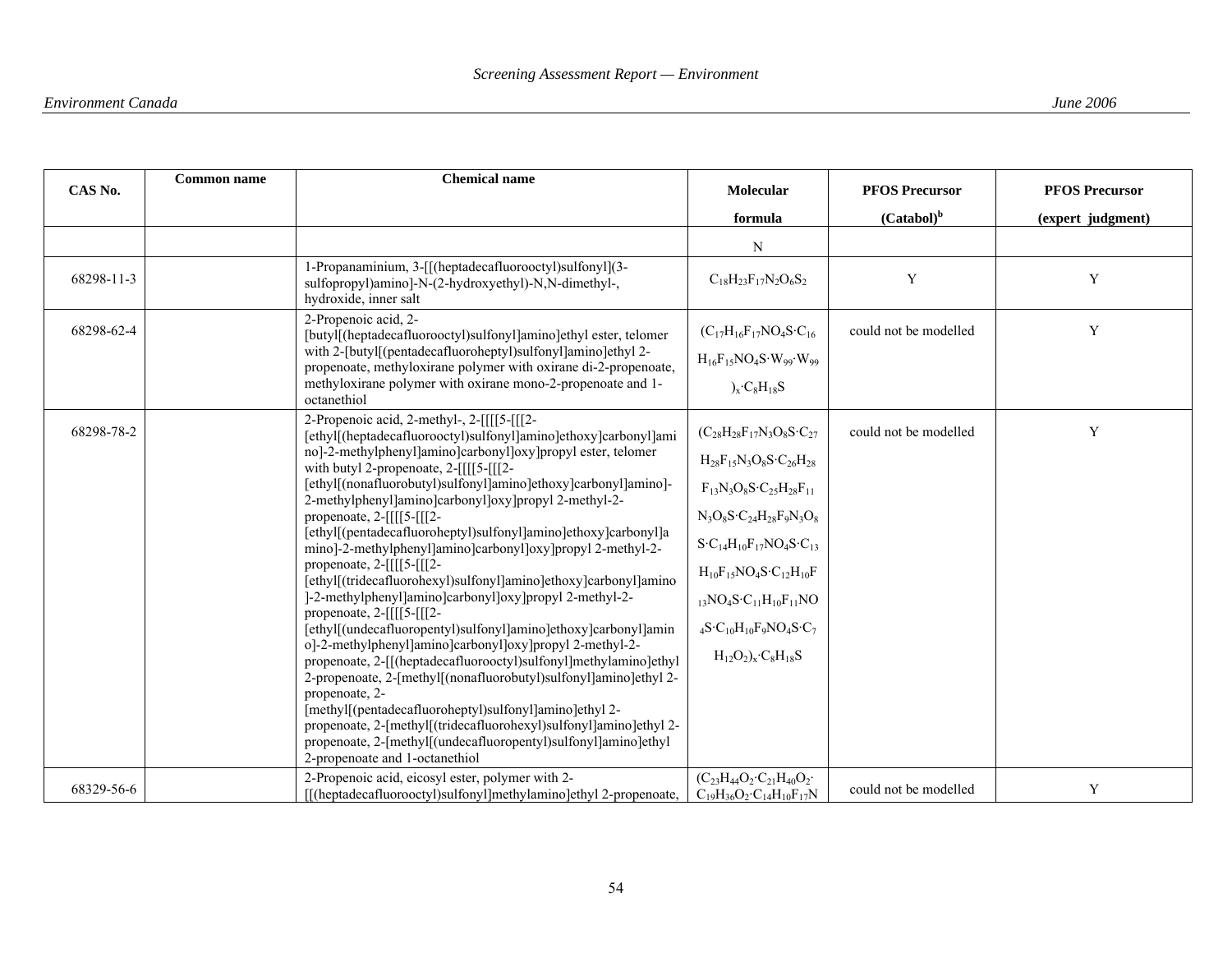| CAS No. | Common name | Chemical name | Molecular formula | PFOS Precursor (Catabol)[b] | PFOS Precursor (expert judgment) |
|---|---|---|---|---|---|
| | | | N | | |
| 68298-11-3 | | 1-Propanaminium, 3-[[(heptadecafluorooctyl)sulfonyl](3-sulfopropyl)amino]-N-(2-hydroxyethyl)-N,N-dimethyl-, hydroxide, inner salt | $C_{18}H_{23}F_{17}N_2O_6S_2$ | Y | Y |
| 68298-62-4 | | 2-Propenoic acid, 2-[butyl[(heptadecafluorooctyl)sulfonyl]amino]ethyl ester, telomer with 2-[butyl[(pentadecafluoroheptyl)sulfonyl]amino]ethyl 2-propenoate, methyloxirane polymer with oxirane di-2-propenoate, methyloxirane polymer with oxirane mono-2-propenoate and 1-octanethiol | $(C_{17}H_{16}F_{17}NO_4S{\cdot}C_{16}H_{16}F_{15}NO_4S{\cdot}W_{99}{\cdot}W_{99})_x{\cdot}C_8H_{18}S$ | could not be modelled | Y |
| 68298-78-2 | | 2-Propenoic acid, 2-methyl-, 2-[[[[5-[[[2-[ethyl[(heptadecafluorooctyl)sulfonyl]amino]ethoxy]carbonyl]amino]-2-methylphenyl]amino]carbonyl]oxy]propyl ester, telomer with butyl 2-propenoate, 2-[[[[5-[[[2-[ethyl[(nonafluorobutyl)sulfonyl]amino]ethoxy]carbonyl]amino]-2-methylphenyl]amino]carbonyl]oxy]propyl 2-methyl-2-propenoate, 2-[[[[5-[[[2-[ethyl[(pentadecafluoroheptyl)sulfonyl]amino]ethoxy]carbonyl]amino]-2-methylphenyl]amino]carbonyl]oxy]propyl 2-methyl-2-propenoate, 2-[[[[5-[[[2-[ethyl[(tridecafluorohexyl)sulfonyl]amino]ethoxy]carbonyl]amino]-2-methylphenyl]amino]carbonyl]oxy]propyl 2-methyl-2-propenoate, 2-[[[[5-[[[2-[ethyl[(undecafluoropentyl)sulfonyl]amino]ethoxy]carbonyl]amino]-2-methylphenyl]amino]carbonyl]oxy]propyl 2-methyl-2-propenoate, 2-[[(heptadecafluorooctyl)sulfonyl]methylamino]ethyl 2-propenoate, 2-[methyl[(nonafluorobutyl)sulfonyl]amino]ethyl 2-propenoate, 2-[methyl[(pentadecafluoroheptyl)sulfonyl]amino]ethyl 2-propenoate, 2-[methyl[(tridecafluorohexyl)sulfonyl]amino]ethyl 2-propenoate, 2-[methyl[(undecafluoropentyl)sulfonyl]amino]ethyl 2-propenoate and 1-octanethiol | $(C_{28}H_{28}F_{17}N_3O_8S{\cdot}C_{27}H_{28}F_{15}N_3O_8S{\cdot}C_{26}H_{28}F_{13}N_3O_8S{\cdot}C_{25}H_{28}F_{11}N_3O_8S{\cdot}C_{24}H_{28}F_9N_3O_8S{\cdot}C_{14}H_{10}F_{17}NO_4S{\cdot}C_{13}H_{10}F_{15}NO_4S{\cdot}C_{12}H_{10}F_{13}NO_4S{\cdot}C_{11}H_{10}F_{11}NO_4S{\cdot}C_{10}H_{10}F_9NO_4S{\cdot}C_7H_{12}O_2)_x{\cdot}C_8H_{18}S$ | could not be modelled | Y |
| 68329-56-6 | | 2-Propenoic acid, eicosyl ester, polymer with 2-[[(heptadecafluorooctyl)sulfonyl]methylamino]ethyl 2-propenoate, | $(C_{23}H_{44}O_2{\cdot}C_{21}H_{40}O_2{\cdot}C_{19}H_{36}O_2{\cdot}C_{14}H_{10}F_{17}N$ | could not be modelled | Y |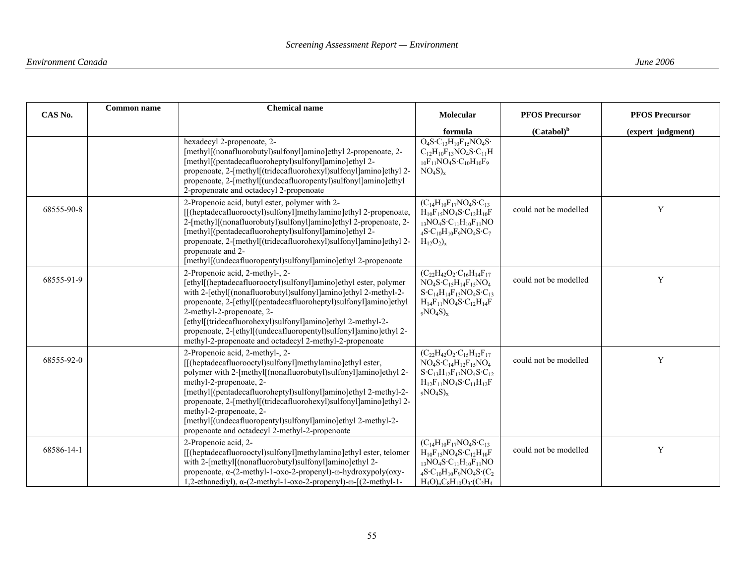| CAS No. | Common name | Chemical name | Molecular formula | PFOS Precursor (Catabol)[b] | PFOS Precursor (expert judgment) |
|---|---|---|---|---|---|
| | | hexadecyl 2-propenoate, 2-[methyl[(nonafluorobutyl)sulfonyl]amino]ethyl 2-propenoate, 2-[methyl[(pentadecafluoroheptyl)sulfonyl]amino]ethyl 2-propenoate, 2-[methyl[(tridecafluorohexyl)sulfonyl]amino]ethyl 2-propenoate, 2-[methyl[(undecafluoropentyl)sulfonyl]amino]ethyl 2-propenoate and octadecyl 2-propenoate | $O_4S{\cdot}C_{13}H_{10}F_{15}NO_4S{\cdot}C_{12}H_{10}F_{13}NO_4S{\cdot}C_{11}H_{10}F_{11}NO_4S{\cdot}C_{10}H_{10}F_9NO_4S)_x$ | | |
| 68555-90-8 | | 2-Propenoic acid, butyl ester, polymer with 2-[[(heptadecafluorooctyl)sulfonyl]methylamino]ethyl 2-propenoate, 2-[methyl[(nonafluorobutyl)sulfonyl]amino]ethyl 2-propenoate, 2-[methyl[(pentadecafluoroheptyl)sulfonyl]amino]ethyl 2-propenoate, 2-[methyl[(tridecafluorohexyl)sulfonyl]amino]ethyl 2-propenoate and 2-[methyl[(undecafluoropentyl)sulfonyl]amino]ethyl 2-propenoate | $(C_{14}H_{10}F_{17}NO_4S{\cdot}C_{13}H_{10}F_{15}NO_4S{\cdot}C_{12}H_{10}F_{13}NO_4S{\cdot}C_{11}H_{10}F_{11}NO_4S{\cdot}C_{10}H_{10}F_9NO_4S{\cdot}C_7H_{12}O_2)_x$ | could not be modelled | Y |
| 68555-91-9 | | 2-Propenoic acid, 2-methyl-, 2-[ethyl[(heptadecafluorooctyl)sulfonyl]amino]ethyl ester, polymer with 2-[ethyl[(nonafluorobutyl)sulfonyl]amino]ethyl 2-methyl-2-propenoate, 2-[ethyl[(pentadecafluoroheptyl)sulfonyl]amino]ethyl 2-methyl-2-propenoate, 2-[ethyl[(tridecafluorohexyl)sulfonyl]amino]ethyl 2-methyl-2-propenoate, 2-[ethyl[(undecafluoropentyl)sulfonyl]amino]ethyl 2-methyl-2-propenoate and octadecyl 2-methyl-2-propenoate | $(C_{22}H_{42}O_2{\cdot}C_{16}H_{14}F_{17}NO_4S{\cdot}C_{15}H_{14}F_{15}NO_4S{\cdot}C_{14}H_{14}F_{13}NO_4S{\cdot}C_{13}H_{14}F_{11}NO_4S{\cdot}C_{12}H_{14}F_9NO_4S)_x$ | could not be modelled | Y |
| 68555-92-0 | | 2-Propenoic acid, 2-methyl-, 2-[[(heptadecafluorooctyl)sulfonyl]methylamino]ethyl ester, polymer with 2-[methyl[(nonafluorobutyl)sulfonyl]amino]ethyl 2-methyl-2-propenoate, 2-[methyl[(pentadecafluoroheptyl)sulfonyl]amino]ethyl 2-methyl-2-propenoate, 2-[methyl[(tridecafluorohexyl)sulfonyl]amino]ethyl 2-methyl-2-propenoate, 2-[methyl[(undecafluoropentyl)sulfonyl]amino]ethyl 2-methyl-2-propenoate and octadecyl 2-methyl-2-propenoate | $(C_{22}H_{42}O_2{\cdot}C_{15}H_{12}F_{17}NO_4S{\cdot}C_{14}H_{12}F_{15}NO_4S{\cdot}C_{13}H_{12}F_{13}NO_4S{\cdot}C_{12}H_{12}F_{11}NO_4S{\cdot}C_{11}H_{12}F_9NO_4S)_x$ | could not be modelled | Y |
| 68586-14-1 | | 2-Propenoic acid, 2-[[(heptadecafluorooctyl)sulfonyl]methylamino]ethyl ester, telomer with 2-[methyl[(nonafluorobutyl)sulfonyl]amino]ethyl 2-propenoate, α-(2-methyl-1-oxo-2-propenyl)-ω-hydroxypoly(oxy-1,2-ethanediyl), α-(2-methyl-1-oxo-2-propenyl)-ω-[(2-methyl-1- | $(C_{14}H_{10}F_{17}NO_4S{\cdot}C_{13}H_{10}F_{15}NO_4S{\cdot}C_{12}H_{10}F_{13}NO_4S{\cdot}C_{11}H_{10}F_{11}NO_4S{\cdot}C_{10}H_{10}F_9NO_4S{\cdot}(C_2H_4O)_nC_8H_{10}O_3{\cdot}(C_2H_4$ | could not be modelled | Y |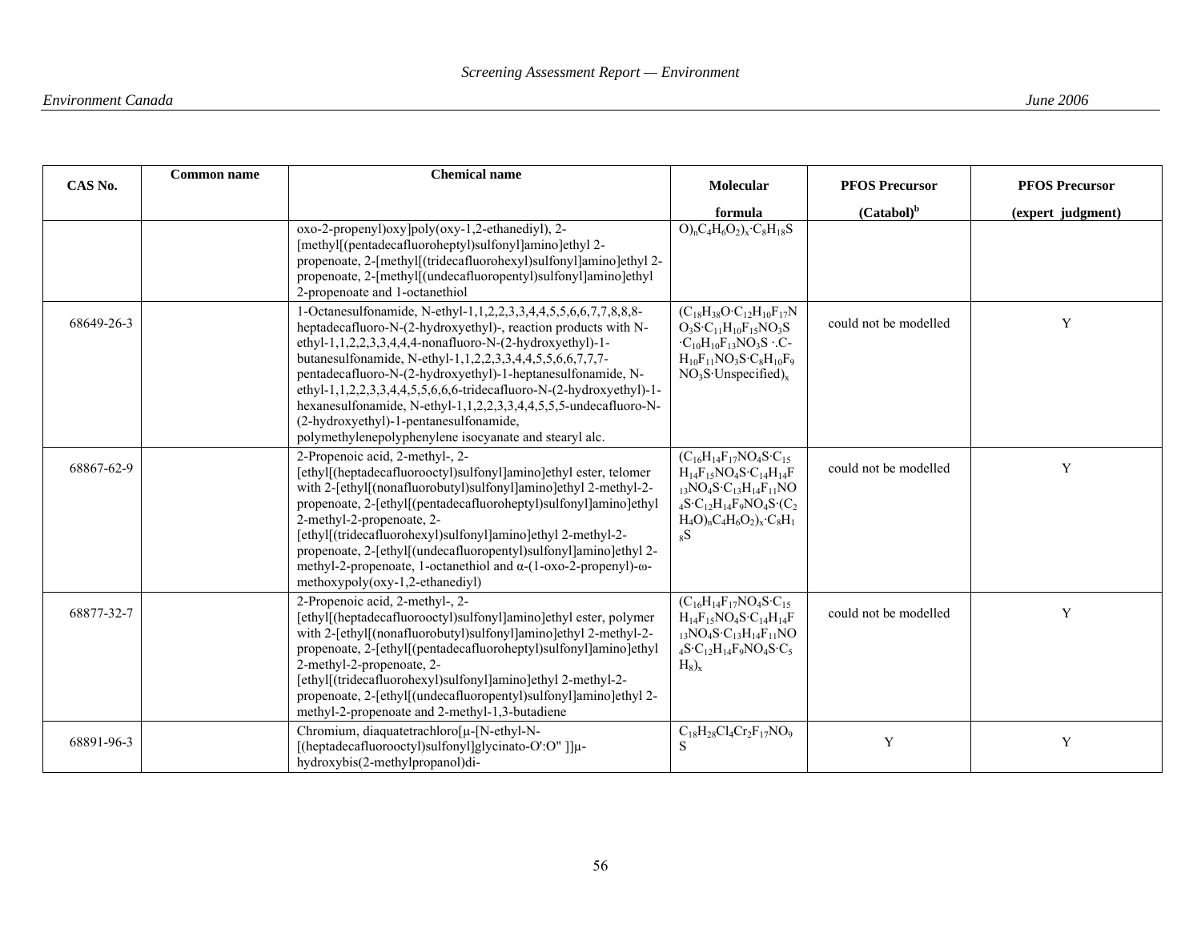| CAS No. | Common name | Chemical name | Molecular formula | PFOS Precursor (Catabol)[b] | PFOS Precursor (expert judgment) |
|---|---|---|---|---|---|
| | | oxo-2-propenyl)oxy]poly(oxy-1,2-ethanediyl), 2-[methyl[(pentadecafluoroheptyl)sulfonyl]amino]ethyl 2-propenoate, 2-[methyl[(tridecafluorohexyl)sulfonyl]amino]ethyl 2-propenoate, 2-[methyl[(undecafluoropentyl)sulfonyl]amino]ethyl 2-propenoate and 1-octanethiol | $O)_nC_4H_6O_2)_x{\cdot}C_8H_{18}S$ | | |
| 68649-26-3 | | 1-Octanesulfonamide, N-ethyl-1,1,2,2,3,3,4,4,5,5,6,6,7,7,8,8,8-heptadecafluoro-N-(2-hydroxyethyl)-, reaction products with N-ethyl-1,1,2,2,3,3,4,4,4-nonafluoro-N-(2-hydroxyethyl)-1-butanesulfonamide, N-ethyl-1,1,2,2,3,3,4,4,5,5,6,6,7,7,7-pentadecafluoro-N-(2-hydroxyethyl)-1-heptanesulfonamide, N-ethyl-1,1,2,2,3,3,4,4,5,5,6,6,6-tridecafluoro-N-(2-hydroxyethyl)-1-hexanesulfonamide, N-ethyl-1,1,2,2,3,3,4,4,5,5,5-undecafluoro-N-(2-hydroxyethyl)-1-pentanesulfonamide, polymethylenepolyphenylene isocyanate and stearyl alc. | $(C_{18}H_{38}O{\cdot}C_{12}H_{10}F_{17}NO_3S{\cdot}C_{11}H_{10}F_{15}NO_3S{\cdot}C_{10}H_{10}F_{13}NO_3S{\cdot}C\text{-}H_{10}F_{11}NO_3S{\cdot}C_8H_{10}F_9NO_3S{\cdot}\text{Unspecified})_x$ | could not be modelled | Y |
| 68867-62-9 | | 2-Propenoic acid, 2-methyl-, 2-[ethyl[(heptadecafluorooctyl)sulfonyl]amino]ethyl ester, telomer with 2-[ethyl[(nonafluorobutyl)sulfonyl]amino]ethyl 2-methyl-2-propenoate, 2-[ethyl[(pentadecafluoroheptyl)sulfonyl]amino]ethyl 2-methyl-2-propenoate, 2-[ethyl[(tridecafluorohexyl)sulfonyl]amino]ethyl 2-methyl-2-propenoate, 2-[ethyl[(undecafluoropentyl)sulfonyl]amino]ethyl 2-methyl-2-propenoate, 1-octanethiol and α-(1-oxo-2-propenyl)-ω-methoxypoly(oxy-1,2-ethanediyl) | $(C_{16}H_{14}F_{17}NO_4S{\cdot}C_{15}H_{14}F_{15}NO_4S{\cdot}C_{14}H_{14}F_{13}NO_4S{\cdot}C_{13}H_{14}F_{11}NO_4S{\cdot}C_{12}H_{14}F_9NO_4S{\cdot}(C_2H_4O)_nC_4H_6O_2)_x{\cdot}C_8H_{18}S$ | could not be modelled | Y |
| 68877-32-7 | | 2-Propenoic acid, 2-methyl-, 2-[ethyl[(heptadecafluorooctyl)sulfonyl]amino]ethyl ester, polymer with 2-[ethyl[(nonafluorobutyl)sulfonyl]amino]ethyl 2-methyl-2-propenoate, 2-[ethyl[(pentadecafluoroheptyl)sulfonyl]amino]ethyl 2-methyl-2-propenoate, 2-[ethyl[(tridecafluorohexyl)sulfonyl]amino]ethyl 2-methyl-2-propenoate, 2-[ethyl[(undecafluoropentyl)sulfonyl]amino]ethyl 2-methyl-2-propenoate and 2-methyl-1,3-butadiene | $(C_{16}H_{14}F_{17}NO_4S{\cdot}C_{15}H_{14}F_{15}NO_4S{\cdot}C_{14}H_{14}F_{13}NO_4S{\cdot}C_{13}H_{14}F_{11}NO_4S{\cdot}C_{12}H_{14}F_9NO_4S{\cdot}C_5H_8)_x$ | could not be modelled | Y |
| 68891-96-3 | | Chromium, diaquatetrachloro[μ-[N-ethyl-N-[(heptadecafluorooctyl)sulfonyl]glycinato-O':O'' ]]μ-hydroxybis(2-methylpropanol)di- | $C_{18}H_{28}Cl_4Cr_2F_{17}NO_9S$ | Y | Y |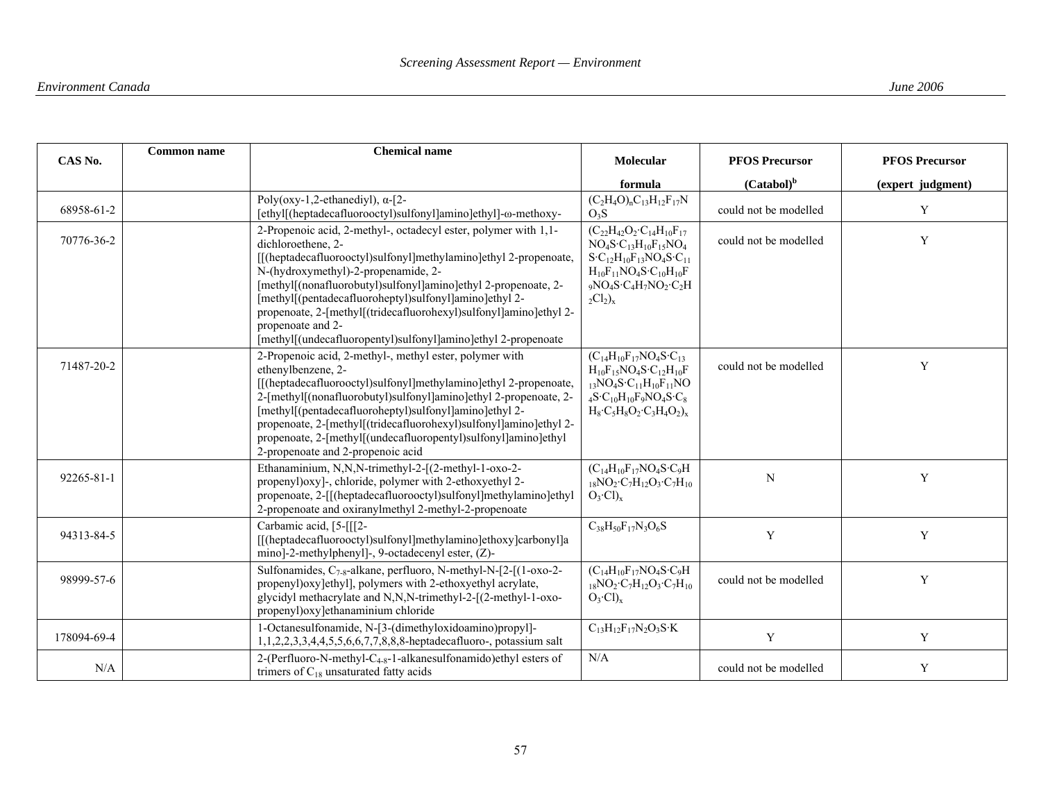| CAS No. | Common name | Chemical name | Molecular formula | PFOS Precursor (Catabol)[b] | PFOS Precursor (expert judgment) |
|---|---|---|---|---|---|
| 68958-61-2 | | Poly(oxy-1,2-ethanediyl), α-[2-[ethyl[(heptadecafluorooctyl)sulfonyl]amino]ethyl]-ω-methoxy- | $(C_2H_4O)_nC_{13}H_{12}F_{17}NO_3S$ | could not be modelled | Y |
| 70776-36-2 | | 2-Propenoic acid, 2-methyl-, octadecyl ester, polymer with 1,1-dichloroethene, 2-[[(heptadecafluorooctyl)sulfonyl]methylamino]ethyl 2-propenoate, N-(hydroxymethyl)-2-propenamide, 2-[methyl[(nonafluorobutyl)sulfonyl]amino]ethyl 2-propenoate, 2-[methyl[(pentadecafluoroheptyl)sulfonyl]amino]ethyl 2-propenoate, 2-[methyl[(tridecafluorohexyl)sulfonyl]amino]ethyl 2-propenoate and 2-[methyl[(undecafluoropentyl)sulfonyl]amino]ethyl 2-propenoate | $(C_{22}H_{42}O_2{\cdot}C_{14}H_{10}F_{17}NO_4S{\cdot}C_{13}H_{10}F_{15}NO_4S{\cdot}C_{12}H_{10}F_{13}NO_4S{\cdot}C_{11}H_{10}F_{11}NO_4S{\cdot}C_{10}H_{10}F_9NO_4S{\cdot}C_4H_7NO_2{\cdot}C_2H_2Cl_2)_x$ | could not be modelled | Y |
| 71487-20-2 | | 2-Propenoic acid, 2-methyl-, methyl ester, polymer with ethenylbenzene, 2-[[(heptadecafluorooctyl)sulfonyl]methylamino]ethyl 2-propenoate, 2-[methyl[(nonafluorobutyl)sulfonyl]amino]ethyl 2-propenoate, 2-[methyl[(pentadecafluoroheptyl)sulfonyl]amino]ethyl 2-propenoate, 2-[methyl[(tridecafluorohexyl)sulfonyl]amino]ethyl 2-propenoate, 2-[methyl[(undecafluoropentyl)sulfonyl]amino]ethyl 2-propenoate and 2-propenoic acid | $(C_{14}H_{10}F_{17}NO_4S{\cdot}C_{13}H_{10}F_{15}NO_4S{\cdot}C_{12}H_{10}F_{13}NO_4S{\cdot}C_{11}H_{10}F_{11}NO_4S{\cdot}C_{10}H_{10}F_9NO_4S{\cdot}C_8H_8{\cdot}C_5H_8O_2{\cdot}C_3H_4O_2)_x$ | could not be modelled | Y |
| 92265-81-1 | | Ethanaminium, N,N,N-trimethyl-2-[(2-methyl-1-oxo-2-propenyl)oxy]-, chloride, polymer with 2-ethoxyethyl 2-propenoate, 2-[[(heptadecafluorooctyl)sulfonyl]methylamino]ethyl 2-propenoate and oxiranylmethyl 2-methyl-2-propenoate | $(C_{14}H_{10}F_{17}NO_4S{\cdot}C_9H_{18}NO_2{\cdot}C_7H_{12}O_3{\cdot}C_7H_{10}O_3{\cdot}Cl)_x$ | N | Y |
| 94313-84-5 | | Carbamic acid, [5-[[[2-[[(heptadecafluorooctyl)sulfonyl]methylamino]ethoxy]carbonyl]amino]-2-methylphenyl]-, 9-octadecenyl ester, (Z)- | $C_{38}H_{50}F_{17}N_3O_6S$ | Y | Y |
| 98999-57-6 | | Sulfonamides, $C_{7\text{-}8}$-alkane, perfluoro, N-methyl-N-[2-[(1-oxo-2-propenyl)oxy]ethyl], polymers with 2-ethoxyethyl acrylate, glycidyl methacrylate and N,N,N-trimethyl-2-[(2-methyl-1-oxo-propenyl)oxy]ethanaminium chloride | $(C_{14}H_{10}F_{17}NO_4S{\cdot}C_9H_{18}NO_2{\cdot}C_7H_{12}O_3{\cdot}C_7H_{10}O_3{\cdot}Cl)_x$ | could not be modelled | Y |
| 178094-69-4 | | 1-Octanesulfonamide, N-[3-(dimethyloxidoamino)propyl]-1,1,2,2,3,3,4,4,5,5,6,6,7,7,8,8,8-heptadecafluoro-, potassium salt | $C_{13}H_{12}F_{17}N_2O_3S{\cdot}K$ | Y | Y |
| N/A | | 2-(Perfluoro-N-methyl-$C_{4\text{-}8}$-1-alkanesulfonamido)ethyl esters of trimers of $C_{18}$ unsaturated fatty acids | N/A | could not be modelled | Y |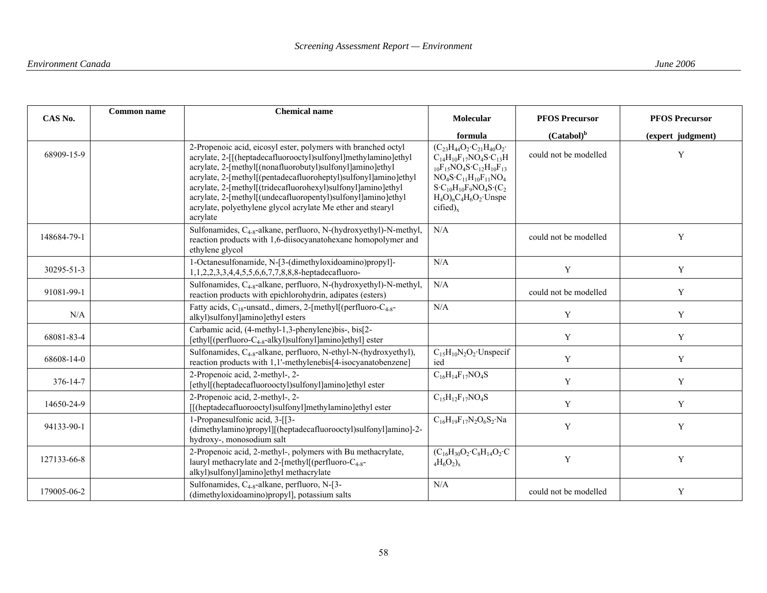| CAS No. | Common name | Chemical name | Molecular formula | PFOS Precursor (Catabol)[b] | PFOS Precursor (expert judgment) |
| --- | --- | --- | --- | --- | --- |
| 68909-15-9 | | 2-Propenoic acid, eicosyl ester, polymers with branched octyl acrylate, 2-[[(heptadecafluorooctyl)sulfonyl]methylamino]ethyl acrylate, 2-[methyl[(nonafluorobutyl)sulfonyl]amino]ethyl acrylate, 2-[methyl[(pentadecafluoroheptyl)sulfonyl]amino]ethyl acrylate, 2-[methyl[(tridecafluorohexyl)sulfonyl]amino]ethyl acrylate, 2-[methyl[(undecafluoropentyl)sulfonyl]amino]ethyl acrylate, polyethylene glycol acrylate Me ether and stearyl acrylate | $(C_{23}H_{44}O_2 \cdot C_{21}H_{40}O_2 \cdot C_{14}H_{10}F_{17}NO_4S \cdot C_{13}H_{10}F_{15}NO_4S \cdot C_{12}H_{10}F_{13}NO_4S \cdot C_{11}H_{10}F_{11}NO_4S \cdot C_{10}H_{10}F_9NO_4S \cdot (C_2H_4O)_nC_4H_6O_2 \cdot \text{Unspecified})_x$ | could not be modelled | Y |
| 148684-79-1 | | Sulfonamides, $C_{4-8}$-alkane, perfluoro, N-(hydroxyethyl)-N-methyl, reaction products with 1,6-diisocyanatohexane homopolymer and ethylene glycol | N/A | could not be modelled | Y |
| 30295-51-3 | | 1-Octanesulfonamide, N-[3-(dimethyloxidoamino)propyl]-1,1,2,2,3,3,4,4,5,5,6,6,7,7,8,8,8-heptadecafluoro- | N/A | Y | Y |
| 91081-99-1 | | Sulfonamides, $C_{4-8}$-alkane, perfluoro, N-(hydroxyethyl)-N-methyl, reaction products with epichlorohydrin, adipates (esters) | N/A | could not be modelled | Y |
| N/A | | Fatty acids, $C_{18}$-unsatd., dimers, 2-[methyl[(perfluoro-$C_{4-8}$-alkyl)sulfonyl]amino]ethyl esters | N/A | Y | Y |
| 68081-83-4 | | Carbamic acid, (4-methyl-1,3-phenylene)bis-, bis[2-[ethyl[(perfluoro-$C_{4-8}$-alkyl)sulfonyl]amino]ethyl] ester | | Y | Y |
| 68608-14-0 | | Sulfonamides, $C_{4-8}$-alkane, perfluoro, N-ethyl-N-(hydroxyethyl), reaction products with 1,1'-methylenebis[4-isocyanatobenzene] | $C_{15}H_{10}N_2O_2 \cdot \text{Unspecified}$ | Y | Y |
| 376-14-7 | | 2-Propenoic acid, 2-methyl-, 2-[ethyl[(heptadecafluorooctyl)sulfonyl]amino]ethyl ester | $C_{16}H_{14}F_{17}NO_4S$ | Y | Y |
| 14650-24-9 | | 2-Propenoic acid, 2-methyl-, 2-[[(heptadecafluorooctyl)sulfonyl]methylamino]ethyl ester | $C_{15}H_{12}F_{17}NO_4S$ | Y | Y |
| 94133-90-1 | | 1-Propanesulfonic acid, 3-[[3-(dimethylamino)propyl][(heptadecafluorooctyl)sulfonyl]amino]-2-hydroxy-, monosodium salt | $C_{16}H_{19}F_{17}N_2O_6S_2 \cdot Na$ | Y | Y |
| 127133-66-8 | | 2-Propenoic acid, 2-methyl-, polymers with Bu methacrylate, lauryl methacrylate and 2-[methyl[(perfluoro-$C_{4-8}$-alkyl)sulfonyl]amino]ethyl methacrylate | $(C_{16}H_{30}O_2 \cdot C_8H_{14}O_2 \cdot C_4H_6O_2)_x$ | Y | Y |
| 179005-06-2 | | Sulfonamides, $C_{4-8}$-alkane, perfluoro, N-[3-(dimethyloxidoamino)propyl], potassium salts | N/A | could not be modelled | Y |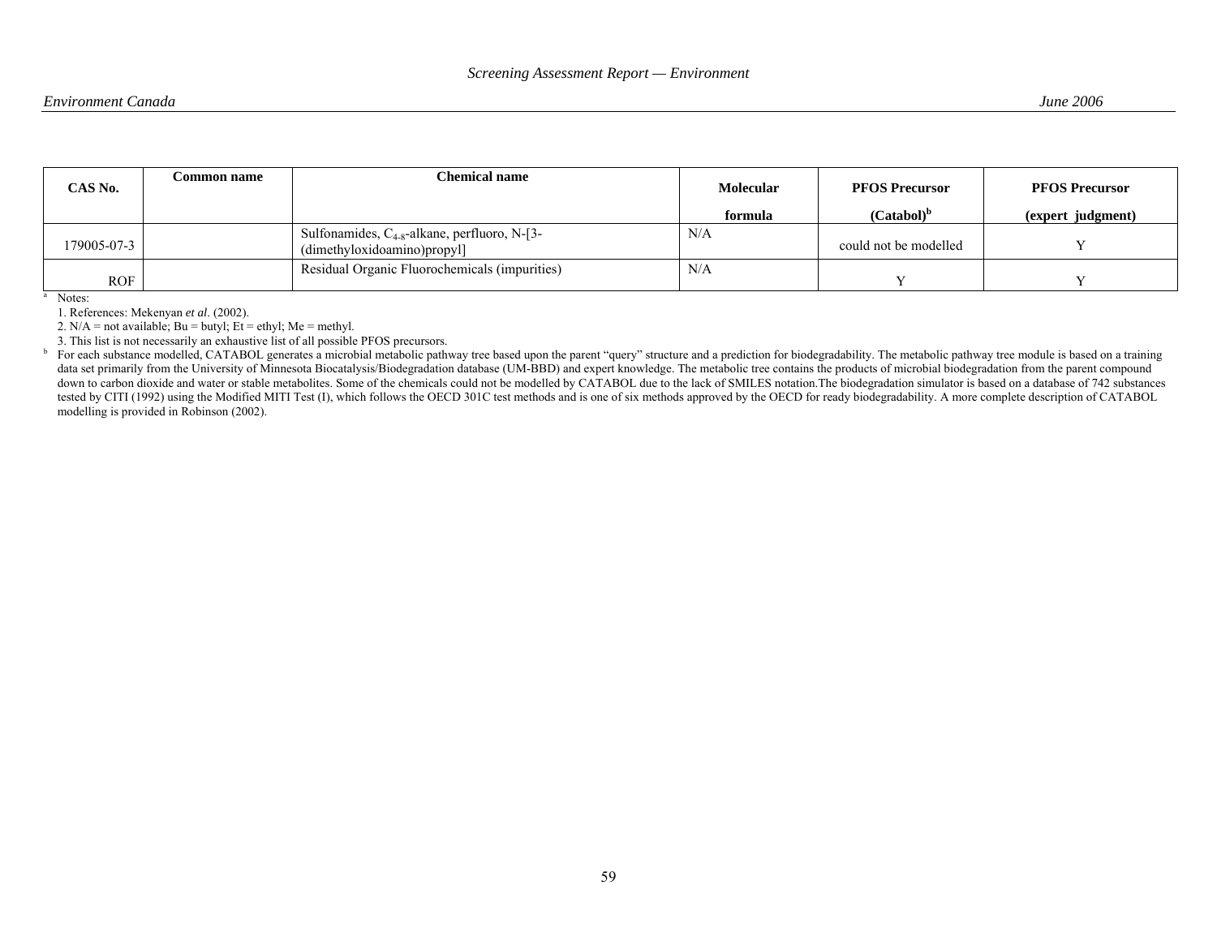| CAS No. | Common name | Chemical name | Molecular formula | PFOS Precursor (Catabol)[b] | PFOS Precursor (expert judgment) |
|---|---|---|---|---|---|
| 179005-07-3 | | Sulfonamides, $C_{4-8}$-alkane, perfluoro, N-[3-(dimethyloxidoamino)propyl] | N/A | could not be modelled | Y |
| ROF | | Residual Organic Fluorochemicals (impurities) | N/A | Y | Y |

[a] Notes:

1. References: Mekenyan *et al*. (2002).
2. N/A = not available; Bu = butyl; Et = ethyl; Me = methyl.
3. This list is not necessarily an exhaustive list of all possible PFOS precursors.

[b] For each substance modelled, CATABOL generates a microbial metabolic pathway tree based upon the parent "query" structure and a prediction for biodegradability. The metabolic pathway tree module is based on a training data set primarily from the University of Minnesota Biocatalysis/Biodegradation database (UM-BBD) and expert knowledge. The metabolic tree contains the products of microbial biodegradation from the parent compound down to carbon dioxide and water or stable metabolites. Some of the chemicals could not be modelled by CATABOL due to the lack of SMILES notation.The biodegradation simulator is based on a database of 742 substances tested by CITI (1992) using the Modified MITI Test (I), which follows the OECD 301C test methods and is one of six methods approved by the OECD for ready biodegradability. A more complete description of CATABOL modelling is provided in Robinson (2002).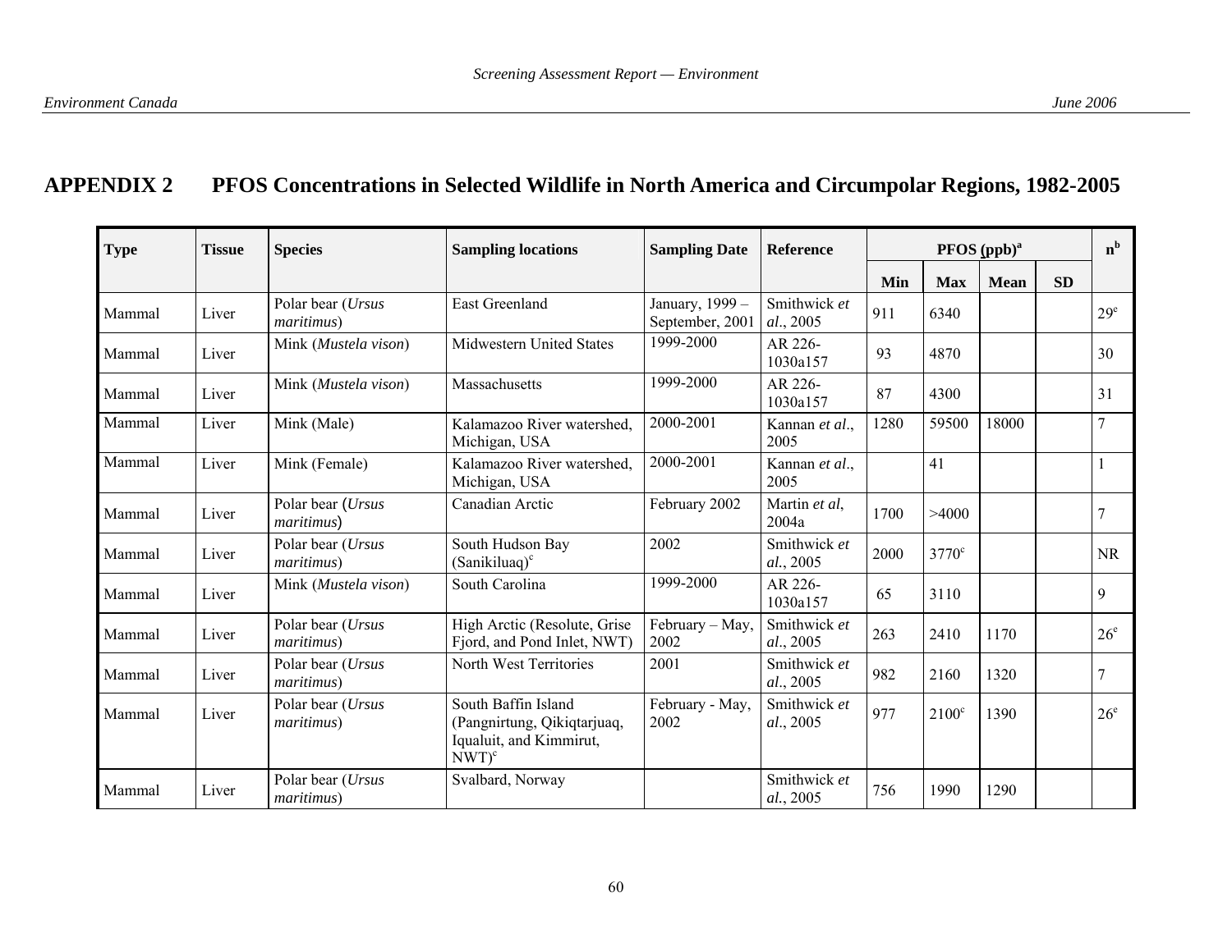## APPENDIX 2 PFOS Concentrations in Selected Wildlife in North America and Circumpolar Regions, 1982-2005

| Type | Tissue | Species | Sampling locations | Sampling Date | Reference | PFOS (ppb)[a] | | | | n[b] |
|---|---|---|---|---|---|---|---|---|---|---|
| | | | | | | Min | Max | Mean | SD | |
| Mammal | Liver | Polar bear (*Ursus maritimus*) | East Greenland | January, 1999 – September, 2001 | Smithwick *et al*., 2005 | 911 | 6340 | | | 29[e] |
| Mammal | Liver | Mink (*Mustela vison*) | Midwestern United States | 1999-2000 | AR 226-1030a157 | 93 | 4870 | | | 30 |
| Mammal | Liver | Mink (*Mustela vison*) | Massachusetts | 1999-2000 | AR 226-1030a157 | 87 | 4300 | | | 31 |
| Mammal | Liver | Mink (Male) | Kalamazoo River watershed, Michigan, USA | 2000-2001 | Kannan *et al*., 2005 | 1280 | 59500 | 18000 | | 7 |
| Mammal | Liver | Mink (Female) | Kalamazoo River watershed, Michigan, USA | 2000-2001 | Kannan *et al*., 2005 | | 41 | | | 1 |
| Mammal | Liver | Polar bear (*Ursus maritimus*) | Canadian Arctic | February 2002 | Martin *et al*, 2004a | 1700 | >4000 | | | 7 |
| Mammal | Liver | Polar bear (*Ursus maritimus*) | South Hudson Bay (Sanikiluaq)[c] | 2002 | Smithwick *et al*., 2005 | 2000 | 3770[c] | | | NR |
| Mammal | Liver | Mink (*Mustela vison*) | South Carolina | 1999-2000 | AR 226-1030a157 | 65 | 3110 | | | 9 |
| Mammal | Liver | Polar bear (*Ursus maritimus*) | High Arctic (Resolute, Grise Fjord, and Pond Inlet, NWT) | February – May, 2002 | Smithwick *et al*., 2005 | 263 | 2410 | 1170 | | 26[e] |
| Mammal | Liver | Polar bear (*Ursus maritimus*) | North West Territories | 2001 | Smithwick *et al*., 2005 | 982 | 2160 | 1320 | | 7 |
| Mammal | Liver | Polar bear (*Ursus maritimus*) | South Baffin Island (Pangnirtung, Qikiqtarjuaq, Iqualuit, and Kimmirut, NWT)[c] | February - May, 2002 | Smithwick *et al*., 2005 | 977 | 2100[c] | 1390 | | 26[e] |
| Mammal | Liver | Polar bear (*Ursus maritimus*) | Svalbard, Norway | | Smithwick *et al*., 2005 | 756 | 1990 | 1290 | | |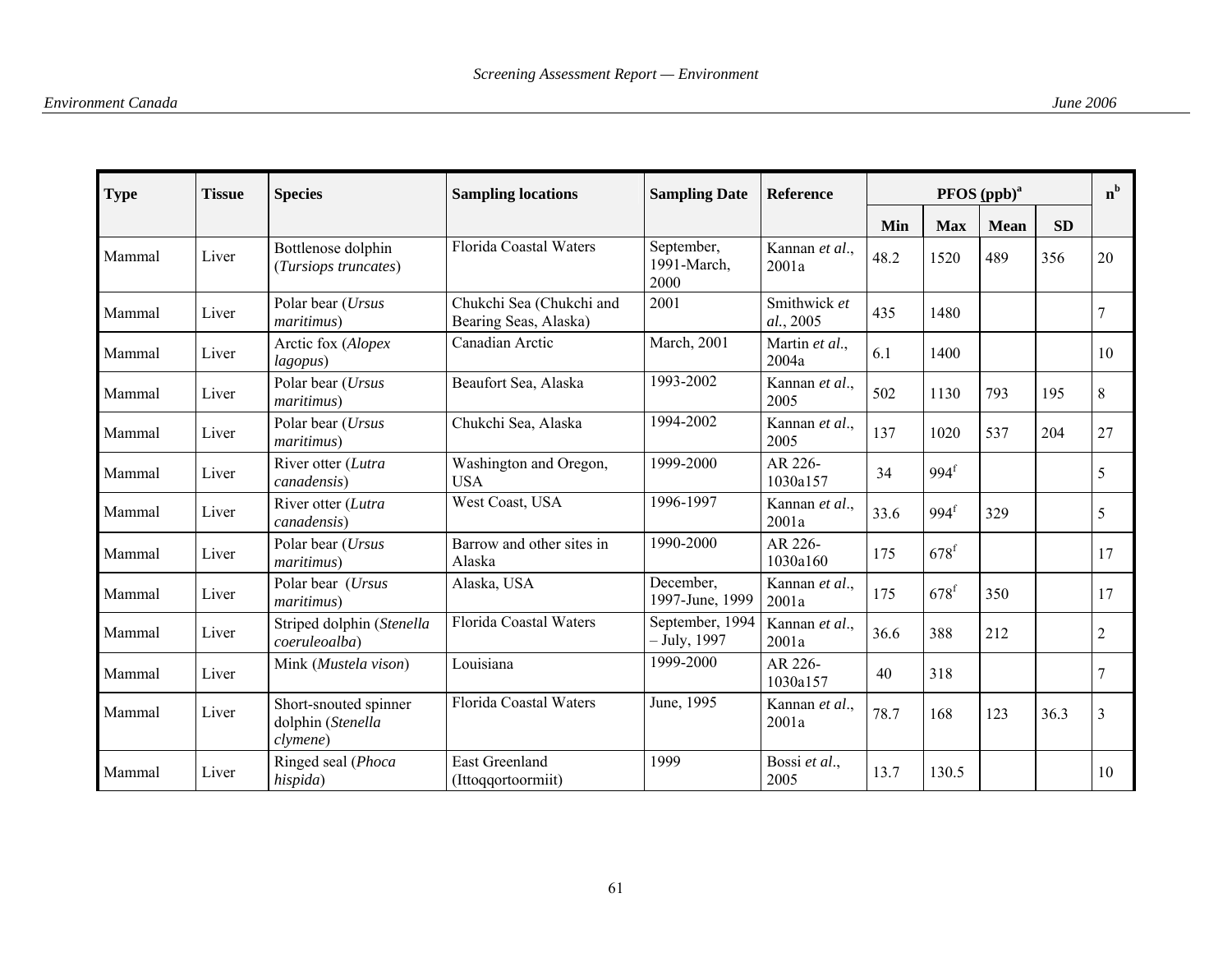| Type | Tissue | Species | Sampling locations | Sampling Date | Reference | PFOS (ppb)[a] | | | | n[b] |
|---|---|---|---|---|---|---|---|---|---|---|
| | | | | | | Min | Max | Mean | SD | |
| Mammal | Liver | Bottlenose dolphin (*Tursiops truncates*) | Florida Coastal Waters | September, 1991-March, 2000 | Kannan *et al*., 2001a | 48.2 | 1520 | 489 | 356 | 20 |
| Mammal | Liver | Polar bear (*Ursus maritimus*) | Chukchi Sea (Chukchi and Bearing Seas, Alaska) | 2001 | Smithwick *et al*., 2005 | 435 | 1480 | | | 7 |
| Mammal | Liver | Arctic fox (*Alopex lagopus*) | Canadian Arctic | March, 2001 | Martin *et al*., 2004a | 6.1 | 1400 | | | 10 |
| Mammal | Liver | Polar bear (*Ursus maritimus*) | Beaufort Sea, Alaska | 1993-2002 | Kannan *et al*., 2005 | 502 | 1130 | 793 | 195 | 8 |
| Mammal | Liver | Polar bear (*Ursus maritimus*) | Chukchi Sea, Alaska | 1994-2002 | Kannan *et al*., 2005 | 137 | 1020 | 537 | 204 | 27 |
| Mammal | Liver | River otter (*Lutra canadensis*) | Washington and Oregon, USA | 1999-2000 | AR 226-1030a157 | 34 | 994[f] | | | 5 |
| Mammal | Liver | River otter (*Lutra canadensis*) | West Coast, USA | 1996-1997 | Kannan *et al*., 2001a | 33.6 | 994[f] | 329 | | 5 |
| Mammal | Liver | Polar bear (*Ursus maritimus*) | Barrow and other sites in Alaska | 1990-2000 | AR 226-1030a160 | 175 | 678[f] | | | 17 |
| Mammal | Liver | Polar bear (*Ursus maritimus*) | Alaska, USA | December, 1997-June, 1999 | Kannan *et al*., 2001a | 175 | 678[f] | 350 | | 17 |
| Mammal | Liver | Striped dolphin (*Stenella coeruleoalba*) | Florida Coastal Waters | September, 1994 – July, 1997 | Kannan *et al*., 2001a | 36.6 | 388 | 212 | | 2 |
| Mammal | Liver | Mink (*Mustela vison*) | Louisiana | 1999-2000 | AR 226-1030a157 | 40 | 318 | | | 7 |
| Mammal | Liver | Short-snouted spinner dolphin (*Stenella clymene*) | Florida Coastal Waters | June, 1995 | Kannan *et al*., 2001a | 78.7 | 168 | 123 | 36.3 | 3 |
| Mammal | Liver | Ringed seal (*Phoca hispida*) | East Greenland (Ittoqqortoormiit) | 1999 | Bossi *et al*., 2005 | 13.7 | 130.5 | | | 10 |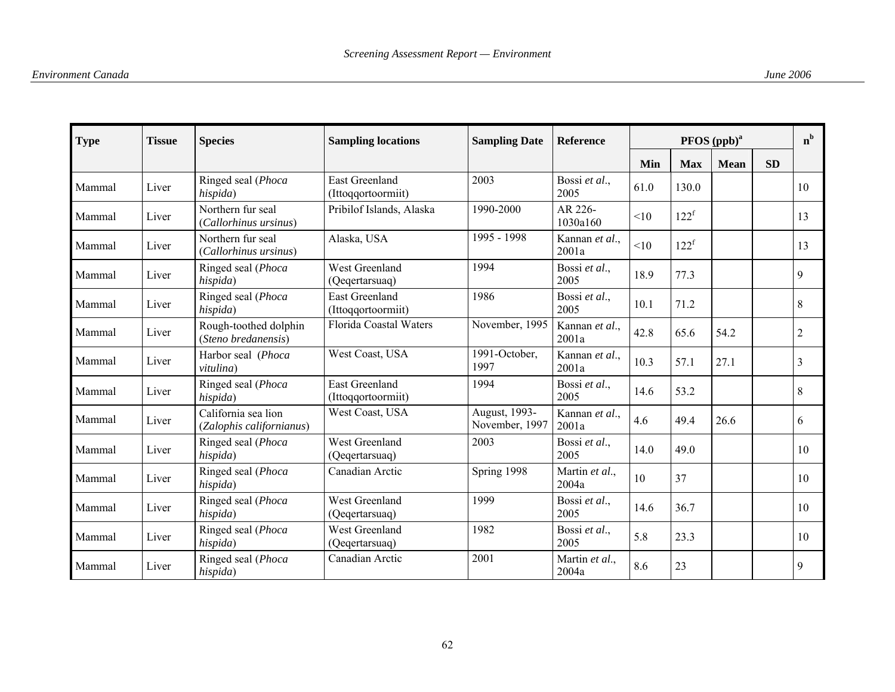| Type | Tissue | Species | Sampling locations | Sampling Date | Reference | PFOS (ppb)[a] | | | | n[b] |
|---|---|---|---|---|---|---|---|---|---|---|
| | | | | | | Min | Max | Mean | SD | |
| Mammal | Liver | Ringed seal (*Phoca hispida*) | East Greenland (Ittoqqortoormiit) | 2003 | Bossi *et al*., 2005 | 61.0 | 130.0 | | | 10 |
| Mammal | Liver | Northern fur seal (*Callorhinus ursinus*) | Pribilof Islands, Alaska | 1990-2000 | AR 226-1030a160 | <10 | 122[f] | | | 13 |
| Mammal | Liver | Northern fur seal (*Callorhinus ursinus*) | Alaska, USA | 1995 - 1998 | Kannan *et al*., 2001a | <10 | 122[f] | | | 13 |
| Mammal | Liver | Ringed seal (*Phoca hispida*) | West Greenland (Qeqertarsuaq) | 1994 | Bossi *et al*., 2005 | 18.9 | 77.3 | | | 9 |
| Mammal | Liver | Ringed seal (*Phoca hispida*) | East Greenland (Ittoqqortoormiit) | 1986 | Bossi *et al*., 2005 | 10.1 | 71.2 | | | 8 |
| Mammal | Liver | Rough-toothed dolphin (*Steno bredanensis*) | Florida Coastal Waters | November, 1995 | Kannan *et al*., 2001a | 42.8 | 65.6 | 54.2 | | 2 |
| Mammal | Liver | Harbor seal (*Phoca vitulina*) | West Coast, USA | 1991-October, 1997 | Kannan *et al*., 2001a | 10.3 | 57.1 | 27.1 | | 3 |
| Mammal | Liver | Ringed seal (*Phoca hispida*) | East Greenland (Ittoqqortoormiit) | 1994 | Bossi *et al*., 2005 | 14.6 | 53.2 | | | 8 |
| Mammal | Liver | California sea lion (*Zalophis californianus*) | West Coast, USA | August, 1993-November, 1997 | Kannan *et al*., 2001a | 4.6 | 49.4 | 26.6 | | 6 |
| Mammal | Liver | Ringed seal (*Phoca hispida*) | West Greenland (Qeqertarsuaq) | 2003 | Bossi *et al*., 2005 | 14.0 | 49.0 | | | 10 |
| Mammal | Liver | Ringed seal (*Phoca hispida*) | Canadian Arctic | Spring 1998 | Martin *et al*., 2004a | 10 | 37 | | | 10 |
| Mammal | Liver | Ringed seal (*Phoca hispida*) | West Greenland (Qeqertarsuaq) | 1999 | Bossi *et al*., 2005 | 14.6 | 36.7 | | | 10 |
| Mammal | Liver | Ringed seal (*Phoca hispida*) | West Greenland (Qeqertarsuaq) | 1982 | Bossi *et al*., 2005 | 5.8 | 23.3 | | | 10 |
| Mammal | Liver | Ringed seal (*Phoca hispida*) | Canadian Arctic | 2001 | Martin *et al*., 2004a | 8.6 | 23 | | | 9 |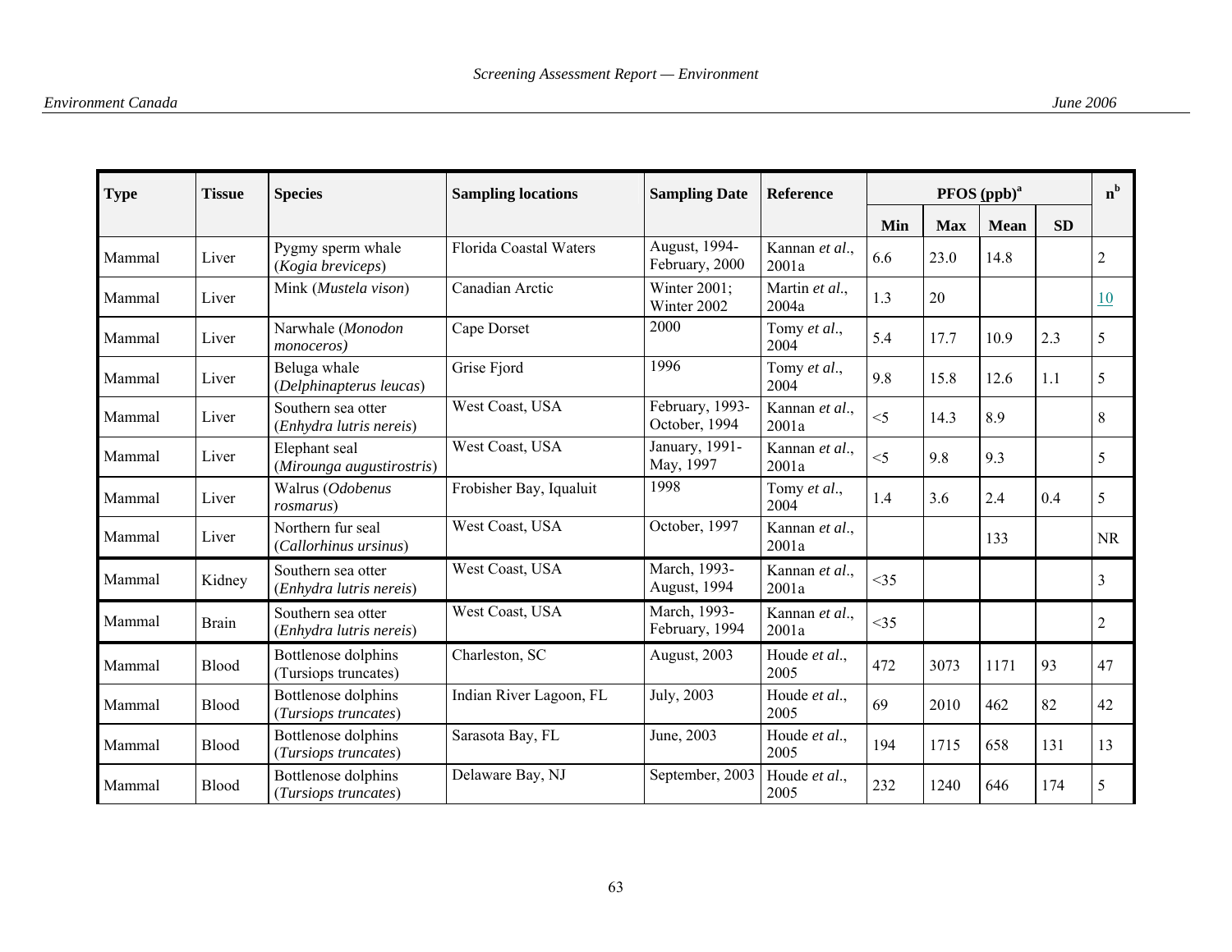| Type | Tissue | Species | Sampling locations | Sampling Date | Reference | PFOS (ppb)[a] | | | | n[b] |
|---|---|---|---|---|---|---|---|---|---|---|
| | | | | | | Min | Max | Mean | SD | |
| Mammal | Liver | Pygmy sperm whale (*Kogia breviceps*) | Florida Coastal Waters | August, 1994-February, 2000 | Kannan *et al*., 2001a | 6.6 | 23.0 | 14.8 | | 2 |
| Mammal | Liver | Mink (*Mustela vison*) | Canadian Arctic | Winter 2001; Winter 2002 | Martin *et al*., 2004a | 1.3 | 20 | | | 10 |
| Mammal | Liver | Narwhale (*Monodon monoceros)* | Cape Dorset | 2000 | Tomy *et al*., 2004 | 5.4 | 17.7 | 10.9 | 2.3 | 5 |
| Mammal | Liver | Beluga whale (*Delphinapterus leucas*) | Grise Fjord | 1996 | Tomy *et al*., 2004 | 9.8 | 15.8 | 12.6 | 1.1 | 5 |
| Mammal | Liver | Southern sea otter (*Enhydra lutris nereis*) | West Coast, USA | February, 1993-October, 1994 | Kannan *et al*., 2001a | <5 | 14.3 | 8.9 | | 8 |
| Mammal | Liver | Elephant seal (*Mirounga augustirostris*) | West Coast, USA | January, 1991-May, 1997 | Kannan *et al*., 2001a | <5 | 9.8 | 9.3 | | 5 |
| Mammal | Liver | Walrus (*Odobenus rosmarus*) | Frobisher Bay, Iqualuit | 1998 | Tomy *et al*., 2004 | 1.4 | 3.6 | 2.4 | 0.4 | 5 |
| Mammal | Liver | Northern fur seal (*Callorhinus ursinus*) | West Coast, USA | October, 1997 | Kannan *et al*., 2001a | | | 133 | | NR |
| Mammal | Kidney | Southern sea otter (*Enhydra lutris nereis*) | West Coast, USA | March, 1993-August, 1994 | Kannan *et al*., 2001a | <35 | | | | 3 |
| Mammal | Brain | Southern sea otter (*Enhydra lutris nereis*) | West Coast, USA | March, 1993-February, 1994 | Kannan *et al*., 2001a | <35 | | | | 2 |
| Mammal | Blood | Bottlenose dolphins (Tursiops truncates) | Charleston, SC | August, 2003 | Houde *et al*., 2005 | 472 | 3073 | 1171 | 93 | 47 |
| Mammal | Blood | Bottlenose dolphins (*Tursiops truncates*) | Indian River Lagoon, FL | July, 2003 | Houde *et al*., 2005 | 69 | 2010 | 462 | 82 | 42 |
| Mammal | Blood | Bottlenose dolphins (*Tursiops truncates*) | Sarasota Bay, FL | June, 2003 | Houde *et al*., 2005 | 194 | 1715 | 658 | 131 | 13 |
| Mammal | Blood | Bottlenose dolphins (*Tursiops truncates*) | Delaware Bay, NJ | September, 2003 | Houde *et al*., 2005 | 232 | 1240 | 646 | 174 | 5 |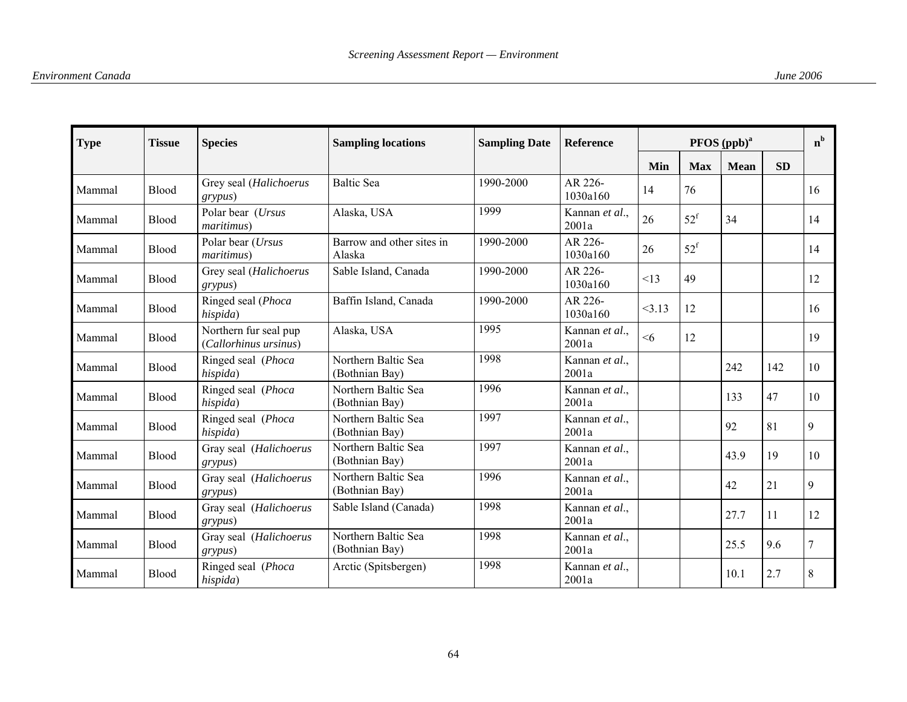| Type | Tissue | Species | Sampling locations | Sampling Date | Reference | PFOS (ppb)[a] | | | | n[b] |
|---|---|---|---|---|---|---|---|---|---|---|
| | | | | | | Min | Max | Mean | SD | |
| Mammal | Blood | Grey seal (*Halichoerus grypus*) | Baltic Sea | 1990-2000 | AR 226-1030a160 | 14 | 76 | | | 16 |
| Mammal | Blood | Polar bear (*Ursus maritimus*) | Alaska, USA | 1999 | Kannan *et al*., 2001a | 26 | 52[f] | 34 | | 14 |
| Mammal | Blood | Polar bear (*Ursus maritimus*) | Barrow and other sites in Alaska | 1990-2000 | AR 226-1030a160 | 26 | 52[f] | | | 14 |
| Mammal | Blood | Grey seal (*Halichoerus grypus*) | Sable Island, Canada | 1990-2000 | AR 226-1030a160 | <13 | 49 | | | 12 |
| Mammal | Blood | Ringed seal (*Phoca hispida*) | Baffin Island, Canada | 1990-2000 | AR 226-1030a160 | <3.13 | 12 | | | 16 |
| Mammal | Blood | Northern fur seal pup (*Callorhinus ursinus*) | Alaska, USA | 1995 | Kannan *et al*., 2001a | <6 | 12 | | | 19 |
| Mammal | Blood | Ringed seal (*Phoca hispida*) | Northern Baltic Sea (Bothnian Bay) | 1998 | Kannan *et al*., 2001a | | | 242 | 142 | 10 |
| Mammal | Blood | Ringed seal (*Phoca hispida*) | Northern Baltic Sea (Bothnian Bay) | 1996 | Kannan *et al*., 2001a | | | 133 | 47 | 10 |
| Mammal | Blood | Ringed seal (*Phoca hispida*) | Northern Baltic Sea (Bothnian Bay) | 1997 | Kannan *et al*., 2001a | | | 92 | 81 | 9 |
| Mammal | Blood | Gray seal (*Halichoerus grypus*) | Northern Baltic Sea (Bothnian Bay) | 1997 | Kannan *et al*., 2001a | | | 43.9 | 19 | 10 |
| Mammal | Blood | Gray seal (*Halichoerus grypus*) | Northern Baltic Sea (Bothnian Bay) | 1996 | Kannan *et al*., 2001a | | | 42 | 21 | 9 |
| Mammal | Blood | Gray seal (*Halichoerus grypus*) | Sable Island (Canada) | 1998 | Kannan *et al*., 2001a | | | 27.7 | 11 | 12 |
| Mammal | Blood | Gray seal (*Halichoerus grypus*) | Northern Baltic Sea (Bothnian Bay) | 1998 | Kannan *et al*., 2001a | | | 25.5 | 9.6 | 7 |
| Mammal | Blood | Ringed seal (*Phoca hispida*) | Arctic (Spitsbergen) | 1998 | Kannan *et al*., 2001a | | | 10.1 | 2.7 | 8 |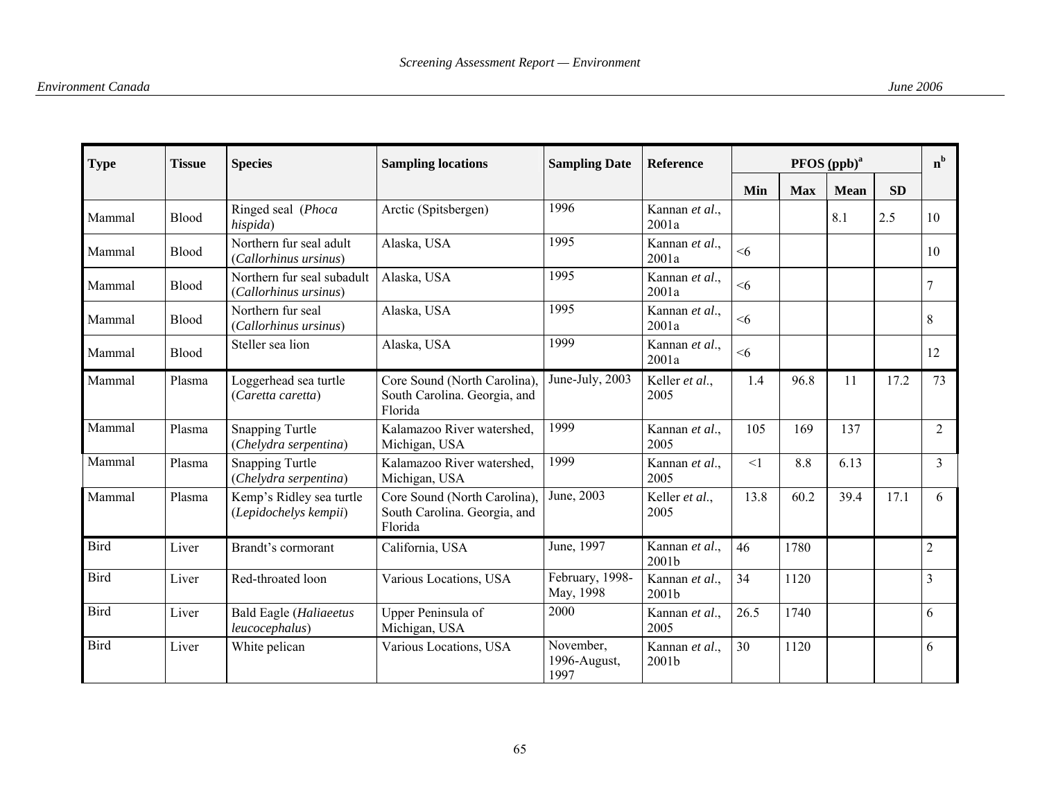| Type | Tissue | Species | Sampling locations | Sampling Date | Reference | PFOS (ppb)[a] | | | | n[b] |
|---|---|---|---|---|---|---|---|---|---|---|
| | | | | | | Min | Max | Mean | SD | |
| Mammal | Blood | Ringed seal (*Phoca hispida*) | Arctic (Spitsbergen) | 1996 | Kannan *et al*., 2001a | | | 8.1 | 2.5 | 10 |
| Mammal | Blood | Northern fur seal adult (*Callorhinus ursinus*) | Alaska, USA | 1995 | Kannan *et al*., 2001a | <6 | | | | 10 |
| Mammal | Blood | Northern fur seal subadult (*Callorhinus ursinus*) | Alaska, USA | 1995 | Kannan *et al*., 2001a | <6 | | | | 7 |
| Mammal | Blood | Northern fur seal (*Callorhinus ursinus*) | Alaska, USA | 1995 | Kannan *et al*., 2001a | <6 | | | | 8 |
| Mammal | Blood | Steller sea lion | Alaska, USA | 1999 | Kannan *et al*., 2001a | <6 | | | | 12 |
| Mammal | Plasma | Loggerhead sea turtle (*Caretta caretta*) | Core Sound (North Carolina), South Carolina. Georgia, and Florida | June-July, 2003 | Keller *et al*., 2005 | 1.4 | 96.8 | 11 | 17.2 | 73 |
| Mammal | Plasma | Snapping Turtle (*Chelydra serpentina*) | Kalamazoo River watershed, Michigan, USA | 1999 | Kannan *et al*., 2005 | 105 | 169 | 137 | | 2 |
| Mammal | Plasma | Snapping Turtle (*Chelydra serpentina*) | Kalamazoo River watershed, Michigan, USA | 1999 | Kannan *et al*., 2005 | <1 | 8.8 | 6.13 | | 3 |
| Mammal | Plasma | Kemp's Ridley sea turtle (*Lepidochelys kempii*) | Core Sound (North Carolina), South Carolina. Georgia, and Florida | June, 2003 | Keller *et al*., 2005 | 13.8 | 60.2 | 39.4 | 17.1 | 6 |
| Bird | Liver | Brandt's cormorant | California, USA | June, 1997 | Kannan *et al*., 2001b | 46 | 1780 | | | 2 |
| Bird | Liver | Red-throated loon | Various Locations, USA | February, 1998-May, 1998 | Kannan *et al*., 2001b | 34 | 1120 | | | 3 |
| Bird | Liver | Bald Eagle (*Haliaeetus leucocephalus*) | Upper Peninsula of Michigan, USA | 2000 | Kannan *et al*., 2005 | 26.5 | 1740 | | | 6 |
| Bird | Liver | White pelican | Various Locations, USA | November, 1996-August, 1997 | Kannan *et al*., 2001b | 30 | 1120 | | | 6 |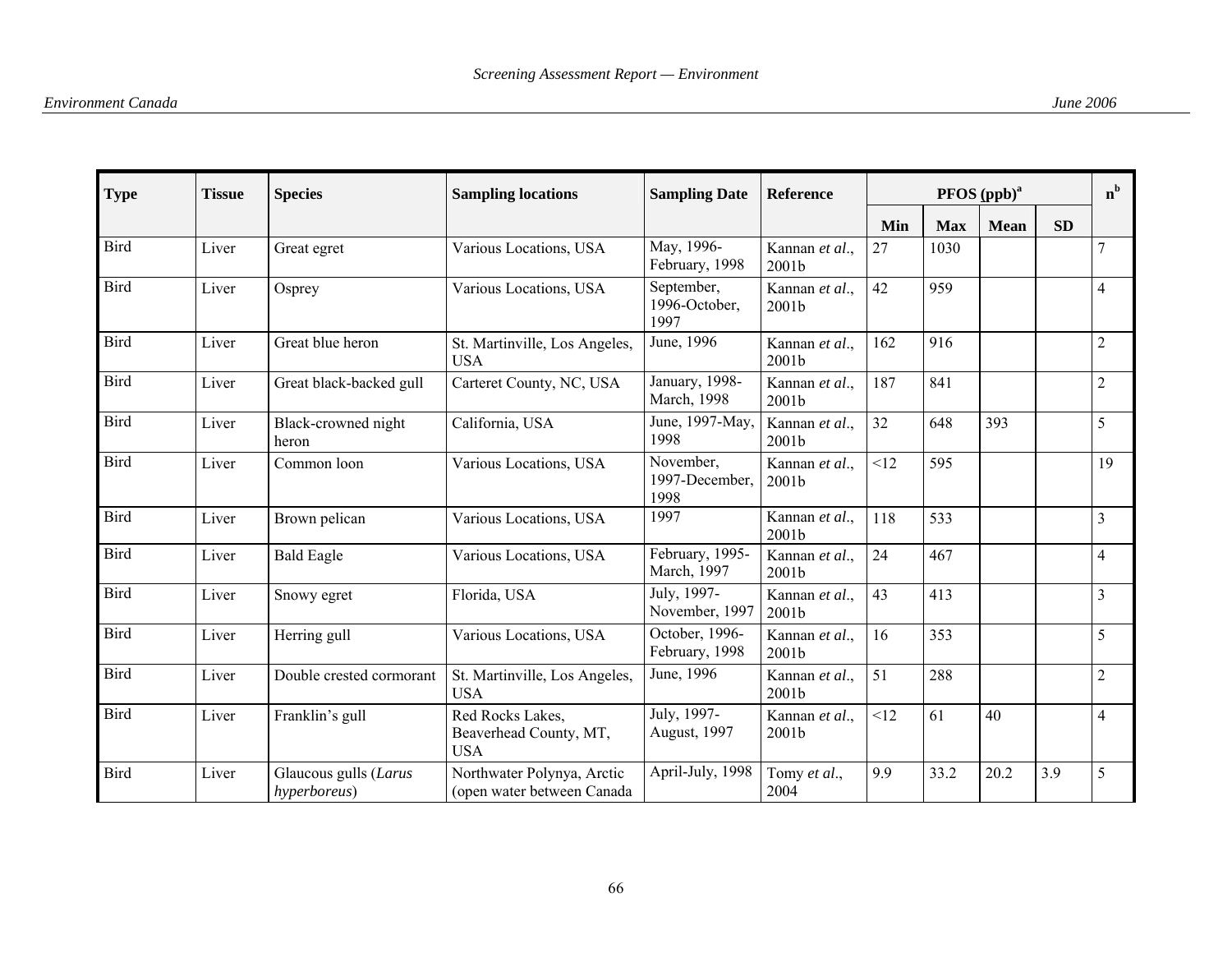| Type | Tissue | Species | Sampling locations | Sampling Date | Reference | PFOS (ppb)[a] | | | | n[b] |
|---|---|---|---|---|---|---|---|---|---|---|
| | | | | | | Min | Max | Mean | SD | |
| Bird | Liver | Great egret | Various Locations, USA | May, 1996-February, 1998 | Kannan *et al*., 2001b | 27 | 1030 | | | 7 |
| Bird | Liver | Osprey | Various Locations, USA | September, 1996-October, 1997 | Kannan *et al*., 2001b | 42 | 959 | | | 4 |
| Bird | Liver | Great blue heron | St. Martinville, Los Angeles, USA | June, 1996 | Kannan *et al*., 2001b | 162 | 916 | | | 2 |
| Bird | Liver | Great black-backed gull | Carteret County, NC, USA | January, 1998-March, 1998 | Kannan *et al*., 2001b | 187 | 841 | | | 2 |
| Bird | Liver | Black-crowned night heron | California, USA | June, 1997-May, 1998 | Kannan *et al*., 2001b | 32 | 648 | 393 | | 5 |
| Bird | Liver | Common loon | Various Locations, USA | November, 1997-December, 1998 | Kannan *et al*., 2001b | <12 | 595 | | | 19 |
| Bird | Liver | Brown pelican | Various Locations, USA | 1997 | Kannan *et al*., 2001b | 118 | 533 | | | 3 |
| Bird | Liver | Bald Eagle | Various Locations, USA | February, 1995-March, 1997 | Kannan *et al*., 2001b | 24 | 467 | | | 4 |
| Bird | Liver | Snowy egret | Florida, USA | July, 1997-November, 1997 | Kannan *et al*., 2001b | 43 | 413 | | | 3 |
| Bird | Liver | Herring gull | Various Locations, USA | October, 1996-February, 1998 | Kannan *et al*., 2001b | 16 | 353 | | | 5 |
| Bird | Liver | Double crested cormorant | St. Martinville, Los Angeles, USA | June, 1996 | Kannan *et al*., 2001b | 51 | 288 | | | 2 |
| Bird | Liver | Franklin's gull | Red Rocks Lakes, Beaverhead County, MT, USA | July, 1997-August, 1997 | Kannan *et al*., 2001b | <12 | 61 | 40 | | 4 |
| Bird | Liver | Glaucous gulls (*Larus hyperboreus*) | Northwater Polynya, Arctic (open water between Canada | April-July, 1998 | Tomy *et al*., 2004 | 9.9 | 33.2 | 20.2 | 3.9 | 5 |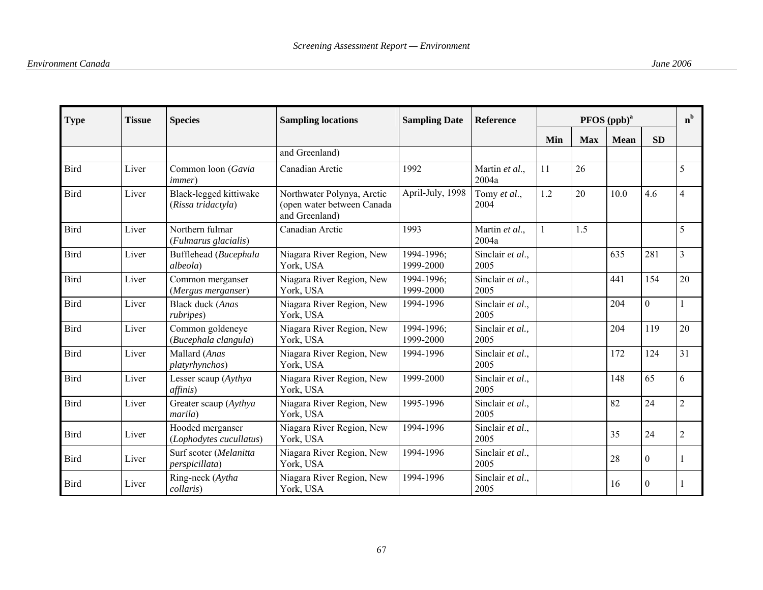| Type | Tissue | Species | Sampling locations | Sampling Date | Reference | PFOS (ppb)[a] | | | | n[b] |
|---|---|---|---|---|---|---|---|---|---|---|
| | | | | | | Min | Max | Mean | SD | |
| | | | and Greenland) | | | | | | | |
| Bird | Liver | Common loon (*Gavia immer*) | Canadian Arctic | 1992 | Martin *et al*., 2004a | 11 | 26 | | | 5 |
| Bird | Liver | Black-legged kittiwake (*Rissa tridactyla*) | Northwater Polynya, Arctic (open water between Canada and Greenland) | April-July, 1998 | Tomy *et al*., 2004 | 1.2 | 20 | 10.0 | 4.6 | 4 |
| Bird | Liver | Northern fulmar (*Fulmarus glacialis*) | Canadian Arctic | 1993 | Martin *et al*., 2004a | 1 | 1.5 | | | 5 |
| Bird | Liver | Bufflehead (*Bucephala albeola*) | Niagara River Region, New York, USA | 1994-1996; 1999-2000 | Sinclair *et al*., 2005 | | | 635 | 281 | 3 |
| Bird | Liver | Common merganser (*Mergus merganser*) | Niagara River Region, New York, USA | 1994-1996; 1999-2000 | Sinclair *et al*., 2005 | | | 441 | 154 | 20 |
| Bird | Liver | Black duck (*Anas rubripes*) | Niagara River Region, New York, USA | 1994-1996 | Sinclair *et al*., 2005 | | | 204 | 0 | 1 |
| Bird | Liver | Common goldeneye (*Bucephala clangula*) | Niagara River Region, New York, USA | 1994-1996; 1999-2000 | Sinclair *et al*., 2005 | | | 204 | 119 | 20 |
| Bird | Liver | Mallard (*Anas platyrhynchos*) | Niagara River Region, New York, USA | 1994-1996 | Sinclair *et al*., 2005 | | | 172 | 124 | 31 |
| Bird | Liver | Lesser scaup (*Aythya affinis*) | Niagara River Region, New York, USA | 1999-2000 | Sinclair *et al*., 2005 | | | 148 | 65 | 6 |
| Bird | Liver | Greater scaup (*Aythya marila*) | Niagara River Region, New York, USA | 1995-1996 | Sinclair *et al*., 2005 | | | 82 | 24 | 2 |
| Bird | Liver | Hooded merganser (*Lophodytes cucullatus*) | Niagara River Region, New York, USA | 1994-1996 | Sinclair *et al*., 2005 | | | 35 | 24 | 2 |
| Bird | Liver | Surf scoter (*Melanitta perspicillata*) | Niagara River Region, New York, USA | 1994-1996 | Sinclair *et al*., 2005 | | | 28 | 0 | 1 |
| Bird | Liver | Ring-neck (*Aytha collaris*) | Niagara River Region, New York, USA | 1994-1996 | Sinclair *et al*., 2005 | | | 16 | 0 | 1 |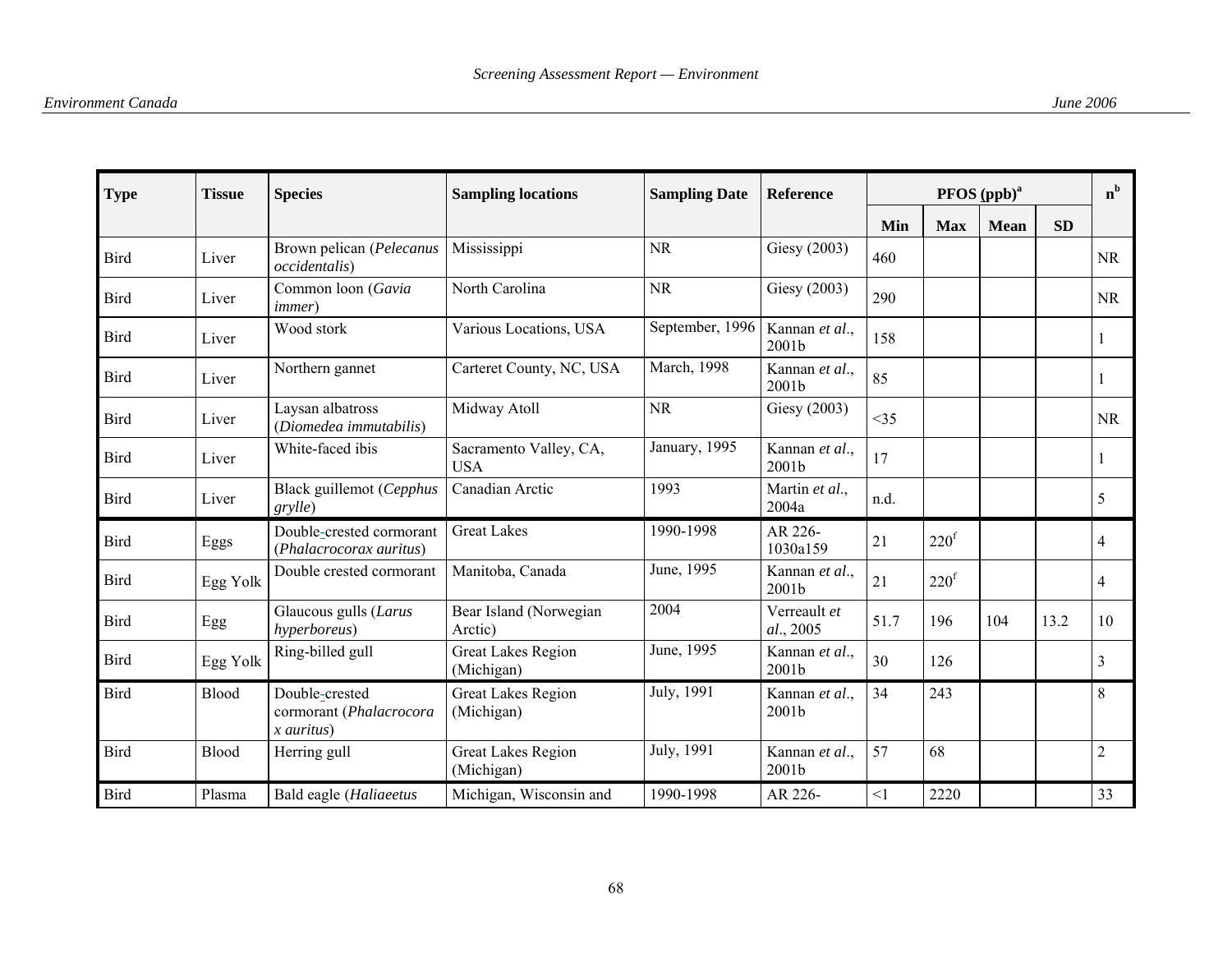| Type | Tissue | Species | Sampling locations | Sampling Date | Reference | PFOS (ppb)[a] | | | | n[b] |
|---|---|---|---|---|---|---|---|---|---|---|
| | | | | | | Min | Max | Mean | SD | |
| Bird | Liver | Brown pelican (*Pelecanus occidentalis*) | Mississippi | NR | Giesy (2003) | 460 | | | | NR |
| Bird | Liver | Common loon (*Gavia immer*) | North Carolina | NR | Giesy (2003) | 290 | | | | NR |
| Bird | Liver | Wood stork | Various Locations, USA | September, 1996 | Kannan *et al*., 2001b | 158 | | | | 1 |
| Bird | Liver | Northern gannet | Carteret County, NC, USA | March, 1998 | Kannan *et al*., 2001b | 85 | | | | 1 |
| Bird | Liver | Laysan albatross (*Diomedea immutabilis*) | Midway Atoll | NR | Giesy (2003) | <35 | | | | NR |
| Bird | Liver | White-faced ibis | Sacramento Valley, CA, USA | January, 1995 | Kannan *et al*., 2001b | 17 | | | | 1 |
| Bird | Liver | Black guillemot (*Cepphus grylle*) | Canadian Arctic | 1993 | Martin *et al*., 2004a | n.d. | | | | 5 |
| Bird | Eggs | Double-crested cormorant (*Phalacrocorax auritus*) | Great Lakes | 1990-1998 | AR 226-1030a159 | 21 | 220[f] | | | 4 |
| Bird | Egg Yolk | Double crested cormorant | Manitoba, Canada | June, 1995 | Kannan *et al*., 2001b | 21 | 220[f] | | | 4 |
| Bird | Egg | Glaucous gulls (*Larus hyperboreus*) | Bear Island (Norwegian Arctic) | 2004 | Verreault *et al*., 2005 | 51.7 | 196 | 104 | 13.2 | 10 |
| Bird | Egg Yolk | Ring-billed gull | Great Lakes Region (Michigan) | June, 1995 | Kannan *et al*., 2001b | 30 | 126 | | | 3 |
| Bird | Blood | Double-crested cormorant (*Phalacrocorax auritus*) | Great Lakes Region (Michigan) | July, 1991 | Kannan *et al*., 2001b | 34 | 243 | | | 8 |
| Bird | Blood | Herring gull | Great Lakes Region (Michigan) | July, 1991 | Kannan *et al*., 2001b | 57 | 68 | | | 2 |
| Bird | Plasma | Bald eagle (*Haliaeetus* | Michigan, Wisconsin and | 1990-1998 | AR 226- | <1 | 2220 | | | 33 |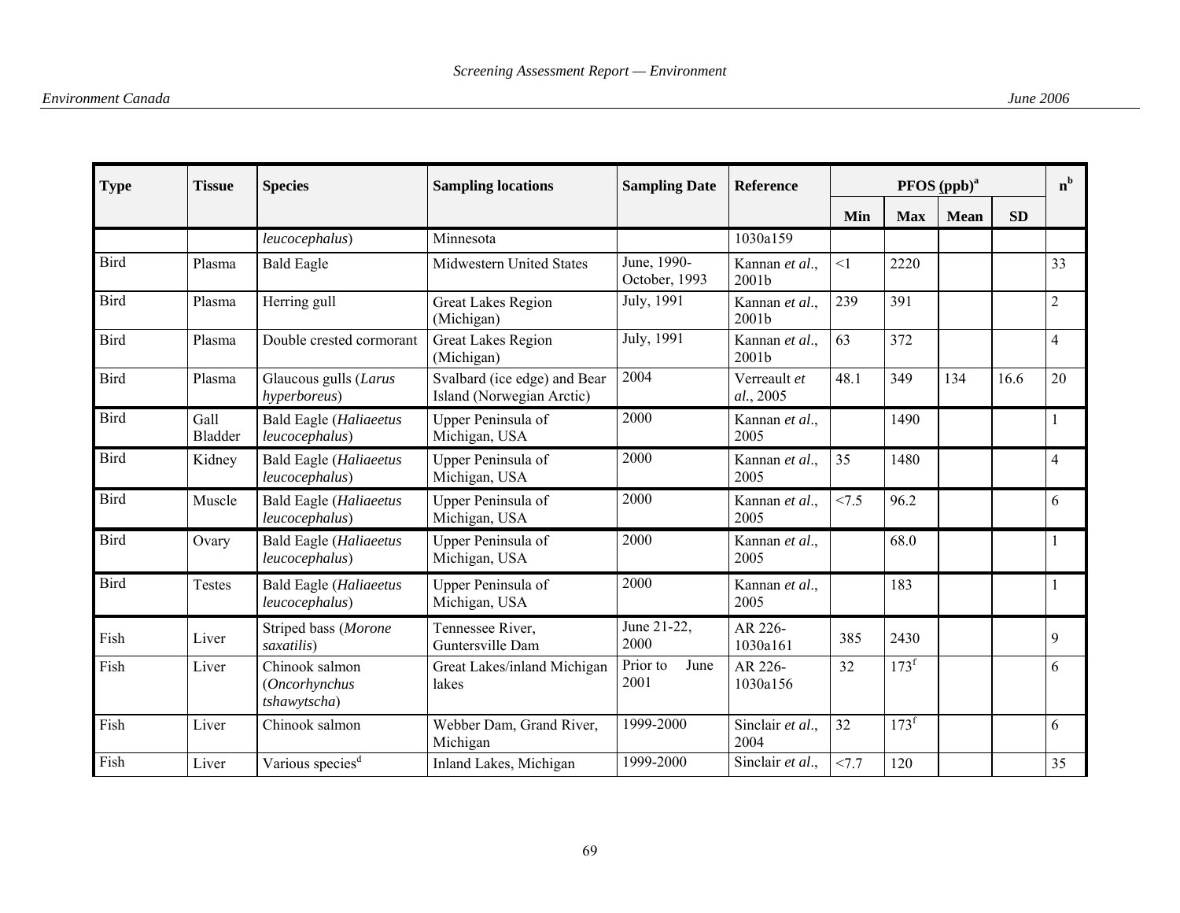| Type | Tissue | Species | Sampling locations | Sampling Date | Reference | PFOS (ppb)[a] | | | | n[b] |
|---|---|---|---|---|---|---|---|---|---|---|
| | | | | | | Min | Max | Mean | SD | |
| | | *leucocephalus*) | Minnesota | | 1030a159 | | | | | |
| Bird | Plasma | Bald Eagle | Midwestern United States | June, 1990-October, 1993 | Kannan *et al*., 2001b | <1 | 2220 | | | 33 |
| Bird | Plasma | Herring gull | Great Lakes Region (Michigan) | July, 1991 | Kannan *et al*., 2001b | 239 | 391 | | | 2 |
| Bird | Plasma | Double crested cormorant | Great Lakes Region (Michigan) | July, 1991 | Kannan *et al*., 2001b | 63 | 372 | | | 4 |
| Bird | Plasma | Glaucous gulls (*Larus hyperboreus*) | Svalbard (ice edge) and Bear Island (Norwegian Arctic) | 2004 | Verreault *et al*., 2005 | 48.1 | 349 | 134 | 16.6 | 20 |
| Bird | Gall Bladder | Bald Eagle (*Haliaeetus leucocephalus*) | Upper Peninsula of Michigan, USA | 2000 | Kannan *et al*., 2005 | | 1490 | | | 1 |
| Bird | Kidney | Bald Eagle (*Haliaeetus leucocephalus*) | Upper Peninsula of Michigan, USA | 2000 | Kannan *et al*., 2005 | 35 | 1480 | | | 4 |
| Bird | Muscle | Bald Eagle (*Haliaeetus leucocephalus*) | Upper Peninsula of Michigan, USA | 2000 | Kannan *et al*., 2005 | <7.5 | 96.2 | | | 6 |
| Bird | Ovary | Bald Eagle (*Haliaeetus leucocephalus*) | Upper Peninsula of Michigan, USA | 2000 | Kannan *et al*., 2005 | | 68.0 | | | 1 |
| Bird | Testes | Bald Eagle (*Haliaeetus leucocephalus*) | Upper Peninsula of Michigan, USA | 2000 | Kannan *et al*., 2005 | | 183 | | | 1 |
| Fish | Liver | Striped bass (*Morone saxatilis*) | Tennessee River, Guntersville Dam | June 21-22, 2000 | AR 226-1030a161 | 385 | 2430 | | | 9 |
| Fish | Liver | Chinook salmon (*Oncorhynchus tshawytscha*) | Great Lakes/inland Michigan lakes | Prior to June 2001 | AR 226-1030a156 | 32 | 173[f] | | | 6 |
| Fish | Liver | Chinook salmon | Webber Dam, Grand River, Michigan | 1999-2000 | Sinclair *et al*., 2004 | 32 | 173[f] | | | 6 |
| Fish | Liver | Various species[d] | Inland Lakes, Michigan | 1999-2000 | Sinclair *et al*., | <7.7 | 120 | | | 35 |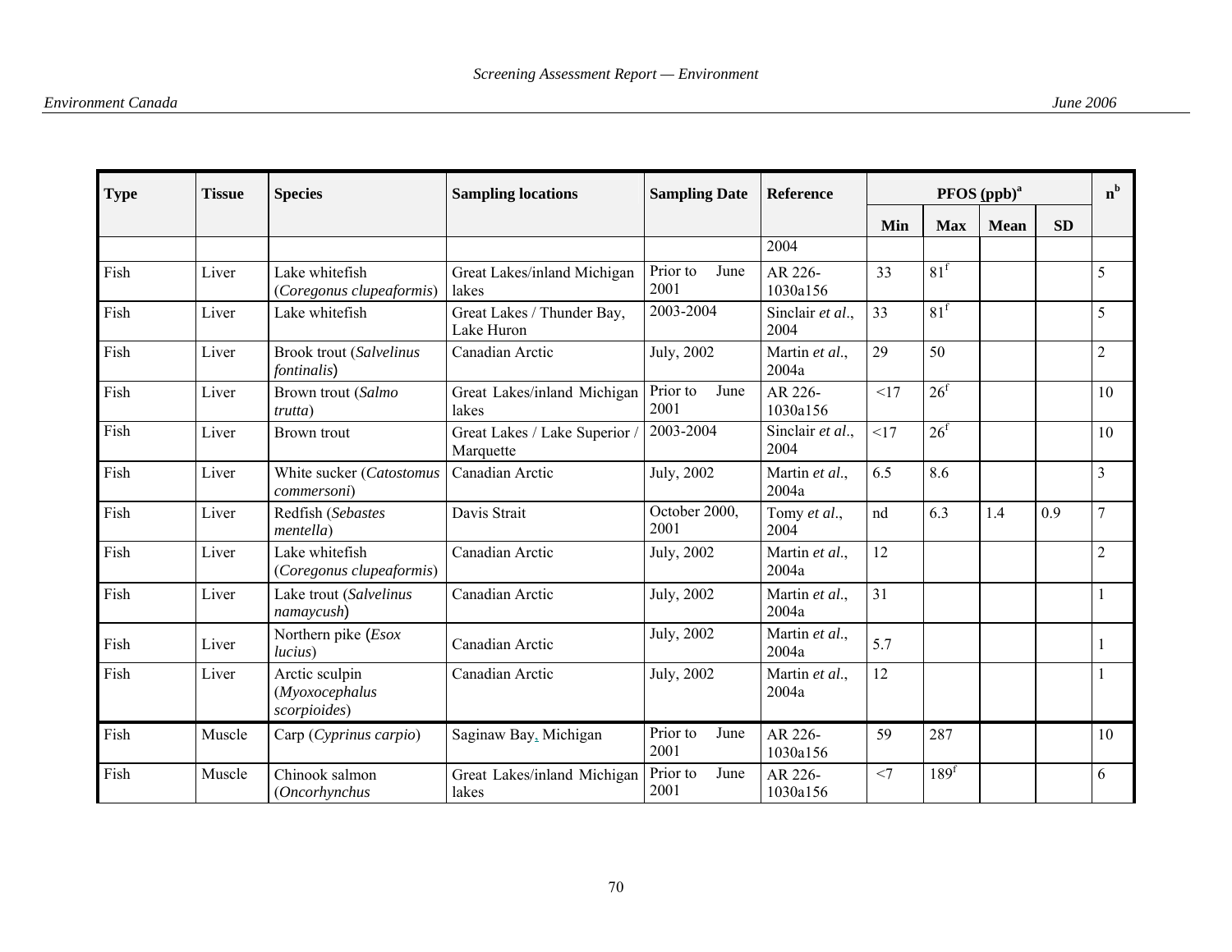| Type | Tissue | Species | Sampling locations | Sampling Date | Reference | PFOS (ppb)[a] | | | | n[b] |
|---|---|---|---|---|---|---|---|---|---|---|
| | | | | | | Min | Max | Mean | SD | |
| | | | | | 2004 | | | | | |
| Fish | Liver | Lake whitefish (*Coregonus clupeaformis*) | Great Lakes/inland Michigan lakes | Prior to June 2001 | AR 226-1030a156 | 33 | 81[f] | | | 5 |
| Fish | Liver | Lake whitefish | Great Lakes / Thunder Bay, Lake Huron | 2003-2004 | Sinclair *et al.*, 2004 | 33 | 81[f] | | | 5 |
| Fish | Liver | Brook trout (*Salvelinus fontinalis*) | Canadian Arctic | July, 2002 | Martin *et al.*, 2004a | 29 | 50 | | | 2 |
| Fish | Liver | Brown trout (*Salmo trutta*) | Great Lakes/inland Michigan lakes | Prior to June 2001 | AR 226-1030a156 | <17 | 26[f] | | | 10 |
| Fish | Liver | Brown trout | Great Lakes / Lake Superior / Marquette | 2003-2004 | Sinclair *et al.*, 2004 | <17 | 26[f] | | | 10 |
| Fish | Liver | White sucker (*Catostomus commersoni*) | Canadian Arctic | July, 2002 | Martin *et al.*, 2004a | 6.5 | 8.6 | | | 3 |
| Fish | Liver | Redfish (*Sebastes mentella*) | Davis Strait | October 2000, 2001 | Tomy *et al.*, 2004 | nd | 6.3 | 1.4 | 0.9 | 7 |
| Fish | Liver | Lake whitefish (*Coregonus clupeaformis*) | Canadian Arctic | July, 2002 | Martin *et al.*, 2004a | 12 | | | | 2 |
| Fish | Liver | Lake trout (*Salvelinus namaycush*) | Canadian Arctic | July, 2002 | Martin *et al.*, 2004a | 31 | | | | 1 |
| Fish | Liver | Northern pike (*Esox lucius*) | Canadian Arctic | July, 2002 | Martin *et al.*, 2004a | 5.7 | | | | 1 |
| Fish | Liver | Arctic sculpin (*Myoxocephalus scorpioides*) | Canadian Arctic | July, 2002 | Martin *et al.*, 2004a | 12 | | | | 1 |
| Fish | Muscle | Carp (*Cyprinus carpio*) | Saginaw Bay, Michigan | Prior to June 2001 | AR 226-1030a156 | 59 | 287 | | | 10 |
| Fish | Muscle | Chinook salmon (*Oncorhynchus* | Great Lakes/inland Michigan lakes | Prior to June 2001 | AR 226-1030a156 | <7 | 189[f] | | | 6 |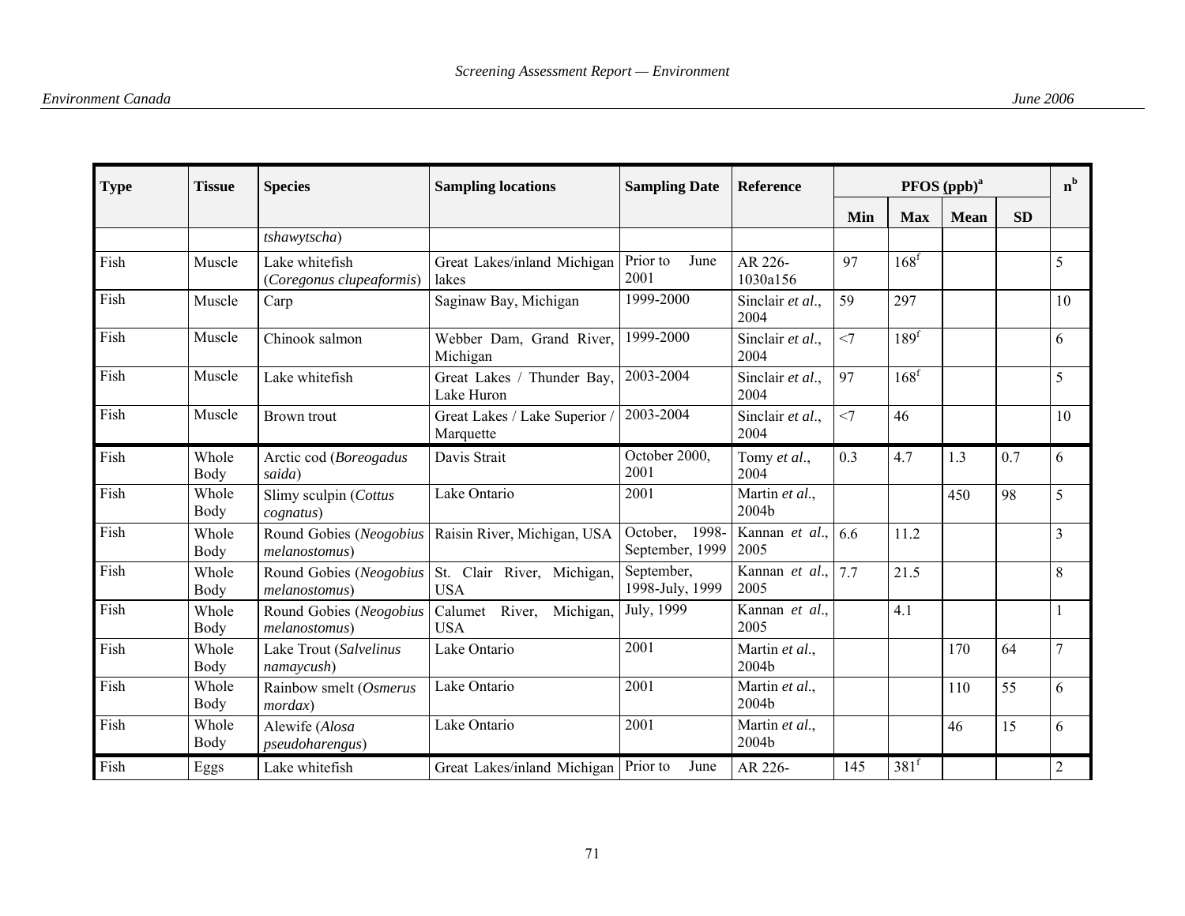| Type | Tissue | Species | Sampling locations | Sampling Date | Reference | PFOS (ppb)[a] | | | | n[b] |
|---|---|---|---|---|---|---|---|---|---|---|
| | | | | | | Min | Max | Mean | SD | |
| | | *tshawytscha*) | | | | | | | | |
| Fish | Muscle | Lake whitefish (*Coregonus clupeaformis*) | Great Lakes/inland Michigan lakes | Prior to June 2001 | AR 226-1030a156 | 97 | 168[f] | | | 5 |
| Fish | Muscle | Carp | Saginaw Bay, Michigan | 1999-2000 | Sinclair *et al.*, 2004 | 59 | 297 | | | 10 |
| Fish | Muscle | Chinook salmon | Webber Dam, Grand River, Michigan | 1999-2000 | Sinclair *et al.*, 2004 | <7 | 189[f] | | | 6 |
| Fish | Muscle | Lake whitefish | Great Lakes / Thunder Bay, Lake Huron | 2003-2004 | Sinclair *et al.*, 2004 | 97 | 168[f] | | | 5 |
| Fish | Muscle | Brown trout | Great Lakes / Lake Superior / Marquette | 2003-2004 | Sinclair *et al.*, 2004 | <7 | 46 | | | 10 |
| Fish | Whole Body | Arctic cod (*Boreogadus saida*) | Davis Strait | October 2000, 2001 | Tomy *et al.*, 2004 | 0.3 | 4.7 | 1.3 | 0.7 | 6 |
| Fish | Whole Body | Slimy sculpin (*Cottus cognatus*) | Lake Ontario | 2001 | Martin *et al.*, 2004b | | | 450 | 98 | 5 |
| Fish | Whole Body | Round Gobies (*Neogobius melanostomus*) | Raisin River, Michigan, USA | October, 1998-September, 1999 | Kannan *et al.*, 2005 | 6.6 | 11.2 | | | 3 |
| Fish | Whole Body | Round Gobies (*Neogobius melanostomus*) | St. Clair River, Michigan, USA | September, 1998-July, 1999 | Kannan *et al.*, 2005 | 7.7 | 21.5 | | | 8 |
| Fish | Whole Body | Round Gobies (*Neogobius melanostomus*) | Calumet River, Michigan, USA | July, 1999 | Kannan *et al.*, 2005 | | 4.1 | | | 1 |
| Fish | Whole Body | Lake Trout (*Salvelinus namaycush*) | Lake Ontario | 2001 | Martin *et al.*, 2004b | | | 170 | 64 | 7 |
| Fish | Whole Body | Rainbow smelt (*Osmerus mordax*) | Lake Ontario | 2001 | Martin *et al.*, 2004b | | | 110 | 55 | 6 |
| Fish | Whole Body | Alewife (*Alosa pseudoharengus*) | Lake Ontario | 2001 | Martin *et al.*, 2004b | | | 46 | 15 | 6 |
| Fish | Eggs | Lake whitefish | Great Lakes/inland Michigan | Prior to June | AR 226- | 145 | 381[f] | | | 2 |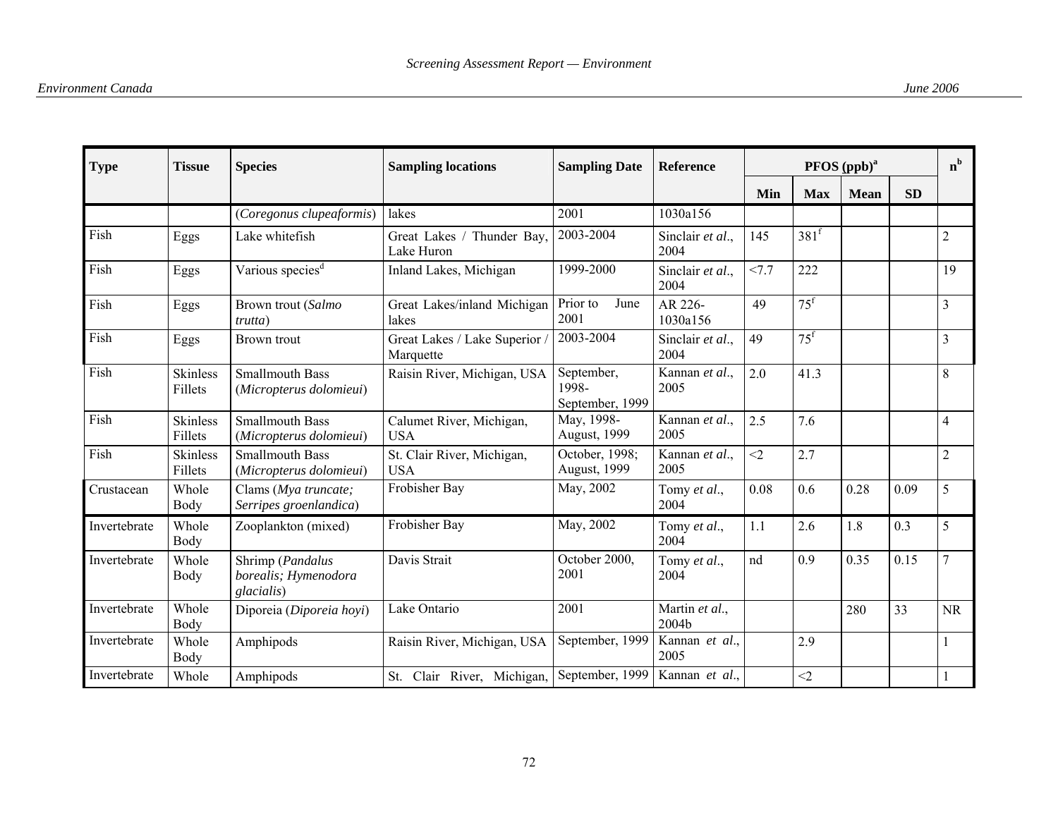| Type | Tissue | Species | Sampling locations | Sampling Date | Reference | PFOS (ppb)[a] | | | | n[b] |
|---|---|---|---|---|---|---|---|---|---|---|
| | | | | | | Min | Max | Mean | SD | |
| | | (*Coregonus clupeaformis*) | lakes | 2001 | 1030a156 | | | | | |
| Fish | Eggs | Lake whitefish | Great Lakes / Thunder Bay, Lake Huron | 2003-2004 | Sinclair *et al*., 2004 | 145 | 381[f] | | | 2 |
| Fish | Eggs | Various species[d] | Inland Lakes, Michigan | 1999-2000 | Sinclair *et al*., 2004 | <7.7 | 222 | | | 19 |
| Fish | Eggs | Brown trout (*Salmo trutta*) | Great Lakes/inland Michigan lakes | Prior to June 2001 | AR 226-1030a156 | 49 | 75[f] | | | 3 |
| Fish | Eggs | Brown trout | Great Lakes / Lake Superior / Marquette | 2003-2004 | Sinclair *et al*., 2004 | 49 | 75[f] | | | 3 |
| Fish | Skinless Fillets | Smallmouth Bass (*Micropterus dolomieui*) | Raisin River, Michigan, USA | September, 1998-September, 1999 | Kannan *et al*., 2005 | 2.0 | 41.3 | | | 8 |
| Fish | Skinless Fillets | Smallmouth Bass (*Micropterus dolomieui*) | Calumet River, Michigan, USA | May, 1998-August, 1999 | Kannan *et al*., 2005 | 2.5 | 7.6 | | | 4 |
| Fish | Skinless Fillets | Smallmouth Bass (*Micropterus dolomieui*) | St. Clair River, Michigan, USA | October, 1998; August, 1999 | Kannan *et al*., 2005 | <2 | 2.7 | | | 2 |
| Crustacean | Whole Body | Clams (*Mya truncate; Serripes groenlandica*) | Frobisher Bay | May, 2002 | Tomy *et al*., 2004 | 0.08 | 0.6 | 0.28 | 0.09 | 5 |
| Invertebrate | Whole Body | Zooplankton (mixed) | Frobisher Bay | May, 2002 | Tomy *et al*., 2004 | 1.1 | 2.6 | 1.8 | 0.3 | 5 |
| Invertebrate | Whole Body | Shrimp (*Pandalus borealis; Hymenodora glacialis*) | Davis Strait | October 2000, 2001 | Tomy *et al*., 2004 | nd | 0.9 | 0.35 | 0.15 | 7 |
| Invertebrate | Whole Body | Diporeia (*Diporeia hoyi*) | Lake Ontario | 2001 | Martin *et al*., 2004b | | | 280 | 33 | NR |
| Invertebrate | Whole Body | Amphipods | Raisin River, Michigan, USA | September, 1999 | Kannan *et al*., 2005 | | 2.9 | | | 1 |
| Invertebrate | Whole | Amphipods | St. Clair River, Michigan, | September, 1999 | Kannan *et al*., | | <2 | | | 1 |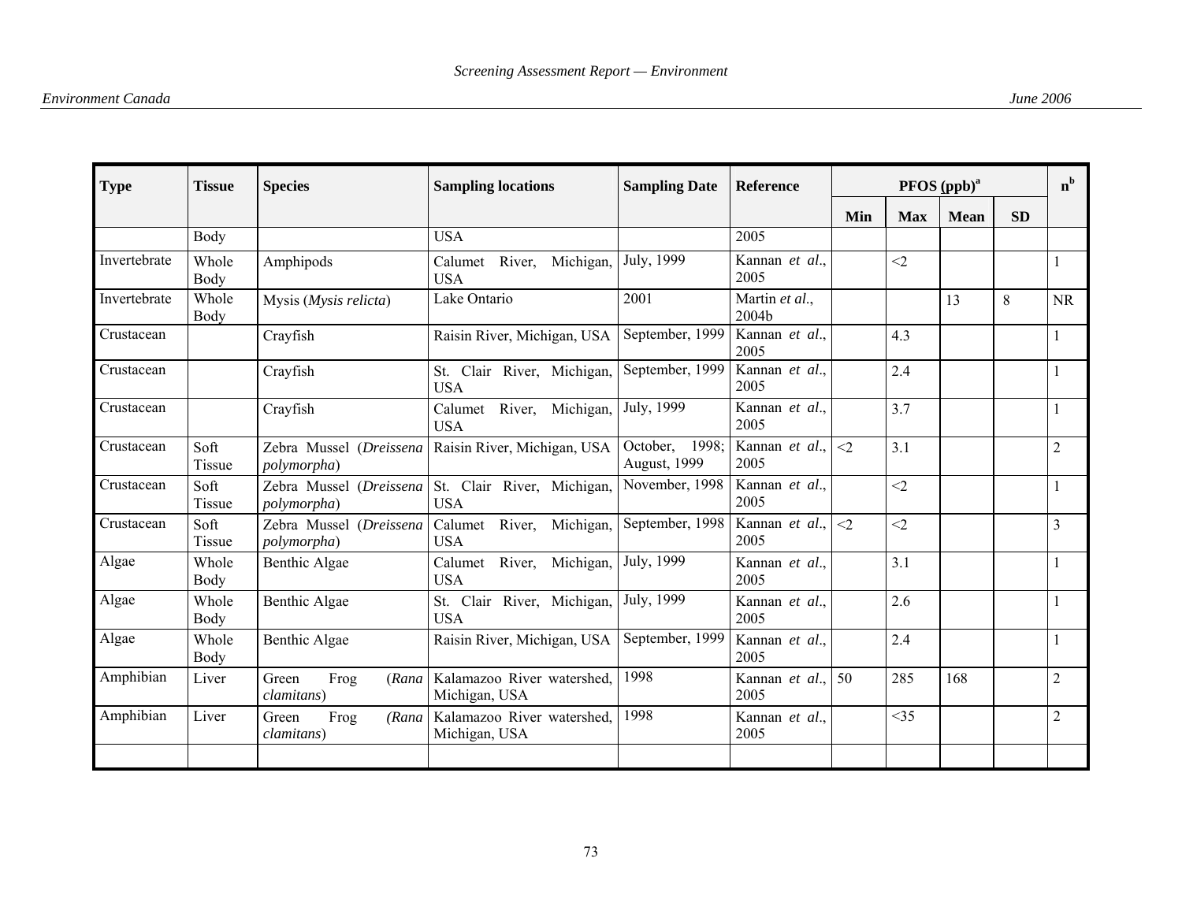| Type | Tissue | Species | Sampling locations | Sampling Date | Reference | PFOS (ppb)[a] | | | | n[b] |
|---|---|---|---|---|---|---|---|---|---|---|
| | | | | | | Min | Max | Mean | SD | |
| | Body | | USA | | 2005 | | | | | |
| Invertebrate | Whole Body | Amphipods | Calumet River, Michigan, USA | July, 1999 | Kannan *et al*., 2005 | | <2 | | | 1 |
| Invertebrate | Whole Body | Mysis (*Mysis relicta*) | Lake Ontario | 2001 | Martin *et al*., 2004b | | | 13 | 8 | NR |
| Crustacean | | Crayfish | Raisin River, Michigan, USA | September, 1999 | Kannan *et al*., 2005 | | 4.3 | | | 1 |
| Crustacean | | Crayfish | St. Clair River, Michigan, USA | September, 1999 | Kannan *et al*., 2005 | | 2.4 | | | 1 |
| Crustacean | | Crayfish | Calumet River, Michigan, USA | July, 1999 | Kannan *et al*., 2005 | | 3.7 | | | 1 |
| Crustacean | Soft Tissue | Zebra Mussel (*Dreissena polymorpha*) | Raisin River, Michigan, USA | October, 1998; August, 1999 | Kannan *et al*., 2005 | <2 | 3.1 | | | 2 |
| Crustacean | Soft Tissue | Zebra Mussel (*Dreissena polymorpha*) | St. Clair River, Michigan, USA | November, 1998 | Kannan *et al*., 2005 | | <2 | | | 1 |
| Crustacean | Soft Tissue | Zebra Mussel (*Dreissena polymorpha*) | Calumet River, Michigan, USA | September, 1998 | Kannan *et al*., 2005 | <2 | <2 | | | 3 |
| Algae | Whole Body | Benthic Algae | Calumet River, Michigan, USA | July, 1999 | Kannan *et al*., 2005 | | 3.1 | | | 1 |
| Algae | Whole Body | Benthic Algae | St. Clair River, Michigan, USA | July, 1999 | Kannan *et al*., 2005 | | 2.6 | | | 1 |
| Algae | Whole Body | Benthic Algae | Raisin River, Michigan, USA | September, 1999 | Kannan *et al*., 2005 | | 2.4 | | | 1 |
| Amphibian | Liver | Green Frog (*Rana clamitans*) | Kalamazoo River watershed, Michigan, USA | 1998 | Kannan *et al*., 2005 | 50 | 285 | 168 | | 2 |
| Amphibian | Liver | Green Frog (*Rana clamitans*) | Kalamazoo River watershed, Michigan, USA | 1998 | Kannan *et al*., 2005 | | <35 | | | 2 |
| | | | | | | | | | | |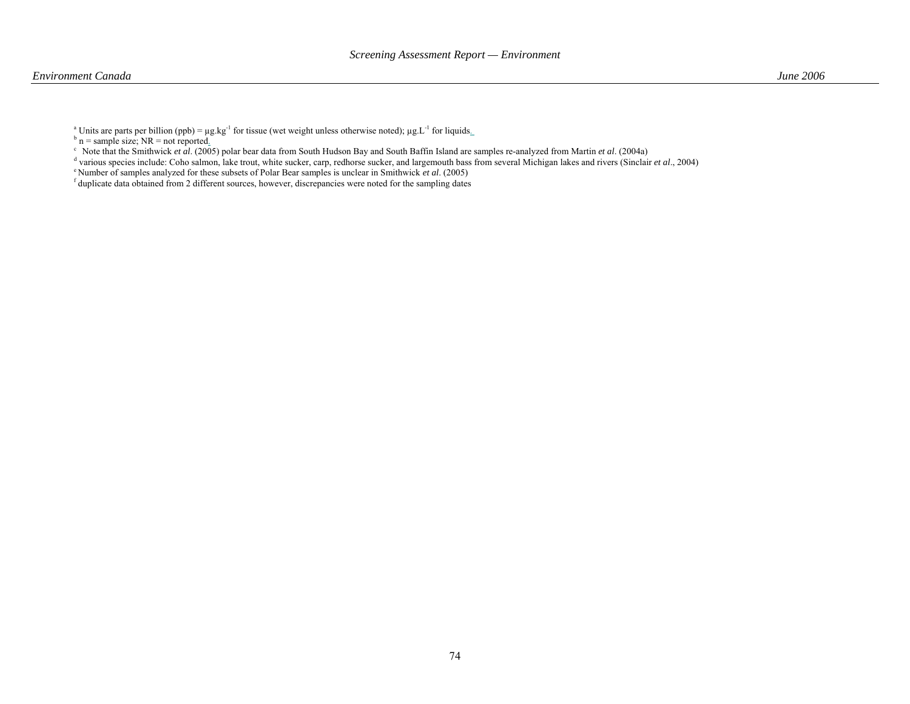[a] Units are parts per billion (ppb) = µg.kg$^{-1}$ for tissue (wet weight unless otherwise noted); µg.L$^{-1}$ for liquids.
[b] n = sample size; NR = not reported.
[c] Note that the Smithwick *et al*. (2005) polar bear data from South Hudson Bay and South Baffin Island are samples re-analyzed from Martin *et al*. (2004a)
[d] various species include: Coho salmon, lake trout, white sucker, carp, redhorse sucker, and largemouth bass from several Michigan lakes and rivers (Sinclair *et al*., 2004)
[e] Number of samples analyzed for these subsets of Polar Bear samples is unclear in Smithwick *et al*. (2005)
[f] duplicate data obtained from 2 different sources, however, discrepancies were noted for the sampling dates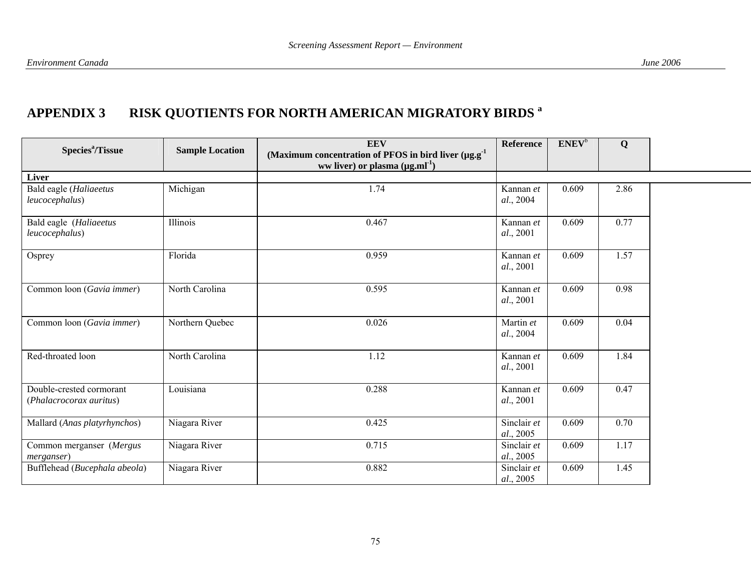# APPENDIX 3 RISK QUOTIENTS FOR NORTH AMERICAN MIGRATORY BIRDS [a]

| Species[a]/Tissue | Sample Location | EEV (Maximum concentration of PFOS in bird liver (µg.g$^{-1}$ ww liver) or plasma (µg.ml$^{-1}$)) | Reference | ENEV[b] | Q |
|---|---|---|---|---|---|
| **Liver** | | | | | |
| Bald eagle (*Haliaeetus leucocephalus*) | Michigan | 1.74 | Kannan *et al*., 2004 | 0.609 | 2.86 |
| Bald eagle (*Haliaeetus leucocephalus*) | Illinois | 0.467 | Kannan *et al*., 2001 | 0.609 | 0.77 |
| Osprey | Florida | 0.959 | Kannan *et al*., 2001 | 0.609 | 1.57 |
| Common loon (*Gavia immer*) | North Carolina | 0.595 | Kannan *et al*., 2001 | 0.609 | 0.98 |
| Common loon (*Gavia immer*) | Northern Quebec | 0.026 | Martin *et al*., 2004 | 0.609 | 0.04 |
| Red-throated loon | North Carolina | 1.12 | Kannan *et al*., 2001 | 0.609 | 1.84 |
| Double-crested cormorant (*Phalacrocorax auritus*) | Louisiana | 0.288 | Kannan *et al*., 2001 | 0.609 | 0.47 |
| Mallard (*Anas platyrhynchos*) | Niagara River | 0.425 | Sinclair *et al*., 2005 | 0.609 | 0.70 |
| Common merganser (*Mergus merganser*) | Niagara River | 0.715 | Sinclair *et al*., 2005 | 0.609 | 1.17 |
| Bufflehead (*Bucephala abeola*) | Niagara River | 0.882 | Sinclair *et al*., 2005 | 0.609 | 1.45 |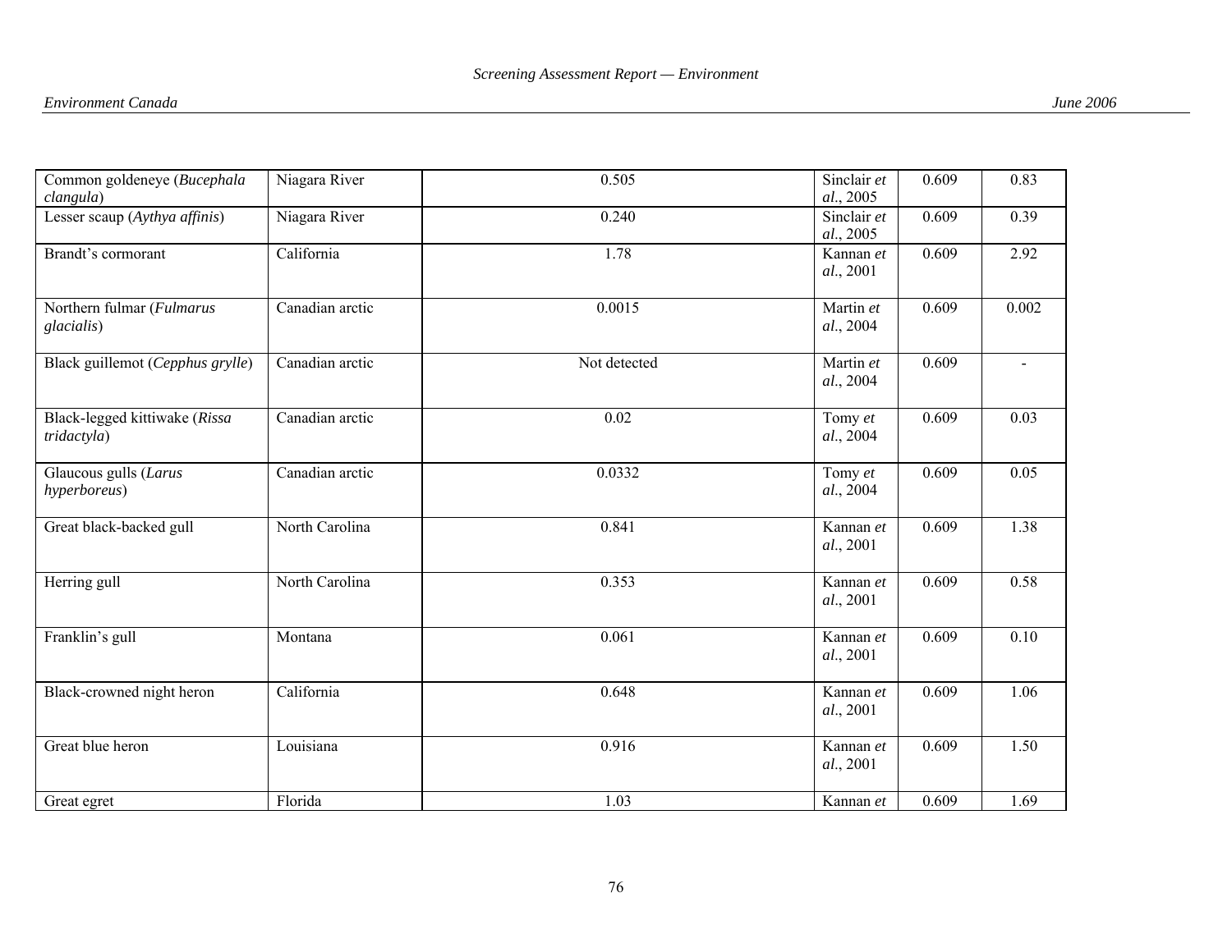| | | | | | |
|---|---|---|---|---|---|
| Common goldeneye (*Bucephala clangula*) | Niagara River | 0.505 | Sinclair *et al.*, 2005 | 0.609 | 0.83 |
| Lesser scaup (*Aythya affinis*) | Niagara River | 0.240 | Sinclair *et al.*, 2005 | 0.609 | 0.39 |
| Brandt's cormorant | California | 1.78 | Kannan *et al.*, 2001 | 0.609 | 2.92 |
| Northern fulmar (*Fulmarus glacialis*) | Canadian arctic | 0.0015 | Martin *et al.*, 2004 | 0.609 | 0.002 |
| Black guillemot (*Cepphus grylle*) | Canadian arctic | Not detected | Martin *et al.*, 2004 | 0.609 | - |
| Black-legged kittiwake (*Rissa tridactyla*) | Canadian arctic | 0.02 | Tomy *et al.*, 2004 | 0.609 | 0.03 |
| Glaucous gulls (*Larus hyperboreus*) | Canadian arctic | 0.0332 | Tomy *et al.*, 2004 | 0.609 | 0.05 |
| Great black-backed gull | North Carolina | 0.841 | Kannan *et al.*, 2001 | 0.609 | 1.38 |
| Herring gull | North Carolina | 0.353 | Kannan *et al.*, 2001 | 0.609 | 0.58 |
| Franklin's gull | Montana | 0.061 | Kannan *et al.*, 2001 | 0.609 | 0.10 |
| Black-crowned night heron | California | 0.648 | Kannan *et al.*, 2001 | 0.609 | 1.06 |
| Great blue heron | Louisiana | 0.916 | Kannan *et al.*, 2001 | 0.609 | 1.50 |
| Great egret | Florida | 1.03 | Kannan *et* | 0.609 | 1.69 |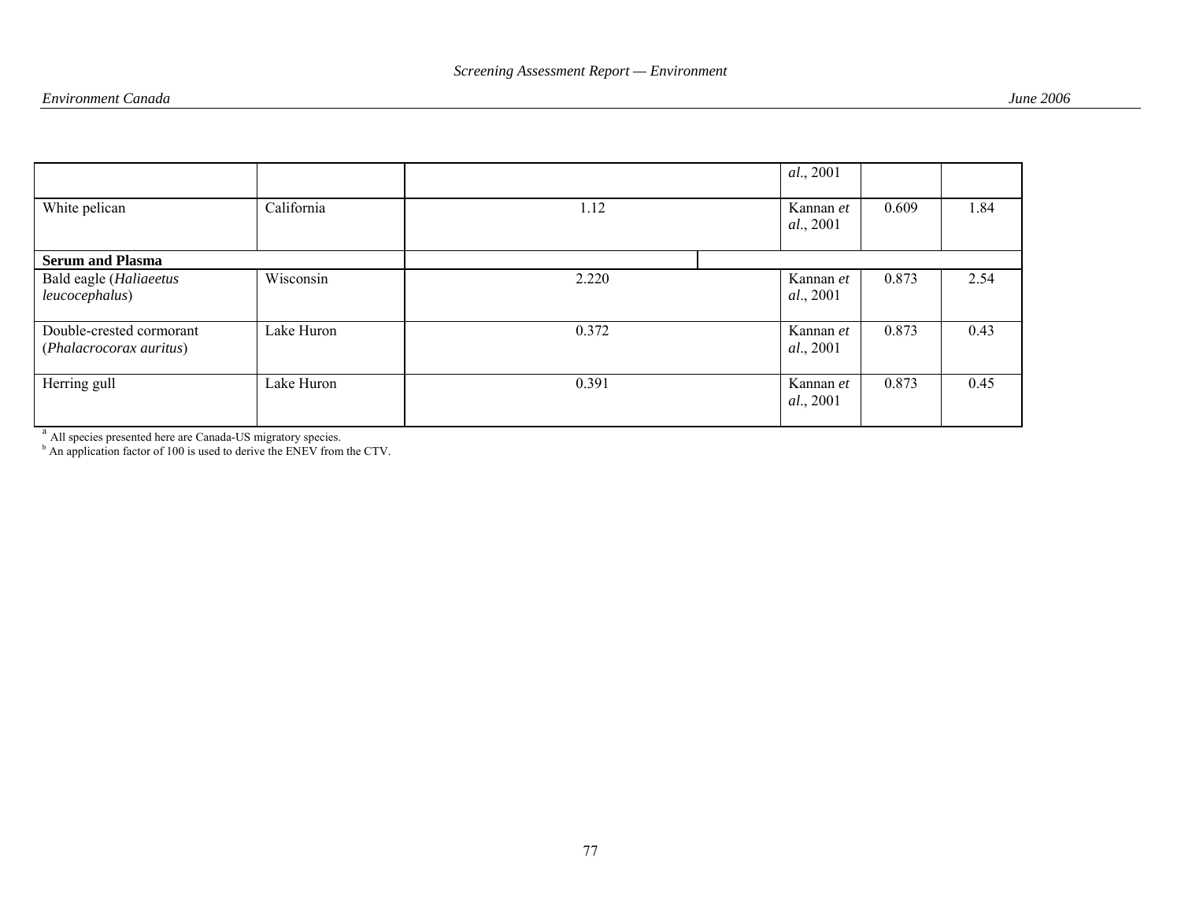| | | | | | |
|---|---|---|---|---|---|
| | | | *al*., 2001 | | |
| White pelican | California | 1.12 | Kannan *et al*., 2001 | 0.609 | 1.84 |
| **Serum and Plasma** | | | | | |
| Bald eagle (*Haliaeetus leucocephalus*) | Wisconsin | 2.220 | Kannan *et al*., 2001 | 0.873 | 2.54 |
| Double-crested cormorant (*Phalacrocorax auritus*) | Lake Huron | 0.372 | Kannan *et al*., 2001 | 0.873 | 0.43 |
| Herring gull | Lake Huron | 0.391 | Kannan *et al*., 2001 | 0.873 | 0.45 |

[a] All species presented here are Canada-US migratory species.
[b] An application factor of 100 is used to derive the ENEV from the CTV.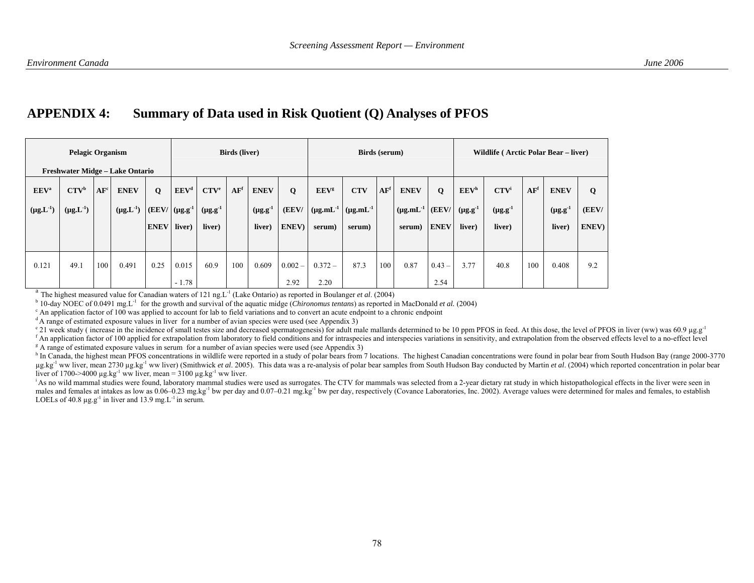# APPENDIX 4: Summary of Data used in Risk Quotient (Q) Analyses of PFOS

| Pelagic Organism<br>Freshwater Midge – Lake Ontario | | | | | Birds (liver) | | | | | Birds (serum) | | | | | Wildlife ( Arctic Polar Bear – liver) | | | | |
|---|---|---|---|---|---|---|---|---|---|---|---|---|---|---|---|---|---|---|---|
| EEV[a] ($\mu g.L^{-1}$) | CTV[b] ($\mu g.L^{-1}$) | AF[c] | ENEV ($\mu g.L^{-1}$) | Q (EEV/ ENEV | EEV[d] ($\mu g.g^{-1}$ liver) | CTV[e] ($\mu g.g^{-1}$ liver) | AF[f] | ENEV ($\mu g.g^{-1}$ liver) | Q (EEV/ ENEV) | EEV[g] ($\mu g.mL^{-1}$ serum) | CTV ($\mu g.mL^{-1}$ serum) | AF[f] | ENEV ($\mu g.mL^{-1}$ serum) | Q (EEV/ ENEV | EEV[h] ($\mu g.g^{-1}$ liver) | CTV[i] ($\mu g.g^{-1}$ liver) | AF[f] | ENEV ($\mu g.g^{-1}$ liver) | Q (EEV/ ENEV) |
| 0.121 | 49.1 | 100 | 0.491 | 0.25 | 0.015 - 1.78 | 60.9 | 100 | 0.609 | 0.002 – 2.92 | 0.372 – 2.20 | 87.3 | 100 | 0.87 | 0.43 – 2.54 | 3.77 | 40.8 | 100 | 0.408 | 9.2 |

[a] The highest measured value for Canadian waters of 121 ng.L$^{-1}$ (Lake Ontario) as reported in Boulanger *et al*. (2004)

[b] 10-day NOEC of 0.0491 mg.L$^{-1}$ for the growth and survival of the aquatic midge (*Chironomus tentans*) as reported in MacDonald *et al.* (2004)

[c] An application factor of 100 was applied to account for lab to field variations and to convert an acute endpoint to a chronic endpoint

[d] A range of estimated exposure values in liver for a number of avian species were used (see Appendix 3)

[e] 21 week study ( increase in the incidence of small testes size and decreased spermatogenesis) for adult male mallards determined to be 10 ppm PFOS in feed. At this dose, the level of PFOS in liver (ww) was 60.9 µg.g$^{-1}$

[f] An application factor of 100 applied for extrapolation from laboratory to field conditions and for intraspecies and interspecies variations in sensitivity, and extrapolation from the observed effects level to a no-effect level

[g] A range of estimated exposure values in serum for a number of avian species were used (see Appendix 3)

[h] In Canada, the highest mean PFOS concentrations in wildlife were reported in a study of polar bears from 7 locations. The highest Canadian concentrations were found in polar bear from South Hudson Bay (range 2000-3770 µg.kg$^{-1}$ ww liver, mean 2730 µg.kg$^{-1}$ ww liver) (Smithwick *et al*. 2005). This data was a re-analysis of polar bear samples from South Hudson Bay conducted by Martin *et al*. (2004) which reported concentration in polar bear liver of 1700->4000 µg.kg$^{-1}$ ww liver, mean = 3100 µg.kg$^{-1}$ ww liver.

[i] As no wild mammal studies were found, laboratory mammal studies were used as surrogates. The CTV for mammals was selected from a 2-year dietary rat study in which histopathological effects in the liver were seen in males and females at intakes as low as 0.06–0.23 mg.kg$^{-1}$ bw per day and 0.07–0.21 mg.kg$^{-1}$ bw per day, respectively (Covance Laboratories, Inc. 2002). Average values were determined for males and females, to establish LOELs of 40.8 µg.g$^{-1}$ in liver and 13.9 mg.L$^{-1}$ in serum.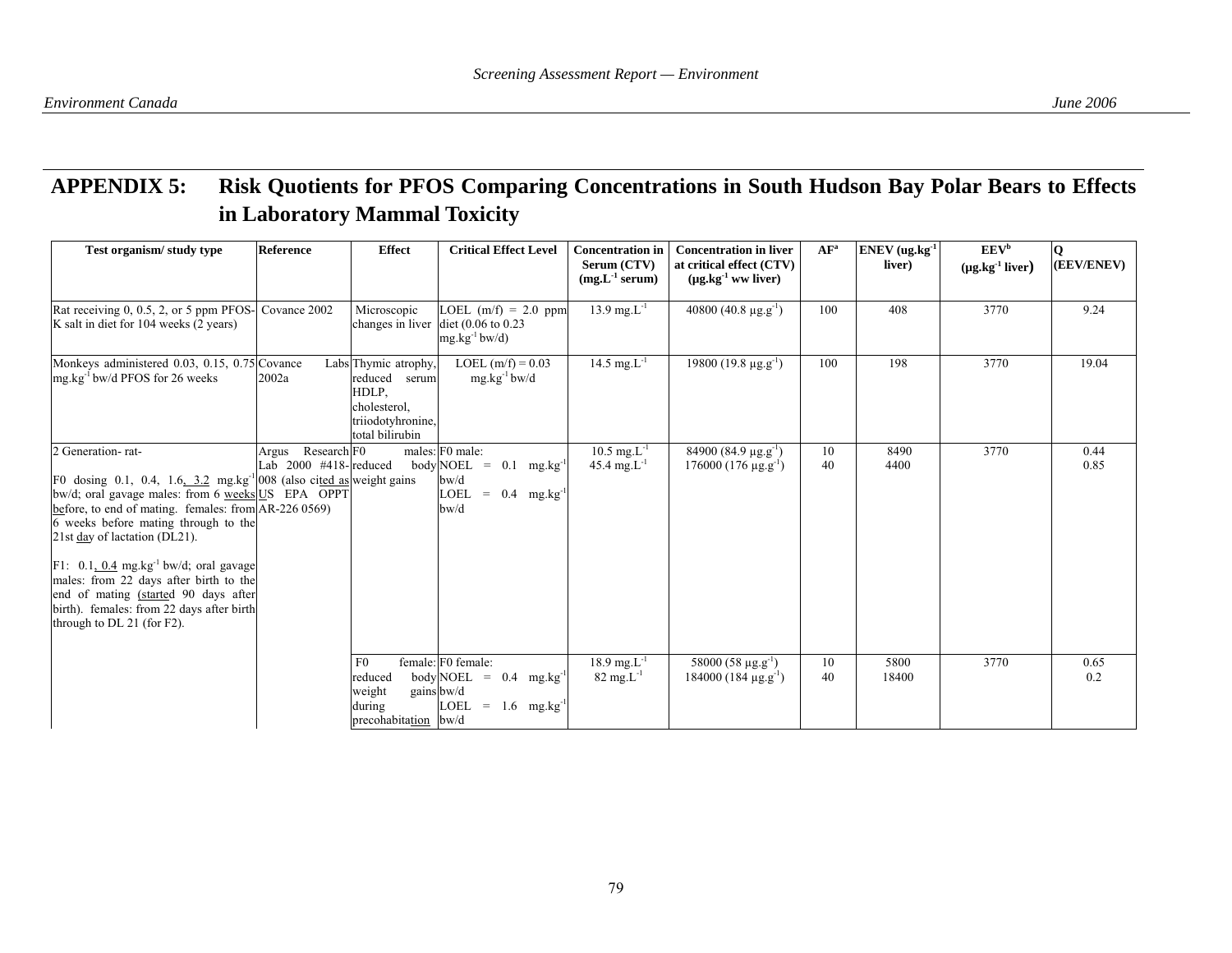# APPENDIX 5: Risk Quotients for PFOS Comparing Concentrations in South Hudson Bay Polar Bears to Effects in Laboratory Mammal Toxicity

| Test organism/ study type | Reference | Effect | Critical Effect Level | Concentration in Serum (CTV) ($mg.L^{-1}$ serum) | Concentration in liver at critical effect (CTV) ($\mu g.kg^{-1}$ ww liver) | AF[a] | ENEV ($ug.kg^{-1}$ liver) | EEV[b] ($\mu g.kg^{-1}$ liver) | Q (EEV/ENEV) |
|---|---|---|---|---|---|---|---|---|---|
| Rat receiving 0, 0.5, 2, or 5 ppm PFOS-K salt in diet for 104 weeks (2 years) | Covance 2002 | Microscopic changes in liver | LOEL (m/f) = 2.0 ppm diet (0.06 to 0.23 $mg.kg^{-1}$ bw/d) | 13.9 $mg.L^{-1}$ | 40800 (40.8 $\mu g.g^{-1}$) | 100 | 408 | 3770 | 9.24 |
| Monkeys administered 0.03, 0.15, 0.75 $mg.kg^{-1}$ bw/d PFOS for 26 weeks | Covance Labs 2002a | Thymic atrophy, reduced serum HDLP, cholesterol, triiodotyhronine, total bilirubin | LOEL (m/f) = 0.03 $mg.kg^{-1}$ bw/d | 14.5 $mg.L^{-1}$ | 19800 (19.8 $\mu g.g^{-1}$) | 100 | 198 | 3770 | 19.04 |
| 2 Generation- rat-<br><br>F0 dosing 0.1, 0.4, 1.6, 3.2 $mg.kg^{-1}$ bw/d; oral gavage males: from 6 weeks before, to end of mating. females: from 6 weeks before mating through to the 21st day of lactation (DL21).<br><br>F1: 0.1, 0.4 $mg.kg^{-1}$ bw/d; oral gavage males: from 22 days after birth to the end of mating (started 90 days after birth). females: from 22 days after birth through to DL 21 (for F2). | Argus Research Lab 2000 #418-008 (also cited as US EPA OPPT AR-226 0569) | F0 males: reduced body weight gains | F0 male:<br>NOEL = 0.1 $mg.kg^{-1}$ bw/d<br>LOEL = 0.4 $mg.kg^{-1}$ bw/d | 10.5 $mg.L^{-1}$<br>45.4 $mg.L^{-1}$ | 84900 (84.9 $\mu g.g^{-1}$)<br>176000 (176 $\mu g.g^{-1}$) | 10<br>40 | 8490<br>4400 | 3770 | 0.44<br>0.85 |
| | | F0 female: reduced body weight gains during precohabitation | F0 female:<br>NOEL = 0.4 $mg.kg^{-1}$ bw/d<br>LOEL = 1.6 $mg.kg^{-1}$ bw/d | 18.9 $mg.L^{-1}$<br>82 $mg.L^{-1}$ | 58000 (58 $\mu g.g^{-1}$)<br>184000 (184 $\mu g.g^{-1}$) | 10<br>40 | 5800<br>18400 | 3770 | 0.65<br>0.2 |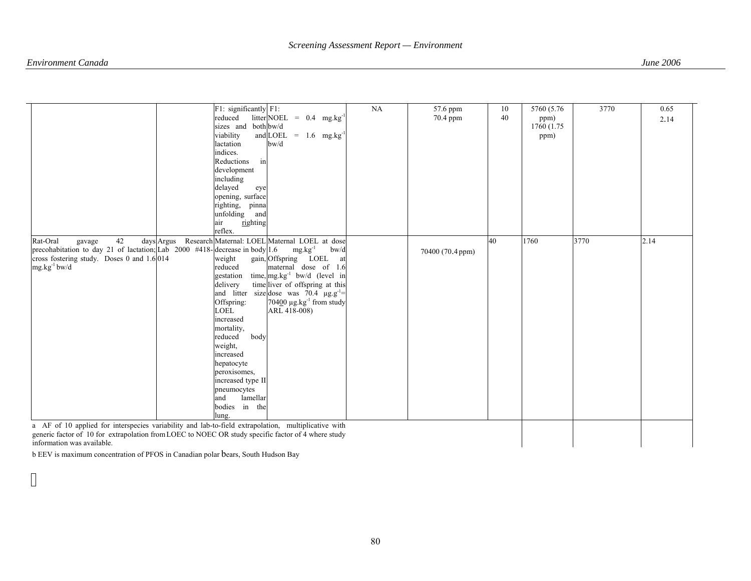| | | | | | | | | | |
|---|---|---|---|---|---|---|---|---|---|
| | | F1: significantly reduced litter sizes and both viability and lactation indices. Reductions in development including delayed eye opening, surface righting, pinna unfolding and air righting reflex. | F1: NOEL = 0.4 mg.kg$^{-1}$ bw/d and LOEL = 1.6 mg.kg$^{-1}$ bw/d | NA | 57.6 ppm 70.4 ppm | 10 40 | 5760 (5.76 ppm) 1760 (1.75 ppm) | 3770 | 0.65 2.14 |
| Rat-Oral gavage 42 days precohabitation to day 21 of lactation; cross fostering study. Doses 0 and 1.6 mg.kg$^{-1}$ bw/d | Argus Research Lab 2000 #418-014 | Maternal: LOEL decrease in body weight gain, reduced gestation time, delivery time and litter size Offspring: LOEL increased mortality, reduced body weight, increased hepatocyte peroxisomes, increased type II pneumocytes and lamellar bodies in the lung. | Maternal LOEL at dose 1.6 mg.kg$^{-1}$ bw/d Offspring LOEL at maternal dose of 1.6 mg.kg$^{-1}$ bw/d (level in liver of offspring at this dose was 70.4 µg.g$^{-1}$= 70400 µg.kg$^{-1}$ from study ARL 418-008) | | 70400 (70.4 ppm) | 40 | 1760 | 3770 | 2.14 |

a AF of 10 applied for interspecies variability and lab-to-field extrapolation, multiplicative with generic factor of 10 for extrapolation from LOEC to NOEC OR study specific factor of 4 where study information was available.

b EEV is maximum concentration of PFOS in Canadian polar bears, South Hudson Bay